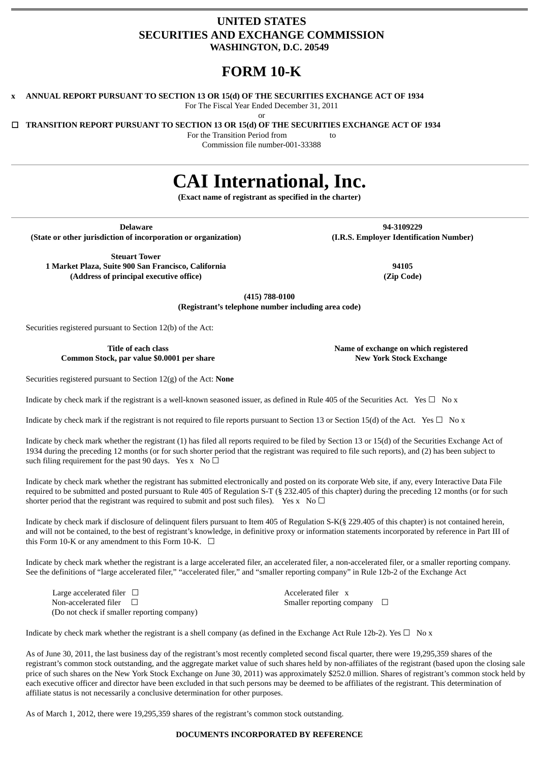**UNITED STATES**
**SECURITIES AND EXCHANGE COMMISSION**
**WASHINGTON, D.C. 20549**

# FORM 10-K

x **ANNUAL REPORT PURSUANT TO SECTION 13 OR 15(d) OF THE SECURITIES EXCHANGE ACT OF 1934**
For The Fiscal Year Ended December 31, 2011
or
☐ **TRANSITION REPORT PURSUANT TO SECTION 13 OR 15(d) OF THE SECURITIES EXCHANGE ACT OF 1934**
For the Transition Period from to
Commission file number-001-33388

# CAI International, Inc.

**(Exact name of registrant as specified in the charter)**

| **Delaware** | **94-3109229** |
|---|---|
| **(State or other jurisdiction of incorporation or organization)** | **(I.R.S. Employer Identification Number)** |
| **Steuart Tower** **1 Market Plaza, Suite 900 San Francisco, California** | **94105** |
| **(Address of principal executive office)** | **(Zip Code)** |

**(415) 788-0100**
**(Registrant's telephone number including area code)**

Securities registered pursuant to Section 12(b) of the Act:

| **Title of each class** | **Name of exchange on which registered** |
|---|---|
| **Common Stock, par value $0.0001 per share** | **New York Stock Exchange** |

Securities registered pursuant to Section 12(g) of the Act: **None**

Indicate by check mark if the registrant is a well-known seasoned issuer, as defined in Rule 405 of the Securities Act. Yes ☐ No x

Indicate by check mark if the registrant is not required to file reports pursuant to Section 13 or Section 15(d) of the Act. Yes ☐ No x

Indicate by check mark whether the registrant (1) has filed all reports required to be filed by Section 13 or 15(d) of the Securities Exchange Act of 1934 during the preceding 12 months (or for such shorter period that the registrant was required to file such reports), and (2) has been subject to such filing requirement for the past 90 days. Yes x No ☐

Indicate by check mark whether the registrant has submitted electronically and posted on its corporate Web site, if any, every Interactive Data File required to be submitted and posted pursuant to Rule 405 of Regulation S-T (§ 232.405 of this chapter) during the preceding 12 months (or for such shorter period that the registrant was required to submit and post such files). Yes x No ☐

Indicate by check mark if disclosure of delinquent filers pursuant to Item 405 of Regulation S-K(§ 229.405 of this chapter) is not contained herein, and will not be contained, to the best of registrant's knowledge, in definitive proxy or information statements incorporated by reference in Part III of this Form 10-K or any amendment to this Form 10-K. ☐

Indicate by check mark whether the registrant is a large accelerated filer, an accelerated filer, a non-accelerated filer, or a smaller reporting company. See the definitions of "large accelerated filer," "accelerated filer," and "smaller reporting company" in Rule 12b-2 of the Exchange Act

| | |
|---|---|
| Large accelerated filer ☐ | Accelerated filer x |
| Non-accelerated filer ☐ (Do not check if smaller reporting company) | Smaller reporting company ☐ |

Indicate by check mark whether the registrant is a shell company (as defined in the Exchange Act Rule 12b-2). Yes ☐ No x

As of June 30, 2011, the last business day of the registrant's most recently completed second fiscal quarter, there were 19,295,359 shares of the registrant's common stock outstanding, and the aggregate market value of such shares held by non-affiliates of the registrant (based upon the closing sale price of such shares on the New York Stock Exchange on June 30, 2011) was approximately $252.0 million. Shares of registrant's common stock held by each executive officer and director have been excluded in that such persons may be deemed to be affiliates of the registrant. This determination of affiliate status is not necessarily a conclusive determination for other purposes.

As of March 1, 2012, there were 19,295,359 shares of the registrant's common stock outstanding.

**DOCUMENTS INCORPORATED BY REFERENCE**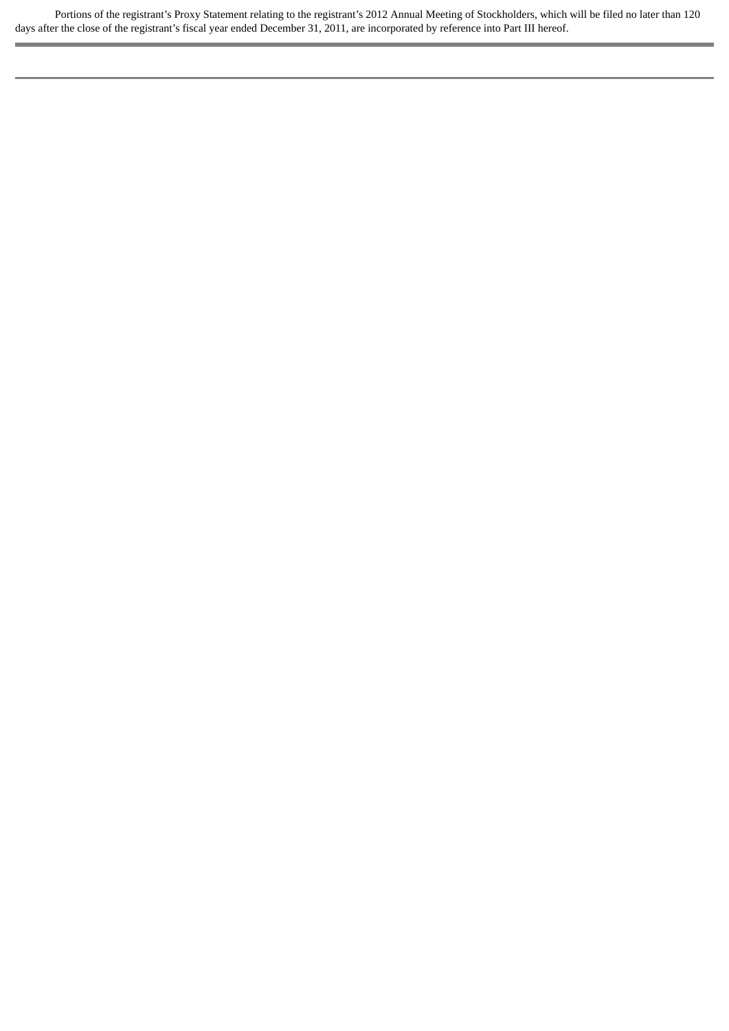Portions of the registrant's Proxy Statement relating to the registrant's 2012 Annual Meeting of Stockholders, which will be filed no later than 120 days after the close of the registrant's fiscal year ended December 31, 2011, are incorporated by reference into Part III hereof.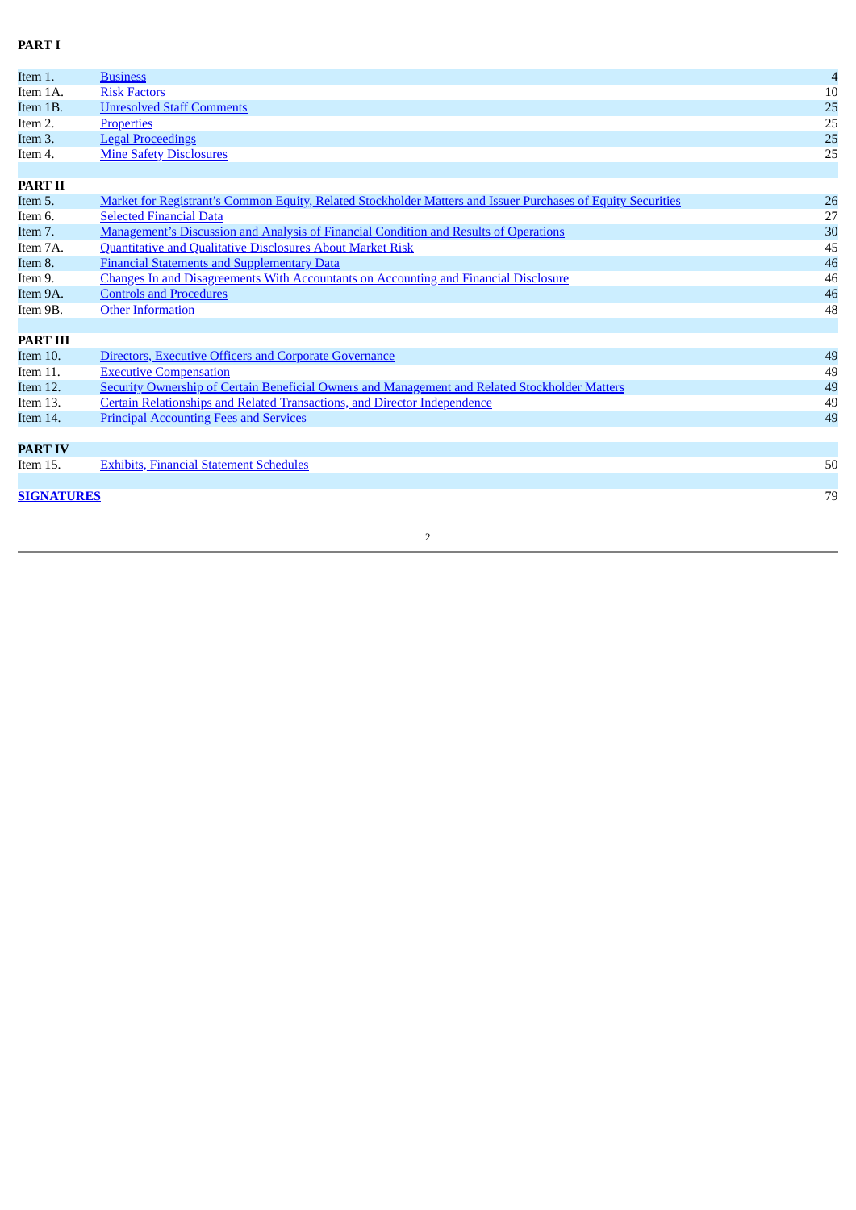**PART I**

| | | |
|---|---|---|
| Item 1. | Business | 4 |
| Item 1A. | Risk Factors | 10 |
| Item 1B. | Unresolved Staff Comments | 25 |
| Item 2. | Properties | 25 |
| Item 3. | Legal Proceedings | 25 |
| Item 4. | Mine Safety Disclosures | 25 |

**PART II**

| | | |
|---|---|---|
| Item 5. | Market for Registrant's Common Equity, Related Stockholder Matters and Issuer Purchases of Equity Securities | 26 |
| Item 6. | Selected Financial Data | 27 |
| Item 7. | Management's Discussion and Analysis of Financial Condition and Results of Operations | 30 |
| Item 7A. | Quantitative and Qualitative Disclosures About Market Risk | 45 |
| Item 8. | Financial Statements and Supplementary Data | 46 |
| Item 9. | Changes In and Disagreements With Accountants on Accounting and Financial Disclosure | 46 |
| Item 9A. | Controls and Procedures | 46 |
| Item 9B. | Other Information | 48 |

**PART III**

| | | |
|---|---|---|
| Item 10. | Directors, Executive Officers and Corporate Governance | 49 |
| Item 11. | Executive Compensation | 49 |
| Item 12. | Security Ownership of Certain Beneficial Owners and Management and Related Stockholder Matters | 49 |
| Item 13. | Certain Relationships and Related Transactions, and Director Independence | 49 |
| Item 14. | Principal Accounting Fees and Services | 49 |

**PART IV**

| | | |
|---|---|---|
| Item 15. | Exhibits, Financial Statement Schedules | 50 |

**SIGNATURES** 79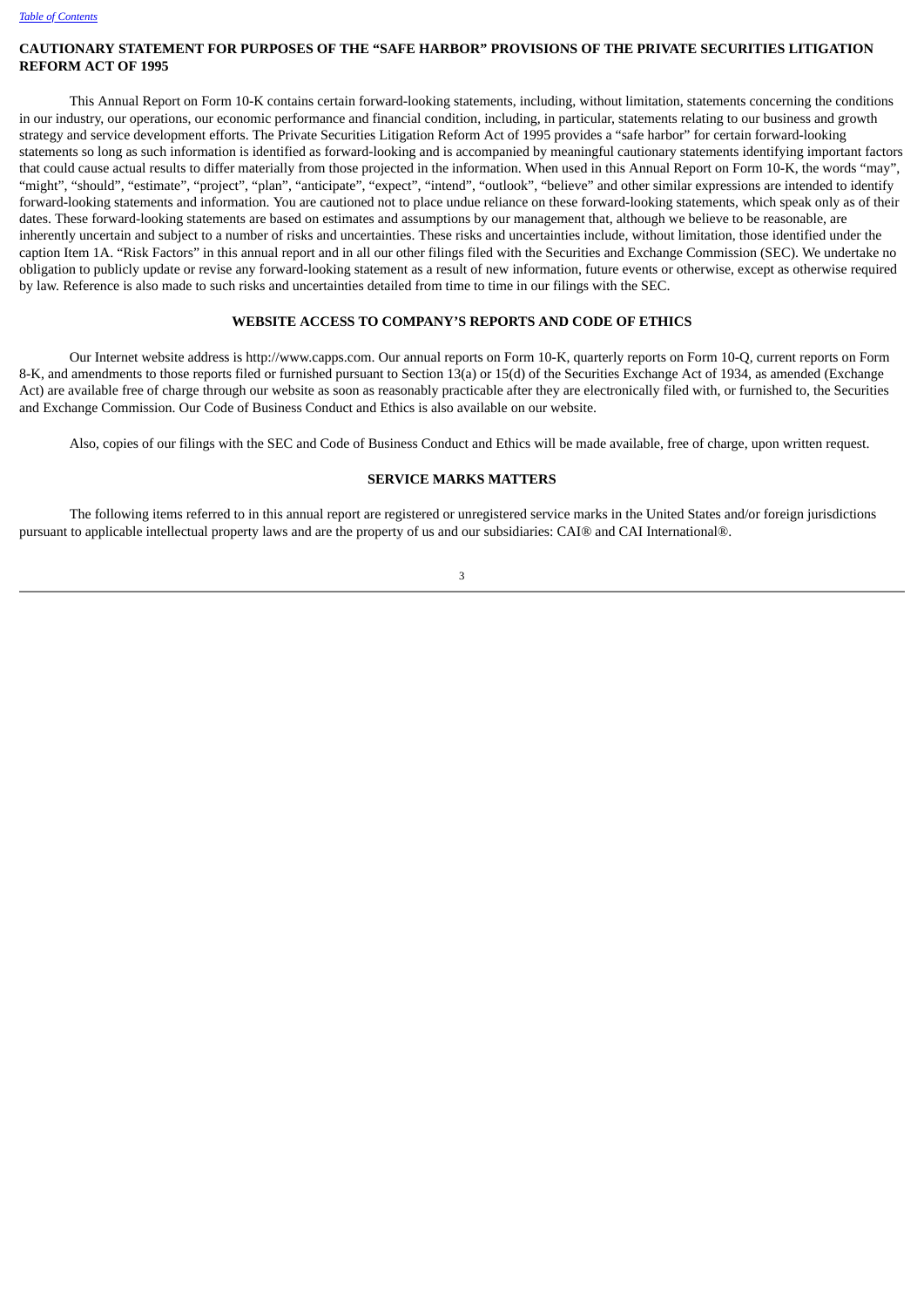**CAUTIONARY STATEMENT FOR PURPOSES OF THE "SAFE HARBOR" PROVISIONS OF THE PRIVATE SECURITIES LITIGATION REFORM ACT OF 1995**

This Annual Report on Form 10-K contains certain forward-looking statements, including, without limitation, statements concerning the conditions in our industry, our operations, our economic performance and financial condition, including, in particular, statements relating to our business and growth strategy and service development efforts. The Private Securities Litigation Reform Act of 1995 provides a "safe harbor" for certain forward-looking statements so long as such information is identified as forward-looking and is accompanied by meaningful cautionary statements identifying important factors that could cause actual results to differ materially from those projected in the information. When used in this Annual Report on Form 10-K, the words "may", "might", "should", "estimate", "project", "plan", "anticipate", "expect", "intend", "outlook", "believe" and other similar expressions are intended to identify forward-looking statements and information. You are cautioned not to place undue reliance on these forward-looking statements, which speak only as of their dates. These forward-looking statements are based on estimates and assumptions by our management that, although we believe to be reasonable, are inherently uncertain and subject to a number of risks and uncertainties. These risks and uncertainties include, without limitation, those identified under the caption Item 1A. "Risk Factors" in this annual report and in all our other filings filed with the Securities and Exchange Commission (SEC). We undertake no obligation to publicly update or revise any forward-looking statement as a result of new information, future events or otherwise, except as otherwise required by law. Reference is also made to such risks and uncertainties detailed from time to time in our filings with the SEC.

**WEBSITE ACCESS TO COMPANY'S REPORTS AND CODE OF ETHICS**

Our Internet website address is http://www.capps.com. Our annual reports on Form 10-K, quarterly reports on Form 10-Q, current reports on Form 8-K, and amendments to those reports filed or furnished pursuant to Section 13(a) or 15(d) of the Securities Exchange Act of 1934, as amended (Exchange Act) are available free of charge through our website as soon as reasonably practicable after they are electronically filed with, or furnished to, the Securities and Exchange Commission. Our Code of Business Conduct and Ethics is also available on our website.

Also, copies of our filings with the SEC and Code of Business Conduct and Ethics will be made available, free of charge, upon written request.

**SERVICE MARKS MATTERS**

The following items referred to in this annual report are registered or unregistered service marks in the United States and/or foreign jurisdictions pursuant to applicable intellectual property laws and are the property of us and our subsidiaries: CAI® and CAI International®.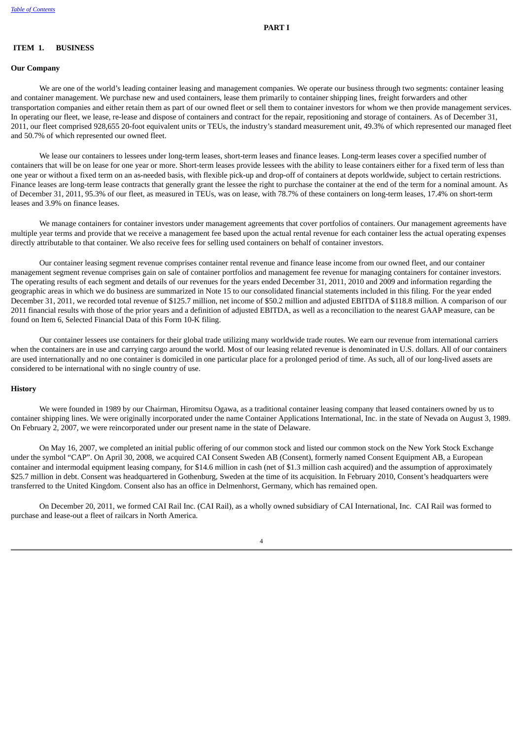# PART I

## ITEM 1. BUSINESS

### Our Company

We are one of the world's leading container leasing and management companies. We operate our business through two segments: container leasing and container management. We purchase new and used containers, lease them primarily to container shipping lines, freight forwarders and other transportation companies and either retain them as part of our owned fleet or sell them to container investors for whom we then provide management services. In operating our fleet, we lease, re-lease and dispose of containers and contract for the repair, repositioning and storage of containers. As of December 31, 2011, our fleet comprised 928,655 20-foot equivalent units or TEUs, the industry's standard measurement unit, 49.3% of which represented our managed fleet and 50.7% of which represented our owned fleet.

We lease our containers to lessees under long-term leases, short-term leases and finance leases. Long-term leases cover a specified number of containers that will be on lease for one year or more. Short-term leases provide lessees with the ability to lease containers either for a fixed term of less than one year or without a fixed term on an as-needed basis, with flexible pick-up and drop-off of containers at depots worldwide, subject to certain restrictions. Finance leases are long-term lease contracts that generally grant the lessee the right to purchase the container at the end of the term for a nominal amount. As of December 31, 2011, 95.3% of our fleet, as measured in TEUs, was on lease, with 78.7% of these containers on long-term leases, 17.4% on short-term leases and 3.9% on finance leases.

We manage containers for container investors under management agreements that cover portfolios of containers. Our management agreements have multiple year terms and provide that we receive a management fee based upon the actual rental revenue for each container less the actual operating expenses directly attributable to that container. We also receive fees for selling used containers on behalf of container investors.

Our container leasing segment revenue comprises container rental revenue and finance lease income from our owned fleet, and our container management segment revenue comprises gain on sale of container portfolios and management fee revenue for managing containers for container investors. The operating results of each segment and details of our revenues for the years ended December 31, 2011, 2010 and 2009 and information regarding the geographic areas in which we do business are summarized in Note 15 to our consolidated financial statements included in this filing. For the year ended December 31, 2011, we recorded total revenue of $125.7 million, net income of $50.2 million and adjusted EBITDA of $118.8 million. A comparison of our 2011 financial results with those of the prior years and a definition of adjusted EBITDA, as well as a reconciliation to the nearest GAAP measure, can be found on Item 6, Selected Financial Data of this Form 10-K filing.

Our container lessees use containers for their global trade utilizing many worldwide trade routes. We earn our revenue from international carriers when the containers are in use and carrying cargo around the world. Most of our leasing related revenue is denominated in U.S. dollars. All of our containers are used internationally and no one container is domiciled in one particular place for a prolonged period of time. As such, all of our long-lived assets are considered to be international with no single country of use.

### History

We were founded in 1989 by our Chairman, Hiromitsu Ogawa, as a traditional container leasing company that leased containers owned by us to container shipping lines. We were originally incorporated under the name Container Applications International, Inc. in the state of Nevada on August 3, 1989. On February 2, 2007, we were reincorporated under our present name in the state of Delaware.

On May 16, 2007, we completed an initial public offering of our common stock and listed our common stock on the New York Stock Exchange under the symbol "CAP". On April 30, 2008, we acquired CAI Consent Sweden AB (Consent), formerly named Consent Equipment AB, a European container and intermodal equipment leasing company, for $14.6 million in cash (net of $1.3 million cash acquired) and the assumption of approximately $25.7 million in debt. Consent was headquartered in Gothenburg, Sweden at the time of its acquisition. In February 2010, Consent's headquarters were transferred to the United Kingdom. Consent also has an office in Delmenhorst, Germany, which has remained open.

On December 20, 2011, we formed CAI Rail Inc. (CAI Rail), as a wholly owned subsidiary of CAI International, Inc. CAI Rail was formed to purchase and lease-out a fleet of railcars in North America.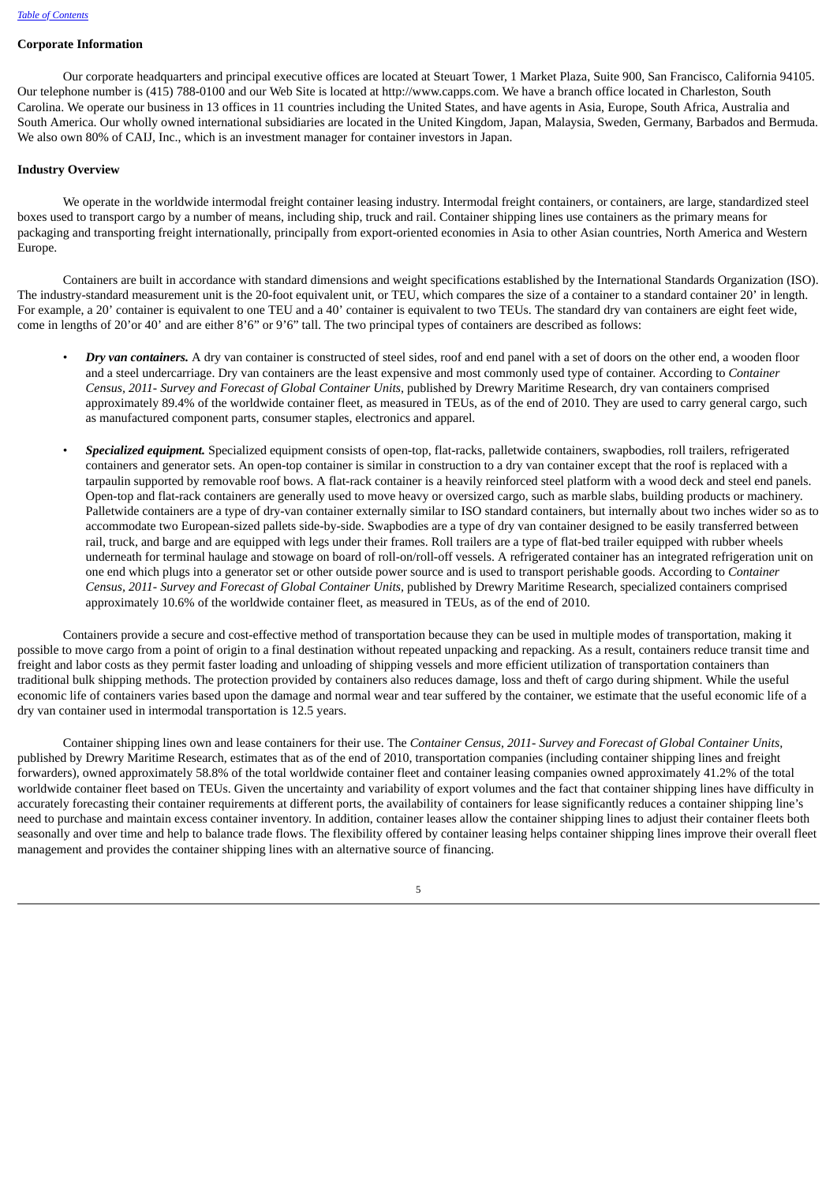### Corporate Information

Our corporate headquarters and principal executive offices are located at Steuart Tower, 1 Market Plaza, Suite 900, San Francisco, California 94105. Our telephone number is (415) 788-0100 and our Web Site is located at http://www.capps.com. We have a branch office located in Charleston, South Carolina. We operate our business in 13 offices in 11 countries including the United States, and have agents in Asia, Europe, South Africa, Australia and South America. Our wholly owned international subsidiaries are located in the United Kingdom, Japan, Malaysia, Sweden, Germany, Barbados and Bermuda. We also own 80% of CAIJ, Inc., which is an investment manager for container investors in Japan.

### Industry Overview

We operate in the worldwide intermodal freight container leasing industry. Intermodal freight containers, or containers, are large, standardized steel boxes used to transport cargo by a number of means, including ship, truck and rail. Container shipping lines use containers as the primary means for packaging and transporting freight internationally, principally from export-oriented economies in Asia to other Asian countries, North America and Western Europe.

Containers are built in accordance with standard dimensions and weight specifications established by the International Standards Organization (ISO). The industry-standard measurement unit is the 20-foot equivalent unit, or TEU, which compares the size of a container to a standard container 20' in length. For example, a 20' container is equivalent to one TEU and a 40' container is equivalent to two TEUs. The standard dry van containers are eight feet wide, come in lengths of 20'or 40' and are either 8'6" or 9'6" tall. The two principal types of containers are described as follows:

- ***Dry van containers.*** A dry van container is constructed of steel sides, roof and end panel with a set of doors on the other end, a wooden floor and a steel undercarriage. Dry van containers are the least expensive and most commonly used type of container. According to *Container Census, 2011- Survey and Forecast of Global Container Units,* published by Drewry Maritime Research, dry van containers comprised approximately 89.4% of the worldwide container fleet, as measured in TEUs, as of the end of 2010. They are used to carry general cargo, such as manufactured component parts, consumer staples, electronics and apparel.

- ***Specialized equipment.*** Specialized equipment consists of open-top, flat-racks, palletwide containers, swapbodies, roll trailers, refrigerated containers and generator sets. An open-top container is similar in construction to a dry van container except that the roof is replaced with a tarpaulin supported by removable roof bows. A flat-rack container is a heavily reinforced steel platform with a wood deck and steel end panels. Open-top and flat-rack containers are generally used to move heavy or oversized cargo, such as marble slabs, building products or machinery. Palletwide containers are a type of dry-van container externally similar to ISO standard containers, but internally about two inches wider so as to accommodate two European-sized pallets side-by-side. Swapbodies are a type of dry van container designed to be easily transferred between rail, truck, and barge and are equipped with legs under their frames. Roll trailers are a type of flat-bed trailer equipped with rubber wheels underneath for terminal haulage and stowage on board of roll-on/roll-off vessels. A refrigerated container has an integrated refrigeration unit on one end which plugs into a generator set or other outside power source and is used to transport perishable goods. According to *Container Census, 2011- Survey and Forecast of Global Container Units,* published by Drewry Maritime Research, specialized containers comprised approximately 10.6% of the worldwide container fleet, as measured in TEUs, as of the end of 2010.

Containers provide a secure and cost-effective method of transportation because they can be used in multiple modes of transportation, making it possible to move cargo from a point of origin to a final destination without repeated unpacking and repacking. As a result, containers reduce transit time and freight and labor costs as they permit faster loading and unloading of shipping vessels and more efficient utilization of transportation containers than traditional bulk shipping methods. The protection provided by containers also reduces damage, loss and theft of cargo during shipment. While the useful economic life of containers varies based upon the damage and normal wear and tear suffered by the container, we estimate that the useful economic life of a dry van container used in intermodal transportation is 12.5 years.

Container shipping lines own and lease containers for their use. The *Container Census, 2011- Survey and Forecast of Global Container Units,* published by Drewry Maritime Research, estimates that as of the end of 2010, transportation companies (including container shipping lines and freight forwarders), owned approximately 58.8% of the total worldwide container fleet and container leasing companies owned approximately 41.2% of the total worldwide container fleet based on TEUs. Given the uncertainty and variability of export volumes and the fact that container shipping lines have difficulty in accurately forecasting their container requirements at different ports, the availability of containers for lease significantly reduces a container shipping line's need to purchase and maintain excess container inventory. In addition, container leases allow the container shipping lines to adjust their container fleets both seasonally and over time and help to balance trade flows. The flexibility offered by container leasing helps container shipping lines improve their overall fleet management and provides the container shipping lines with an alternative source of financing.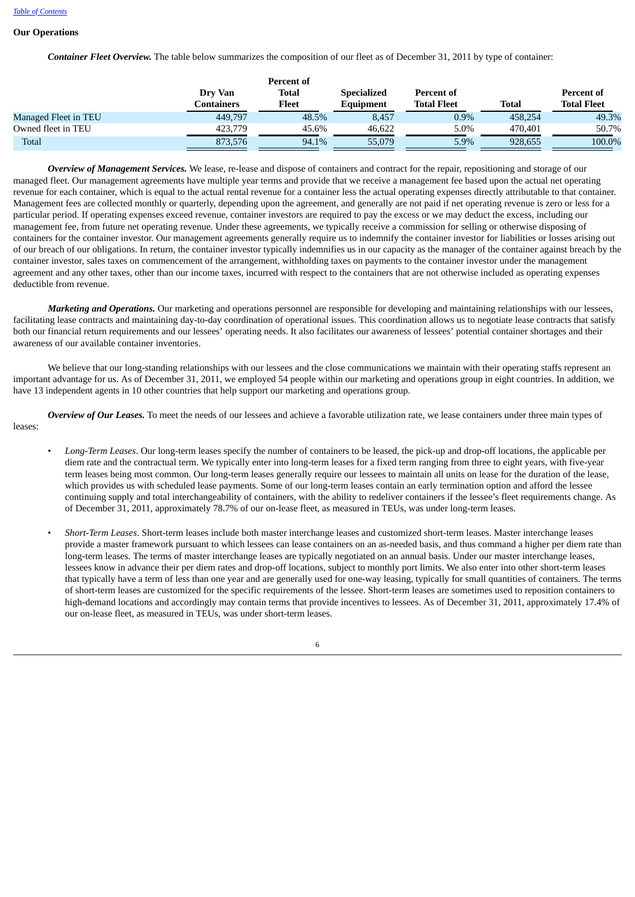## Our Operations

***Container Fleet Overview.*** The table below summarizes the composition of our fleet as of December 31, 2011 by type of container:

| | Dry Van Containers | Percent of Total Fleet | Specialized Equipment | Percent of Total Fleet | Total | Percent of Total Fleet |
|---|---|---|---|---|---|---|
| Managed Fleet in TEU | 449,797 | 48.5% | 8,457 | 0.9% | 458,254 | 49.3% |
| Owned fleet in TEU | 423,779 | 45.6% | 46,622 | 5.0% | 470,401 | 50.7% |
| Total | 873,576 | 94.1% | 55,079 | 5.9% | 928,655 | 100.0% |

***Overview of Management Services.*** We lease, re-lease and dispose of containers and contract for the repair, repositioning and storage of our managed fleet. Our management agreements have multiple year terms and provide that we receive a management fee based upon the actual net operating revenue for each container, which is equal to the actual rental revenue for a container less the actual operating expenses directly attributable to that container. Management fees are collected monthly or quarterly, depending upon the agreement, and generally are not paid if net operating revenue is zero or less for a particular period. If operating expenses exceed revenue, container investors are required to pay the excess or we may deduct the excess, including our management fee, from future net operating revenue. Under these agreements, we typically receive a commission for selling or otherwise disposing of containers for the container investor. Our management agreements generally require us to indemnify the container investor for liabilities or losses arising out of our breach of our obligations. In return, the container investor typically indemnifies us in our capacity as the manager of the container against breach by the container investor, sales taxes on commencement of the arrangement, withholding taxes on payments to the container investor under the management agreement and any other taxes, other than our income taxes, incurred with respect to the containers that are not otherwise included as operating expenses deductible from revenue.

***Marketing and Operations.*** Our marketing and operations personnel are responsible for developing and maintaining relationships with our lessees, facilitating lease contracts and maintaining day-to-day coordination of operational issues. This coordination allows us to negotiate lease contracts that satisfy both our financial return requirements and our lessees' operating needs. It also facilitates our awareness of lessees' potential container shortages and their awareness of our available container inventories.

We believe that our long-standing relationships with our lessees and the close communications we maintain with their operating staffs represent an important advantage for us. As of December 31, 2011, we employed 54 people within our marketing and operations group in eight countries. In addition, we have 13 independent agents in 10 other countries that help support our marketing and operations group.

***Overview of Our Leases.*** To meet the needs of our lessees and achieve a favorable utilization rate, we lease containers under three main types of leases:

- *Long-Term Leases*. Our long-term leases specify the number of containers to be leased, the pick-up and drop-off locations, the applicable per diem rate and the contractual term. We typically enter into long-term leases for a fixed term ranging from three to eight years, with five-year term leases being most common. Our long-term leases generally require our lessees to maintain all units on lease for the duration of the lease, which provides us with scheduled lease payments. Some of our long-term leases contain an early termination option and afford the lessee continuing supply and total interchangeability of containers, with the ability to redeliver containers if the lessee's fleet requirements change. As of December 31, 2011, approximately 78.7% of our on-lease fleet, as measured in TEUs, was under long-term leases.

- *Short-Term Leases*. Short-term leases include both master interchange leases and customized short-term leases. Master interchange leases provide a master framework pursuant to which lessees can lease containers on an as-needed basis, and thus command a higher per diem rate than long-term leases. The terms of master interchange leases are typically negotiated on an annual basis. Under our master interchange leases, lessees know in advance their per diem rates and drop-off locations, subject to monthly port limits. We also enter into other short-term leases that typically have a term of less than one year and are generally used for one-way leasing, typically for small quantities of containers. The terms of short-term leases are customized for the specific requirements of the lessee. Short-term leases are sometimes used to reposition containers to high-demand locations and accordingly may contain terms that provide incentives to lessees. As of December 31, 2011, approximately 17.4% of our on-lease fleet, as measured in TEUs, was under short-term leases.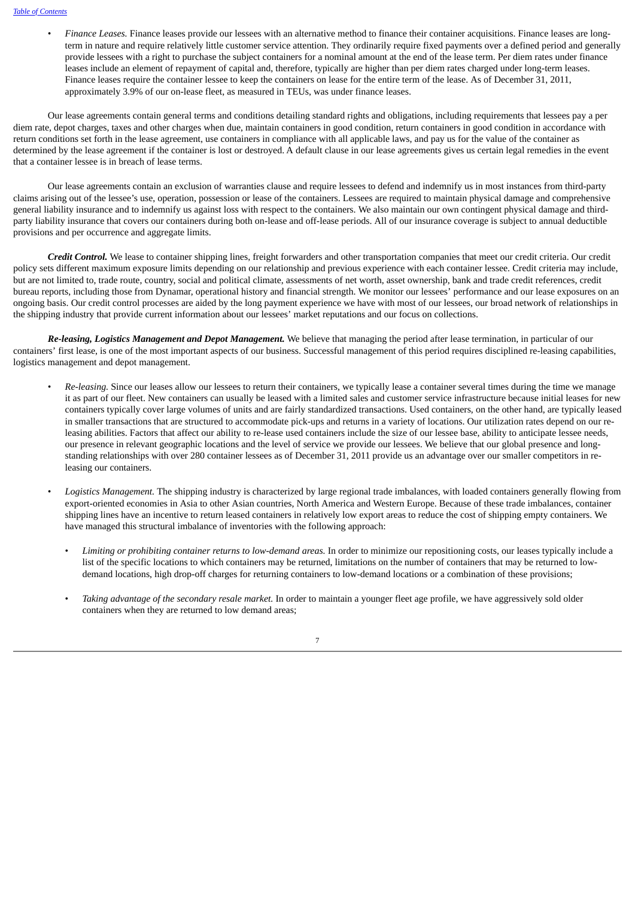- *Finance Leases.* Finance leases provide our lessees with an alternative method to finance their container acquisitions. Finance leases are long-term in nature and require relatively little customer service attention. They ordinarily require fixed payments over a defined period and generally provide lessees with a right to purchase the subject containers for a nominal amount at the end of the lease term. Per diem rates under finance leases include an element of repayment of capital and, therefore, typically are higher than per diem rates charged under long-term leases. Finance leases require the container lessee to keep the containers on lease for the entire term of the lease. As of December 31, 2011, approximately 3.9% of our on-lease fleet, as measured in TEUs, was under finance leases.

Our lease agreements contain general terms and conditions detailing standard rights and obligations, including requirements that lessees pay a per diem rate, depot charges, taxes and other charges when due, maintain containers in good condition, return containers in good condition in accordance with return conditions set forth in the lease agreement, use containers in compliance with all applicable laws, and pay us for the value of the container as determined by the lease agreement if the container is lost or destroyed. A default clause in our lease agreements gives us certain legal remedies in the event that a container lessee is in breach of lease terms.

Our lease agreements contain an exclusion of warranties clause and require lessees to defend and indemnify us in most instances from third-party claims arising out of the lessee's use, operation, possession or lease of the containers. Lessees are required to maintain physical damage and comprehensive general liability insurance and to indemnify us against loss with respect to the containers. We also maintain our own contingent physical damage and third-party liability insurance that covers our containers during both on-lease and off-lease periods. All of our insurance coverage is subject to annual deductible provisions and per occurrence and aggregate limits.

***Credit Control.*** We lease to container shipping lines, freight forwarders and other transportation companies that meet our credit criteria. Our credit policy sets different maximum exposure limits depending on our relationship and previous experience with each container lessee. Credit criteria may include, but are not limited to, trade route, country, social and political climate, assessments of net worth, asset ownership, bank and trade credit references, credit bureau reports, including those from Dynamar, operational history and financial strength. We monitor our lessees' performance and our lease exposures on an ongoing basis. Our credit control processes are aided by the long payment experience we have with most of our lessees, our broad network of relationships in the shipping industry that provide current information about our lessees' market reputations and our focus on collections.

***Re-leasing, Logistics Management and Depot Management.*** We believe that managing the period after lease termination, in particular of our containers' first lease, is one of the most important aspects of our business. Successful management of this period requires disciplined re-leasing capabilities, logistics management and depot management.

- *Re-leasing.* Since our leases allow our lessees to return their containers, we typically lease a container several times during the time we manage it as part of our fleet. New containers can usually be leased with a limited sales and customer service infrastructure because initial leases for new containers typically cover large volumes of units and are fairly standardized transactions. Used containers, on the other hand, are typically leased in smaller transactions that are structured to accommodate pick-ups and returns in a variety of locations. Our utilization rates depend on our re-leasing abilities. Factors that affect our ability to re-lease used containers include the size of our lessee base, ability to anticipate lessee needs, our presence in relevant geographic locations and the level of service we provide our lessees. We believe that our global presence and long-standing relationships with over 280 container lessees as of December 31, 2011 provide us an advantage over our smaller competitors in re-leasing our containers.

- *Logistics Management.* The shipping industry is characterized by large regional trade imbalances, with loaded containers generally flowing from export-oriented economies in Asia to other Asian countries, North America and Western Europe. Because of these trade imbalances, container shipping lines have an incentive to return leased containers in relatively low export areas to reduce the cost of shipping empty containers. We have managed this structural imbalance of inventories with the following approach:

  - *Limiting or prohibiting container returns to low-demand areas.* In order to minimize our repositioning costs, our leases typically include a list of the specific locations to which containers may be returned, limitations on the number of containers that may be returned to low-demand locations, high drop-off charges for returning containers to low-demand locations or a combination of these provisions;

  - *Taking advantage of the secondary resale market.* In order to maintain a younger fleet age profile, we have aggressively sold older containers when they are returned to low demand areas;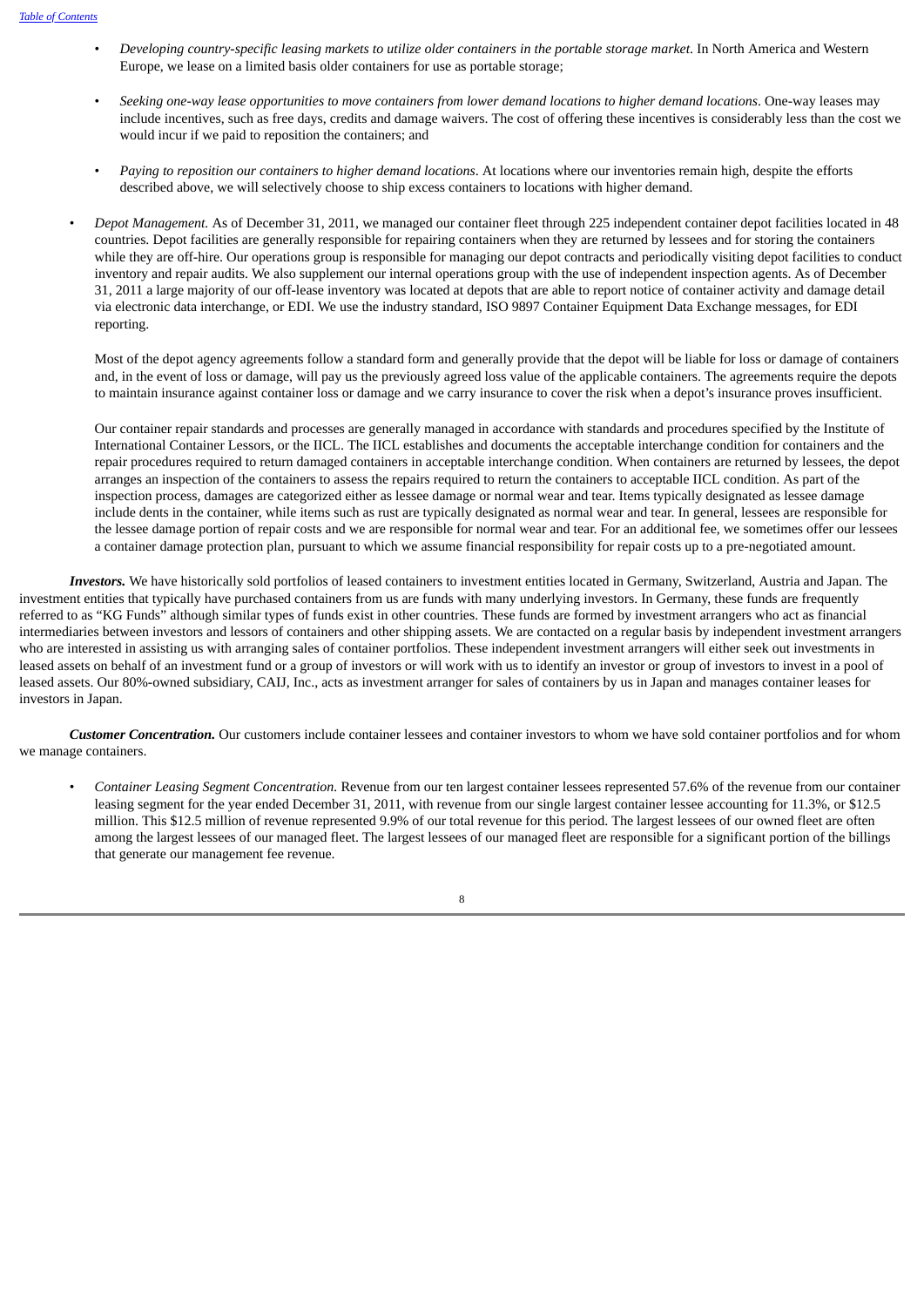- *Developing country-specific leasing markets to utilize older containers in the portable storage market*. In North America and Western Europe, we lease on a limited basis older containers for use as portable storage;
- *Seeking one-way lease opportunities to move containers from lower demand locations to higher demand locations*. One-way leases may include incentives, such as free days, credits and damage waivers. The cost of offering these incentives is considerably less than the cost we would incur if we paid to reposition the containers; and
- *Paying to reposition our containers to higher demand locations*. At locations where our inventories remain high, despite the efforts described above, we will selectively choose to ship excess containers to locations with higher demand.

- *Depot Management.* As of December 31, 2011, we managed our container fleet through 225 independent container depot facilities located in 48 countries. Depot facilities are generally responsible for repairing containers when they are returned by lessees and for storing the containers while they are off-hire. Our operations group is responsible for managing our depot contracts and periodically visiting depot facilities to conduct inventory and repair audits. We also supplement our internal operations group with the use of independent inspection agents. As of December 31, 2011 a large majority of our off-lease inventory was located at depots that are able to report notice of container activity and damage detail via electronic data interchange, or EDI. We use the industry standard, ISO 9897 Container Equipment Data Exchange messages, for EDI reporting.

  Most of the depot agency agreements follow a standard form and generally provide that the depot will be liable for loss or damage of containers and, in the event of loss or damage, will pay us the previously agreed loss value of the applicable containers. The agreements require the depots to maintain insurance against container loss or damage and we carry insurance to cover the risk when a depot's insurance proves insufficient.

  Our container repair standards and processes are generally managed in accordance with standards and procedures specified by the Institute of International Container Lessors, or the IICL. The IICL establishes and documents the acceptable interchange condition for containers and the repair procedures required to return damaged containers in acceptable interchange condition. When containers are returned by lessees, the depot arranges an inspection of the containers to assess the repairs required to return the containers to acceptable IICL condition. As part of the inspection process, damages are categorized either as lessee damage or normal wear and tear. Items typically designated as lessee damage include dents in the container, while items such as rust are typically designated as normal wear and tear. In general, lessees are responsible for the lessee damage portion of repair costs and we are responsible for normal wear and tear. For an additional fee, we sometimes offer our lessees a container damage protection plan, pursuant to which we assume financial responsibility for repair costs up to a pre-negotiated amount.

***Investors.*** We have historically sold portfolios of leased containers to investment entities located in Germany, Switzerland, Austria and Japan. The investment entities that typically have purchased containers from us are funds with many underlying investors. In Germany, these funds are frequently referred to as "KG Funds" although similar types of funds exist in other countries. These funds are formed by investment arrangers who act as financial intermediaries between investors and lessors of containers and other shipping assets. We are contacted on a regular basis by independent investment arrangers who are interested in assisting us with arranging sales of container portfolios. These independent investment arrangers will either seek out investments in leased assets on behalf of an investment fund or a group of investors or will work with us to identify an investor or group of investors to invest in a pool of leased assets. Our 80%-owned subsidiary, CAIJ, Inc., acts as investment arranger for sales of containers by us in Japan and manages container leases for investors in Japan.

***Customer Concentration.*** Our customers include container lessees and container investors to whom we have sold container portfolios and for whom we manage containers.

- *Container Leasing Segment Concentration.* Revenue from our ten largest container lessees represented 57.6% of the revenue from our container leasing segment for the year ended December 31, 2011, with revenue from our single largest container lessee accounting for 11.3%, or $12.5 million. This $12.5 million of revenue represented 9.9% of our total revenue for this period. The largest lessees of our owned fleet are often among the largest lessees of our managed fleet. The largest lessees of our managed fleet are responsible for a significant portion of the billings that generate our management fee revenue.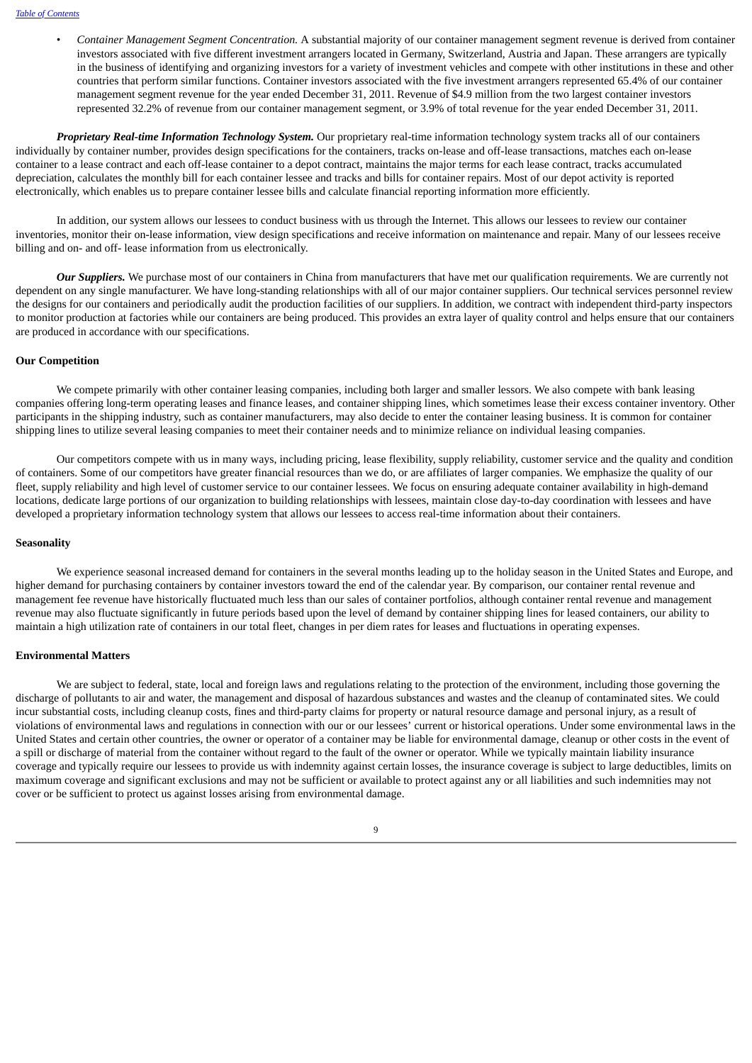- *Container Management Segment Concentration.* A substantial majority of our container management segment revenue is derived from container investors associated with five different investment arrangers located in Germany, Switzerland, Austria and Japan. These arrangers are typically in the business of identifying and organizing investors for a variety of investment vehicles and compete with other institutions in these and other countries that perform similar functions. Container investors associated with the five investment arrangers represented 65.4% of our container management segment revenue for the year ended December 31, 2011. Revenue of $4.9 million from the two largest container investors represented 32.2% of revenue from our container management segment, or 3.9% of total revenue for the year ended December 31, 2011.

***Proprietary Real-time Information Technology System.*** Our proprietary real-time information technology system tracks all of our containers individually by container number, provides design specifications for the containers, tracks on-lease and off-lease transactions, matches each on-lease container to a lease contract and each off-lease container to a depot contract, maintains the major terms for each lease contract, tracks accumulated depreciation, calculates the monthly bill for each container lessee and tracks and bills for container repairs. Most of our depot activity is reported electronically, which enables us to prepare container lessee bills and calculate financial reporting information more efficiently.

In addition, our system allows our lessees to conduct business with us through the Internet. This allows our lessees to review our container inventories, monitor their on-lease information, view design specifications and receive information on maintenance and repair. Many of our lessees receive billing and on- and off- lease information from us electronically.

***Our Suppliers.*** We purchase most of our containers in China from manufacturers that have met our qualification requirements. We are currently not dependent on any single manufacturer. We have long-standing relationships with all of our major container suppliers. Our technical services personnel review the designs for our containers and periodically audit the production facilities of our suppliers. In addition, we contract with independent third-party inspectors to monitor production at factories while our containers are being produced. This provides an extra layer of quality control and helps ensure that our containers are produced in accordance with our specifications.

**Our Competition**

We compete primarily with other container leasing companies, including both larger and smaller lessors. We also compete with bank leasing companies offering long-term operating leases and finance leases, and container shipping lines, which sometimes lease their excess container inventory. Other participants in the shipping industry, such as container manufacturers, may also decide to enter the container leasing business. It is common for container shipping lines to utilize several leasing companies to meet their container needs and to minimize reliance on individual leasing companies.

Our competitors compete with us in many ways, including pricing, lease flexibility, supply reliability, customer service and the quality and condition of containers. Some of our competitors have greater financial resources than we do, or are affiliates of larger companies. We emphasize the quality of our fleet, supply reliability and high level of customer service to our container lessees. We focus on ensuring adequate container availability in high-demand locations, dedicate large portions of our organization to building relationships with lessees, maintain close day-to-day coordination with lessees and have developed a proprietary information technology system that allows our lessees to access real-time information about their containers.

**Seasonality**

We experience seasonal increased demand for containers in the several months leading up to the holiday season in the United States and Europe, and higher demand for purchasing containers by container investors toward the end of the calendar year. By comparison, our container rental revenue and management fee revenue have historically fluctuated much less than our sales of container portfolios, although container rental revenue and management revenue may also fluctuate significantly in future periods based upon the level of demand by container shipping lines for leased containers, our ability to maintain a high utilization rate of containers in our total fleet, changes in per diem rates for leases and fluctuations in operating expenses.

**Environmental Matters**

We are subject to federal, state, local and foreign laws and regulations relating to the protection of the environment, including those governing the discharge of pollutants to air and water, the management and disposal of hazardous substances and wastes and the cleanup of contaminated sites. We could incur substantial costs, including cleanup costs, fines and third-party claims for property or natural resource damage and personal injury, as a result of violations of environmental laws and regulations in connection with our or our lessees' current or historical operations. Under some environmental laws in the United States and certain other countries, the owner or operator of a container may be liable for environmental damage, cleanup or other costs in the event of a spill or discharge of material from the container without regard to the fault of the owner or operator. While we typically maintain liability insurance coverage and typically require our lessees to provide us with indemnity against certain losses, the insurance coverage is subject to large deductibles, limits on maximum coverage and significant exclusions and may not be sufficient or available to protect against any or all liabilities and such indemnities may not cover or be sufficient to protect us against losses arising from environmental damage.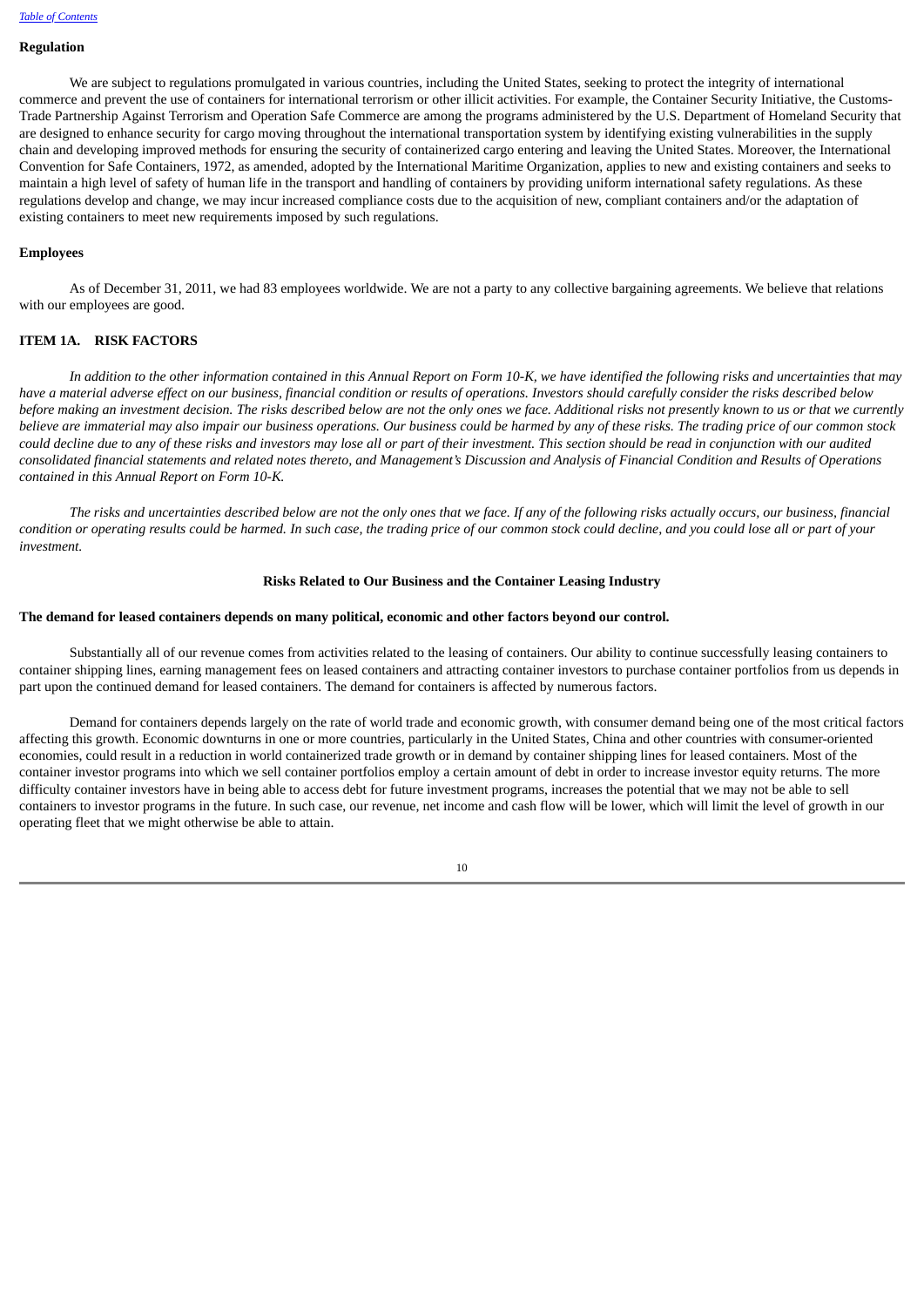**Regulation**

We are subject to regulations promulgated in various countries, including the United States, seeking to protect the integrity of international commerce and prevent the use of containers for international terrorism or other illicit activities. For example, the Container Security Initiative, the Customs-Trade Partnership Against Terrorism and Operation Safe Commerce are among the programs administered by the U.S. Department of Homeland Security that are designed to enhance security for cargo moving throughout the international transportation system by identifying existing vulnerabilities in the supply chain and developing improved methods for ensuring the security of containerized cargo entering and leaving the United States. Moreover, the International Convention for Safe Containers, 1972, as amended, adopted by the International Maritime Organization, applies to new and existing containers and seeks to maintain a high level of safety of human life in the transport and handling of containers by providing uniform international safety regulations. As these regulations develop and change, we may incur increased compliance costs due to the acquisition of new, compliant containers and/or the adaptation of existing containers to meet new requirements imposed by such regulations.

**Employees**

As of December 31, 2011, we had 83 employees worldwide. We are not a party to any collective bargaining agreements. We believe that relations with our employees are good.

## ITEM 1A. RISK FACTORS

*In addition to the other information contained in this Annual Report on Form 10-K, we have identified the following risks and uncertainties that may have a material adverse effect on our business, financial condition or results of operations. Investors should carefully consider the risks described below before making an investment decision. The risks described below are not the only ones we face. Additional risks not presently known to us or that we currently believe are immaterial may also impair our business operations. Our business could be harmed by any of these risks. The trading price of our common stock could decline due to any of these risks and investors may lose all or part of their investment. This section should be read in conjunction with our audited consolidated financial statements and related notes thereto, and Management's Discussion and Analysis of Financial Condition and Results of Operations contained in this Annual Report on Form 10-K.*

*The risks and uncertainties described below are not the only ones that we face. If any of the following risks actually occurs, our business, financial condition or operating results could be harmed. In such case, the trading price of our common stock could decline, and you could lose all or part of your investment.*

### Risks Related to Our Business and the Container Leasing Industry

**The demand for leased containers depends on many political, economic and other factors beyond our control.**

Substantially all of our revenue comes from activities related to the leasing of containers. Our ability to continue successfully leasing containers to container shipping lines, earning management fees on leased containers and attracting container investors to purchase container portfolios from us depends in part upon the continued demand for leased containers. The demand for containers is affected by numerous factors.

Demand for containers depends largely on the rate of world trade and economic growth, with consumer demand being one of the most critical factors affecting this growth. Economic downturns in one or more countries, particularly in the United States, China and other countries with consumer-oriented economies, could result in a reduction in world containerized trade growth or in demand by container shipping lines for leased containers. Most of the container investor programs into which we sell container portfolios employ a certain amount of debt in order to increase investor equity returns. The more difficulty container investors have in being able to access debt for future investment programs, increases the potential that we may not be able to sell containers to investor programs in the future. In such case, our revenue, net income and cash flow will be lower, which will limit the level of growth in our operating fleet that we might otherwise be able to attain.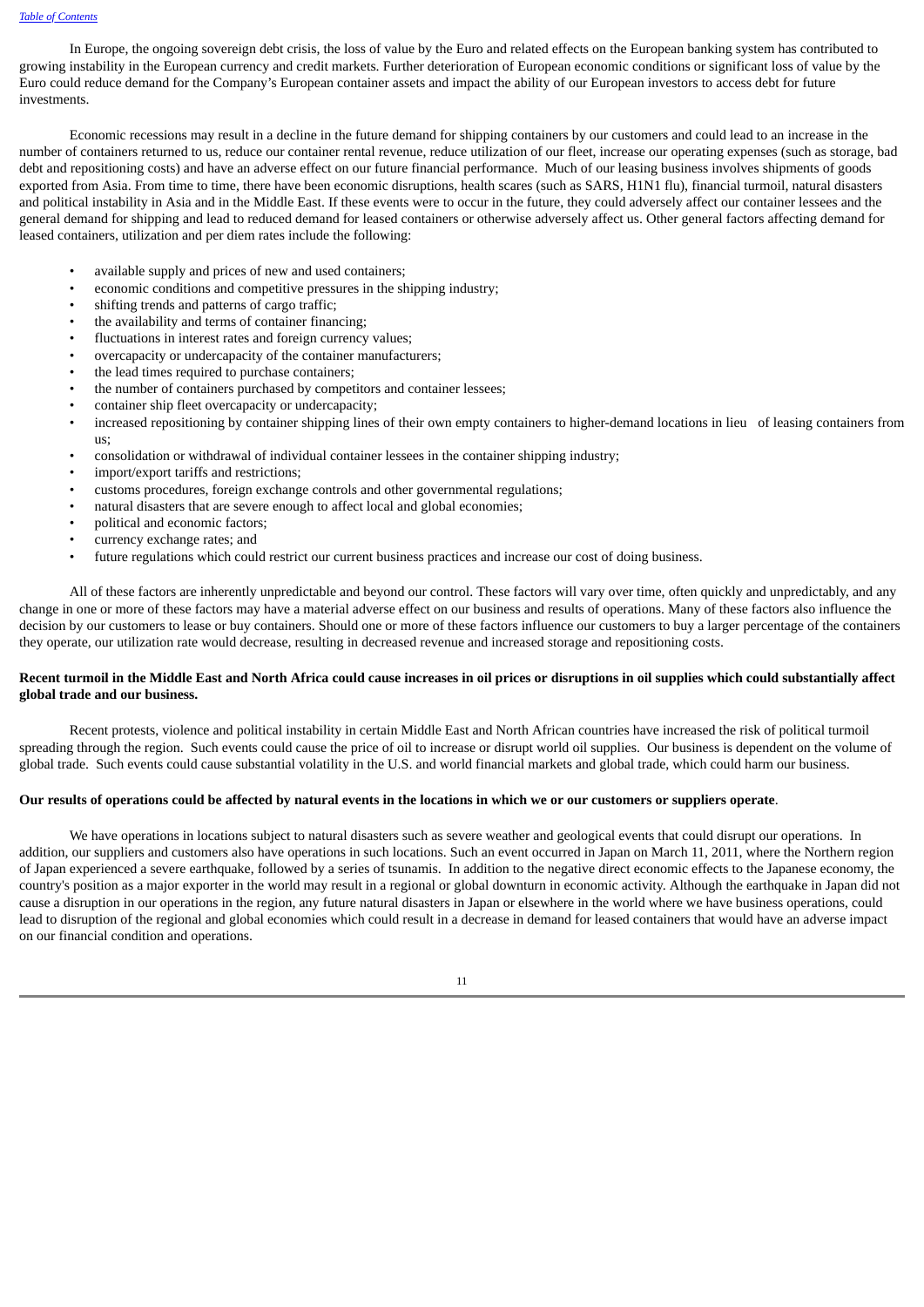In Europe, the ongoing sovereign debt crisis, the loss of value by the Euro and related effects on the European banking system has contributed to growing instability in the European currency and credit markets. Further deterioration of European economic conditions or significant loss of value by the Euro could reduce demand for the Company's European container assets and impact the ability of our European investors to access debt for future investments.

Economic recessions may result in a decline in the future demand for shipping containers by our customers and could lead to an increase in the number of containers returned to us, reduce our container rental revenue, reduce utilization of our fleet, increase our operating expenses (such as storage, bad debt and repositioning costs) and have an adverse effect on our future financial performance. Much of our leasing business involves shipments of goods exported from Asia. From time to time, there have been economic disruptions, health scares (such as SARS, H1N1 flu), financial turmoil, natural disasters and political instability in Asia and in the Middle East. If these events were to occur in the future, they could adversely affect our container lessees and the general demand for shipping and lead to reduced demand for leased containers or otherwise adversely affect us. Other general factors affecting demand for leased containers, utilization and per diem rates include the following:

- available supply and prices of new and used containers;
- economic conditions and competitive pressures in the shipping industry;
- shifting trends and patterns of cargo traffic;
- the availability and terms of container financing;
- fluctuations in interest rates and foreign currency values;
- overcapacity or undercapacity of the container manufacturers;
- the lead times required to purchase containers;
- the number of containers purchased by competitors and container lessees;
- container ship fleet overcapacity or undercapacity;
- increased repositioning by container shipping lines of their own empty containers to higher-demand locations in lieu of leasing containers from us;
- consolidation or withdrawal of individual container lessees in the container shipping industry;
- import/export tariffs and restrictions;
- customs procedures, foreign exchange controls and other governmental regulations;
- natural disasters that are severe enough to affect local and global economies;
- political and economic factors;
- currency exchange rates; and
- future regulations which could restrict our current business practices and increase our cost of doing business.

All of these factors are inherently unpredictable and beyond our control. These factors will vary over time, often quickly and unpredictably, and any change in one or more of these factors may have a material adverse effect on our business and results of operations. Many of these factors also influence the decision by our customers to lease or buy containers. Should one or more of these factors influence our customers to buy a larger percentage of the containers they operate, our utilization rate would decrease, resulting in decreased revenue and increased storage and repositioning costs.

**Recent turmoil in the Middle East and North Africa could cause increases in oil prices or disruptions in oil supplies which could substantially affect global trade and our business.**

Recent protests, violence and political instability in certain Middle East and North African countries have increased the risk of political turmoil spreading through the region. Such events could cause the price of oil to increase or disrupt world oil supplies. Our business is dependent on the volume of global trade. Such events could cause substantial volatility in the U.S. and world financial markets and global trade, which could harm our business.

**Our results of operations could be affected by natural events in the locations in which we or our customers or suppliers operate**.

We have operations in locations subject to natural disasters such as severe weather and geological events that could disrupt our operations. In addition, our suppliers and customers also have operations in such locations. Such an event occurred in Japan on March 11, 2011, where the Northern region of Japan experienced a severe earthquake, followed by a series of tsunamis. In addition to the negative direct economic effects to the Japanese economy, the country's position as a major exporter in the world may result in a regional or global downturn in economic activity. Although the earthquake in Japan did not cause a disruption in our operations in the region, any future natural disasters in Japan or elsewhere in the world where we have business operations, could lead to disruption of the regional and global economies which could result in a decrease in demand for leased containers that would have an adverse impact on our financial condition and operations.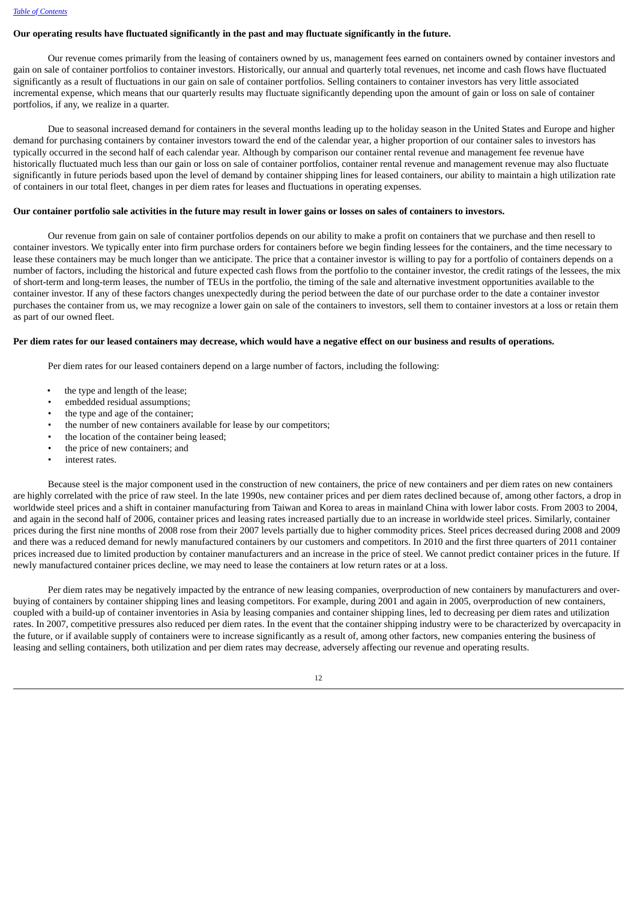**Our operating results have fluctuated significantly in the past and may fluctuate significantly in the future.**

Our revenue comes primarily from the leasing of containers owned by us, management fees earned on containers owned by container investors and gain on sale of container portfolios to container investors. Historically, our annual and quarterly total revenues, net income and cash flows have fluctuated significantly as a result of fluctuations in our gain on sale of container portfolios. Selling containers to container investors has very little associated incremental expense, which means that our quarterly results may fluctuate significantly depending upon the amount of gain or loss on sale of container portfolios, if any, we realize in a quarter.

Due to seasonal increased demand for containers in the several months leading up to the holiday season in the United States and Europe and higher demand for purchasing containers by container investors toward the end of the calendar year, a higher proportion of our container sales to investors has typically occurred in the second half of each calendar year. Although by comparison our container rental revenue and management fee revenue have historically fluctuated much less than our gain or loss on sale of container portfolios, container rental revenue and management revenue may also fluctuate significantly in future periods based upon the level of demand by container shipping lines for leased containers, our ability to maintain a high utilization rate of containers in our total fleet, changes in per diem rates for leases and fluctuations in operating expenses.

**Our container portfolio sale activities in the future may result in lower gains or losses on sales of containers to investors.**

Our revenue from gain on sale of container portfolios depends on our ability to make a profit on containers that we purchase and then resell to container investors. We typically enter into firm purchase orders for containers before we begin finding lessees for the containers, and the time necessary to lease these containers may be much longer than we anticipate. The price that a container investor is willing to pay for a portfolio of containers depends on a number of factors, including the historical and future expected cash flows from the portfolio to the container investor, the credit ratings of the lessees, the mix of short-term and long-term leases, the number of TEUs in the portfolio, the timing of the sale and alternative investment opportunities available to the container investor. If any of these factors changes unexpectedly during the period between the date of our purchase order to the date a container investor purchases the container from us, we may recognize a lower gain on sale of the containers to investors, sell them to container investors at a loss or retain them as part of our owned fleet.

**Per diem rates for our leased containers may decrease, which would have a negative effect on our business and results of operations.**

Per diem rates for our leased containers depend on a large number of factors, including the following:

- the type and length of the lease;
- embedded residual assumptions;
- the type and age of the container;
- the number of new containers available for lease by our competitors;
- the location of the container being leased;
- the price of new containers; and
- interest rates.

Because steel is the major component used in the construction of new containers, the price of new containers and per diem rates on new containers are highly correlated with the price of raw steel. In the late 1990s, new container prices and per diem rates declined because of, among other factors, a drop in worldwide steel prices and a shift in container manufacturing from Taiwan and Korea to areas in mainland China with lower labor costs. From 2003 to 2004, and again in the second half of 2006, container prices and leasing rates increased partially due to an increase in worldwide steel prices. Similarly, container prices during the first nine months of 2008 rose from their 2007 levels partially due to higher commodity prices. Steel prices decreased during 2008 and 2009 and there was a reduced demand for newly manufactured containers by our customers and competitors. In 2010 and the first three quarters of 2011 container prices increased due to limited production by container manufacturers and an increase in the price of steel. We cannot predict container prices in the future. If newly manufactured container prices decline, we may need to lease the containers at low return rates or at a loss.

Per diem rates may be negatively impacted by the entrance of new leasing companies, overproduction of new containers by manufacturers and over-buying of containers by container shipping lines and leasing competitors. For example, during 2001 and again in 2005, overproduction of new containers, coupled with a build-up of container inventories in Asia by leasing companies and container shipping lines, led to decreasing per diem rates and utilization rates. In 2007, competitive pressures also reduced per diem rates. In the event that the container shipping industry were to be characterized by overcapacity in the future, or if available supply of containers were to increase significantly as a result of, among other factors, new companies entering the business of leasing and selling containers, both utilization and per diem rates may decrease, adversely affecting our revenue and operating results.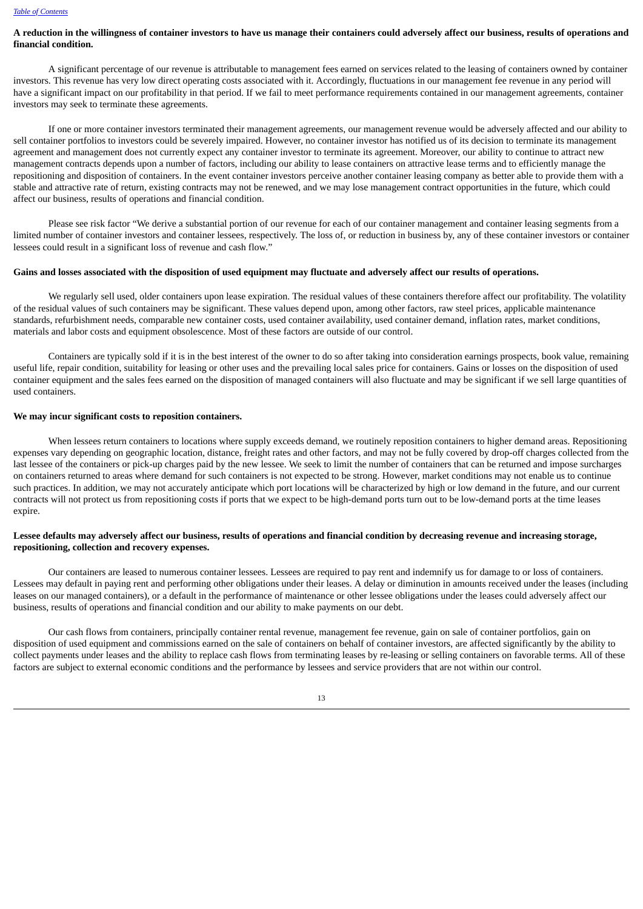**A reduction in the willingness of container investors to have us manage their containers could adversely affect our business, results of operations and financial condition.**

A significant percentage of our revenue is attributable to management fees earned on services related to the leasing of containers owned by container investors. This revenue has very low direct operating costs associated with it. Accordingly, fluctuations in our management fee revenue in any period will have a significant impact on our profitability in that period. If we fail to meet performance requirements contained in our management agreements, container investors may seek to terminate these agreements.

If one or more container investors terminated their management agreements, our management revenue would be adversely affected and our ability to sell container portfolios to investors could be severely impaired. However, no container investor has notified us of its decision to terminate its management agreement and management does not currently expect any container investor to terminate its agreement. Moreover, our ability to continue to attract new management contracts depends upon a number of factors, including our ability to lease containers on attractive lease terms and to efficiently manage the repositioning and disposition of containers. In the event container investors perceive another container leasing company as better able to provide them with a stable and attractive rate of return, existing contracts may not be renewed, and we may lose management contract opportunities in the future, which could affect our business, results of operations and financial condition.

Please see risk factor "We derive a substantial portion of our revenue for each of our container management and container leasing segments from a limited number of container investors and container lessees, respectively. The loss of, or reduction in business by, any of these container investors or container lessees could result in a significant loss of revenue and cash flow."

**Gains and losses associated with the disposition of used equipment may fluctuate and adversely affect our results of operations.**

We regularly sell used, older containers upon lease expiration. The residual values of these containers therefore affect our profitability. The volatility of the residual values of such containers may be significant. These values depend upon, among other factors, raw steel prices, applicable maintenance standards, refurbishment needs, comparable new container costs, used container availability, used container demand, inflation rates, market conditions, materials and labor costs and equipment obsolescence. Most of these factors are outside of our control.

Containers are typically sold if it is in the best interest of the owner to do so after taking into consideration earnings prospects, book value, remaining useful life, repair condition, suitability for leasing or other uses and the prevailing local sales price for containers. Gains or losses on the disposition of used container equipment and the sales fees earned on the disposition of managed containers will also fluctuate and may be significant if we sell large quantities of used containers.

**We may incur significant costs to reposition containers.**

When lessees return containers to locations where supply exceeds demand, we routinely reposition containers to higher demand areas. Repositioning expenses vary depending on geographic location, distance, freight rates and other factors, and may not be fully covered by drop-off charges collected from the last lessee of the containers or pick-up charges paid by the new lessee. We seek to limit the number of containers that can be returned and impose surcharges on containers returned to areas where demand for such containers is not expected to be strong. However, market conditions may not enable us to continue such practices. In addition, we may not accurately anticipate which port locations will be characterized by high or low demand in the future, and our current contracts will not protect us from repositioning costs if ports that we expect to be high-demand ports turn out to be low-demand ports at the time leases expire.

**Lessee defaults may adversely affect our business, results of operations and financial condition by decreasing revenue and increasing storage, repositioning, collection and recovery expenses.**

Our containers are leased to numerous container lessees. Lessees are required to pay rent and indemnify us for damage to or loss of containers. Lessees may default in paying rent and performing other obligations under their leases. A delay or diminution in amounts received under the leases (including leases on our managed containers), or a default in the performance of maintenance or other lessee obligations under the leases could adversely affect our business, results of operations and financial condition and our ability to make payments on our debt.

Our cash flows from containers, principally container rental revenue, management fee revenue, gain on sale of container portfolios, gain on disposition of used equipment and commissions earned on the sale of containers on behalf of container investors, are affected significantly by the ability to collect payments under leases and the ability to replace cash flows from terminating leases by re-leasing or selling containers on favorable terms. All of these factors are subject to external economic conditions and the performance by lessees and service providers that are not within our control.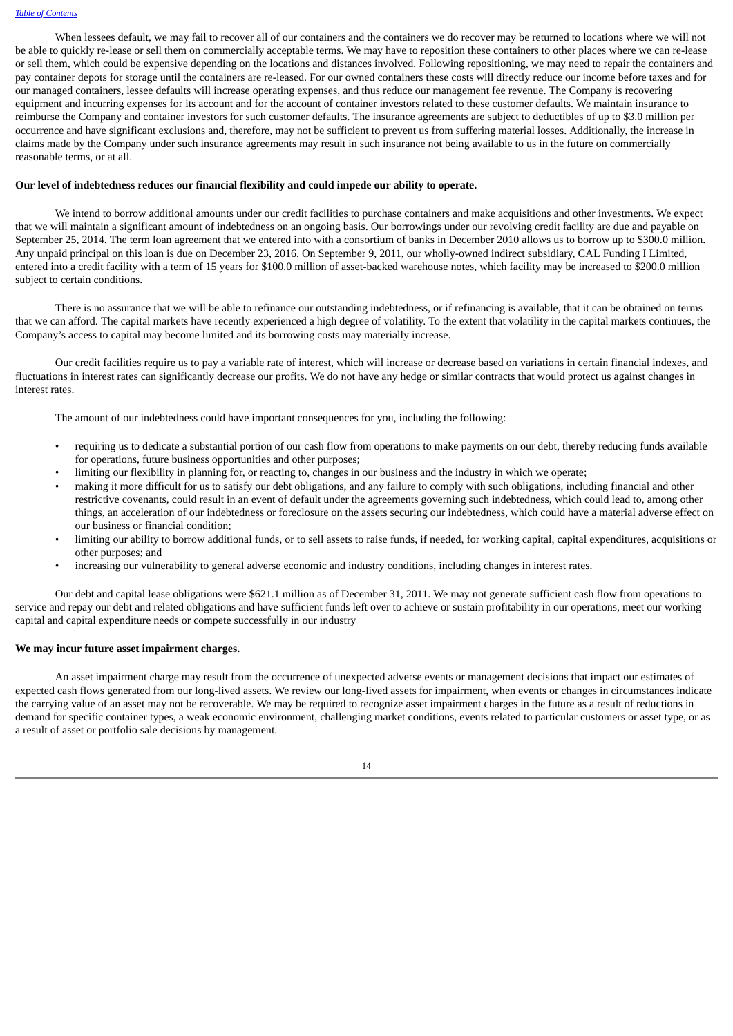When lessees default, we may fail to recover all of our containers and the containers we do recover may be returned to locations where we will not be able to quickly re-lease or sell them on commercially acceptable terms. We may have to reposition these containers to other places where we can re-lease or sell them, which could be expensive depending on the locations and distances involved. Following repositioning, we may need to repair the containers and pay container depots for storage until the containers are re-leased. For our owned containers these costs will directly reduce our income before taxes and for our managed containers, lessee defaults will increase operating expenses, and thus reduce our management fee revenue. The Company is recovering equipment and incurring expenses for its account and for the account of container investors related to these customer defaults. We maintain insurance to reimburse the Company and container investors for such customer defaults. The insurance agreements are subject to deductibles of up to $3.0 million per occurrence and have significant exclusions and, therefore, may not be sufficient to prevent us from suffering material losses. Additionally, the increase in claims made by the Company under such insurance agreements may result in such insurance not being available to us in the future on commercially reasonable terms, or at all.

**Our level of indebtedness reduces our financial flexibility and could impede our ability to operate.**

We intend to borrow additional amounts under our credit facilities to purchase containers and make acquisitions and other investments. We expect that we will maintain a significant amount of indebtedness on an ongoing basis. Our borrowings under our revolving credit facility are due and payable on September 25, 2014. The term loan agreement that we entered into with a consortium of banks in December 2010 allows us to borrow up to $300.0 million. Any unpaid principal on this loan is due on December 23, 2016. On September 9, 2011, our wholly-owned indirect subsidiary, CAL Funding I Limited, entered into a credit facility with a term of 15 years for $100.0 million of asset-backed warehouse notes, which facility may be increased to $200.0 million subject to certain conditions.

There is no assurance that we will be able to refinance our outstanding indebtedness, or if refinancing is available, that it can be obtained on terms that we can afford. The capital markets have recently experienced a high degree of volatility. To the extent that volatility in the capital markets continues, the Company's access to capital may become limited and its borrowing costs may materially increase.

Our credit facilities require us to pay a variable rate of interest, which will increase or decrease based on variations in certain financial indexes, and fluctuations in interest rates can significantly decrease our profits. We do not have any hedge or similar contracts that would protect us against changes in interest rates.

The amount of our indebtedness could have important consequences for you, including the following:

- requiring us to dedicate a substantial portion of our cash flow from operations to make payments on our debt, thereby reducing funds available for operations, future business opportunities and other purposes;
- limiting our flexibility in planning for, or reacting to, changes in our business and the industry in which we operate;
- making it more difficult for us to satisfy our debt obligations, and any failure to comply with such obligations, including financial and other restrictive covenants, could result in an event of default under the agreements governing such indebtedness, which could lead to, among other things, an acceleration of our indebtedness or foreclosure on the assets securing our indebtedness, which could have a material adverse effect on our business or financial condition;
- limiting our ability to borrow additional funds, or to sell assets to raise funds, if needed, for working capital, capital expenditures, acquisitions or other purposes; and
- increasing our vulnerability to general adverse economic and industry conditions, including changes in interest rates.

Our debt and capital lease obligations were $621.1 million as of December 31, 2011. We may not generate sufficient cash flow from operations to service and repay our debt and related obligations and have sufficient funds left over to achieve or sustain profitability in our operations, meet our working capital and capital expenditure needs or compete successfully in our industry

**We may incur future asset impairment charges.**

An asset impairment charge may result from the occurrence of unexpected adverse events or management decisions that impact our estimates of expected cash flows generated from our long-lived assets. We review our long-lived assets for impairment, when events or changes in circumstances indicate the carrying value of an asset may not be recoverable. We may be required to recognize asset impairment charges in the future as a result of reductions in demand for specific container types, a weak economic environment, challenging market conditions, events related to particular customers or asset type, or as a result of asset or portfolio sale decisions by management.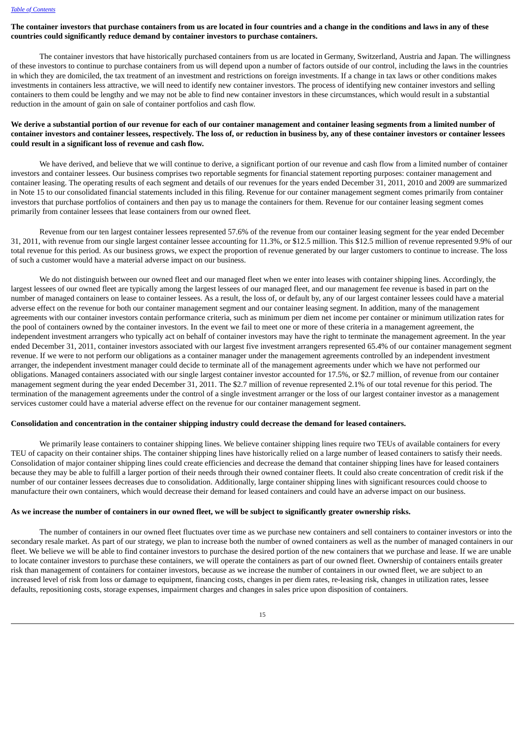**The container investors that purchase containers from us are located in four countries and a change in the conditions and laws in any of these countries could significantly reduce demand by container investors to purchase containers.**

The container investors that have historically purchased containers from us are located in Germany, Switzerland, Austria and Japan. The willingness of these investors to continue to purchase containers from us will depend upon a number of factors outside of our control, including the laws in the countries in which they are domiciled, the tax treatment of an investment and restrictions on foreign investments. If a change in tax laws or other conditions makes investments in containers less attractive, we will need to identify new container investors. The process of identifying new container investors and selling containers to them could be lengthy and we may not be able to find new container investors in these circumstances, which would result in a substantial reduction in the amount of gain on sale of container portfolios and cash flow.

**We derive a substantial portion of our revenue for each of our container management and container leasing segments from a limited number of container investors and container lessees, respectively. The loss of, or reduction in business by, any of these container investors or container lessees could result in a significant loss of revenue and cash flow.**

We have derived, and believe that we will continue to derive, a significant portion of our revenue and cash flow from a limited number of container investors and container lessees. Our business comprises two reportable segments for financial statement reporting purposes: container management and container leasing. The operating results of each segment and details of our revenues for the years ended December 31, 2011, 2010 and 2009 are summarized in Note 15 to our consolidated financial statements included in this filing. Revenue for our container management segment comes primarily from container investors that purchase portfolios of containers and then pay us to manage the containers for them. Revenue for our container leasing segment comes primarily from container lessees that lease containers from our owned fleet.

Revenue from our ten largest container lessees represented 57.6% of the revenue from our container leasing segment for the year ended December 31, 2011, with revenue from our single largest container lessee accounting for 11.3%, or $12.5 million. This $12.5 million of revenue represented 9.9% of our total revenue for this period. As our business grows, we expect the proportion of revenue generated by our larger customers to continue to increase. The loss of such a customer would have a material adverse impact on our business.

We do not distinguish between our owned fleet and our managed fleet when we enter into leases with container shipping lines. Accordingly, the largest lessees of our owned fleet are typically among the largest lessees of our managed fleet, and our management fee revenue is based in part on the number of managed containers on lease to container lessees. As a result, the loss of, or default by, any of our largest container lessees could have a material adverse effect on the revenue for both our container management segment and our container leasing segment. In addition, many of the management agreements with our container investors contain performance criteria, such as minimum per diem net income per container or minimum utilization rates for the pool of containers owned by the container investors. In the event we fail to meet one or more of these criteria in a management agreement, the independent investment arrangers who typically act on behalf of container investors may have the right to terminate the management agreement. In the year ended December 31, 2011, container investors associated with our largest five investment arrangers represented 65.4% of our container management segment revenue. If we were to not perform our obligations as a container manager under the management agreements controlled by an independent investment arranger, the independent investment manager could decide to terminate all of the management agreements under which we have not performed our obligations. Managed containers associated with our single largest container investor accounted for 17.5%, or $2.7 million, of revenue from our container management segment during the year ended December 31, 2011. The $2.7 million of revenue represented 2.1% of our total revenue for this period. The termination of the management agreements under the control of a single investment arranger or the loss of our largest container investor as a management services customer could have a material adverse effect on the revenue for our container management segment.

**Consolidation and concentration in the container shipping industry could decrease the demand for leased containers.**

We primarily lease containers to container shipping lines. We believe container shipping lines require two TEUs of available containers for every TEU of capacity on their container ships. The container shipping lines have historically relied on a large number of leased containers to satisfy their needs. Consolidation of major container shipping lines could create efficiencies and decrease the demand that container shipping lines have for leased containers because they may be able to fulfill a larger portion of their needs through their owned container fleets. It could also create concentration of credit risk if the number of our container lessees decreases due to consolidation. Additionally, large container shipping lines with significant resources could choose to manufacture their own containers, which would decrease their demand for leased containers and could have an adverse impact on our business.

**As we increase the number of containers in our owned fleet, we will be subject to significantly greater ownership risks.**

The number of containers in our owned fleet fluctuates over time as we purchase new containers and sell containers to container investors or into the secondary resale market. As part of our strategy, we plan to increase both the number of owned containers as well as the number of managed containers in our fleet. We believe we will be able to find container investors to purchase the desired portion of the new containers that we purchase and lease. If we are unable to locate container investors to purchase these containers, we will operate the containers as part of our owned fleet. Ownership of containers entails greater risk than management of containers for container investors, because as we increase the number of containers in our owned fleet, we are subject to an increased level of risk from loss or damage to equipment, financing costs, changes in per diem rates, re-leasing risk, changes in utilization rates, lessee defaults, repositioning costs, storage expenses, impairment charges and changes in sales price upon disposition of containers.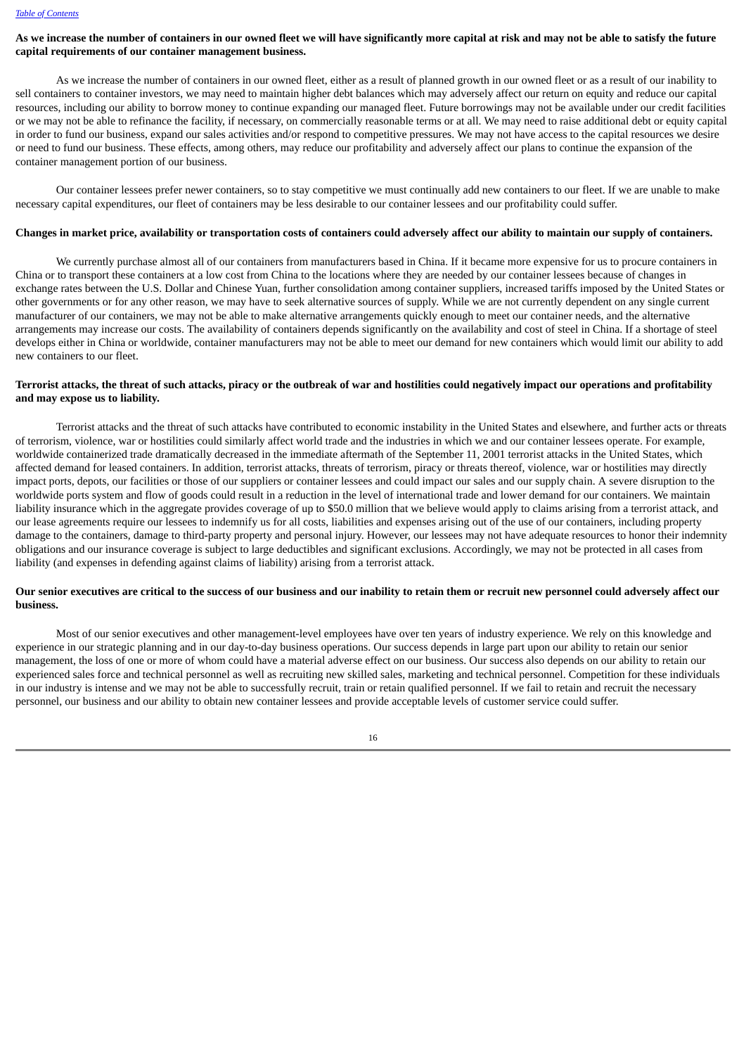**As we increase the number of containers in our owned fleet we will have significantly more capital at risk and may not be able to satisfy the future capital requirements of our container management business.**

As we increase the number of containers in our owned fleet, either as a result of planned growth in our owned fleet or as a result of our inability to sell containers to container investors, we may need to maintain higher debt balances which may adversely affect our return on equity and reduce our capital resources, including our ability to borrow money to continue expanding our managed fleet. Future borrowings may not be available under our credit facilities or we may not be able to refinance the facility, if necessary, on commercially reasonable terms or at all. We may need to raise additional debt or equity capital in order to fund our business, expand our sales activities and/or respond to competitive pressures. We may not have access to the capital resources we desire or need to fund our business. These effects, among others, may reduce our profitability and adversely affect our plans to continue the expansion of the container management portion of our business.

Our container lessees prefer newer containers, so to stay competitive we must continually add new containers to our fleet. If we are unable to make necessary capital expenditures, our fleet of containers may be less desirable to our container lessees and our profitability could suffer.

**Changes in market price, availability or transportation costs of containers could adversely affect our ability to maintain our supply of containers.**

We currently purchase almost all of our containers from manufacturers based in China. If it became more expensive for us to procure containers in China or to transport these containers at a low cost from China to the locations where they are needed by our container lessees because of changes in exchange rates between the U.S. Dollar and Chinese Yuan, further consolidation among container suppliers, increased tariffs imposed by the United States or other governments or for any other reason, we may have to seek alternative sources of supply. While we are not currently dependent on any single current manufacturer of our containers, we may not be able to make alternative arrangements quickly enough to meet our container needs, and the alternative arrangements may increase our costs. The availability of containers depends significantly on the availability and cost of steel in China. If a shortage of steel develops either in China or worldwide, container manufacturers may not be able to meet our demand for new containers which would limit our ability to add new containers to our fleet.

**Terrorist attacks, the threat of such attacks, piracy or the outbreak of war and hostilities could negatively impact our operations and profitability and may expose us to liability.**

Terrorist attacks and the threat of such attacks have contributed to economic instability in the United States and elsewhere, and further acts or threats of terrorism, violence, war or hostilities could similarly affect world trade and the industries in which we and our container lessees operate. For example, worldwide containerized trade dramatically decreased in the immediate aftermath of the September 11, 2001 terrorist attacks in the United States, which affected demand for leased containers. In addition, terrorist attacks, threats of terrorism, piracy or threats thereof, violence, war or hostilities may directly impact ports, depots, our facilities or those of our suppliers or container lessees and could impact our sales and our supply chain. A severe disruption to the worldwide ports system and flow of goods could result in a reduction in the level of international trade and lower demand for our containers. We maintain liability insurance which in the aggregate provides coverage of up to $50.0 million that we believe would apply to claims arising from a terrorist attack, and our lease agreements require our lessees to indemnify us for all costs, liabilities and expenses arising out of the use of our containers, including property damage to the containers, damage to third-party property and personal injury. However, our lessees may not have adequate resources to honor their indemnity obligations and our insurance coverage is subject to large deductibles and significant exclusions. Accordingly, we may not be protected in all cases from liability (and expenses in defending against claims of liability) arising from a terrorist attack.

**Our senior executives are critical to the success of our business and our inability to retain them or recruit new personnel could adversely affect our business.**

Most of our senior executives and other management-level employees have over ten years of industry experience. We rely on this knowledge and experience in our strategic planning and in our day-to-day business operations. Our success depends in large part upon our ability to retain our senior management, the loss of one or more of whom could have a material adverse effect on our business. Our success also depends on our ability to retain our experienced sales force and technical personnel as well as recruiting new skilled sales, marketing and technical personnel. Competition for these individuals in our industry is intense and we may not be able to successfully recruit, train or retain qualified personnel. If we fail to retain and recruit the necessary personnel, our business and our ability to obtain new container lessees and provide acceptable levels of customer service could suffer.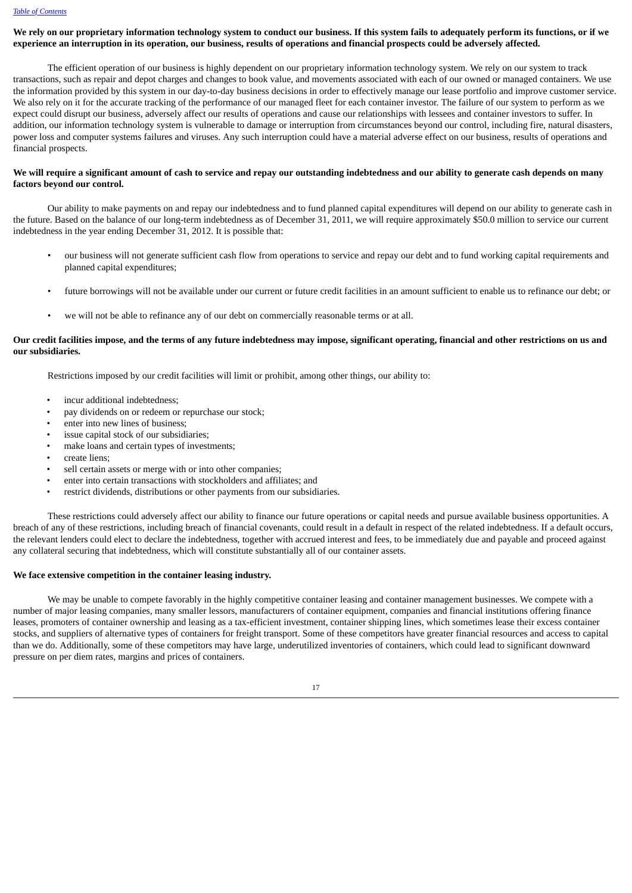**We rely on our proprietary information technology system to conduct our business. If this system fails to adequately perform its functions, or if we experience an interruption in its operation, our business, results of operations and financial prospects could be adversely affected.**

The efficient operation of our business is highly dependent on our proprietary information technology system. We rely on our system to track transactions, such as repair and depot charges and changes to book value, and movements associated with each of our owned or managed containers. We use the information provided by this system in our day-to-day business decisions in order to effectively manage our lease portfolio and improve customer service. We also rely on it for the accurate tracking of the performance of our managed fleet for each container investor. The failure of our system to perform as we expect could disrupt our business, adversely affect our results of operations and cause our relationships with lessees and container investors to suffer. In addition, our information technology system is vulnerable to damage or interruption from circumstances beyond our control, including fire, natural disasters, power loss and computer systems failures and viruses. Any such interruption could have a material adverse effect on our business, results of operations and financial prospects.

**We will require a significant amount of cash to service and repay our outstanding indebtedness and our ability to generate cash depends on many factors beyond our control.**

Our ability to make payments on and repay our indebtedness and to fund planned capital expenditures will depend on our ability to generate cash in the future. Based on the balance of our long-term indebtedness as of December 31, 2011, we will require approximately $50.0 million to service our current indebtedness in the year ending December 31, 2012. It is possible that:

- our business will not generate sufficient cash flow from operations to service and repay our debt and to fund working capital requirements and planned capital expenditures;
- future borrowings will not be available under our current or future credit facilities in an amount sufficient to enable us to refinance our debt; or
- we will not be able to refinance any of our debt on commercially reasonable terms or at all.

**Our credit facilities impose, and the terms of any future indebtedness may impose, significant operating, financial and other restrictions on us and our subsidiaries.**

Restrictions imposed by our credit facilities will limit or prohibit, among other things, our ability to:

- incur additional indebtedness;
- pay dividends on or redeem or repurchase our stock;
- enter into new lines of business;
- issue capital stock of our subsidiaries;
- make loans and certain types of investments;
- create liens;
- sell certain assets or merge with or into other companies;
- enter into certain transactions with stockholders and affiliates; and
- restrict dividends, distributions or other payments from our subsidiaries.

These restrictions could adversely affect our ability to finance our future operations or capital needs and pursue available business opportunities. A breach of any of these restrictions, including breach of financial covenants, could result in a default in respect of the related indebtedness. If a default occurs, the relevant lenders could elect to declare the indebtedness, together with accrued interest and fees, to be immediately due and payable and proceed against any collateral securing that indebtedness, which will constitute substantially all of our container assets.

**We face extensive competition in the container leasing industry.**

We may be unable to compete favorably in the highly competitive container leasing and container management businesses. We compete with a number of major leasing companies, many smaller lessors, manufacturers of container equipment, companies and financial institutions offering finance leases, promoters of container ownership and leasing as a tax-efficient investment, container shipping lines, which sometimes lease their excess container stocks, and suppliers of alternative types of containers for freight transport. Some of these competitors have greater financial resources and access to capital than we do. Additionally, some of these competitors may have large, underutilized inventories of containers, which could lead to significant downward pressure on per diem rates, margins and prices of containers.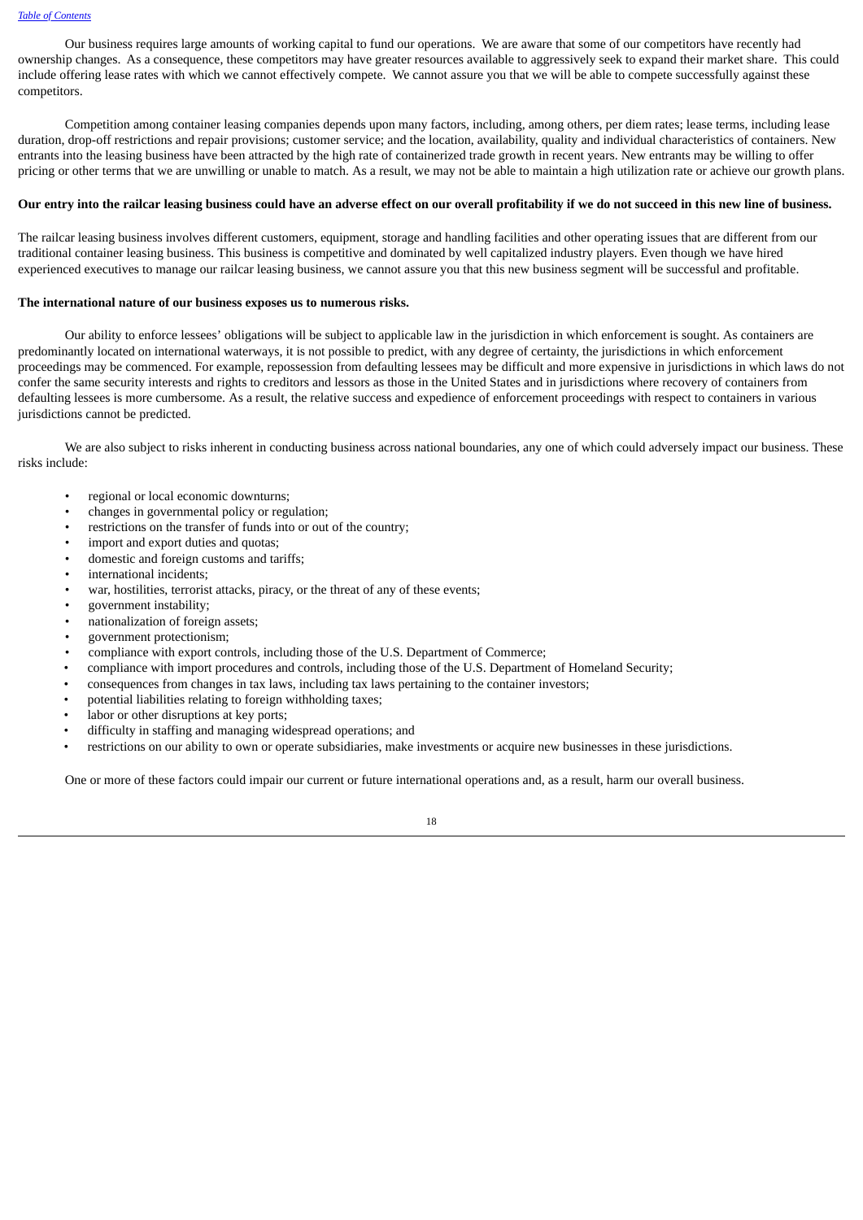Our business requires large amounts of working capital to fund our operations. We are aware that some of our competitors have recently had ownership changes. As a consequence, these competitors may have greater resources available to aggressively seek to expand their market share. This could include offering lease rates with which we cannot effectively compete. We cannot assure you that we will be able to compete successfully against these competitors.

Competition among container leasing companies depends upon many factors, including, among others, per diem rates; lease terms, including lease duration, drop-off restrictions and repair provisions; customer service; and the location, availability, quality and individual characteristics of containers. New entrants into the leasing business have been attracted by the high rate of containerized trade growth in recent years. New entrants may be willing to offer pricing or other terms that we are unwilling or unable to match. As a result, we may not be able to maintain a high utilization rate or achieve our growth plans.

**Our entry into the railcar leasing business could have an adverse effect on our overall profitability if we do not succeed in this new line of business.**

The railcar leasing business involves different customers, equipment, storage and handling facilities and other operating issues that are different from our traditional container leasing business. This business is competitive and dominated by well capitalized industry players. Even though we have hired experienced executives to manage our railcar leasing business, we cannot assure you that this new business segment will be successful and profitable.

**The international nature of our business exposes us to numerous risks.**

Our ability to enforce lessees' obligations will be subject to applicable law in the jurisdiction in which enforcement is sought. As containers are predominantly located on international waterways, it is not possible to predict, with any degree of certainty, the jurisdictions in which enforcement proceedings may be commenced. For example, repossession from defaulting lessees may be difficult and more expensive in jurisdictions in which laws do not confer the same security interests and rights to creditors and lessors as those in the United States and in jurisdictions where recovery of containers from defaulting lessees is more cumbersome. As a result, the relative success and expedience of enforcement proceedings with respect to containers in various jurisdictions cannot be predicted.

We are also subject to risks inherent in conducting business across national boundaries, any one of which could adversely impact our business. These risks include:

- regional or local economic downturns;
- changes in governmental policy or regulation;
- restrictions on the transfer of funds into or out of the country;
- import and export duties and quotas;
- domestic and foreign customs and tariffs;
- international incidents;
- war, hostilities, terrorist attacks, piracy, or the threat of any of these events;
- government instability;
- nationalization of foreign assets;
- government protectionism;
- compliance with export controls, including those of the U.S. Department of Commerce;
- compliance with import procedures and controls, including those of the U.S. Department of Homeland Security;
- consequences from changes in tax laws, including tax laws pertaining to the container investors;
- potential liabilities relating to foreign withholding taxes;
- labor or other disruptions at key ports;
- difficulty in staffing and managing widespread operations; and
- restrictions on our ability to own or operate subsidiaries, make investments or acquire new businesses in these jurisdictions.

One or more of these factors could impair our current or future international operations and, as a result, harm our overall business.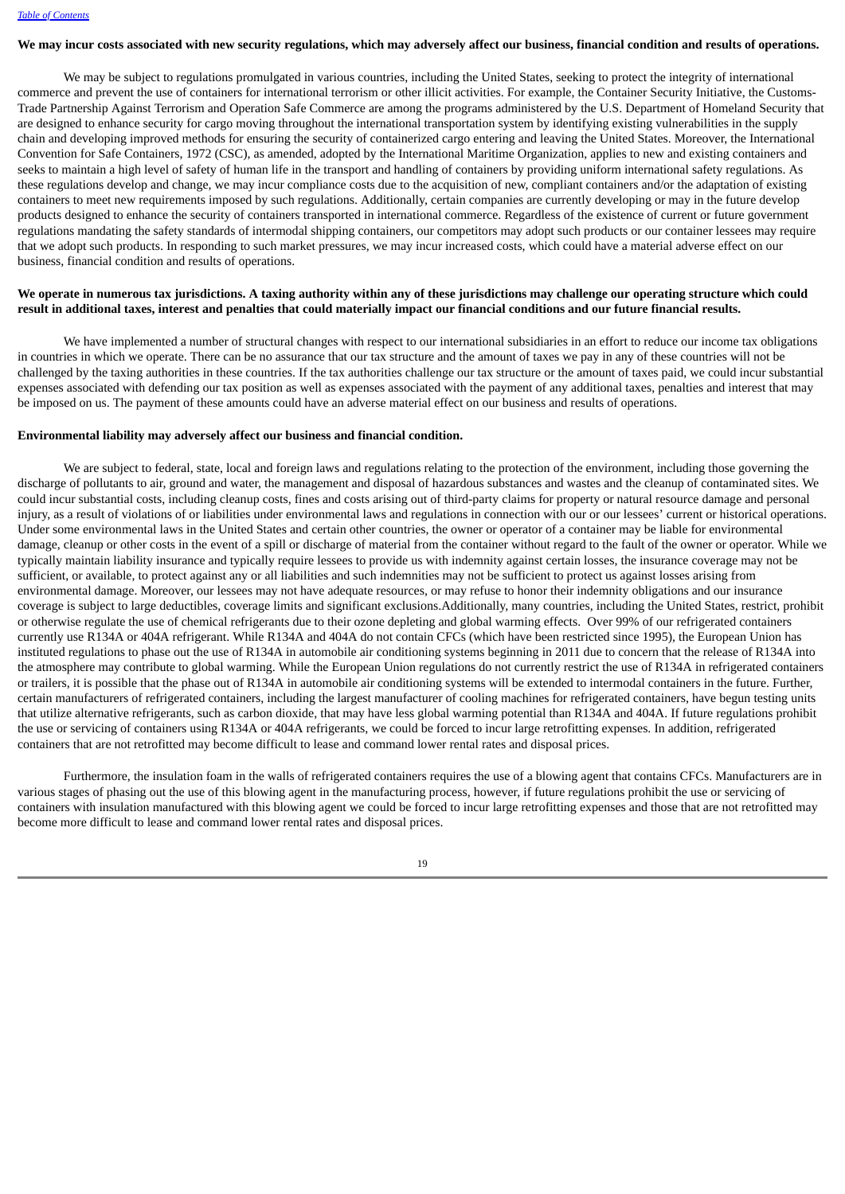**We may incur costs associated with new security regulations, which may adversely affect our business, financial condition and results of operations.**

We may be subject to regulations promulgated in various countries, including the United States, seeking to protect the integrity of international commerce and prevent the use of containers for international terrorism or other illicit activities. For example, the Container Security Initiative, the Customs-Trade Partnership Against Terrorism and Operation Safe Commerce are among the programs administered by the U.S. Department of Homeland Security that are designed to enhance security for cargo moving throughout the international transportation system by identifying existing vulnerabilities in the supply chain and developing improved methods for ensuring the security of containerized cargo entering and leaving the United States. Moreover, the International Convention for Safe Containers, 1972 (CSC), as amended, adopted by the International Maritime Organization, applies to new and existing containers and seeks to maintain a high level of safety of human life in the transport and handling of containers by providing uniform international safety regulations. As these regulations develop and change, we may incur compliance costs due to the acquisition of new, compliant containers and/or the adaptation of existing containers to meet new requirements imposed by such regulations. Additionally, certain companies are currently developing or may in the future develop products designed to enhance the security of containers transported in international commerce. Regardless of the existence of current or future government regulations mandating the safety standards of intermodal shipping containers, our competitors may adopt such products or our container lessees may require that we adopt such products. In responding to such market pressures, we may incur increased costs, which could have a material adverse effect on our business, financial condition and results of operations.

**We operate in numerous tax jurisdictions. A taxing authority within any of these jurisdictions may challenge our operating structure which could result in additional taxes, interest and penalties that could materially impact our financial conditions and our future financial results.**

We have implemented a number of structural changes with respect to our international subsidiaries in an effort to reduce our income tax obligations in countries in which we operate. There can be no assurance that our tax structure and the amount of taxes we pay in any of these countries will not be challenged by the taxing authorities in these countries. If the tax authorities challenge our tax structure or the amount of taxes paid, we could incur substantial expenses associated with defending our tax position as well as expenses associated with the payment of any additional taxes, penalties and interest that may be imposed on us. The payment of these amounts could have an adverse material effect on our business and results of operations.

**Environmental liability may adversely affect our business and financial condition.**

We are subject to federal, state, local and foreign laws and regulations relating to the protection of the environment, including those governing the discharge of pollutants to air, ground and water, the management and disposal of hazardous substances and wastes and the cleanup of contaminated sites. We could incur substantial costs, including cleanup costs, fines and costs arising out of third-party claims for property or natural resource damage and personal injury, as a result of violations of or liabilities under environmental laws and regulations in connection with our or our lessees' current or historical operations. Under some environmental laws in the United States and certain other countries, the owner or operator of a container may be liable for environmental damage, cleanup or other costs in the event of a spill or discharge of material from the container without regard to the fault of the owner or operator. While we typically maintain liability insurance and typically require lessees to provide us with indemnity against certain losses, the insurance coverage may not be sufficient, or available, to protect against any or all liabilities and such indemnities may not be sufficient to protect us against losses arising from environmental damage. Moreover, our lessees may not have adequate resources, or may refuse to honor their indemnity obligations and our insurance coverage is subject to large deductibles, coverage limits and significant exclusions.Additionally, many countries, including the United States, restrict, prohibit or otherwise regulate the use of chemical refrigerants due to their ozone depleting and global warming effects. Over 99% of our refrigerated containers currently use R134A or 404A refrigerant. While R134A and 404A do not contain CFCs (which have been restricted since 1995), the European Union has instituted regulations to phase out the use of R134A in automobile air conditioning systems beginning in 2011 due to concern that the release of R134A into the atmosphere may contribute to global warming. While the European Union regulations do not currently restrict the use of R134A in refrigerated containers or trailers, it is possible that the phase out of R134A in automobile air conditioning systems will be extended to intermodal containers in the future. Further, certain manufacturers of refrigerated containers, including the largest manufacturer of cooling machines for refrigerated containers, have begun testing units that utilize alternative refrigerants, such as carbon dioxide, that may have less global warming potential than R134A and 404A. If future regulations prohibit the use or servicing of containers using R134A or 404A refrigerants, we could be forced to incur large retrofitting expenses. In addition, refrigerated containers that are not retrofitted may become difficult to lease and command lower rental rates and disposal prices.

Furthermore, the insulation foam in the walls of refrigerated containers requires the use of a blowing agent that contains CFCs. Manufacturers are in various stages of phasing out the use of this blowing agent in the manufacturing process, however, if future regulations prohibit the use or servicing of containers with insulation manufactured with this blowing agent we could be forced to incur large retrofitting expenses and those that are not retrofitted may become more difficult to lease and command lower rental rates and disposal prices.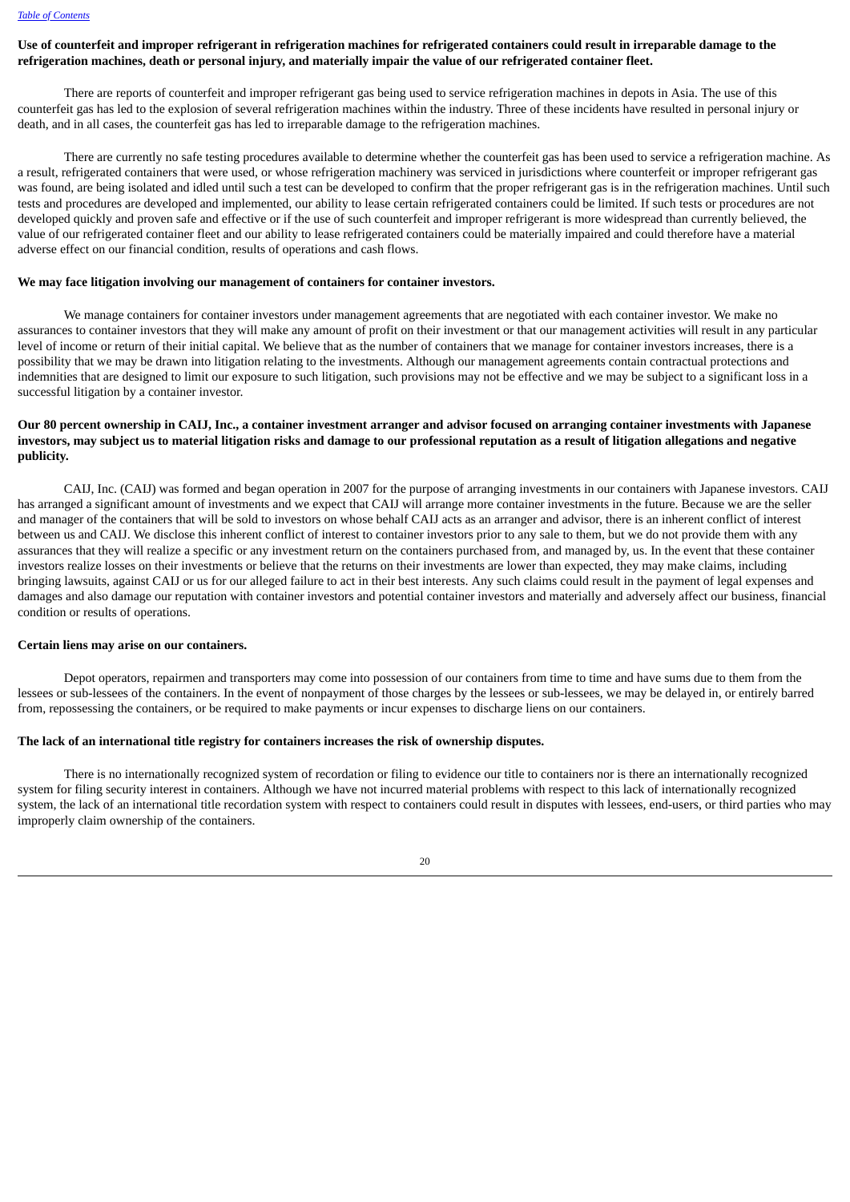**Use of counterfeit and improper refrigerant in refrigeration machines for refrigerated containers could result in irreparable damage to the refrigeration machines, death or personal injury, and materially impair the value of our refrigerated container fleet.**

There are reports of counterfeit and improper refrigerant gas being used to service refrigeration machines in depots in Asia. The use of this counterfeit gas has led to the explosion of several refrigeration machines within the industry. Three of these incidents have resulted in personal injury or death, and in all cases, the counterfeit gas has led to irreparable damage to the refrigeration machines.

There are currently no safe testing procedures available to determine whether the counterfeit gas has been used to service a refrigeration machine. As a result, refrigerated containers that were used, or whose refrigeration machinery was serviced in jurisdictions where counterfeit or improper refrigerant gas was found, are being isolated and idled until such a test can be developed to confirm that the proper refrigerant gas is in the refrigeration machines. Until such tests and procedures are developed and implemented, our ability to lease certain refrigerated containers could be limited. If such tests or procedures are not developed quickly and proven safe and effective or if the use of such counterfeit and improper refrigerant is more widespread than currently believed, the value of our refrigerated container fleet and our ability to lease refrigerated containers could be materially impaired and could therefore have a material adverse effect on our financial condition, results of operations and cash flows.

**We may face litigation involving our management of containers for container investors.**

We manage containers for container investors under management agreements that are negotiated with each container investor. We make no assurances to container investors that they will make any amount of profit on their investment or that our management activities will result in any particular level of income or return of their initial capital. We believe that as the number of containers that we manage for container investors increases, there is a possibility that we may be drawn into litigation relating to the investments. Although our management agreements contain contractual protections and indemnities that are designed to limit our exposure to such litigation, such provisions may not be effective and we may be subject to a significant loss in a successful litigation by a container investor.

**Our 80 percent ownership in CAIJ, Inc., a container investment arranger and advisor focused on arranging container investments with Japanese investors, may subject us to material litigation risks and damage to our professional reputation as a result of litigation allegations and negative publicity.**

CAIJ, Inc. (CAIJ) was formed and began operation in 2007 for the purpose of arranging investments in our containers with Japanese investors. CAIJ has arranged a significant amount of investments and we expect that CAIJ will arrange more container investments in the future. Because we are the seller and manager of the containers that will be sold to investors on whose behalf CAIJ acts as an arranger and advisor, there is an inherent conflict of interest between us and CAIJ. We disclose this inherent conflict of interest to container investors prior to any sale to them, but we do not provide them with any assurances that they will realize a specific or any investment return on the containers purchased from, and managed by, us. In the event that these container investors realize losses on their investments or believe that the returns on their investments are lower than expected, they may make claims, including bringing lawsuits, against CAIJ or us for our alleged failure to act in their best interests. Any such claims could result in the payment of legal expenses and damages and also damage our reputation with container investors and potential container investors and materially and adversely affect our business, financial condition or results of operations.

**Certain liens may arise on our containers.**

Depot operators, repairmen and transporters may come into possession of our containers from time to time and have sums due to them from the lessees or sub-lessees of the containers. In the event of nonpayment of those charges by the lessees or sub-lessees, we may be delayed in, or entirely barred from, repossessing the containers, or be required to make payments or incur expenses to discharge liens on our containers.

**The lack of an international title registry for containers increases the risk of ownership disputes.**

There is no internationally recognized system of recordation or filing to evidence our title to containers nor is there an internationally recognized system for filing security interest in containers. Although we have not incurred material problems with respect to this lack of internationally recognized system, the lack of an international title recordation system with respect to containers could result in disputes with lessees, end-users, or third parties who may improperly claim ownership of the containers.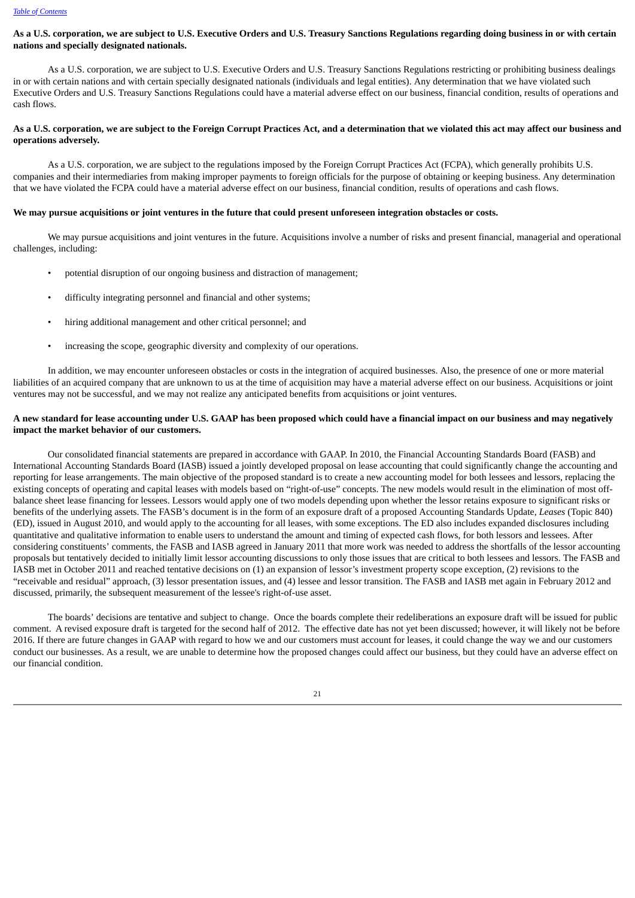**As a U.S. corporation, we are subject to U.S. Executive Orders and U.S. Treasury Sanctions Regulations regarding doing business in or with certain nations and specially designated nationals.**

As a U.S. corporation, we are subject to U.S. Executive Orders and U.S. Treasury Sanctions Regulations restricting or prohibiting business dealings in or with certain nations and with certain specially designated nationals (individuals and legal entities). Any determination that we have violated such Executive Orders and U.S. Treasury Sanctions Regulations could have a material adverse effect on our business, financial condition, results of operations and cash flows.

**As a U.S. corporation, we are subject to the Foreign Corrupt Practices Act, and a determination that we violated this act may affect our business and operations adversely.**

As a U.S. corporation, we are subject to the regulations imposed by the Foreign Corrupt Practices Act (FCPA), which generally prohibits U.S. companies and their intermediaries from making improper payments to foreign officials for the purpose of obtaining or keeping business. Any determination that we have violated the FCPA could have a material adverse effect on our business, financial condition, results of operations and cash flows.

**We may pursue acquisitions or joint ventures in the future that could present unforeseen integration obstacles or costs.**

We may pursue acquisitions and joint ventures in the future. Acquisitions involve a number of risks and present financial, managerial and operational challenges, including:

- potential disruption of our ongoing business and distraction of management;
- difficulty integrating personnel and financial and other systems;
- hiring additional management and other critical personnel; and
- increasing the scope, geographic diversity and complexity of our operations.

In addition, we may encounter unforeseen obstacles or costs in the integration of acquired businesses. Also, the presence of one or more material liabilities of an acquired company that are unknown to us at the time of acquisition may have a material adverse effect on our business. Acquisitions or joint ventures may not be successful, and we may not realize any anticipated benefits from acquisitions or joint ventures.

**A new standard for lease accounting under U.S. GAAP has been proposed which could have a financial impact on our business and may negatively impact the market behavior of our customers.**

Our consolidated financial statements are prepared in accordance with GAAP. In 2010, the Financial Accounting Standards Board (FASB) and International Accounting Standards Board (IASB) issued a jointly developed proposal on lease accounting that could significantly change the accounting and reporting for lease arrangements. The main objective of the proposed standard is to create a new accounting model for both lessees and lessors, replacing the existing concepts of operating and capital leases with models based on "right-of-use" concepts. The new models would result in the elimination of most off-balance sheet lease financing for lessees. Lessors would apply one of two models depending upon whether the lessor retains exposure to significant risks or benefits of the underlying assets. The FASB's document is in the form of an exposure draft of a proposed Accounting Standards Update, *Leases* (Topic 840) (ED), issued in August 2010, and would apply to the accounting for all leases, with some exceptions. The ED also includes expanded disclosures including quantitative and qualitative information to enable users to understand the amount and timing of expected cash flows, for both lessors and lessees. After considering constituents' comments, the FASB and IASB agreed in January 2011 that more work was needed to address the shortfalls of the lessor accounting proposals but tentatively decided to initially limit lessor accounting discussions to only those issues that are critical to both lessees and lessors. The FASB and IASB met in October 2011 and reached tentative decisions on (1) an expansion of lessor's investment property scope exception, (2) revisions to the "receivable and residual" approach, (3) lessor presentation issues, and (4) lessee and lessor transition. The FASB and IASB met again in February 2012 and discussed, primarily, the subsequent measurement of the lessee's right-of-use asset.

The boards' decisions are tentative and subject to change. Once the boards complete their redeliberations an exposure draft will be issued for public comment. A revised exposure draft is targeted for the second half of 2012. The effective date has not yet been discussed; however, it will likely not be before 2016. If there are future changes in GAAP with regard to how we and our customers must account for leases, it could change the way we and our customers conduct our businesses. As a result, we are unable to determine how the proposed changes could affect our business, but they could have an adverse effect on our financial condition.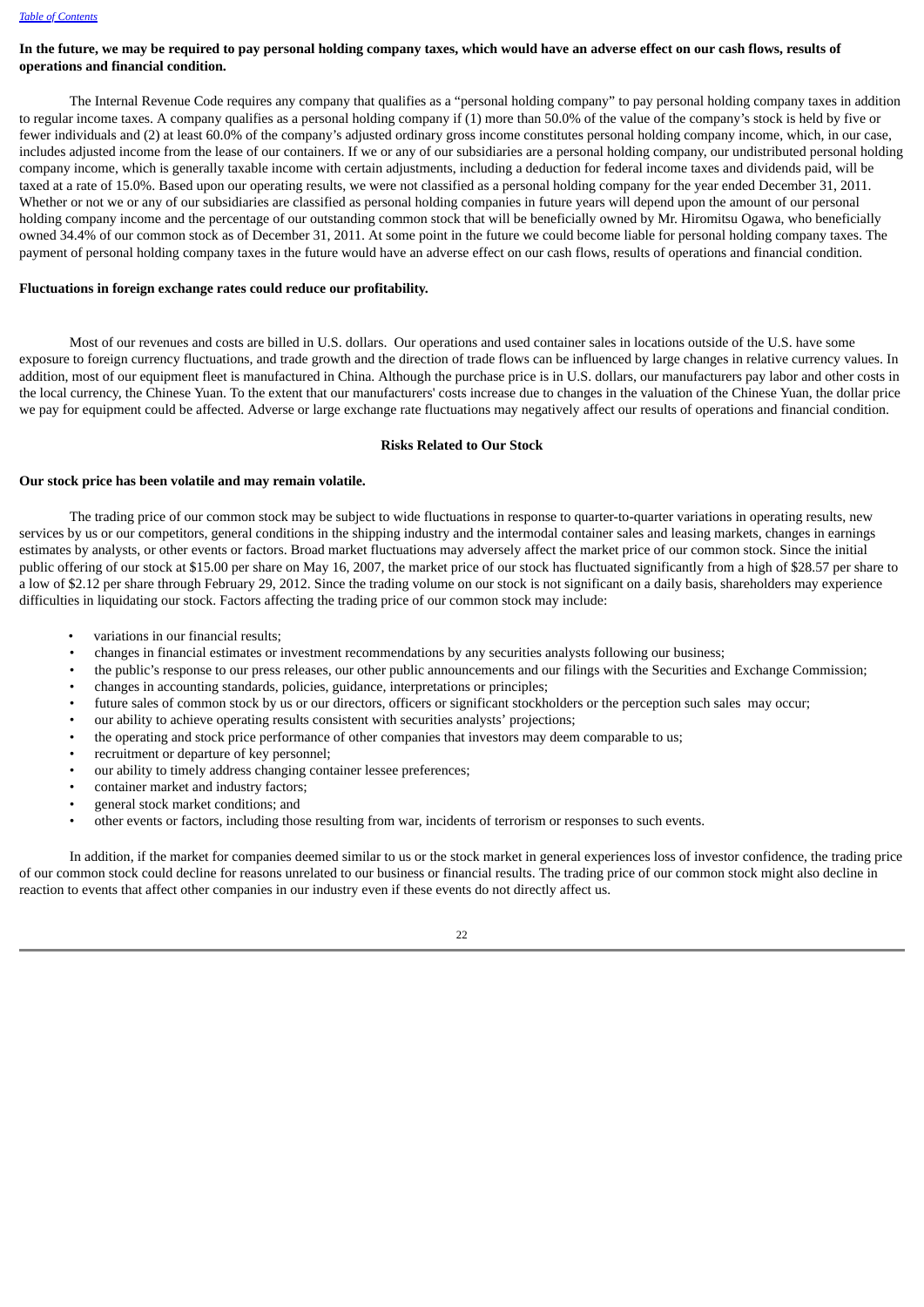**In the future, we may be required to pay personal holding company taxes, which would have an adverse effect on our cash flows, results of operations and financial condition.**

The Internal Revenue Code requires any company that qualifies as a "personal holding company" to pay personal holding company taxes in addition to regular income taxes. A company qualifies as a personal holding company if (1) more than 50.0% of the value of the company's stock is held by five or fewer individuals and (2) at least 60.0% of the company's adjusted ordinary gross income constitutes personal holding company income, which, in our case, includes adjusted income from the lease of our containers. If we or any of our subsidiaries are a personal holding company, our undistributed personal holding company income, which is generally taxable income with certain adjustments, including a deduction for federal income taxes and dividends paid, will be taxed at a rate of 15.0%. Based upon our operating results, we were not classified as a personal holding company for the year ended December 31, 2011. Whether or not we or any of our subsidiaries are classified as personal holding companies in future years will depend upon the amount of our personal holding company income and the percentage of our outstanding common stock that will be beneficially owned by Mr. Hiromitsu Ogawa, who beneficially owned 34.4% of our common stock as of December 31, 2011. At some point in the future we could become liable for personal holding company taxes. The payment of personal holding company taxes in the future would have an adverse effect on our cash flows, results of operations and financial condition.

**Fluctuations in foreign exchange rates could reduce our profitability.**

Most of our revenues and costs are billed in U.S. dollars. Our operations and used container sales in locations outside of the U.S. have some exposure to foreign currency fluctuations, and trade growth and the direction of trade flows can be influenced by large changes in relative currency values. In addition, most of our equipment fleet is manufactured in China. Although the purchase price is in U.S. dollars, our manufacturers pay labor and other costs in the local currency, the Chinese Yuan. To the extent that our manufacturers' costs increase due to changes in the valuation of the Chinese Yuan, the dollar price we pay for equipment could be affected. Adverse or large exchange rate fluctuations may negatively affect our results of operations and financial condition.

## Risks Related to Our Stock

**Our stock price has been volatile and may remain volatile.**

The trading price of our common stock may be subject to wide fluctuations in response to quarter-to-quarter variations in operating results, new services by us or our competitors, general conditions in the shipping industry and the intermodal container sales and leasing markets, changes in earnings estimates by analysts, or other events or factors. Broad market fluctuations may adversely affect the market price of our common stock. Since the initial public offering of our stock at $15.00 per share on May 16, 2007, the market price of our stock has fluctuated significantly from a high of $28.57 per share to a low of $2.12 per share through February 29, 2012. Since the trading volume on our stock is not significant on a daily basis, shareholders may experience difficulties in liquidating our stock. Factors affecting the trading price of our common stock may include:

- variations in our financial results;
- changes in financial estimates or investment recommendations by any securities analysts following our business;
- the public's response to our press releases, our other public announcements and our filings with the Securities and Exchange Commission;
- changes in accounting standards, policies, guidance, interpretations or principles;
- future sales of common stock by us or our directors, officers or significant stockholders or the perception such sales may occur;
- our ability to achieve operating results consistent with securities analysts' projections;
- the operating and stock price performance of other companies that investors may deem comparable to us;
- recruitment or departure of key personnel;
- our ability to timely address changing container lessee preferences;
- container market and industry factors;
- general stock market conditions; and
- other events or factors, including those resulting from war, incidents of terrorism or responses to such events.

In addition, if the market for companies deemed similar to us or the stock market in general experiences loss of investor confidence, the trading price of our common stock could decline for reasons unrelated to our business or financial results. The trading price of our common stock might also decline in reaction to events that affect other companies in our industry even if these events do not directly affect us.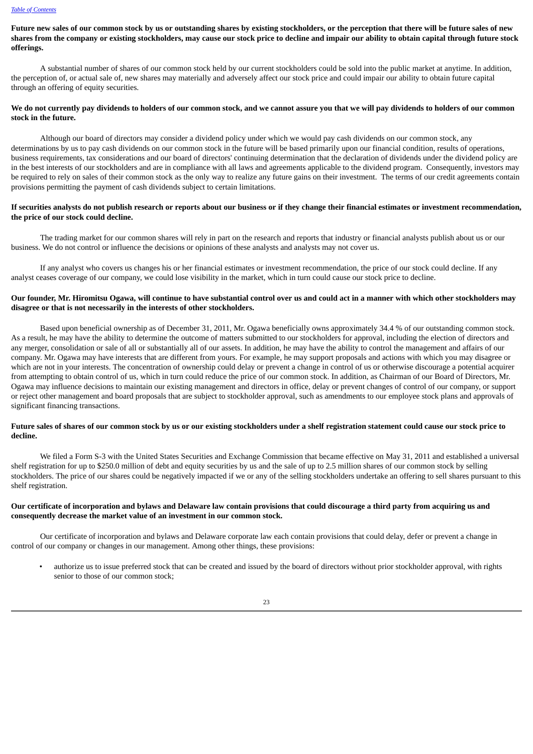**Future new sales of our common stock by us or outstanding shares by existing stockholders, or the perception that there will be future sales of new shares from the company or existing stockholders, may cause our stock price to decline and impair our ability to obtain capital through future stock offerings.**

A substantial number of shares of our common stock held by our current stockholders could be sold into the public market at anytime. In addition, the perception of, or actual sale of, new shares may materially and adversely affect our stock price and could impair our ability to obtain future capital through an offering of equity securities.

**We do not currently pay dividends to holders of our common stock, and we cannot assure you that we will pay dividends to holders of our common stock in the future.**

Although our board of directors may consider a dividend policy under which we would pay cash dividends on our common stock, any determinations by us to pay cash dividends on our common stock in the future will be based primarily upon our financial condition, results of operations, business requirements, tax considerations and our board of directors' continuing determination that the declaration of dividends under the dividend policy are in the best interests of our stockholders and are in compliance with all laws and agreements applicable to the dividend program. Consequently, investors may be required to rely on sales of their common stock as the only way to realize any future gains on their investment. The terms of our credit agreements contain provisions permitting the payment of cash dividends subject to certain limitations.

**If securities analysts do not publish research or reports about our business or if they change their financial estimates or investment recommendation, the price of our stock could decline.**

The trading market for our common shares will rely in part on the research and reports that industry or financial analysts publish about us or our business. We do not control or influence the decisions or opinions of these analysts and analysts may not cover us.

If any analyst who covers us changes his or her financial estimates or investment recommendation, the price of our stock could decline. If any analyst ceases coverage of our company, we could lose visibility in the market, which in turn could cause our stock price to decline.

**Our founder, Mr. Hiromitsu Ogawa, will continue to have substantial control over us and could act in a manner with which other stockholders may disagree or that is not necessarily in the interests of other stockholders.**

Based upon beneficial ownership as of December 31, 2011, Mr. Ogawa beneficially owns approximately 34.4 % of our outstanding common stock. As a result, he may have the ability to determine the outcome of matters submitted to our stockholders for approval, including the election of directors and any merger, consolidation or sale of all or substantially all of our assets. In addition, he may have the ability to control the management and affairs of our company. Mr. Ogawa may have interests that are different from yours. For example, he may support proposals and actions with which you may disagree or which are not in your interests. The concentration of ownership could delay or prevent a change in control of us or otherwise discourage a potential acquirer from attempting to obtain control of us, which in turn could reduce the price of our common stock. In addition, as Chairman of our Board of Directors, Mr. Ogawa may influence decisions to maintain our existing management and directors in office, delay or prevent changes of control of our company, or support or reject other management and board proposals that are subject to stockholder approval, such as amendments to our employee stock plans and approvals of significant financing transactions.

**Future sales of shares of our common stock by us or our existing stockholders under a shelf registration statement could cause our stock price to decline.**

We filed a Form S-3 with the United States Securities and Exchange Commission that became effective on May 31, 2011 and established a universal shelf registration for up to $250.0 million of debt and equity securities by us and the sale of up to 2.5 million shares of our common stock by selling stockholders. The price of our shares could be negatively impacted if we or any of the selling stockholders undertake an offering to sell shares pursuant to this shelf registration.

**Our certificate of incorporation and bylaws and Delaware law contain provisions that could discourage a third party from acquiring us and consequently decrease the market value of an investment in our common stock.**

Our certificate of incorporation and bylaws and Delaware corporate law each contain provisions that could delay, defer or prevent a change in control of our company or changes in our management. Among other things, these provisions:

- authorize us to issue preferred stock that can be created and issued by the board of directors without prior stockholder approval, with rights senior to those of our common stock;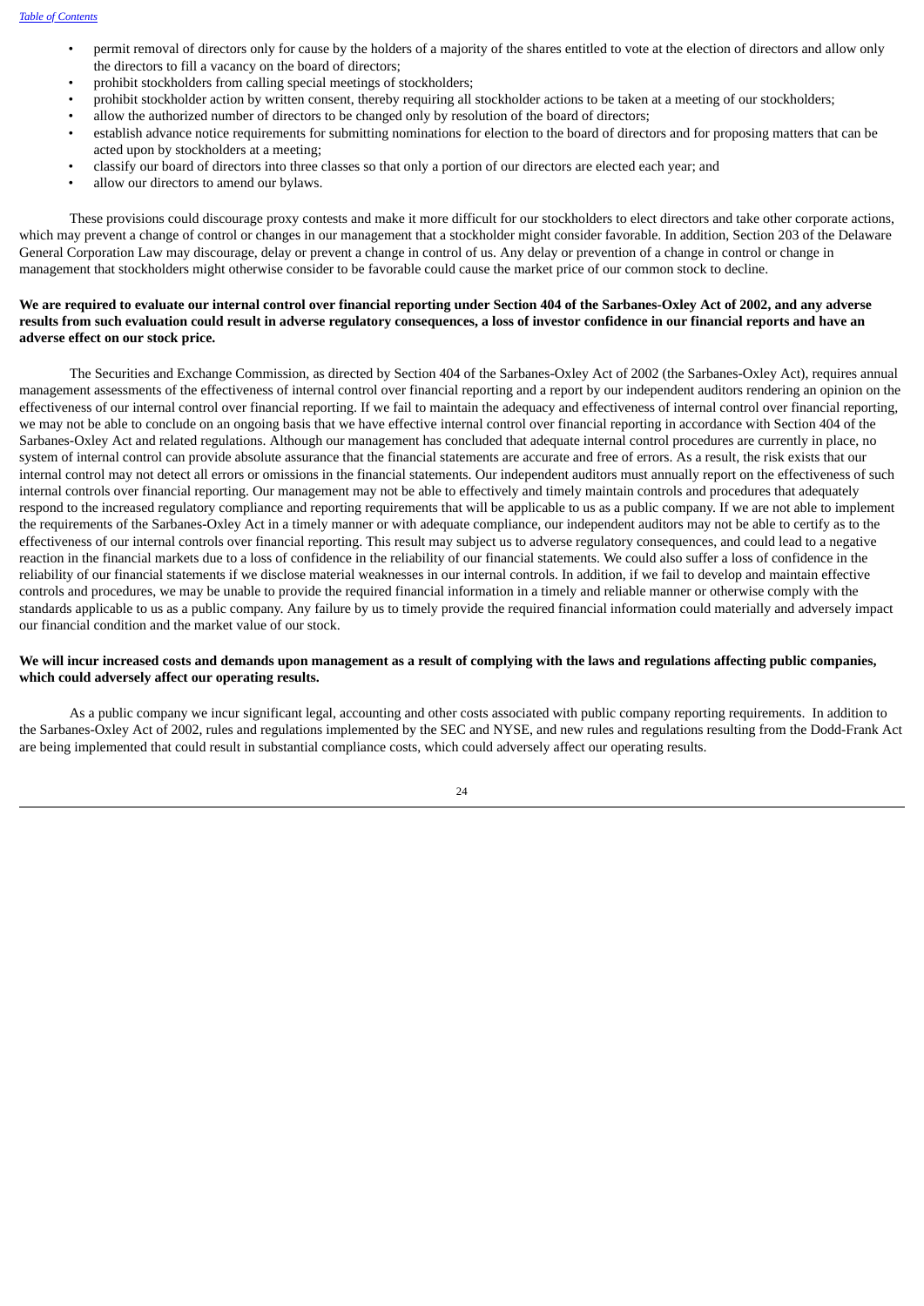- permit removal of directors only for cause by the holders of a majority of the shares entitled to vote at the election of directors and allow only the directors to fill a vacancy on the board of directors;
- prohibit stockholders from calling special meetings of stockholders;
- prohibit stockholder action by written consent, thereby requiring all stockholder actions to be taken at a meeting of our stockholders;
- allow the authorized number of directors to be changed only by resolution of the board of directors;
- establish advance notice requirements for submitting nominations for election to the board of directors and for proposing matters that can be acted upon by stockholders at a meeting;
- classify our board of directors into three classes so that only a portion of our directors are elected each year; and
- allow our directors to amend our bylaws.

These provisions could discourage proxy contests and make it more difficult for our stockholders to elect directors and take other corporate actions, which may prevent a change of control or changes in our management that a stockholder might consider favorable. In addition, Section 203 of the Delaware General Corporation Law may discourage, delay or prevent a change in control of us. Any delay or prevention of a change in control or change in management that stockholders might otherwise consider to be favorable could cause the market price of our common stock to decline.

**We are required to evaluate our internal control over financial reporting under Section 404 of the Sarbanes-Oxley Act of 2002, and any adverse results from such evaluation could result in adverse regulatory consequences, a loss of investor confidence in our financial reports and have an adverse effect on our stock price.**

The Securities and Exchange Commission, as directed by Section 404 of the Sarbanes-Oxley Act of 2002 (the Sarbanes-Oxley Act), requires annual management assessments of the effectiveness of internal control over financial reporting and a report by our independent auditors rendering an opinion on the effectiveness of our internal control over financial reporting. If we fail to maintain the adequacy and effectiveness of internal control over financial reporting, we may not be able to conclude on an ongoing basis that we have effective internal control over financial reporting in accordance with Section 404 of the Sarbanes-Oxley Act and related regulations. Although our management has concluded that adequate internal control procedures are currently in place, no system of internal control can provide absolute assurance that the financial statements are accurate and free of errors. As a result, the risk exists that our internal control may not detect all errors or omissions in the financial statements. Our independent auditors must annually report on the effectiveness of such internal controls over financial reporting. Our management may not be able to effectively and timely maintain controls and procedures that adequately respond to the increased regulatory compliance and reporting requirements that will be applicable to us as a public company. If we are not able to implement the requirements of the Sarbanes-Oxley Act in a timely manner or with adequate compliance, our independent auditors may not be able to certify as to the effectiveness of our internal controls over financial reporting. This result may subject us to adverse regulatory consequences, and could lead to a negative reaction in the financial markets due to a loss of confidence in the reliability of our financial statements. We could also suffer a loss of confidence in the reliability of our financial statements if we disclose material weaknesses in our internal controls. In addition, if we fail to develop and maintain effective controls and procedures, we may be unable to provide the required financial information in a timely and reliable manner or otherwise comply with the standards applicable to us as a public company. Any failure by us to timely provide the required financial information could materially and adversely impact our financial condition and the market value of our stock.

**We will incur increased costs and demands upon management as a result of complying with the laws and regulations affecting public companies, which could adversely affect our operating results.**

As a public company we incur significant legal, accounting and other costs associated with public company reporting requirements. In addition to the Sarbanes-Oxley Act of 2002, rules and regulations implemented by the SEC and NYSE, and new rules and regulations resulting from the Dodd-Frank Act are being implemented that could result in substantial compliance costs, which could adversely affect our operating results.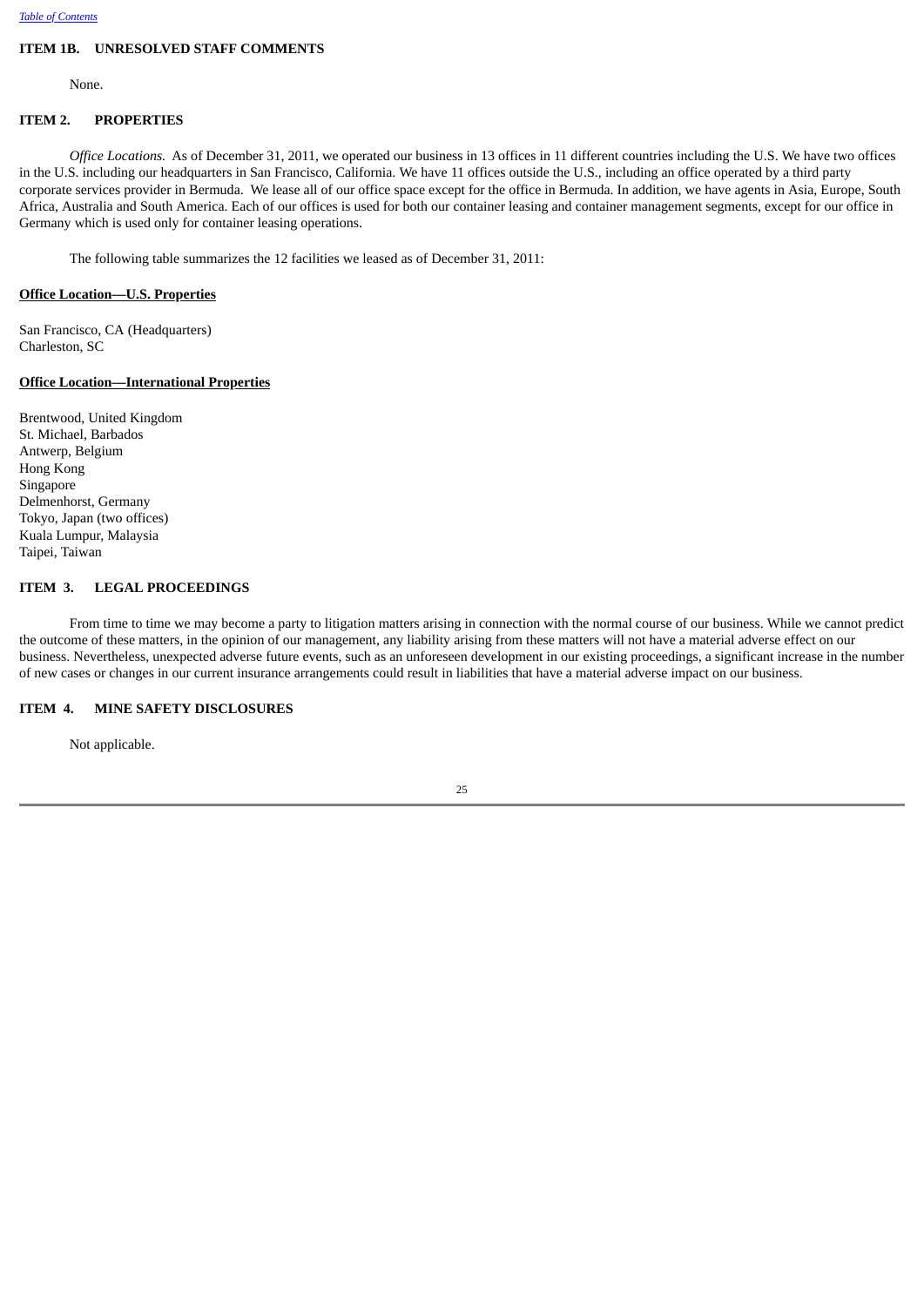## ITEM 1B. UNRESOLVED STAFF COMMENTS

None.

## ITEM 2. PROPERTIES

*Office Locations.* As of December 31, 2011, we operated our business in 13 offices in 11 different countries including the U.S. We have two offices in the U.S. including our headquarters in San Francisco, California. We have 11 offices outside the U.S., including an office operated by a third party corporate services provider in Bermuda. We lease all of our office space except for the office in Bermuda. In addition, we have agents in Asia, Europe, South Africa, Australia and South America. Each of our offices is used for both our container leasing and container management segments, except for our office in Germany which is used only for container leasing operations.

The following table summarizes the 12 facilities we leased as of December 31, 2011:

**Office Location—U.S. Properties**

San Francisco, CA (Headquarters)
Charleston, SC

**Office Location—International Properties**

Brentwood, United Kingdom
St. Michael, Barbados
Antwerp, Belgium
Hong Kong
Singapore
Delmenhorst, Germany
Tokyo, Japan (two offices)
Kuala Lumpur, Malaysia
Taipei, Taiwan

## ITEM 3. LEGAL PROCEEDINGS

From time to time we may become a party to litigation matters arising in connection with the normal course of our business. While we cannot predict the outcome of these matters, in the opinion of our management, any liability arising from these matters will not have a material adverse effect on our business. Nevertheless, unexpected adverse future events, such as an unforeseen development in our existing proceedings, a significant increase in the number of new cases or changes in our current insurance arrangements could result in liabilities that have a material adverse impact on our business.

## ITEM 4. MINE SAFETY DISCLOSURES

Not applicable.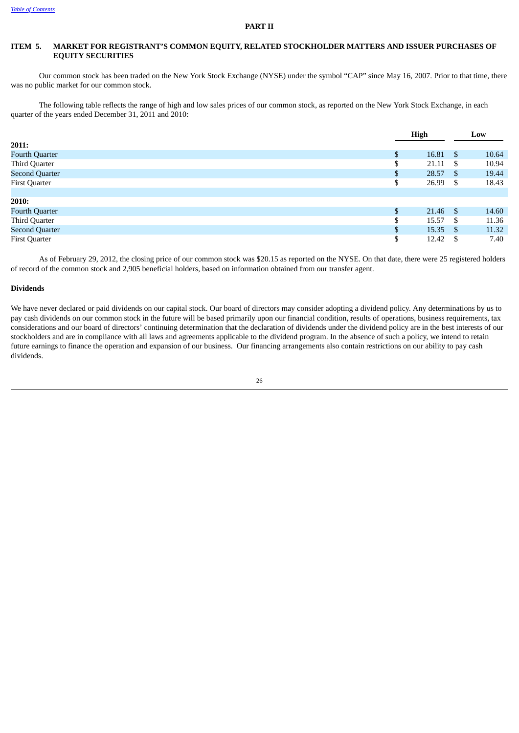# PART II

## ITEM 5. MARKET FOR REGISTRANT'S COMMON EQUITY, RELATED STOCKHOLDER MATTERS AND ISSUER PURCHASES OF EQUITY SECURITIES

Our common stock has been traded on the New York Stock Exchange (NYSE) under the symbol "CAP" since May 16, 2007. Prior to that time, there was no public market for our common stock.

The following table reflects the range of high and low sales prices of our common stock, as reported on the New York Stock Exchange, in each quarter of the years ended December 31, 2011 and 2010:

| | High | Low |
|---|---|---|
| **2011:** | | |
| Fourth Quarter | $ 16.81 | $ 10.64 |
| Third Quarter | $ 21.11 | $ 10.94 |
| Second Quarter | $ 28.57 | $ 19.44 |
| First Quarter | $ 26.99 | $ 18.43 |
| **2010:** | | |
| Fourth Quarter | $ 21.46 | $ 14.60 |
| Third Quarter | $ 15.57 | $ 11.36 |
| Second Quarter | $ 15.35 | $ 11.32 |
| First Quarter | $ 12.42 | $ 7.40 |

As of February 29, 2012, the closing price of our common stock was $20.15 as reported on the NYSE. On that date, there were 25 registered holders of record of the common stock and 2,905 beneficial holders, based on information obtained from our transfer agent.

### Dividends

We have never declared or paid dividends on our capital stock. Our board of directors may consider adopting a dividend policy. Any determinations by us to pay cash dividends on our common stock in the future will be based primarily upon our financial condition, results of operations, business requirements, tax considerations and our board of directors' continuing determination that the declaration of dividends under the dividend policy are in the best interests of our stockholders and are in compliance with all laws and agreements applicable to the dividend program. In the absence of such a policy, we intend to retain future earnings to finance the operation and expansion of our business. Our financing arrangements also contain restrictions on our ability to pay cash dividends.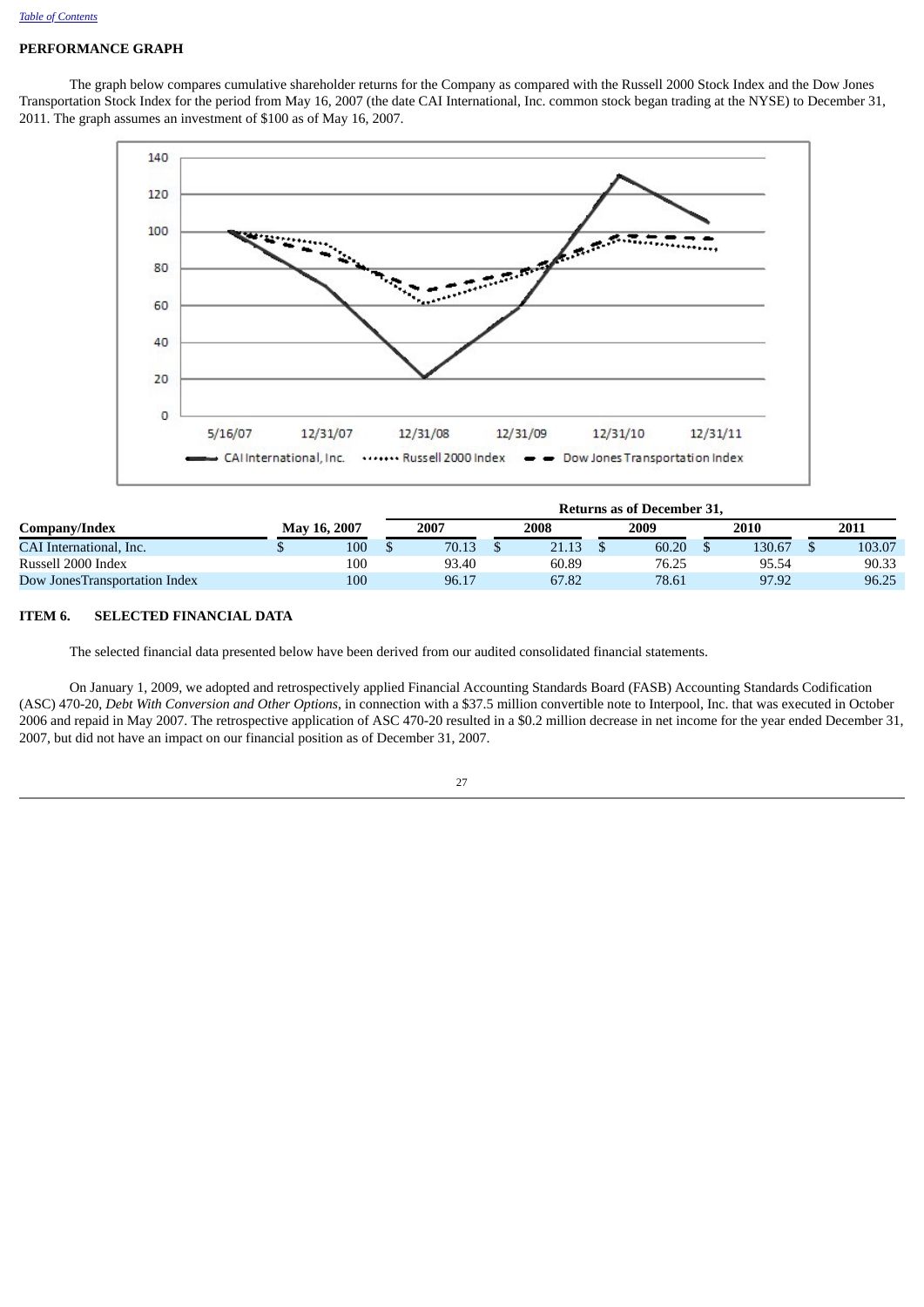[Table of Contents](#)

## PERFORMANCE GRAPH

The graph below compares cumulative shareholder returns for the Company as compared with the Russell 2000 Stock Index and the Dow Jones Transportation Stock Index for the period from May 16, 2007 (the date CAI International, Inc. common stock began trading at the NYSE) to December 31, 2011. The graph assumes an investment of $100 as of May 16, 2007.

| Company/Index | May 16, 2007 | Returns as of December 31, 2007 | 2008 | 2009 | 2010 | 2011 |
|---|---|---|---|---|---|---|
| CAI International, Inc. | $ 100 | $ 70.13 | $ 21.13 | $ 60.20 | $ 130.67 | $ 103.07 |
| Russell 2000 Index | 100 | 93.40 | 60.89 | 76.25 | 95.54 | 90.33 |
| Dow JonesTransportation Index | 100 | 96.17 | 67.82 | 78.61 | 97.92 | 96.25 |

## ITEM 6. SELECTED FINANCIAL DATA

The selected financial data presented below have been derived from our audited consolidated financial statements.

On January 1, 2009, we adopted and retrospectively applied Financial Accounting Standards Board (FASB) Accounting Standards Codification (ASC) 470-20, *Debt With Conversion and Other Options*, in connection with a $37.5 million convertible note to Interpool, Inc. that was executed in October 2006 and repaid in May 2007. The retrospective application of ASC 470-20 resulted in a $0.2 million decrease in net income for the year ended December 31, 2007, but did not have an impact on our financial position as of December 31, 2007.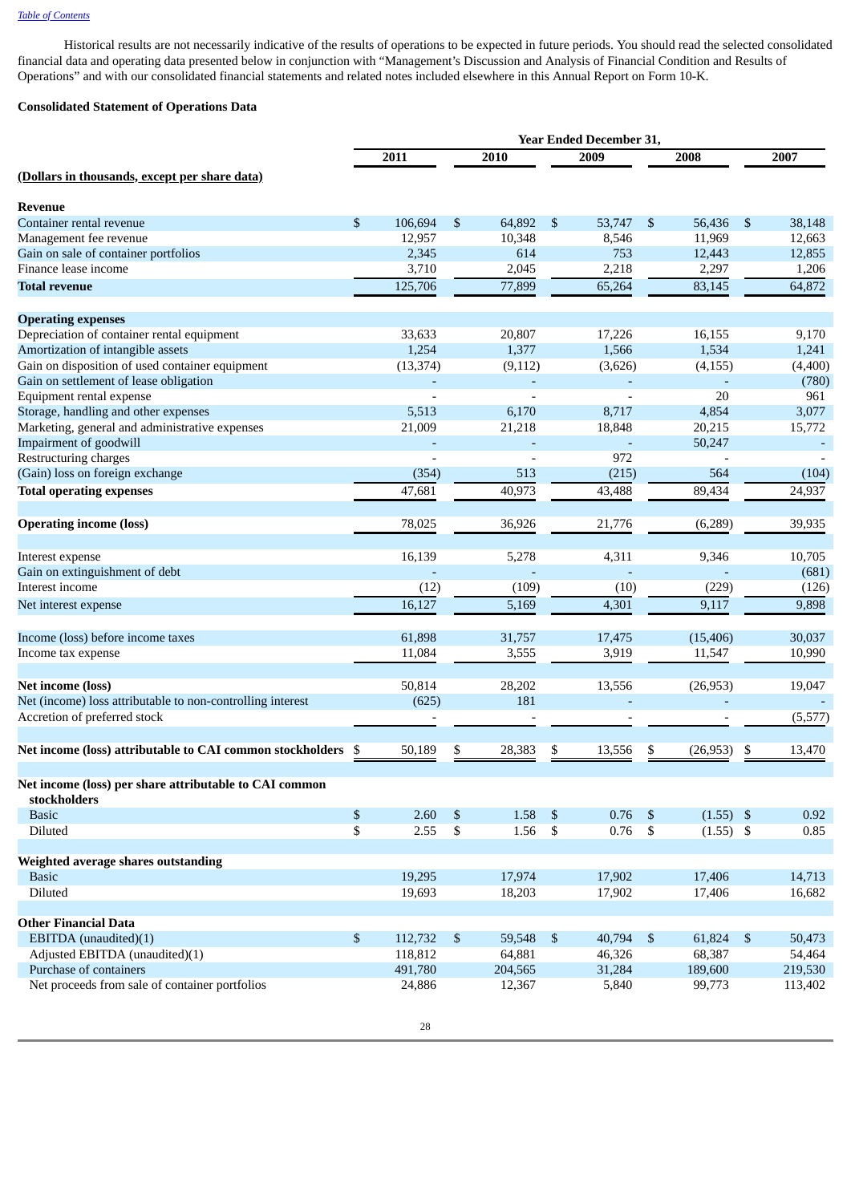Historical results are not necessarily indicative of the results of operations to be expected in future periods. You should read the selected consolidated financial data and operating data presented below in conjunction with "Management's Discussion and Analysis of Financial Condition and Results of Operations" and with our consolidated financial statements and related notes included elsewhere in this Annual Report on Form 10-K.

**Consolidated Statement of Operations Data**

| | Year Ended December 31, | | | | |
|---|---|---|---|---|---|
| **(Dollars in thousands, except per share data)** | **2011** | **2010** | **2009** | **2008** | **2007** |
| **Revenue** | | | | | |
| Container rental revenue | $ 106,694 | $ 64,892 | $ 53,747 | $ 56,436 | $ 38,148 |
| Management fee revenue | 12,957 | 10,348 | 8,546 | 11,969 | 12,663 |
| Gain on sale of container portfolios | 2,345 | 614 | 753 | 12,443 | 12,855 |
| Finance lease income | 3,710 | 2,045 | 2,218 | 2,297 | 1,206 |
| **Total revenue** | 125,706 | 77,899 | 65,264 | 83,145 | 64,872 |
| **Operating expenses** | | | | | |
| Depreciation of container rental equipment | 33,633 | 20,807 | 17,226 | 16,155 | 9,170 |
| Amortization of intangible assets | 1,254 | 1,377 | 1,566 | 1,534 | 1,241 |
| Gain on disposition of used container equipment | (13,374) | (9,112) | (3,626) | (4,155) | (4,400) |
| Gain on settlement of lease obligation | - | - | - | - | (780) |
| Equipment rental expense | - | - | - | 20 | 961 |
| Storage, handling and other expenses | 5,513 | 6,170 | 8,717 | 4,854 | 3,077 |
| Marketing, general and administrative expenses | 21,009 | 21,218 | 18,848 | 20,215 | 15,772 |
| Impairment of goodwill | - | - | - | 50,247 | - |
| Restructuring charges | - | - | 972 | - | - |
| (Gain) loss on foreign exchange | (354) | 513 | (215) | 564 | (104) |
| **Total operating expenses** | 47,681 | 40,973 | 43,488 | 89,434 | 24,937 |
| **Operating income (loss)** | 78,025 | 36,926 | 21,776 | (6,289) | 39,935 |
| Interest expense | 16,139 | 5,278 | 4,311 | 9,346 | 10,705 |
| Gain on extinguishment of debt | - | - | - | - | (681) |
| Interest income | (12) | (109) | (10) | (229) | (126) |
| Net interest expense | 16,127 | 5,169 | 4,301 | 9,117 | 9,898 |
| Income (loss) before income taxes | 61,898 | 31,757 | 17,475 | (15,406) | 30,037 |
| Income tax expense | 11,084 | 3,555 | 3,919 | 11,547 | 10,990 |
| **Net income (loss)** | 50,814 | 28,202 | 13,556 | (26,953) | 19,047 |
| Net (income) loss attributable to non-controlling interest | (625) | 181 | - | - | - |
| Accretion of preferred stock | - | - | - | - | (5,577) |
| **Net income (loss) attributable to CAI common stockholders** | $ 50,189 | $ 28,383 | $ 13,556 | $ (26,953) | $ 13,470 |
| **Net income (loss) per share attributable to CAI common stockholders** | | | | | |
| Basic | $ 2.60 | $ 1.58 | $ 0.76 | $ (1.55) | $ 0.92 |
| Diluted | $ 2.55 | $ 1.56 | $ 0.76 | $ (1.55) | $ 0.85 |
| **Weighted average shares outstanding** | | | | | |
| Basic | 19,295 | 17,974 | 17,902 | 17,406 | 14,713 |
| Diluted | 19,693 | 18,203 | 17,902 | 17,406 | 16,682 |
| **Other Financial Data** | | | | | |
| EBITDA (unaudited)(1) | $ 112,732 | $ 59,548 | $ 40,794 | $ 61,824 | $ 50,473 |
| Adjusted EBITDA (unaudited)(1) | 118,812 | 64,881 | 46,326 | 68,387 | 54,464 |
| Purchase of containers | 491,780 | 204,565 | 31,284 | 189,600 | 219,530 |
| Net proceeds from sale of container portfolios | 24,886 | 12,367 | 5,840 | 99,773 | 113,402 |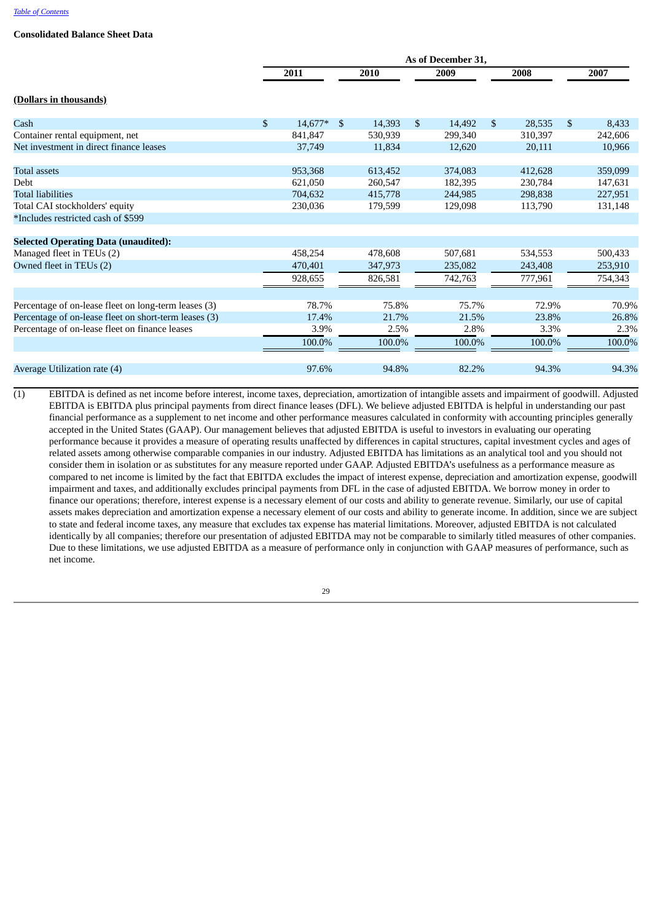**Consolidated Balance Sheet Data**

| | As of December 31, | | | | |
|---|---|---|---|---|---|
| | 2011 | 2010 | 2009 | 2008 | 2007 |
| **(Dollars in thousands)** | | | | | |
| Cash | $ 14,677* | $ 14,393 | $ 14,492 | $ 28,535 | $ 8,433 |
| Container rental equipment, net | 841,847 | 530,939 | 299,340 | 310,397 | 242,606 |
| Net investment in direct finance leases | 37,749 | 11,834 | 12,620 | 20,111 | 10,966 |
| Total assets | 953,368 | 613,452 | 374,083 | 412,628 | 359,099 |
| Debt | 621,050 | 260,547 | 182,395 | 230,784 | 147,631 |
| Total liabilities | 704,632 | 415,778 | 244,985 | 298,838 | 227,951 |
| Total CAI stockholders' equity | 230,036 | 179,599 | 129,098 | 113,790 | 131,148 |
| *Includes restricted cash of $599 | | | | | |
| **Selected Operating Data (unaudited):** | | | | | |
| Managed fleet in TEUs (2) | 458,254 | 478,608 | 507,681 | 534,553 | 500,433 |
| Owned fleet in TEUs (2) | 470,401 | 347,973 | 235,082 | 243,408 | 253,910 |
| | 928,655 | 826,581 | 742,763 | 777,961 | 754,343 |
| Percentage of on-lease fleet on long-term leases (3) | 78.7% | 75.8% | 75.7% | 72.9% | 70.9% |
| Percentage of on-lease fleet on short-term leases (3) | 17.4% | 21.7% | 21.5% | 23.8% | 26.8% |
| Percentage of on-lease fleet on finance leases | 3.9% | 2.5% | 2.8% | 3.3% | 2.3% |
| | 100.0% | 100.0% | 100.0% | 100.0% | 100.0% |
| Average Utilization rate (4) | 97.6% | 94.8% | 82.2% | 94.3% | 94.3% |

(1) EBITDA is defined as net income before interest, income taxes, depreciation, amortization of intangible assets and impairment of goodwill. Adjusted EBITDA is EBITDA plus principal payments from direct finance leases (DFL). We believe adjusted EBITDA is helpful in understanding our past financial performance as a supplement to net income and other performance measures calculated in conformity with accounting principles generally accepted in the United States (GAAP). Our management believes that adjusted EBITDA is useful to investors in evaluating our operating performance because it provides a measure of operating results unaffected by differences in capital structures, capital investment cycles and ages of related assets among otherwise comparable companies in our industry. Adjusted EBITDA has limitations as an analytical tool and you should not consider them in isolation or as substitutes for any measure reported under GAAP. Adjusted EBITDA's usefulness as a performance measure as compared to net income is limited by the fact that EBITDA excludes the impact of interest expense, depreciation and amortization expense, goodwill impairment and taxes, and additionally excludes principal payments from DFL in the case of adjusted EBITDA. We borrow money in order to finance our operations; therefore, interest expense is a necessary element of our costs and ability to generate revenue. Similarly, our use of capital assets makes depreciation and amortization expense a necessary element of our costs and ability to generate income. In addition, since we are subject to state and federal income taxes, any measure that excludes tax expense has material limitations. Moreover, adjusted EBITDA is not calculated identically by all companies; therefore our presentation of adjusted EBITDA may not be comparable to similarly titled measures of other companies. Due to these limitations, we use adjusted EBITDA as a measure of performance only in conjunction with GAAP measures of performance, such as net income.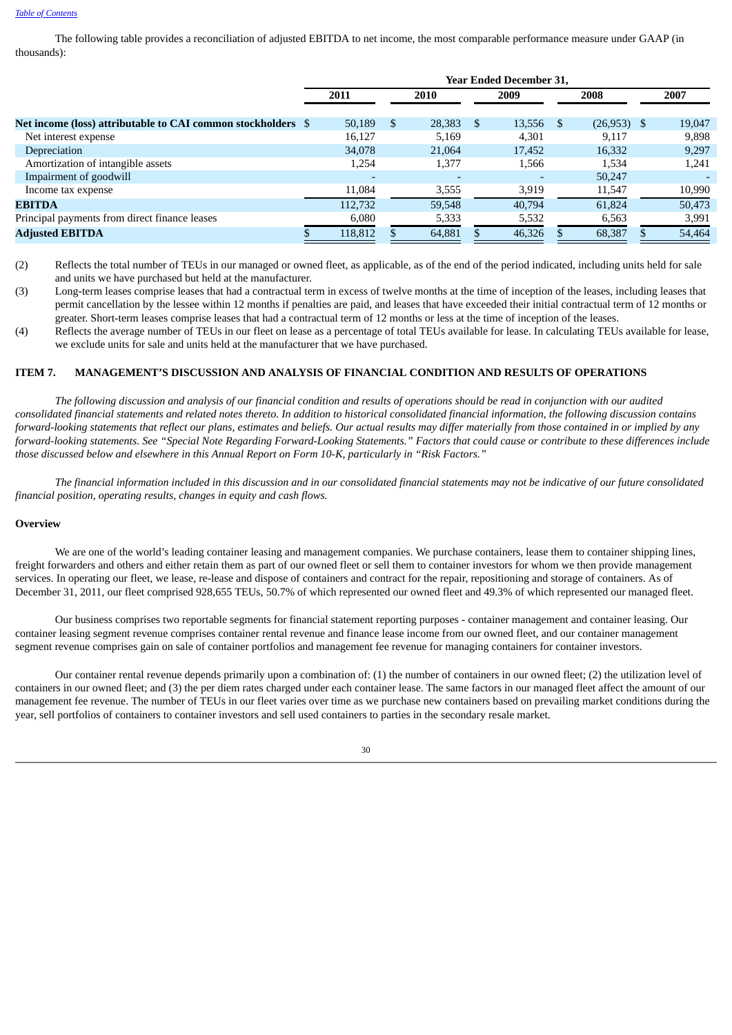The following table provides a reconciliation of adjusted EBITDA to net income, the most comparable performance measure under GAAP (in thousands):

| | Year Ended December 31, | | | | |
|---|---|---|---|---|---|
| | 2011 | 2010 | 2009 | 2008 | 2007 |
| **Net income (loss) attributable to CAI common stockholders** | $ 50,189 | $ 28,383 | $ 13,556 | $ (26,953) | $ 19,047 |
| Net interest expense | 16,127 | 5,169 | 4,301 | 9,117 | 9,898 |
| Depreciation | 34,078 | 21,064 | 17,452 | 16,332 | 9,297 |
| Amortization of intangible assets | 1,254 | 1,377 | 1,566 | 1,534 | 1,241 |
| Impairment of goodwill | - | - | - | 50,247 | - |
| Income tax expense | 11,084 | 3,555 | 3,919 | 11,547 | 10,990 |
| **EBITDA** | 112,732 | 59,548 | 40,794 | 61,824 | 50,473 |
| Principal payments from direct finance leases | 6,080 | 5,333 | 5,532 | 6,563 | 3,991 |
| **Adjusted EBITDA** | $ 118,812 | $ 64,881 | $ 46,326 | $ 68,387 | $ 54,464 |

(2) Reflects the total number of TEUs in our managed or owned fleet, as applicable, as of the end of the period indicated, including units held for sale and units we have purchased but held at the manufacturer.

(3) Long-term leases comprise leases that had a contractual term in excess of twelve months at the time of inception of the leases, including leases that permit cancellation by the lessee within 12 months if penalties are paid, and leases that have exceeded their initial contractual term of 12 months or greater. Short-term leases comprise leases that had a contractual term of 12 months or less at the time of inception of the leases.

(4) Reflects the average number of TEUs in our fleet on lease as a percentage of total TEUs available for lease. In calculating TEUs available for lease, we exclude units for sale and units held at the manufacturer that we have purchased.

## ITEM 7. MANAGEMENT'S DISCUSSION AND ANALYSIS OF FINANCIAL CONDITION AND RESULTS OF OPERATIONS

*The following discussion and analysis of our financial condition and results of operations should be read in conjunction with our audited consolidated financial statements and related notes thereto. In addition to historical consolidated financial information, the following discussion contains forward-looking statements that reflect our plans, estimates and beliefs. Our actual results may differ materially from those contained in or implied by any forward-looking statements. See "Special Note Regarding Forward-Looking Statements." Factors that could cause or contribute to these differences include those discussed below and elsewhere in this Annual Report on Form 10-K, particularly in "Risk Factors."*

*The financial information included in this discussion and in our consolidated financial statements may not be indicative of our future consolidated financial position, operating results, changes in equity and cash flows.*

### Overview

We are one of the world's leading container leasing and management companies. We purchase containers, lease them to container shipping lines, freight forwarders and others and either retain them as part of our owned fleet or sell them to container investors for whom we then provide management services. In operating our fleet, we lease, re-lease and dispose of containers and contract for the repair, repositioning and storage of containers. As of December 31, 2011, our fleet comprised 928,655 TEUs, 50.7% of which represented our owned fleet and 49.3% of which represented our managed fleet.

Our business comprises two reportable segments for financial statement reporting purposes - container management and container leasing. Our container leasing segment revenue comprises container rental revenue and finance lease income from our owned fleet, and our container management segment revenue comprises gain on sale of container portfolios and management fee revenue for managing containers for container investors.

Our container rental revenue depends primarily upon a combination of: (1) the number of containers in our owned fleet; (2) the utilization level of containers in our owned fleet; and (3) the per diem rates charged under each container lease. The same factors in our managed fleet affect the amount of our management fee revenue. The number of TEUs in our fleet varies over time as we purchase new containers based on prevailing market conditions during the year, sell portfolios of containers to container investors and sell used containers to parties in the secondary resale market.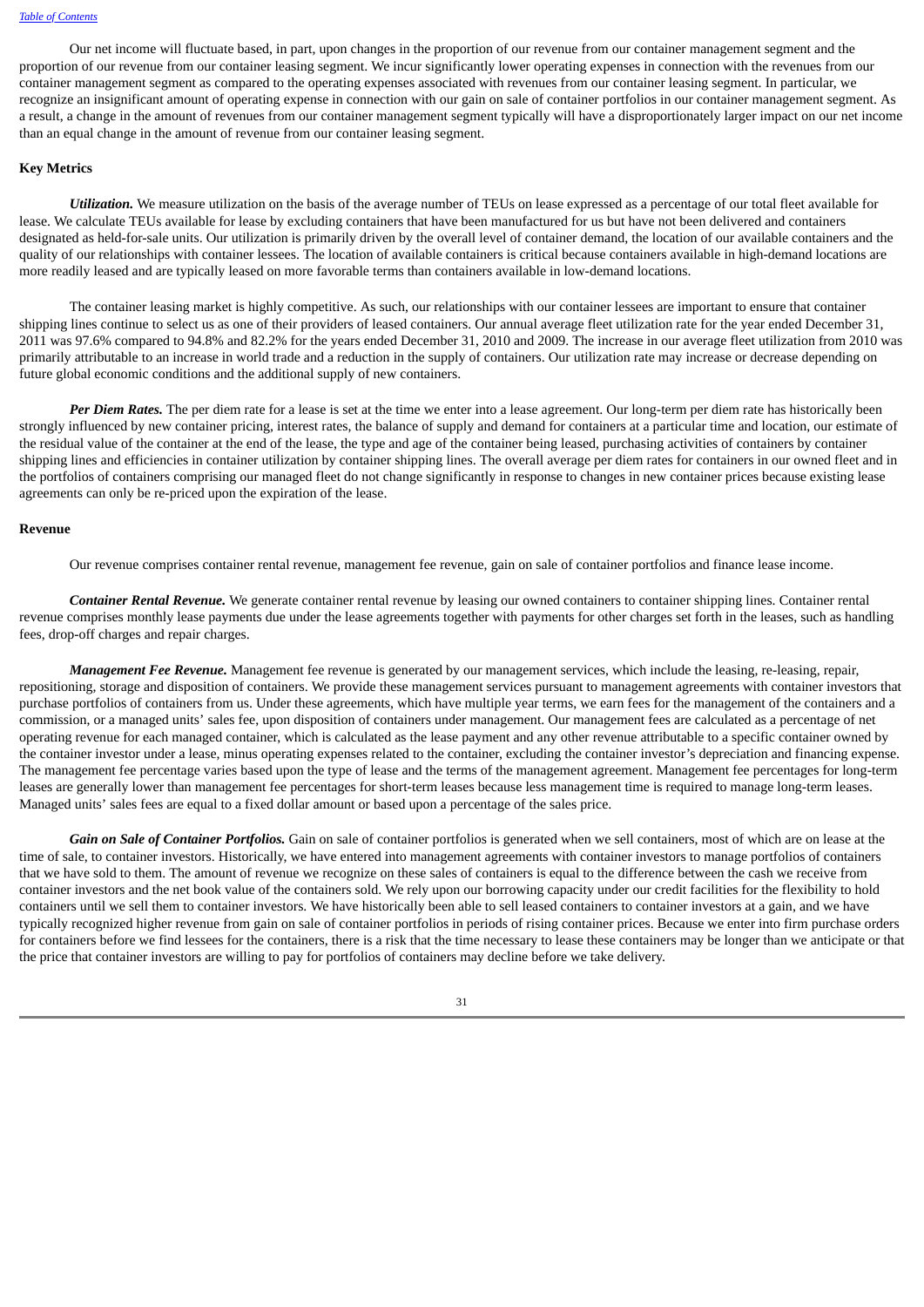Our net income will fluctuate based, in part, upon changes in the proportion of our revenue from our container management segment and the proportion of our revenue from our container leasing segment. We incur significantly lower operating expenses in connection with the revenues from our container management segment as compared to the operating expenses associated with revenues from our container leasing segment. In particular, we recognize an insignificant amount of operating expense in connection with our gain on sale of container portfolios in our container management segment. As a result, a change in the amount of revenues from our container management segment typically will have a disproportionately larger impact on our net income than an equal change in the amount of revenue from our container leasing segment.

**Key Metrics**

***Utilization.*** We measure utilization on the basis of the average number of TEUs on lease expressed as a percentage of our total fleet available for lease. We calculate TEUs available for lease by excluding containers that have been manufactured for us but have not been delivered and containers designated as held-for-sale units. Our utilization is primarily driven by the overall level of container demand, the location of our available containers and the quality of our relationships with container lessees. The location of available containers is critical because containers available in high-demand locations are more readily leased and are typically leased on more favorable terms than containers available in low-demand locations.

The container leasing market is highly competitive. As such, our relationships with our container lessees are important to ensure that container shipping lines continue to select us as one of their providers of leased containers. Our annual average fleet utilization rate for the year ended December 31, 2011 was 97.6% compared to 94.8% and 82.2% for the years ended December 31, 2010 and 2009. The increase in our average fleet utilization from 2010 was primarily attributable to an increase in world trade and a reduction in the supply of containers. Our utilization rate may increase or decrease depending on future global economic conditions and the additional supply of new containers.

***Per Diem Rates.*** The per diem rate for a lease is set at the time we enter into a lease agreement. Our long-term per diem rate has historically been strongly influenced by new container pricing, interest rates, the balance of supply and demand for containers at a particular time and location, our estimate of the residual value of the container at the end of the lease, the type and age of the container being leased, purchasing activities of containers by container shipping lines and efficiencies in container utilization by container shipping lines. The overall average per diem rates for containers in our owned fleet and in the portfolios of containers comprising our managed fleet do not change significantly in response to changes in new container prices because existing lease agreements can only be re-priced upon the expiration of the lease.

**Revenue**

Our revenue comprises container rental revenue, management fee revenue, gain on sale of container portfolios and finance lease income.

***Container Rental Revenue.*** We generate container rental revenue by leasing our owned containers to container shipping lines. Container rental revenue comprises monthly lease payments due under the lease agreements together with payments for other charges set forth in the leases, such as handling fees, drop-off charges and repair charges.

***Management Fee Revenue.*** Management fee revenue is generated by our management services, which include the leasing, re-leasing, repair, repositioning, storage and disposition of containers. We provide these management services pursuant to management agreements with container investors that purchase portfolios of containers from us. Under these agreements, which have multiple year terms, we earn fees for the management of the containers and a commission, or a managed units' sales fee, upon disposition of containers under management. Our management fees are calculated as a percentage of net operating revenue for each managed container, which is calculated as the lease payment and any other revenue attributable to a specific container owned by the container investor under a lease, minus operating expenses related to the container, excluding the container investor's depreciation and financing expense. The management fee percentage varies based upon the type of lease and the terms of the management agreement. Management fee percentages for long-term leases are generally lower than management fee percentages for short-term leases because less management time is required to manage long-term leases. Managed units' sales fees are equal to a fixed dollar amount or based upon a percentage of the sales price.

***Gain on Sale of Container Portfolios.*** Gain on sale of container portfolios is generated when we sell containers, most of which are on lease at the time of sale, to container investors. Historically, we have entered into management agreements with container investors to manage portfolios of containers that we have sold to them. The amount of revenue we recognize on these sales of containers is equal to the difference between the cash we receive from container investors and the net book value of the containers sold. We rely upon our borrowing capacity under our credit facilities for the flexibility to hold containers until we sell them to container investors. We have historically been able to sell leased containers to container investors at a gain, and we have typically recognized higher revenue from gain on sale of container portfolios in periods of rising container prices. Because we enter into firm purchase orders for containers before we find lessees for the containers, there is a risk that the time necessary to lease these containers may be longer than we anticipate or that the price that container investors are willing to pay for portfolios of containers may decline before we take delivery.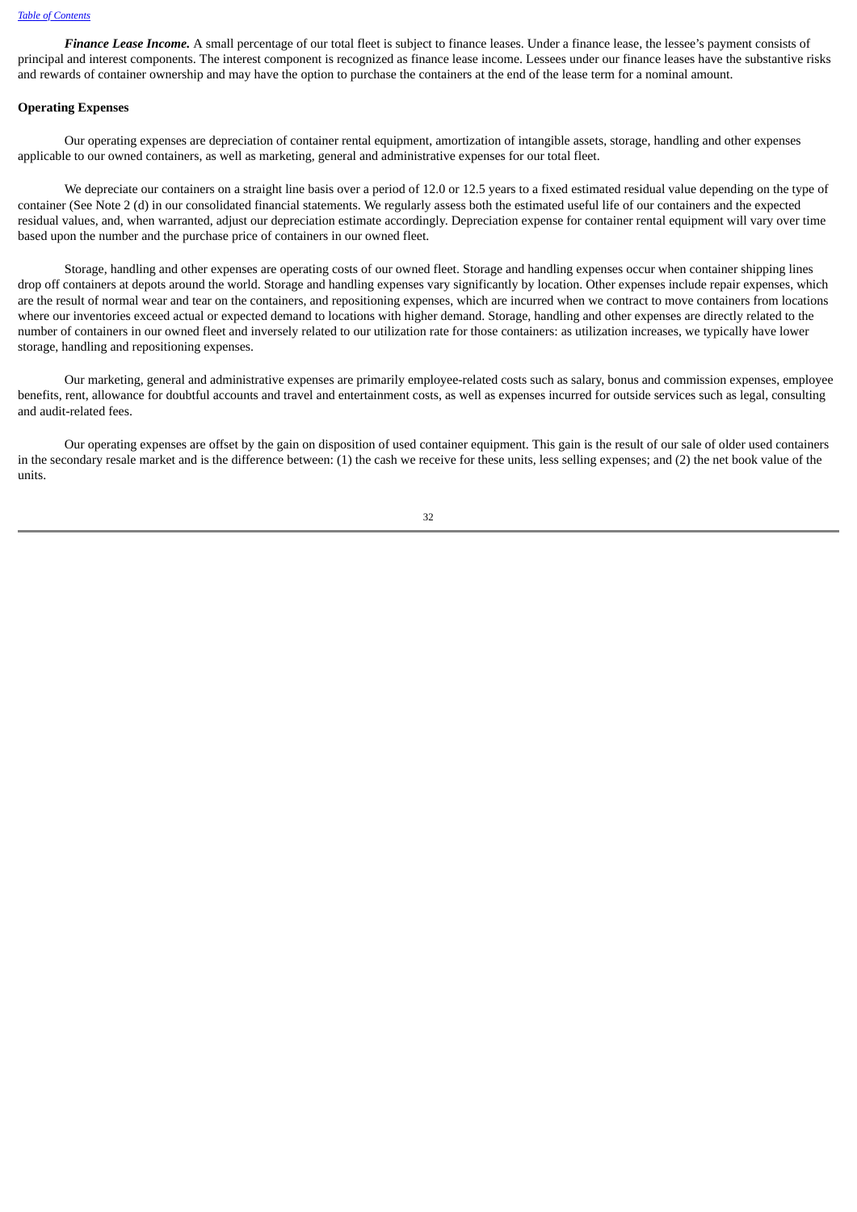***Finance Lease Income.*** A small percentage of our total fleet is subject to finance leases. Under a finance lease, the lessee's payment consists of principal and interest components. The interest component is recognized as finance lease income. Lessees under our finance leases have the substantive risks and rewards of container ownership and may have the option to purchase the containers at the end of the lease term for a nominal amount.

**Operating Expenses**

Our operating expenses are depreciation of container rental equipment, amortization of intangible assets, storage, handling and other expenses applicable to our owned containers, as well as marketing, general and administrative expenses for our total fleet.

We depreciate our containers on a straight line basis over a period of 12.0 or 12.5 years to a fixed estimated residual value depending on the type of container (See Note 2 (d) in our consolidated financial statements. We regularly assess both the estimated useful life of our containers and the expected residual values, and, when warranted, adjust our depreciation estimate accordingly. Depreciation expense for container rental equipment will vary over time based upon the number and the purchase price of containers in our owned fleet.

Storage, handling and other expenses are operating costs of our owned fleet. Storage and handling expenses occur when container shipping lines drop off containers at depots around the world. Storage and handling expenses vary significantly by location. Other expenses include repair expenses, which are the result of normal wear and tear on the containers, and repositioning expenses, which are incurred when we contract to move containers from locations where our inventories exceed actual or expected demand to locations with higher demand. Storage, handling and other expenses are directly related to the number of containers in our owned fleet and inversely related to our utilization rate for those containers: as utilization increases, we typically have lower storage, handling and repositioning expenses.

Our marketing, general and administrative expenses are primarily employee-related costs such as salary, bonus and commission expenses, employee benefits, rent, allowance for doubtful accounts and travel and entertainment costs, as well as expenses incurred for outside services such as legal, consulting and audit-related fees.

Our operating expenses are offset by the gain on disposition of used container equipment. This gain is the result of our sale of older used containers in the secondary resale market and is the difference between: (1) the cash we receive for these units, less selling expenses; and (2) the net book value of the units.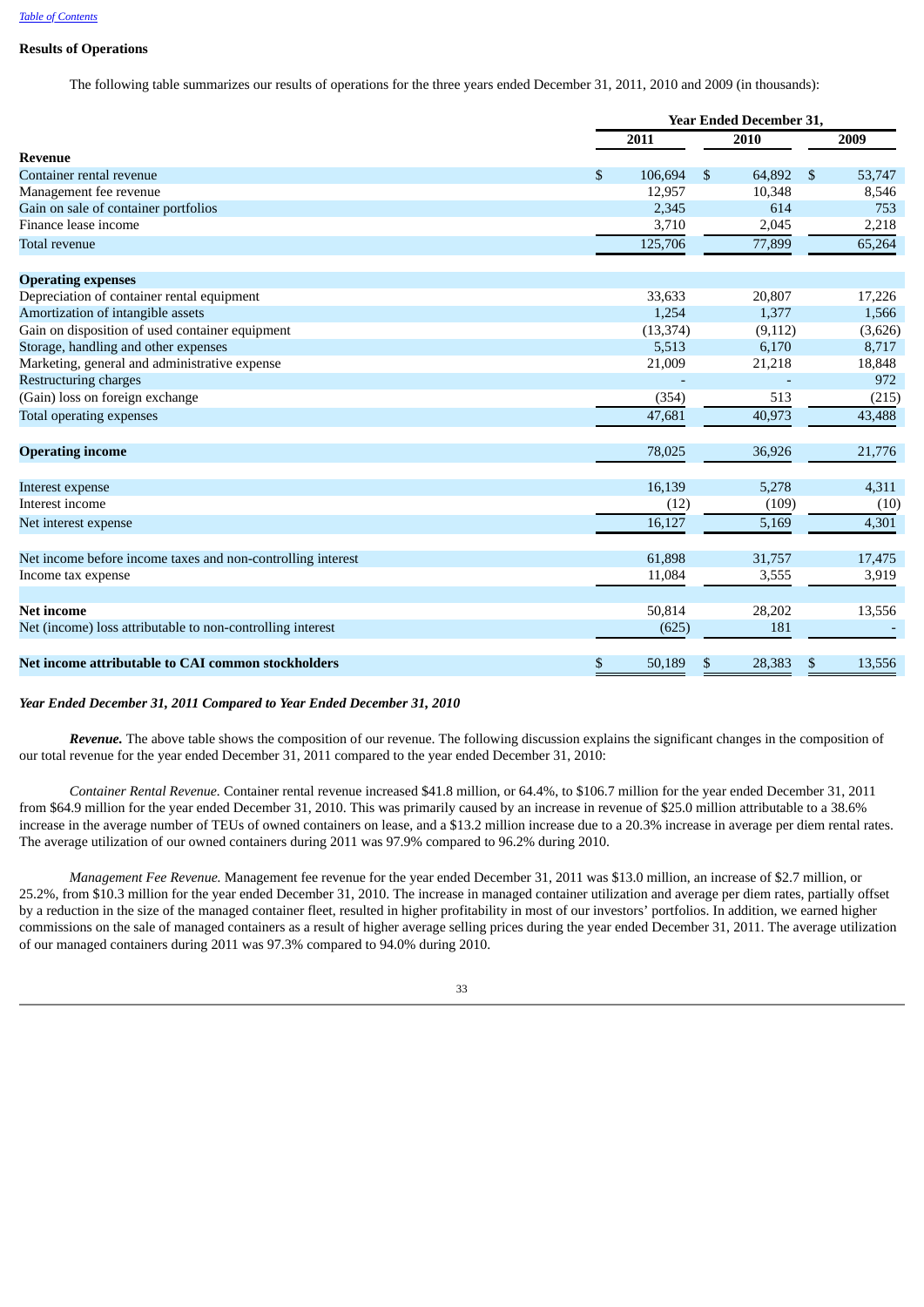## Results of Operations

The following table summarizes our results of operations for the three years ended December 31, 2011, 2010 and 2009 (in thousands):

| | Year Ended December 31, | | |
|---|---|---|---|
| | 2011 | 2010 | 2009 |
| **Revenue** | | | |
| Container rental revenue | $ 106,694 | $ 64,892 | $ 53,747 |
| Management fee revenue | 12,957 | 10,348 | 8,546 |
| Gain on sale of container portfolios | 2,345 | 614 | 753 |
| Finance lease income | 3,710 | 2,045 | 2,218 |
| Total revenue | 125,706 | 77,899 | 65,264 |
| **Operating expenses** | | | |
| Depreciation of container rental equipment | 33,633 | 20,807 | 17,226 |
| Amortization of intangible assets | 1,254 | 1,377 | 1,566 |
| Gain on disposition of used container equipment | (13,374) | (9,112) | (3,626) |
| Storage, handling and other expenses | 5,513 | 6,170 | 8,717 |
| Marketing, general and administrative expense | 21,009 | 21,218 | 18,848 |
| Restructuring charges | - | - | 972 |
| (Gain) loss on foreign exchange | (354) | 513 | (215) |
| Total operating expenses | 47,681 | 40,973 | 43,488 |
| **Operating income** | 78,025 | 36,926 | 21,776 |
| Interest expense | 16,139 | 5,278 | 4,311 |
| Interest income | (12) | (109) | (10) |
| Net interest expense | 16,127 | 5,169 | 4,301 |
| Net income before income taxes and non-controlling interest | 61,898 | 31,757 | 17,475 |
| Income tax expense | 11,084 | 3,555 | 3,919 |
| **Net income** | 50,814 | 28,202 | 13,556 |
| Net (income) loss attributable to non-controlling interest | (625) | 181 | - |
| **Net income attributable to CAI common stockholders** | $ 50,189 | $ 28,383 | $ 13,556 |

***Year Ended December 31, 2011 Compared to Year Ended December 31, 2010***

***Revenue.*** The above table shows the composition of our revenue. The following discussion explains the significant changes in the composition of our total revenue for the year ended December 31, 2011 compared to the year ended December 31, 2010:

*Container Rental Revenue.* Container rental revenue increased $41.8 million, or 64.4%, to $106.7 million for the year ended December 31, 2011 from $64.9 million for the year ended December 31, 2010. This was primarily caused by an increase in revenue of $25.0 million attributable to a 38.6% increase in the average number of TEUs of owned containers on lease, and a $13.2 million increase due to a 20.3% increase in average per diem rental rates. The average utilization of our owned containers during 2011 was 97.9% compared to 96.2% during 2010.

*Management Fee Revenue.* Management fee revenue for the year ended December 31, 2011 was $13.0 million, an increase of $2.7 million, or 25.2%, from $10.3 million for the year ended December 31, 2010. The increase in managed container utilization and average per diem rates, partially offset by a reduction in the size of the managed container fleet, resulted in higher profitability in most of our investors' portfolios. In addition, we earned higher commissions on the sale of managed containers as a result of higher average selling prices during the year ended December 31, 2011. The average utilization of our managed containers during 2011 was 97.3% compared to 94.0% during 2010.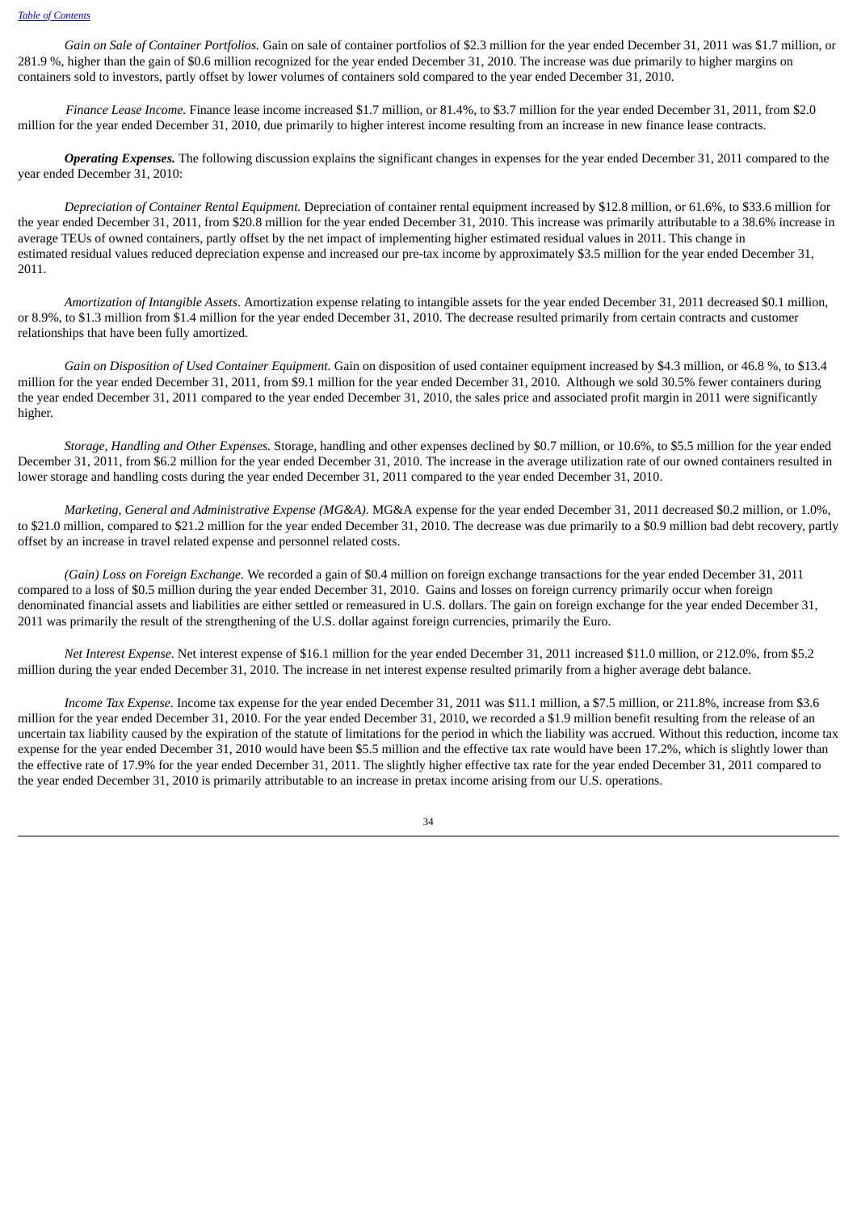*Gain on Sale of Container Portfolios.* Gain on sale of container portfolios of $2.3 million for the year ended December 31, 2011 was $1.7 million, or 281.9 %, higher than the gain of $0.6 million recognized for the year ended December 31, 2010. The increase was due primarily to higher margins on containers sold to investors, partly offset by lower volumes of containers sold compared to the year ended December 31, 2010.

*Finance Lease Income.* Finance lease income increased $1.7 million, or 81.4%, to $3.7 million for the year ended December 31, 2011, from $2.0 million for the year ended December 31, 2010, due primarily to higher interest income resulting from an increase in new finance lease contracts.

***Operating Expenses.*** The following discussion explains the significant changes in expenses for the year ended December 31, 2011 compared to the year ended December 31, 2010:

*Depreciation of Container Rental Equipment.* Depreciation of container rental equipment increased by $12.8 million, or 61.6%, to $33.6 million for the year ended December 31, 2011, from $20.8 million for the year ended December 31, 2010. This increase was primarily attributable to a 38.6% increase in average TEUs of owned containers, partly offset by the net impact of implementing higher estimated residual values in 2011. This change in estimated residual values reduced depreciation expense and increased our pre-tax income by approximately $3.5 million for the year ended December 31, 2011.

*Amortization of Intangible Assets.* Amortization expense relating to intangible assets for the year ended December 31, 2011 decreased $0.1 million, or 8.9%, to $1.3 million from $1.4 million for the year ended December 31, 2010. The decrease resulted primarily from certain contracts and customer relationships that have been fully amortized.

*Gain on Disposition of Used Container Equipment.* Gain on disposition of used container equipment increased by $4.3 million, or 46.8 %, to $13.4 million for the year ended December 31, 2011, from $9.1 million for the year ended December 31, 2010. Although we sold 30.5% fewer containers during the year ended December 31, 2011 compared to the year ended December 31, 2010, the sales price and associated profit margin in 2011 were significantly higher.

*Storage, Handling and Other Expenses.* Storage, handling and other expenses declined by $0.7 million, or 10.6%, to $5.5 million for the year ended December 31, 2011, from $6.2 million for the year ended December 31, 2010. The increase in the average utilization rate of our owned containers resulted in lower storage and handling costs during the year ended December 31, 2011 compared to the year ended December 31, 2010.

*Marketing, General and Administrative Expense (MG&A).* MG&A expense for the year ended December 31, 2011 decreased $0.2 million, or 1.0%, to $21.0 million, compared to $21.2 million for the year ended December 31, 2010. The decrease was due primarily to a $0.9 million bad debt recovery, partly offset by an increase in travel related expense and personnel related costs.

*(Gain) Loss on Foreign Exchange.* We recorded a gain of $0.4 million on foreign exchange transactions for the year ended December 31, 2011 compared to a loss of $0.5 million during the year ended December 31, 2010. Gains and losses on foreign currency primarily occur when foreign denominated financial assets and liabilities are either settled or remeasured in U.S. dollars. The gain on foreign exchange for the year ended December 31, 2011 was primarily the result of the strengthening of the U.S. dollar against foreign currencies, primarily the Euro.

*Net Interest Expense.* Net interest expense of $16.1 million for the year ended December 31, 2011 increased $11.0 million, or 212.0%, from $5.2 million during the year ended December 31, 2010. The increase in net interest expense resulted primarily from a higher average debt balance.

*Income Tax Expense.* Income tax expense for the year ended December 31, 2011 was $11.1 million, a $7.5 million, or 211.8%, increase from $3.6 million for the year ended December 31, 2010. For the year ended December 31, 2010, we recorded a $1.9 million benefit resulting from the release of an uncertain tax liability caused by the expiration of the statute of limitations for the period in which the liability was accrued. Without this reduction, income tax expense for the year ended December 31, 2010 would have been $5.5 million and the effective tax rate would have been 17.2%, which is slightly lower than the effective rate of 17.9% for the year ended December 31, 2011. The slightly higher effective tax rate for the year ended December 31, 2011 compared to the year ended December 31, 2010 is primarily attributable to an increase in pretax income arising from our U.S. operations.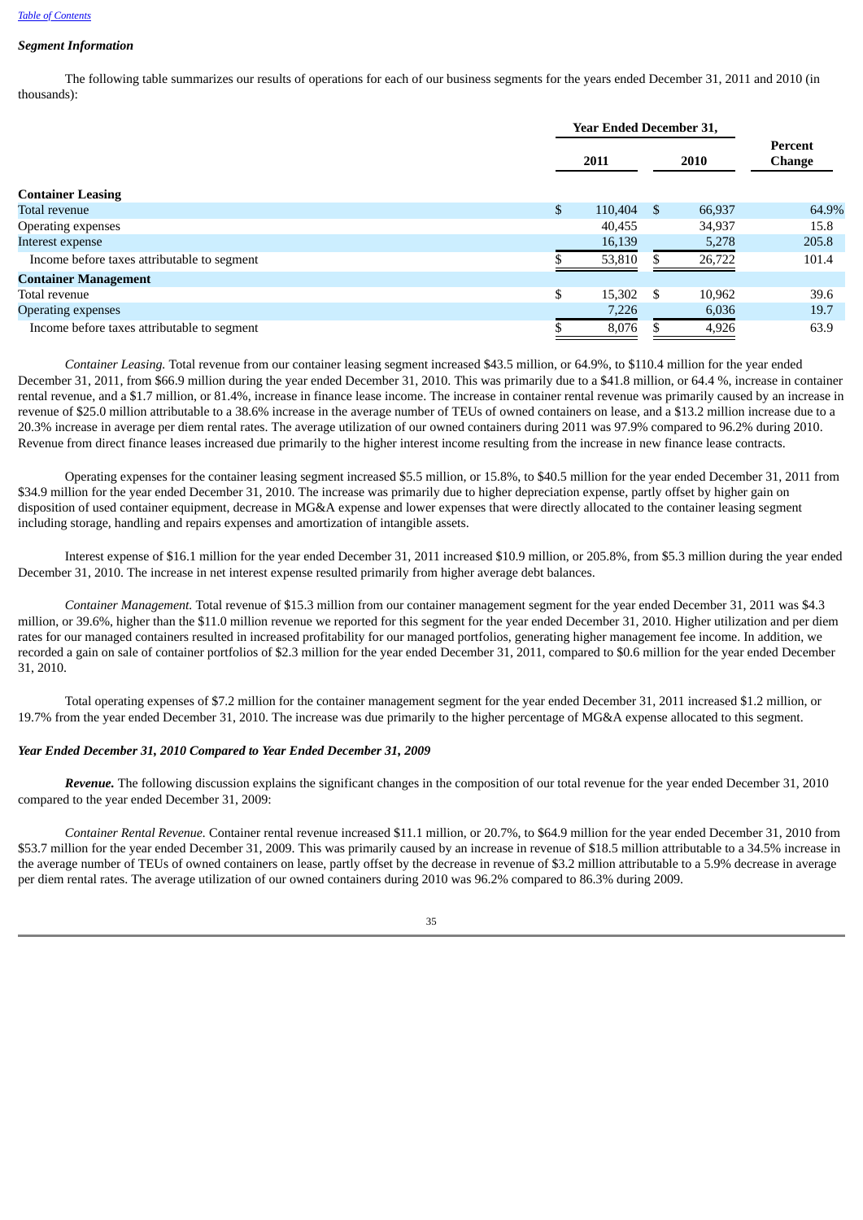*Segment Information*

The following table summarizes our results of operations for each of our business segments for the years ended December 31, 2011 and 2010 (in thousands):

| | Year Ended December 31, | | Percent Change |
|---|---|---|---|
| | 2011 | 2010 | |
| **Container Leasing** | | | |
| Total revenue | $ 110,404 | $ 66,937 | 64.9% |
| Operating expenses | 40,455 | 34,937 | 15.8 |
| Interest expense | 16,139 | 5,278 | 205.8 |
| Income before taxes attributable to segment | $ 53,810 | $ 26,722 | 101.4 |
| **Container Management** | | | |
| Total revenue | $ 15,302 | $ 10,962 | 39.6 |
| Operating expenses | 7,226 | 6,036 | 19.7 |
| Income before taxes attributable to segment | $ 8,076 | $ 4,926 | 63.9 |

*Container Leasing.* Total revenue from our container leasing segment increased $43.5 million, or 64.9%, to $110.4 million for the year ended December 31, 2011, from $66.9 million during the year ended December 31, 2010. This was primarily due to a $41.8 million, or 64.4 %, increase in container rental revenue, and a $1.7 million, or 81.4%, increase in finance lease income. The increase in container rental revenue was primarily caused by an increase in revenue of $25.0 million attributable to a 38.6% increase in the average number of TEUs of owned containers on lease, and a $13.2 million increase due to a 20.3% increase in average per diem rental rates. The average utilization of our owned containers during 2011 was 97.9% compared to 96.2% during 2010. Revenue from direct finance leases increased due primarily to the higher interest income resulting from the increase in new finance lease contracts.

Operating expenses for the container leasing segment increased $5.5 million, or 15.8%, to $40.5 million for the year ended December 31, 2011 from $34.9 million for the year ended December 31, 2010. The increase was primarily due to higher depreciation expense, partly offset by higher gain on disposition of used container equipment, decrease in MG&A expense and lower expenses that were directly allocated to the container leasing segment including storage, handling and repairs expenses and amortization of intangible assets.

Interest expense of $16.1 million for the year ended December 31, 2011 increased $10.9 million, or 205.8%, from $5.3 million during the year ended December 31, 2010. The increase in net interest expense resulted primarily from higher average debt balances.

*Container Management.* Total revenue of $15.3 million from our container management segment for the year ended December 31, 2011 was $4.3 million, or 39.6%, higher than the $11.0 million revenue we reported for this segment for the year ended December 31, 2010. Higher utilization and per diem rates for our managed containers resulted in increased profitability for our managed portfolios, generating higher management fee income. In addition, we recorded a gain on sale of container portfolios of $2.3 million for the year ended December 31, 2011, compared to $0.6 million for the year ended December 31, 2010.

Total operating expenses of $7.2 million for the container management segment for the year ended December 31, 2011 increased $1.2 million, or 19.7% from the year ended December 31, 2010. The increase was due primarily to the higher percentage of MG&A expense allocated to this segment.

*Year Ended December 31, 2010 Compared to Year Ended December 31, 2009*

***Revenue.*** The following discussion explains the significant changes in the composition of our total revenue for the year ended December 31, 2010 compared to the year ended December 31, 2009:

*Container Rental Revenue.* Container rental revenue increased $11.1 million, or 20.7%, to $64.9 million for the year ended December 31, 2010 from $53.7 million for the year ended December 31, 2009. This was primarily caused by an increase in revenue of $18.5 million attributable to a 34.5% increase in the average number of TEUs of owned containers on lease, partly offset by the decrease in revenue of $3.2 million attributable to a 5.9% decrease in average per diem rental rates. The average utilization of our owned containers during 2010 was 96.2% compared to 86.3% during 2009.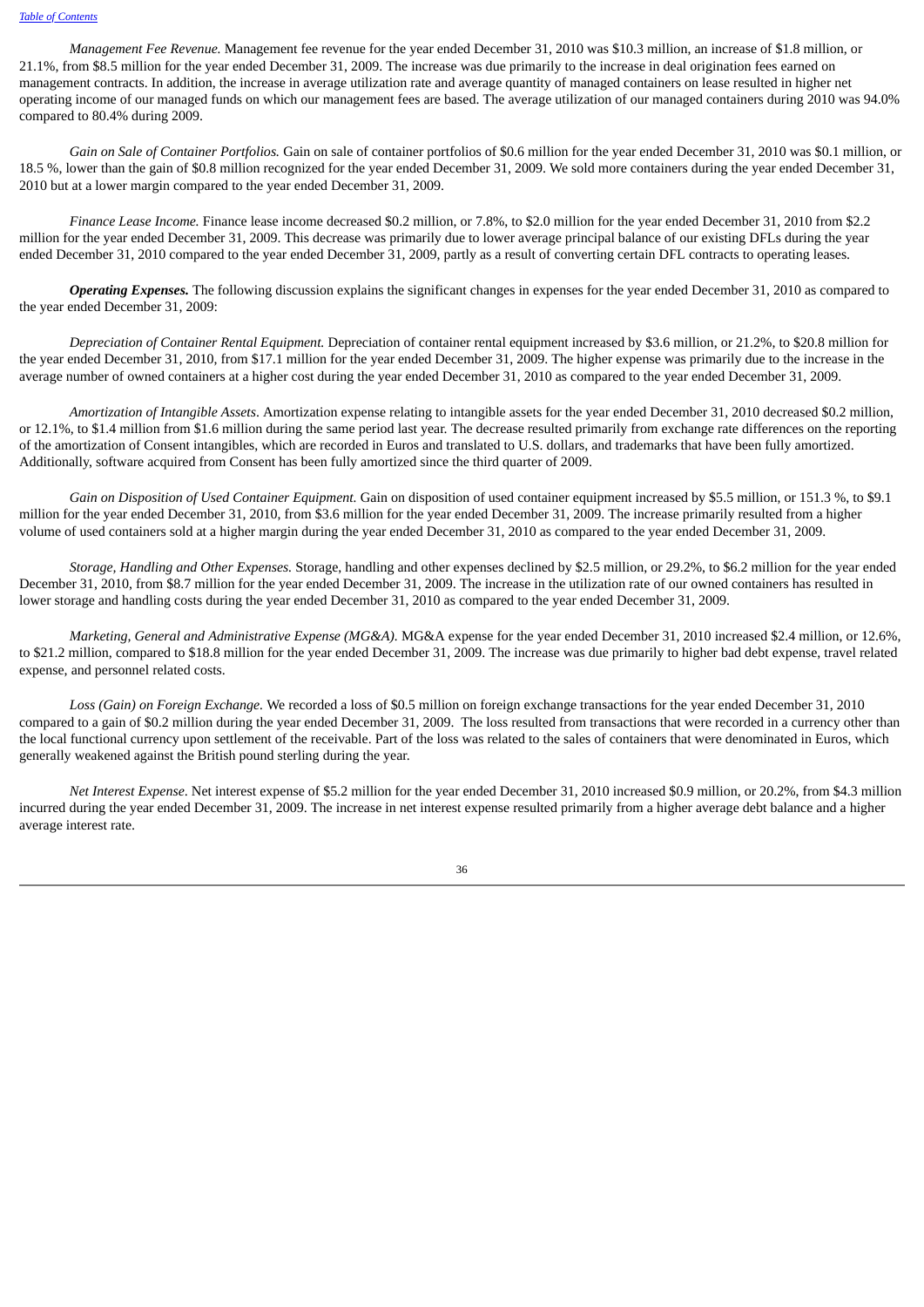*Management Fee Revenue.* Management fee revenue for the year ended December 31, 2010 was $10.3 million, an increase of $1.8 million, or 21.1%, from $8.5 million for the year ended December 31, 2009. The increase was due primarily to the increase in deal origination fees earned on management contracts. In addition, the increase in average utilization rate and average quantity of managed containers on lease resulted in higher net operating income of our managed funds on which our management fees are based. The average utilization of our managed containers during 2010 was 94.0% compared to 80.4% during 2009.

*Gain on Sale of Container Portfolios.* Gain on sale of container portfolios of $0.6 million for the year ended December 31, 2010 was $0.1 million, or 18.5 %, lower than the gain of $0.8 million recognized for the year ended December 31, 2009. We sold more containers during the year ended December 31, 2010 but at a lower margin compared to the year ended December 31, 2009.

*Finance Lease Income.* Finance lease income decreased $0.2 million, or 7.8%, to $2.0 million for the year ended December 31, 2010 from $2.2 million for the year ended December 31, 2009. This decrease was primarily due to lower average principal balance of our existing DFLs during the year ended December 31, 2010 compared to the year ended December 31, 2009, partly as a result of converting certain DFL contracts to operating leases.

***Operating Expenses.*** The following discussion explains the significant changes in expenses for the year ended December 31, 2010 as compared to the year ended December 31, 2009:

*Depreciation of Container Rental Equipment.* Depreciation of container rental equipment increased by $3.6 million, or 21.2%, to $20.8 million for the year ended December 31, 2010, from $17.1 million for the year ended December 31, 2009. The higher expense was primarily due to the increase in the average number of owned containers at a higher cost during the year ended December 31, 2010 as compared to the year ended December 31, 2009.

*Amortization of Intangible Assets.* Amortization expense relating to intangible assets for the year ended December 31, 2010 decreased $0.2 million, or 12.1%, to $1.4 million from $1.6 million during the same period last year. The decrease resulted primarily from exchange rate differences on the reporting of the amortization of Consent intangibles, which are recorded in Euros and translated to U.S. dollars, and trademarks that have been fully amortized. Additionally, software acquired from Consent has been fully amortized since the third quarter of 2009.

*Gain on Disposition of Used Container Equipment.* Gain on disposition of used container equipment increased by $5.5 million, or 151.3 %, to $9.1 million for the year ended December 31, 2010, from $3.6 million for the year ended December 31, 2009. The increase primarily resulted from a higher volume of used containers sold at a higher margin during the year ended December 31, 2010 as compared to the year ended December 31, 2009.

*Storage, Handling and Other Expenses.* Storage, handling and other expenses declined by $2.5 million, or 29.2%, to $6.2 million for the year ended December 31, 2010, from $8.7 million for the year ended December 31, 2009. The increase in the utilization rate of our owned containers has resulted in lower storage and handling costs during the year ended December 31, 2010 as compared to the year ended December 31, 2009.

*Marketing, General and Administrative Expense (MG&A).* MG&A expense for the year ended December 31, 2010 increased $2.4 million, or 12.6%, to $21.2 million, compared to $18.8 million for the year ended December 31, 2009. The increase was due primarily to higher bad debt expense, travel related expense, and personnel related costs.

*Loss (Gain) on Foreign Exchange.* We recorded a loss of $0.5 million on foreign exchange transactions for the year ended December 31, 2010 compared to a gain of $0.2 million during the year ended December 31, 2009. The loss resulted from transactions that were recorded in a currency other than the local functional currency upon settlement of the receivable. Part of the loss was related to the sales of containers that were denominated in Euros, which generally weakened against the British pound sterling during the year.

*Net Interest Expense.* Net interest expense of $5.2 million for the year ended December 31, 2010 increased $0.9 million, or 20.2%, from $4.3 million incurred during the year ended December 31, 2009. The increase in net interest expense resulted primarily from a higher average debt balance and a higher average interest rate.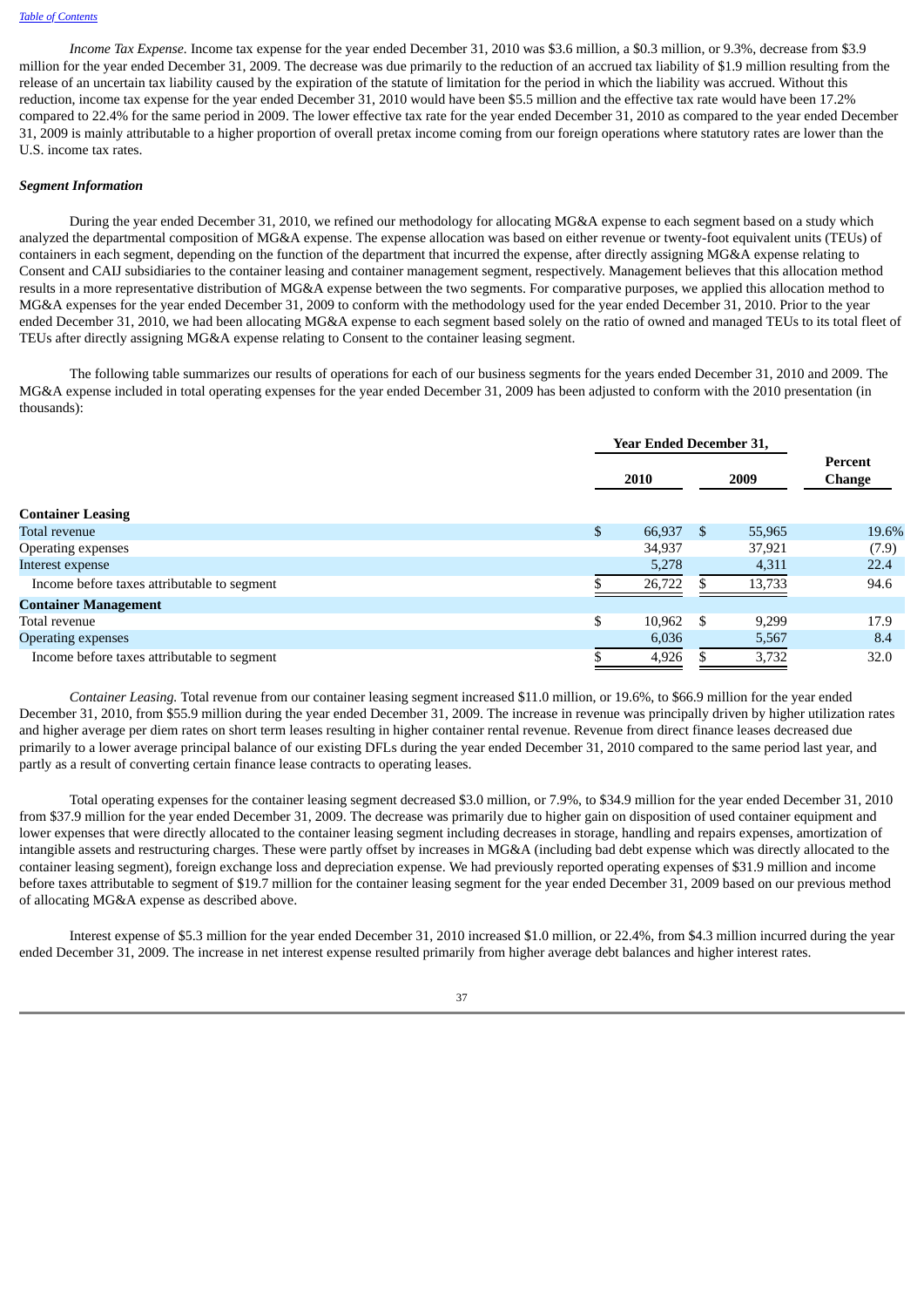*Income Tax Expense.* Income tax expense for the year ended December 31, 2010 was $3.6 million, a $0.3 million, or 9.3%, decrease from $3.9 million for the year ended December 31, 2009. The decrease was due primarily to the reduction of an accrued tax liability of $1.9 million resulting from the release of an uncertain tax liability caused by the expiration of the statute of limitation for the period in which the liability was accrued. Without this reduction, income tax expense for the year ended December 31, 2010 would have been $5.5 million and the effective tax rate would have been 17.2% compared to 22.4% for the same period in 2009. The lower effective tax rate for the year ended December 31, 2010 as compared to the year ended December 31, 2009 is mainly attributable to a higher proportion of overall pretax income coming from our foreign operations where statutory rates are lower than the U.S. income tax rates.

***Segment Information***

During the year ended December 31, 2010, we refined our methodology for allocating MG&A expense to each segment based on a study which analyzed the departmental composition of MG&A expense. The expense allocation was based on either revenue or twenty-foot equivalent units (TEUs) of containers in each segment, depending on the function of the department that incurred the expense, after directly assigning MG&A expense relating to Consent and CAIJ subsidiaries to the container leasing and container management segment, respectively. Management believes that this allocation method results in a more representative distribution of MG&A expense between the two segments. For comparative purposes, we applied this allocation method to MG&A expenses for the year ended December 31, 2009 to conform with the methodology used for the year ended December 31, 2010. Prior to the year ended December 31, 2010, we had been allocating MG&A expense to each segment based solely on the ratio of owned and managed TEUs to its total fleet of TEUs after directly assigning MG&A expense relating to Consent to the container leasing segment.

The following table summarizes our results of operations for each of our business segments for the years ended December 31, 2010 and 2009. The MG&A expense included in total operating expenses for the year ended December 31, 2009 has been adjusted to conform with the 2010 presentation (in thousands):

| | Year Ended December 31, | | Percent Change |
|---|---|---|---|
| | 2010 | 2009 | |
| **Container Leasing** | | | |
| Total revenue | $ 66,937 | $ 55,965 | 19.6% |
| Operating expenses | 34,937 | 37,921 | (7.9) |
| Interest expense | 5,278 | 4,311 | 22.4 |
| Income before taxes attributable to segment | $ 26,722 | $ 13,733 | 94.6 |
| **Container Management** | | | |
| Total revenue | $ 10,962 | $ 9,299 | 17.9 |
| Operating expenses | 6,036 | 5,567 | 8.4 |
| Income before taxes attributable to segment | $ 4,926 | $ 3,732 | 32.0 |

*Container Leasing.* Total revenue from our container leasing segment increased $11.0 million, or 19.6%, to $66.9 million for the year ended December 31, 2010, from $55.9 million during the year ended December 31, 2009. The increase in revenue was principally driven by higher utilization rates and higher average per diem rates on short term leases resulting in higher container rental revenue. Revenue from direct finance leases decreased due primarily to a lower average principal balance of our existing DFLs during the year ended December 31, 2010 compared to the same period last year, and partly as a result of converting certain finance lease contracts to operating leases.

Total operating expenses for the container leasing segment decreased $3.0 million, or 7.9%, to $34.9 million for the year ended December 31, 2010 from $37.9 million for the year ended December 31, 2009. The decrease was primarily due to higher gain on disposition of used container equipment and lower expenses that were directly allocated to the container leasing segment including decreases in storage, handling and repairs expenses, amortization of intangible assets and restructuring charges. These were partly offset by increases in MG&A (including bad debt expense which was directly allocated to the container leasing segment), foreign exchange loss and depreciation expense. We had previously reported operating expenses of $31.9 million and income before taxes attributable to segment of $19.7 million for the container leasing segment for the year ended December 31, 2009 based on our previous method of allocating MG&A expense as described above.

Interest expense of $5.3 million for the year ended December 31, 2010 increased $1.0 million, or 22.4%, from $4.3 million incurred during the year ended December 31, 2009. The increase in net interest expense resulted primarily from higher average debt balances and higher interest rates.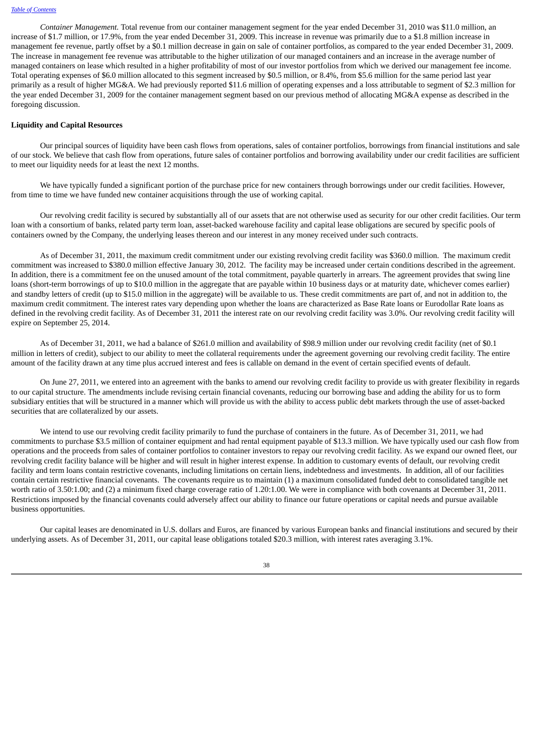*Container Management.* Total revenue from our container management segment for the year ended December 31, 2010 was $11.0 million, an increase of $1.7 million, or 17.9%, from the year ended December 31, 2009. This increase in revenue was primarily due to a $1.8 million increase in management fee revenue, partly offset by a $0.1 million decrease in gain on sale of container portfolios, as compared to the year ended December 31, 2009. The increase in management fee revenue was attributable to the higher utilization of our managed containers and an increase in the average number of managed containers on lease which resulted in a higher profitability of most of our investor portfolios from which we derived our management fee income. Total operating expenses of $6.0 million allocated to this segment increased by $0.5 million, or 8.4%, from $5.6 million for the same period last year primarily as a result of higher MG&A. We had previously reported $11.6 million of operating expenses and a loss attributable to segment of $2.3 million for the year ended December 31, 2009 for the container management segment based on our previous method of allocating MG&A expense as described in the foregoing discussion.

**Liquidity and Capital Resources**

Our principal sources of liquidity have been cash flows from operations, sales of container portfolios, borrowings from financial institutions and sale of our stock. We believe that cash flow from operations, future sales of container portfolios and borrowing availability under our credit facilities are sufficient to meet our liquidity needs for at least the next 12 months.

We have typically funded a significant portion of the purchase price for new containers through borrowings under our credit facilities. However, from time to time we have funded new container acquisitions through the use of working capital.

Our revolving credit facility is secured by substantially all of our assets that are not otherwise used as security for our other credit facilities. Our term loan with a consortium of banks, related party term loan, asset-backed warehouse facility and capital lease obligations are secured by specific pools of containers owned by the Company, the underlying leases thereon and our interest in any money received under such contracts.

As of December 31, 2011, the maximum credit commitment under our existing revolving credit facility was $360.0 million. The maximum credit commitment was increased to $380.0 million effective January 30, 2012. The facility may be increased under certain conditions described in the agreement. In addition, there is a commitment fee on the unused amount of the total commitment, payable quarterly in arrears. The agreement provides that swing line loans (short-term borrowings of up to $10.0 million in the aggregate that are payable within 10 business days or at maturity date, whichever comes earlier) and standby letters of credit (up to $15.0 million in the aggregate) will be available to us. These credit commitments are part of, and not in addition to, the maximum credit commitment. The interest rates vary depending upon whether the loans are characterized as Base Rate loans or Eurodollar Rate loans as defined in the revolving credit facility. As of December 31, 2011 the interest rate on our revolving credit facility was 3.0%. Our revolving credit facility will expire on September 25, 2014.

As of December 31, 2011, we had a balance of $261.0 million and availability of $98.9 million under our revolving credit facility (net of $0.1 million in letters of credit), subject to our ability to meet the collateral requirements under the agreement governing our revolving credit facility. The entire amount of the facility drawn at any time plus accrued interest and fees is callable on demand in the event of certain specified events of default.

On June 27, 2011, we entered into an agreement with the banks to amend our revolving credit facility to provide us with greater flexibility in regards to our capital structure. The amendments include revising certain financial covenants, reducing our borrowing base and adding the ability for us to form subsidiary entities that will be structured in a manner which will provide us with the ability to access public debt markets through the use of asset-backed securities that are collateralized by our assets.

We intend to use our revolving credit facility primarily to fund the purchase of containers in the future. As of December 31, 2011, we had commitments to purchase $3.5 million of container equipment and had rental equipment payable of $13.3 million. We have typically used our cash flow from operations and the proceeds from sales of container portfolios to container investors to repay our revolving credit facility. As we expand our owned fleet, our revolving credit facility balance will be higher and will result in higher interest expense. In addition to customary events of default, our revolving credit facility and term loans contain restrictive covenants, including limitations on certain liens, indebtedness and investments. In addition, all of our facilities contain certain restrictive financial covenants. The covenants require us to maintain (1) a maximum consolidated funded debt to consolidated tangible net worth ratio of 3.50:1.00; and (2) a minimum fixed charge coverage ratio of 1.20:1.00. We were in compliance with both covenants at December 31, 2011. Restrictions imposed by the financial covenants could adversely affect our ability to finance our future operations or capital needs and pursue available business opportunities.

Our capital leases are denominated in U.S. dollars and Euros, are financed by various European banks and financial institutions and secured by their underlying assets. As of December 31, 2011, our capital lease obligations totaled $20.3 million, with interest rates averaging 3.1%.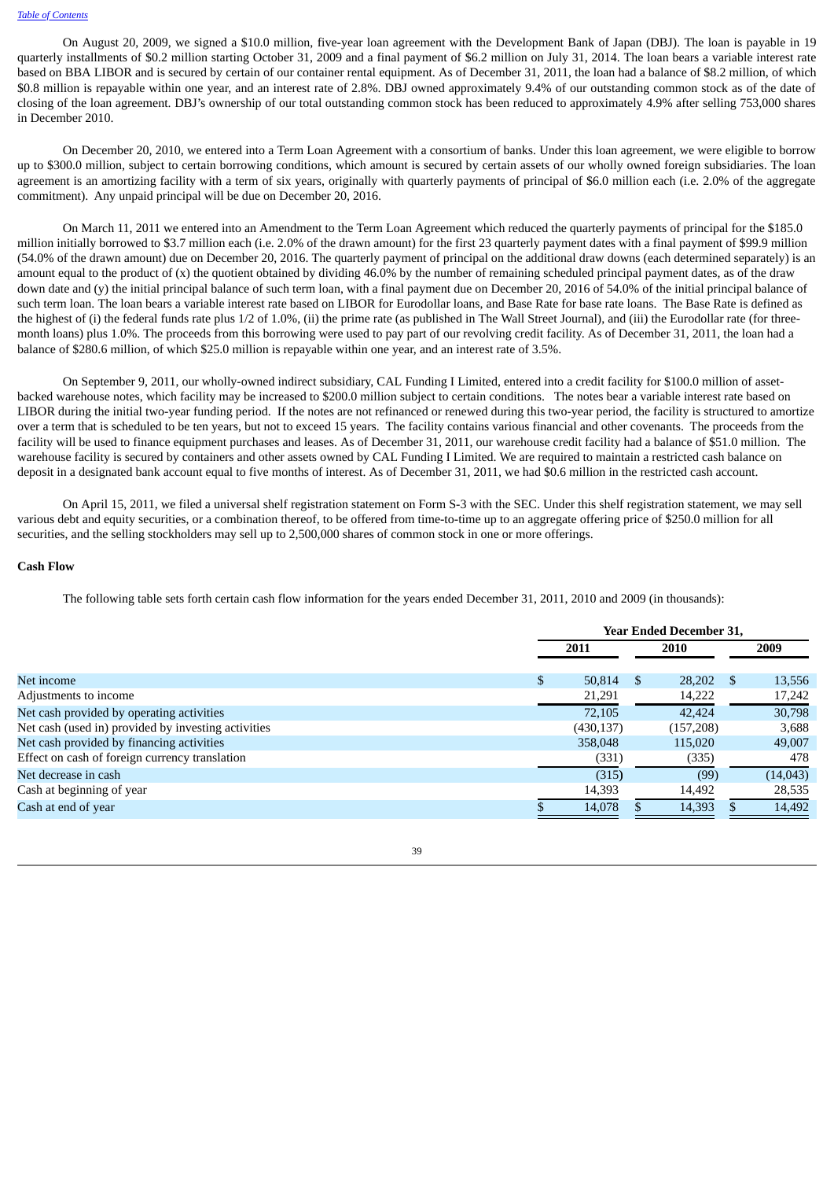On August 20, 2009, we signed a $10.0 million, five-year loan agreement with the Development Bank of Japan (DBJ). The loan is payable in 19 quarterly installments of $0.2 million starting October 31, 2009 and a final payment of $6.2 million on July 31, 2014. The loan bears a variable interest rate based on BBA LIBOR and is secured by certain of our container rental equipment. As of December 31, 2011, the loan had a balance of $8.2 million, of which $0.8 million is repayable within one year, and an interest rate of 2.8%. DBJ owned approximately 9.4% of our outstanding common stock as of the date of closing of the loan agreement. DBJ's ownership of our total outstanding common stock has been reduced to approximately 4.9% after selling 753,000 shares in December 2010.

On December 20, 2010, we entered into a Term Loan Agreement with a consortium of banks. Under this loan agreement, we were eligible to borrow up to $300.0 million, subject to certain borrowing conditions, which amount is secured by certain assets of our wholly owned foreign subsidiaries. The loan agreement is an amortizing facility with a term of six years, originally with quarterly payments of principal of $6.0 million each (i.e. 2.0% of the aggregate commitment). Any unpaid principal will be due on December 20, 2016.

On March 11, 2011 we entered into an Amendment to the Term Loan Agreement which reduced the quarterly payments of principal for the $185.0 million initially borrowed to $3.7 million each (i.e. 2.0% of the drawn amount) for the first 23 quarterly payment dates with a final payment of $99.9 million (54.0% of the drawn amount) due on December 20, 2016. The quarterly payment of principal on the additional draw downs (each determined separately) is an amount equal to the product of (x) the quotient obtained by dividing 46.0% by the number of remaining scheduled principal payment dates, as of the draw down date and (y) the initial principal balance of such term loan, with a final payment due on December 20, 2016 of 54.0% of the initial principal balance of such term loan. The loan bears a variable interest rate based on LIBOR for Eurodollar loans, and Base Rate for base rate loans. The Base Rate is defined as the highest of (i) the federal funds rate plus 1/2 of 1.0%, (ii) the prime rate (as published in The Wall Street Journal), and (iii) the Eurodollar rate (for three-month loans) plus 1.0%. The proceeds from this borrowing were used to pay part of our revolving credit facility. As of December 31, 2011, the loan had a balance of $280.6 million, of which $25.0 million is repayable within one year, and an interest rate of 3.5%.

On September 9, 2011, our wholly-owned indirect subsidiary, CAL Funding I Limited, entered into a credit facility for $100.0 million of asset-backed warehouse notes, which facility may be increased to $200.0 million subject to certain conditions. The notes bear a variable interest rate based on LIBOR during the initial two-year funding period. If the notes are not refinanced or renewed during this two-year period, the facility is structured to amortize over a term that is scheduled to be ten years, but not to exceed 15 years. The facility contains various financial and other covenants. The proceeds from the facility will be used to finance equipment purchases and leases. As of December 31, 2011, our warehouse credit facility had a balance of $51.0 million. The warehouse facility is secured by containers and other assets owned by CAL Funding I Limited. We are required to maintain a restricted cash balance on deposit in a designated bank account equal to five months of interest. As of December 31, 2011, we had $0.6 million in the restricted cash account.

On April 15, 2011, we filed a universal shelf registration statement on Form S-3 with the SEC. Under this shelf registration statement, we may sell various debt and equity securities, or a combination thereof, to be offered from time-to-time up to an aggregate offering price of $250.0 million for all securities, and the selling stockholders may sell up to 2,500,000 shares of common stock in one or more offerings.

**Cash Flow**

The following table sets forth certain cash flow information for the years ended December 31, 2011, 2010 and 2009 (in thousands):

| | Year Ended December 31, | | |
|---|---|---|---|
| | 2011 | 2010 | 2009 |
| Net income | $ 50,814 | $ 28,202 | $ 13,556 |
| Adjustments to income | 21,291 | 14,222 | 17,242 |
| Net cash provided by operating activities | 72,105 | 42,424 | 30,798 |
| Net cash (used in) provided by investing activities | (430,137) | (157,208) | 3,688 |
| Net cash provided by financing activities | 358,048 | 115,020 | 49,007 |
| Effect on cash of foreign currency translation | (331) | (335) | 478 |
| Net decrease in cash | (315) | (99) | (14,043) |
| Cash at beginning of year | 14,393 | 14,492 | 28,535 |
| Cash at end of year | $ 14,078 | $ 14,393 | $ 14,492 |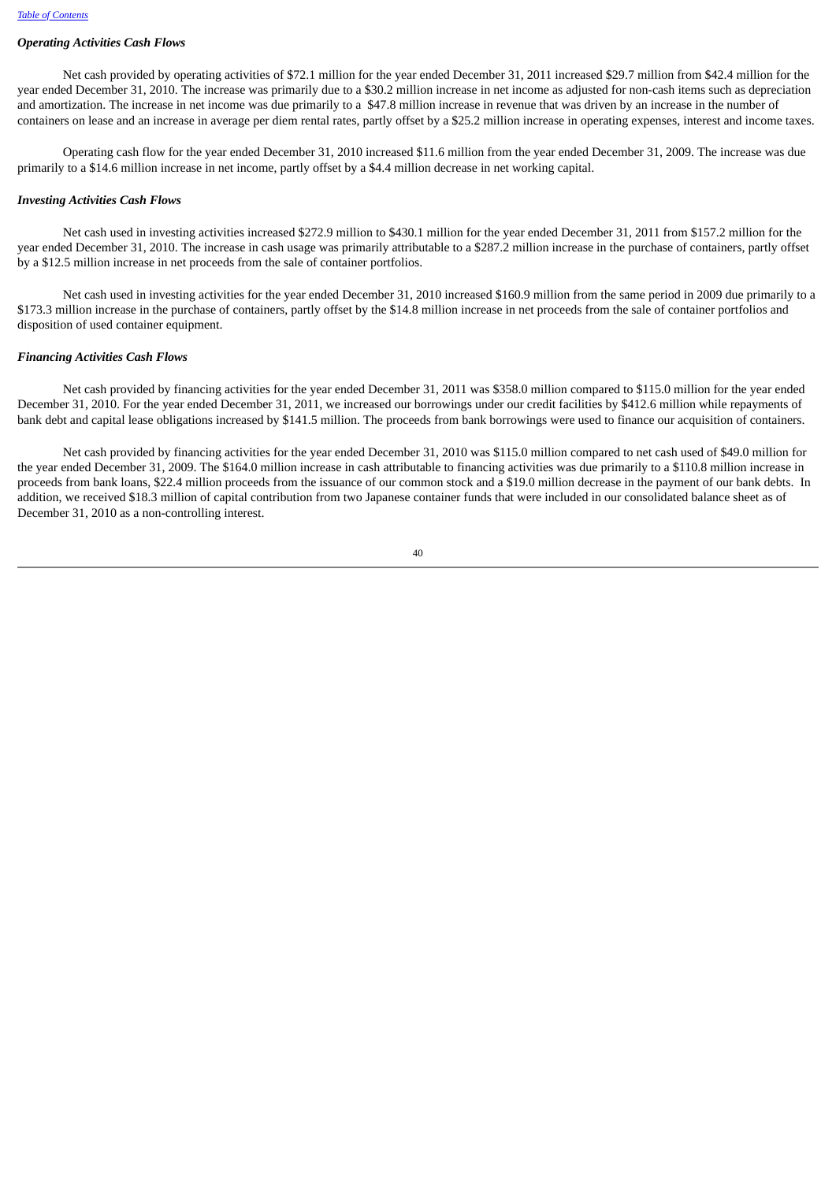*Operating Activities Cash Flows*

Net cash provided by operating activities of $72.1 million for the year ended December 31, 2011 increased $29.7 million from $42.4 million for the year ended December 31, 2010. The increase was primarily due to a $30.2 million increase in net income as adjusted for non-cash items such as depreciation and amortization. The increase in net income was due primarily to a $47.8 million increase in revenue that was driven by an increase in the number of containers on lease and an increase in average per diem rental rates, partly offset by a $25.2 million increase in operating expenses, interest and income taxes.

Operating cash flow for the year ended December 31, 2010 increased $11.6 million from the year ended December 31, 2009. The increase was due primarily to a $14.6 million increase in net income, partly offset by a $4.4 million decrease in net working capital.

*Investing Activities Cash Flows*

Net cash used in investing activities increased $272.9 million to $430.1 million for the year ended December 31, 2011 from $157.2 million for the year ended December 31, 2010. The increase in cash usage was primarily attributable to a $287.2 million increase in the purchase of containers, partly offset by a $12.5 million increase in net proceeds from the sale of container portfolios.

Net cash used in investing activities for the year ended December 31, 2010 increased $160.9 million from the same period in 2009 due primarily to a $173.3 million increase in the purchase of containers, partly offset by the $14.8 million increase in net proceeds from the sale of container portfolios and disposition of used container equipment.

*Financing Activities Cash Flows*

Net cash provided by financing activities for the year ended December 31, 2011 was $358.0 million compared to $115.0 million for the year ended December 31, 2010. For the year ended December 31, 2011, we increased our borrowings under our credit facilities by $412.6 million while repayments of bank debt and capital lease obligations increased by $141.5 million. The proceeds from bank borrowings were used to finance our acquisition of containers.

Net cash provided by financing activities for the year ended December 31, 2010 was $115.0 million compared to net cash used of $49.0 million for the year ended December 31, 2009. The $164.0 million increase in cash attributable to financing activities was due primarily to a $110.8 million increase in proceeds from bank loans, $22.4 million proceeds from the issuance of our common stock and a $19.0 million decrease in the payment of our bank debts. In addition, we received $18.3 million of capital contribution from two Japanese container funds that were included in our consolidated balance sheet as of December 31, 2010 as a non-controlling interest.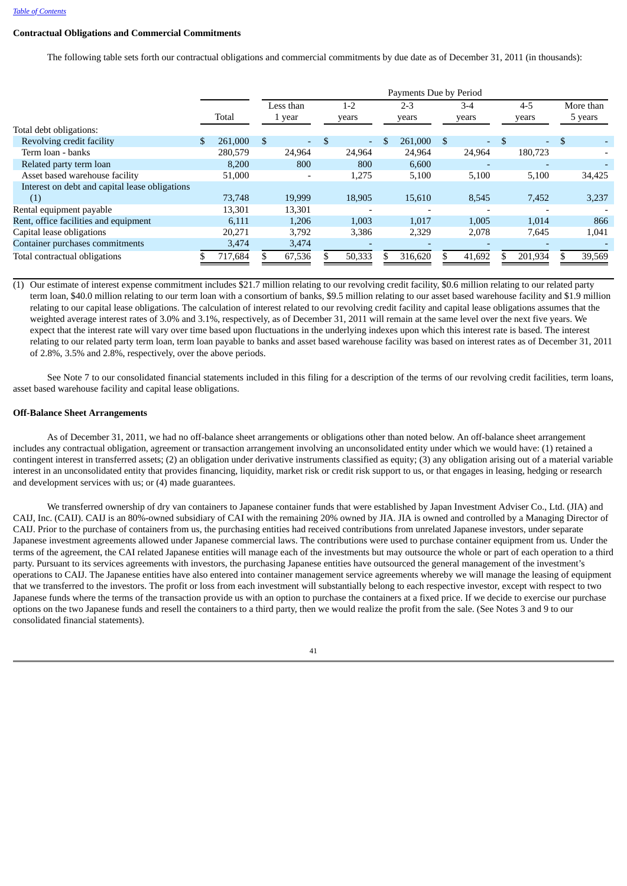[Table of Contents](#)

**Contractual Obligations and Commercial Commitments**

The following table sets forth our contractual obligations and commercial commitments by due date as of December 31, 2011 (in thousands):

| | | Payments Due by Period | | | | | |
|---|---|---|---|---|---|---|---|
| | Total | Less than 1 year | 1-2 years | 2-3 years | 3-4 years | 4-5 years | More than 5 years |
| Total debt obligations: | | | | | | | |
| Revolving credit facility | $ 261,000 | $ - | $ - | $ 261,000 | $ - | $ - | $ - |
| Term loan - banks | 280,579 | 24,964 | 24,964 | 24,964 | 24,964 | 180,723 | - |
| Related party term loan | 8,200 | 800 | 800 | 6,600 | - | - | - |
| Asset based warehouse facility | 51,000 | - | 1,275 | 5,100 | 5,100 | 5,100 | 34,425 |
| Interest on debt and capital lease obligations (1) | 73,748 | 19,999 | 18,905 | 15,610 | 8,545 | 7,452 | 3,237 |
| Rental equipment payable | 13,301 | 13,301 | - | - | - | - | - |
| Rent, office facilities and equipment | 6,111 | 1,206 | 1,003 | 1,017 | 1,005 | 1,014 | 866 |
| Capital lease obligations | 20,271 | 3,792 | 3,386 | 2,329 | 2,078 | 7,645 | 1,041 |
| Container purchases commitments | 3,474 | 3,474 | - | - | - | - | - |
| Total contractual obligations | $ 717,684 | $ 67,536 | $ 50,333 | $ 316,620 | $ 41,692 | $ 201,934 | $ 39,569 |

(1) Our estimate of interest expense commitment includes $21.7 million relating to our revolving credit facility, $0.6 million relating to our related party term loan, $40.0 million relating to our term loan with a consortium of banks, $9.5 million relating to our asset based warehouse facility and $1.9 million relating to our capital lease obligations. The calculation of interest related to our revolving credit facility and capital lease obligations assumes that the weighted average interest rates of 3.0% and 3.1%, respectively, as of December 31, 2011 will remain at the same level over the next five years. We expect that the interest rate will vary over time based upon fluctuations in the underlying indexes upon which this interest rate is based. The interest relating to our related party term loan, term loan payable to banks and asset based warehouse facility was based on interest rates as of December 31, 2011 of 2.8%, 3.5% and 2.8%, respectively, over the above periods.

See Note 7 to our consolidated financial statements included in this filing for a description of the terms of our revolving credit facilities, term loans, asset based warehouse facility and capital lease obligations.

**Off-Balance Sheet Arrangements**

As of December 31, 2011, we had no off-balance sheet arrangements or obligations other than noted below. An off-balance sheet arrangement includes any contractual obligation, agreement or transaction arrangement involving an unconsolidated entity under which we would have: (1) retained a contingent interest in transferred assets; (2) an obligation under derivative instruments classified as equity; (3) any obligation arising out of a material variable interest in an unconsolidated entity that provides financing, liquidity, market risk or credit risk support to us, or that engages in leasing, hedging or research and development services with us; or (4) made guarantees.

We transferred ownership of dry van containers to Japanese container funds that were established by Japan Investment Adviser Co., Ltd. (JIA) and CAIJ, Inc. (CAIJ). CAIJ is an 80%-owned subsidiary of CAI with the remaining 20% owned by JIA. JIA is owned and controlled by a Managing Director of CAIJ. Prior to the purchase of containers from us, the purchasing entities had received contributions from unrelated Japanese investors, under separate Japanese investment agreements allowed under Japanese commercial laws. The contributions were used to purchase container equipment from us. Under the terms of the agreement, the CAI related Japanese entities will manage each of the investments but may outsource the whole or part of each operation to a third party. Pursuant to its services agreements with investors, the purchasing Japanese entities have outsourced the general management of the investment's operations to CAIJ. The Japanese entities have also entered into container management service agreements whereby we will manage the leasing of equipment that we transferred to the investors. The profit or loss from each investment will substantially belong to each respective investor, except with respect to two Japanese funds where the terms of the transaction provide us with an option to purchase the containers at a fixed price. If we decide to exercise our purchase options on the two Japanese funds and resell the containers to a third party, then we would realize the profit from the sale. (See Notes 3 and 9 to our consolidated financial statements).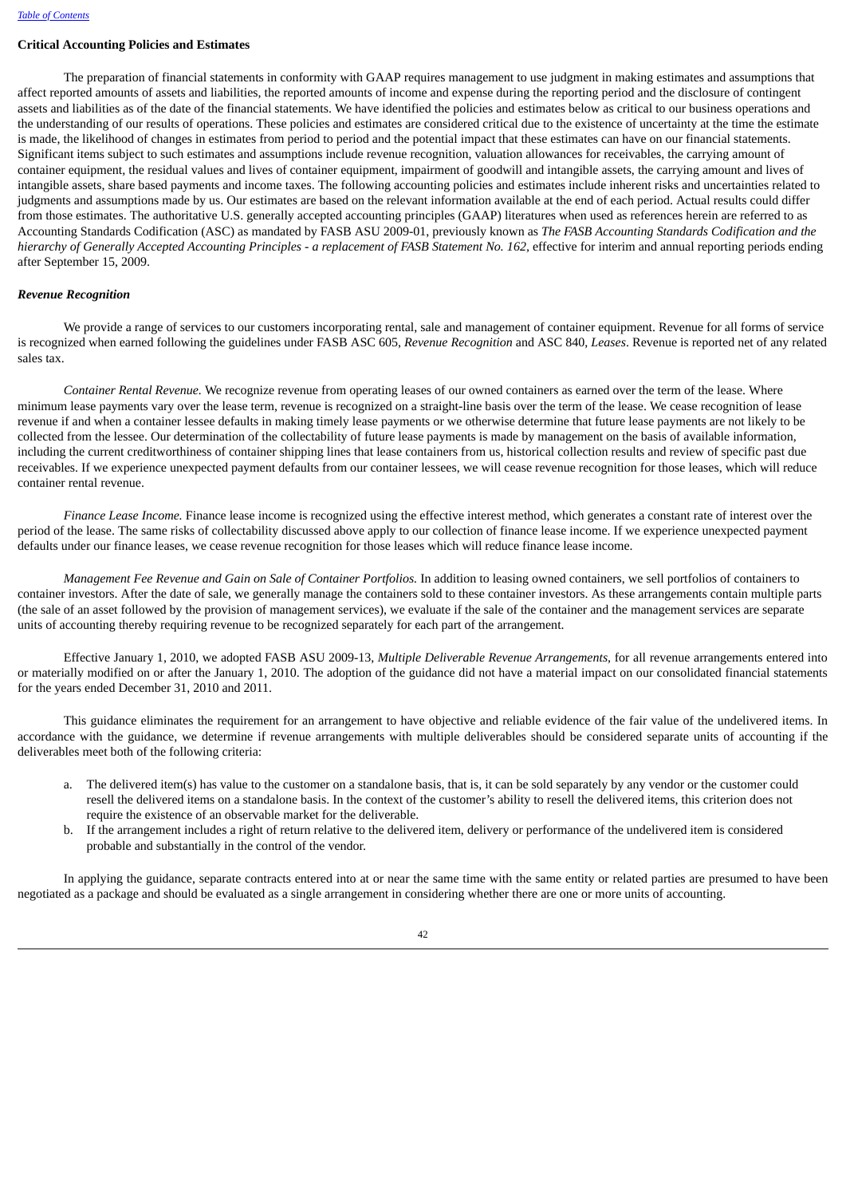### Critical Accounting Policies and Estimates

The preparation of financial statements in conformity with GAAP requires management to use judgment in making estimates and assumptions that affect reported amounts of assets and liabilities, the reported amounts of income and expense during the reporting period and the disclosure of contingent assets and liabilities as of the date of the financial statements. We have identified the policies and estimates below as critical to our business operations and the understanding of our results of operations. These policies and estimates are considered critical due to the existence of uncertainty at the time the estimate is made, the likelihood of changes in estimates from period to period and the potential impact that these estimates can have on our financial statements. Significant items subject to such estimates and assumptions include revenue recognition, valuation allowances for receivables, the carrying amount of container equipment, the residual values and lives of container equipment, impairment of goodwill and intangible assets, the carrying amount and lives of intangible assets, share based payments and income taxes. The following accounting policies and estimates include inherent risks and uncertainties related to judgments and assumptions made by us. Our estimates are based on the relevant information available at the end of each period. Actual results could differ from those estimates. The authoritative U.S. generally accepted accounting principles (GAAP) literatures when used as references herein are referred to as Accounting Standards Codification (ASC) as mandated by FASB ASU 2009-01, previously known as *The FASB Accounting Standards Codification and the hierarchy of Generally Accepted Accounting Principles - a replacement of FASB Statement No. 162*, effective for interim and annual reporting periods ending after September 15, 2009.

#### *Revenue Recognition*

We provide a range of services to our customers incorporating rental, sale and management of container equipment. Revenue for all forms of service is recognized when earned following the guidelines under FASB ASC 605, *Revenue Recognition* and ASC 840, *Leases*. Revenue is reported net of any related sales tax.

*Container Rental Revenue.* We recognize revenue from operating leases of our owned containers as earned over the term of the lease. Where minimum lease payments vary over the lease term, revenue is recognized on a straight-line basis over the term of the lease. We cease recognition of lease revenue if and when a container lessee defaults in making timely lease payments or we otherwise determine that future lease payments are not likely to be collected from the lessee. Our determination of the collectability of future lease payments is made by management on the basis of available information, including the current creditworthiness of container shipping lines that lease containers from us, historical collection results and review of specific past due receivables. If we experience unexpected payment defaults from our container lessees, we will cease revenue recognition for those leases, which will reduce container rental revenue.

*Finance Lease Income.* Finance lease income is recognized using the effective interest method, which generates a constant rate of interest over the period of the lease. The same risks of collectability discussed above apply to our collection of finance lease income. If we experience unexpected payment defaults under our finance leases, we cease revenue recognition for those leases which will reduce finance lease income.

*Management Fee Revenue and Gain on Sale of Container Portfolios.* In addition to leasing owned containers, we sell portfolios of containers to container investors. After the date of sale, we generally manage the containers sold to these container investors. As these arrangements contain multiple parts (the sale of an asset followed by the provision of management services), we evaluate if the sale of the container and the management services are separate units of accounting thereby requiring revenue to be recognized separately for each part of the arrangement.

Effective January 1, 2010, we adopted FASB ASU 2009-13, *Multiple Deliverable Revenue Arrangements*, for all revenue arrangements entered into or materially modified on or after the January 1, 2010. The adoption of the guidance did not have a material impact on our consolidated financial statements for the years ended December 31, 2010 and 2011.

This guidance eliminates the requirement for an arrangement to have objective and reliable evidence of the fair value of the undelivered items. In accordance with the guidance, we determine if revenue arrangements with multiple deliverables should be considered separate units of accounting if the deliverables meet both of the following criteria:

a. The delivered item(s) has value to the customer on a standalone basis, that is, it can be sold separately by any vendor or the customer could resell the delivered items on a standalone basis. In the context of the customer's ability to resell the delivered items, this criterion does not require the existence of an observable market for the deliverable.
b. If the arrangement includes a right of return relative to the delivered item, delivery or performance of the undelivered item is considered probable and substantially in the control of the vendor.

In applying the guidance, separate contracts entered into at or near the same time with the same entity or related parties are presumed to have been negotiated as a package and should be evaluated as a single arrangement in considering whether there are one or more units of accounting.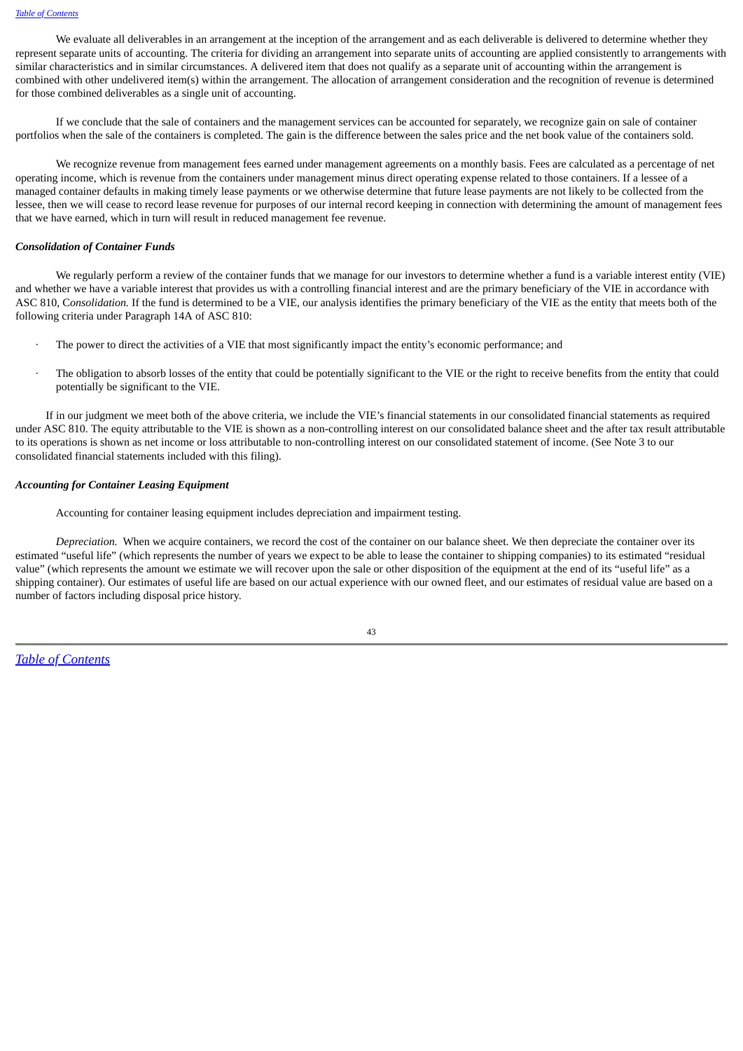We evaluate all deliverables in an arrangement at the inception of the arrangement and as each deliverable is delivered to determine whether they represent separate units of accounting. The criteria for dividing an arrangement into separate units of accounting are applied consistently to arrangements with similar characteristics and in similar circumstances. A delivered item that does not qualify as a separate unit of accounting within the arrangement is combined with other undelivered item(s) within the arrangement. The allocation of arrangement consideration and the recognition of revenue is determined for those combined deliverables as a single unit of accounting.

If we conclude that the sale of containers and the management services can be accounted for separately, we recognize gain on sale of container portfolios when the sale of the containers is completed. The gain is the difference between the sales price and the net book value of the containers sold.

We recognize revenue from management fees earned under management agreements on a monthly basis. Fees are calculated as a percentage of net operating income, which is revenue from the containers under management minus direct operating expense related to those containers. If a lessee of a managed container defaults in making timely lease payments or we otherwise determine that future lease payments are not likely to be collected from the lessee, then we will cease to record lease revenue for purposes of our internal record keeping in connection with determining the amount of management fees that we have earned, which in turn will result in reduced management fee revenue.

***Consolidation of Container Funds***

We regularly perform a review of the container funds that we manage for our investors to determine whether a fund is a variable interest entity (VIE) and whether we have a variable interest that provides us with a controlling financial interest and are the primary beneficiary of the VIE in accordance with ASC 810, C*onsolidation.* If the fund is determined to be a VIE, our analysis identifies the primary beneficiary of the VIE as the entity that meets both of the following criteria under Paragraph 14A of ASC 810:

- The power to direct the activities of a VIE that most significantly impact the entity's economic performance; and
- The obligation to absorb losses of the entity that could be potentially significant to the VIE or the right to receive benefits from the entity that could potentially be significant to the VIE.

If in our judgment we meet both of the above criteria, we include the VIE's financial statements in our consolidated financial statements as required under ASC 810. The equity attributable to the VIE is shown as a non-controlling interest on our consolidated balance sheet and the after tax result attributable to its operations is shown as net income or loss attributable to non-controlling interest on our consolidated statement of income. (See Note 3 to our consolidated financial statements included with this filing).

***Accounting for Container Leasing Equipment***

Accounting for container leasing equipment includes depreciation and impairment testing.

*Depreciation.* When we acquire containers, we record the cost of the container on our balance sheet. We then depreciate the container over its estimated "useful life" (which represents the number of years we expect to be able to lease the container to shipping companies) to its estimated "residual value" (which represents the amount we estimate we will recover upon the sale or other disposition of the equipment at the end of its "useful life" as a shipping container). Our estimates of useful life are based on our actual experience with our owned fleet, and our estimates of residual value are based on a number of factors including disposal price history.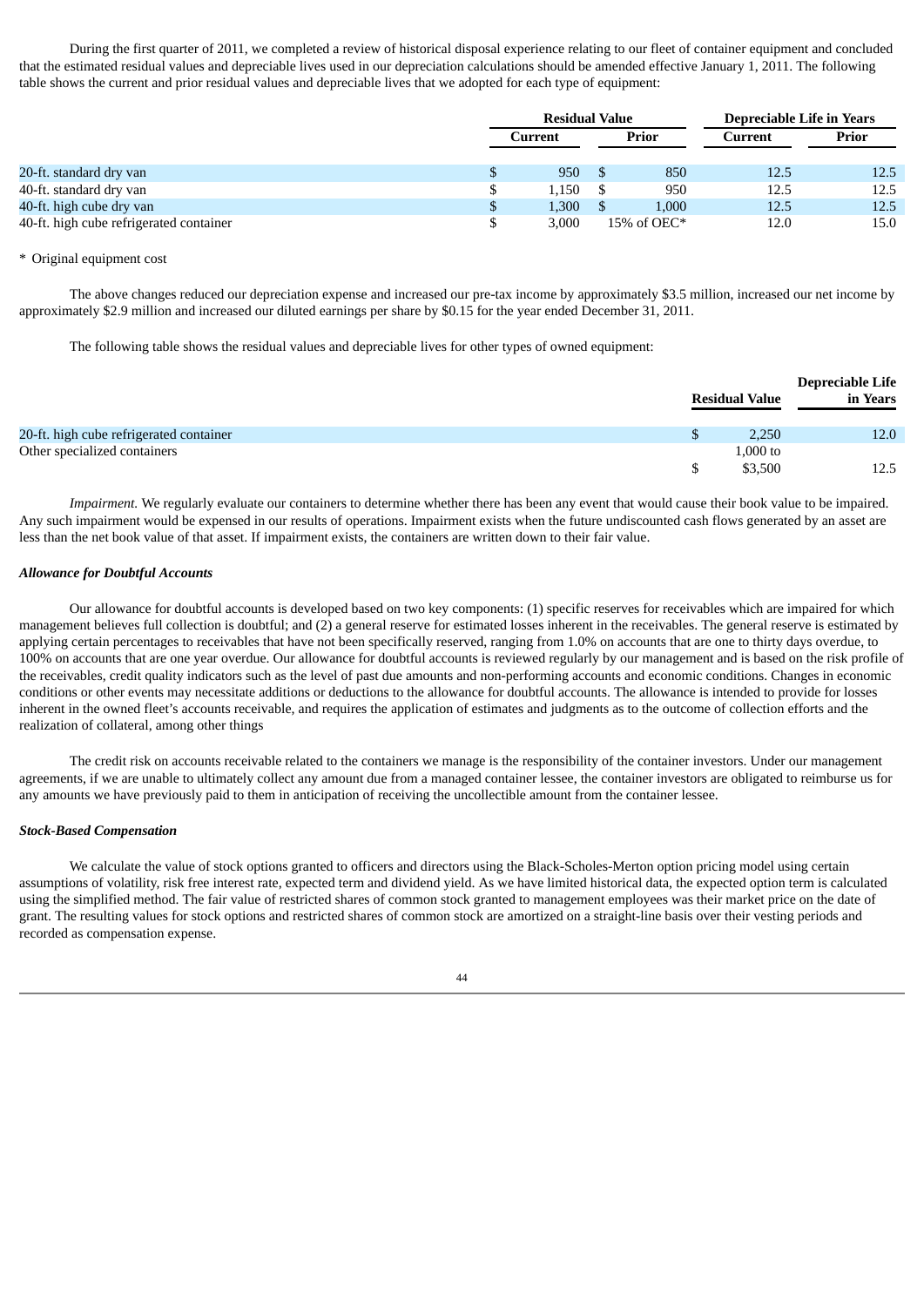During the first quarter of 2011, we completed a review of historical disposal experience relating to our fleet of container equipment and concluded that the estimated residual values and depreciable lives used in our depreciation calculations should be amended effective January 1, 2011. The following table shows the current and prior residual values and depreciable lives that we adopted for each type of equipment:

| | Residual Value | | Depreciable Life in Years | |
|---|---|---|---|---|
| | Current | Prior | Current | Prior |
| 20-ft. standard dry van | $ 950 | $ 850 | 12.5 | 12.5 |
| 40-ft. standard dry van | $ 1,150 | $ 950 | 12.5 | 12.5 |
| 40-ft. high cube dry van | $ 1,300 | $ 1,000 | 12.5 | 12.5 |
| 40-ft. high cube refrigerated container | $ 3,000 | 15% of OEC* | 12.0 | 15.0 |

\* Original equipment cost

The above changes reduced our depreciation expense and increased our pre-tax income by approximately $3.5 million, increased our net income by approximately $2.9 million and increased our diluted earnings per share by $0.15 for the year ended December 31, 2011.

The following table shows the residual values and depreciable lives for other types of owned equipment:

| | Residual Value | Depreciable Life in Years |
|---|---|---|
| 20-ft. high cube refrigerated container | $ 2,250 | 12.0 |
| Other specialized containers | $ 1,000 to $3,500 | 12.5 |

*Impairment.* We regularly evaluate our containers to determine whether there has been any event that would cause their book value to be impaired. Any such impairment would be expensed in our results of operations. Impairment exists when the future undiscounted cash flows generated by an asset are less than the net book value of that asset. If impairment exists, the containers are written down to their fair value.

***Allowance for Doubtful Accounts***

Our allowance for doubtful accounts is developed based on two key components: (1) specific reserves for receivables which are impaired for which management believes full collection is doubtful; and (2) a general reserve for estimated losses inherent in the receivables. The general reserve is estimated by applying certain percentages to receivables that have not been specifically reserved, ranging from 1.0% on accounts that are one to thirty days overdue, to 100% on accounts that are one year overdue. Our allowance for doubtful accounts is reviewed regularly by our management and is based on the risk profile of the receivables, credit quality indicators such as the level of past due amounts and non-performing accounts and economic conditions. Changes in economic conditions or other events may necessitate additions or deductions to the allowance for doubtful accounts. The allowance is intended to provide for losses inherent in the owned fleet's accounts receivable, and requires the application of estimates and judgments as to the outcome of collection efforts and the realization of collateral, among other things

The credit risk on accounts receivable related to the containers we manage is the responsibility of the container investors. Under our management agreements, if we are unable to ultimately collect any amount due from a managed container lessee, the container investors are obligated to reimburse us for any amounts we have previously paid to them in anticipation of receiving the uncollectible amount from the container lessee.

***Stock-Based Compensation***

We calculate the value of stock options granted to officers and directors using the Black-Scholes-Merton option pricing model using certain assumptions of volatility, risk free interest rate, expected term and dividend yield. As we have limited historical data, the expected option term is calculated using the simplified method. The fair value of restricted shares of common stock granted to management employees was their market price on the date of grant. The resulting values for stock options and restricted shares of common stock are amortized on a straight-line basis over their vesting periods and recorded as compensation expense.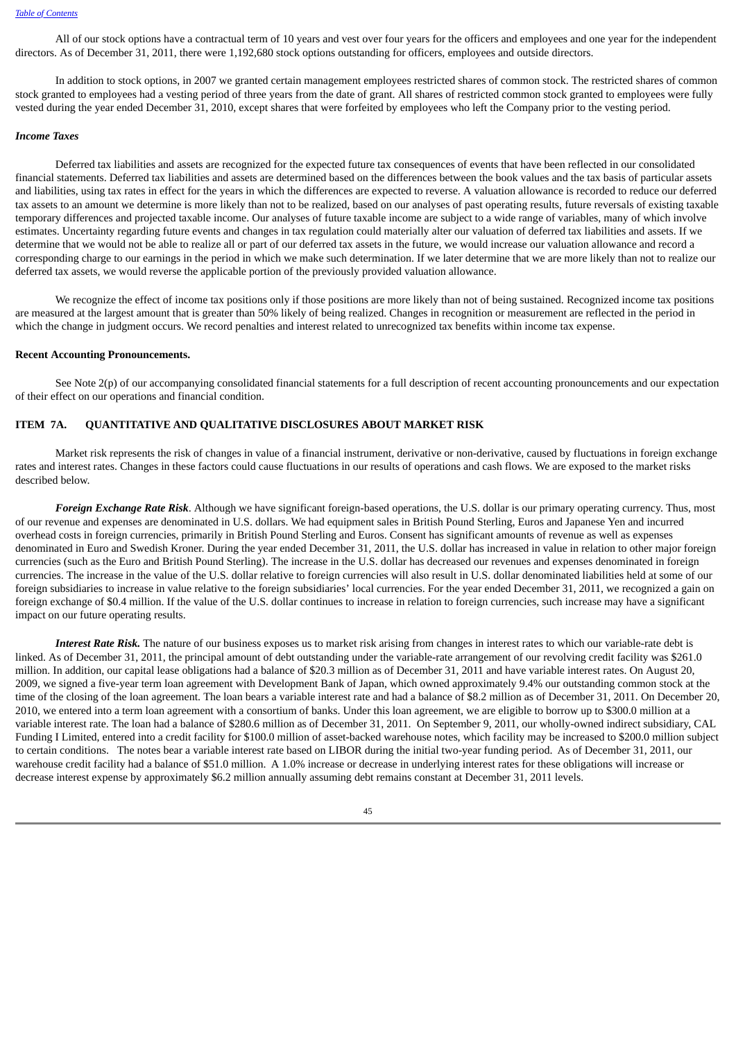All of our stock options have a contractual term of 10 years and vest over four years for the officers and employees and one year for the independent directors. As of December 31, 2011, there were 1,192,680 stock options outstanding for officers, employees and outside directors.

In addition to stock options, in 2007 we granted certain management employees restricted shares of common stock. The restricted shares of common stock granted to employees had a vesting period of three years from the date of grant. All shares of restricted common stock granted to employees were fully vested during the year ended December 31, 2010, except shares that were forfeited by employees who left the Company prior to the vesting period.

***Income Taxes***

Deferred tax liabilities and assets are recognized for the expected future tax consequences of events that have been reflected in our consolidated financial statements. Deferred tax liabilities and assets are determined based on the differences between the book values and the tax basis of particular assets and liabilities, using tax rates in effect for the years in which the differences are expected to reverse. A valuation allowance is recorded to reduce our deferred tax assets to an amount we determine is more likely than not to be realized, based on our analyses of past operating results, future reversals of existing taxable temporary differences and projected taxable income. Our analyses of future taxable income are subject to a wide range of variables, many of which involve estimates. Uncertainty regarding future events and changes in tax regulation could materially alter our valuation of deferred tax liabilities and assets. If we determine that we would not be able to realize all or part of our deferred tax assets in the future, we would increase our valuation allowance and record a corresponding charge to our earnings in the period in which we make such determination. If we later determine that we are more likely than not to realize our deferred tax assets, we would reverse the applicable portion of the previously provided valuation allowance.

We recognize the effect of income tax positions only if those positions are more likely than not of being sustained. Recognized income tax positions are measured at the largest amount that is greater than 50% likely of being realized. Changes in recognition or measurement are reflected in the period in which the change in judgment occurs. We record penalties and interest related to unrecognized tax benefits within income tax expense.

**Recent Accounting Pronouncements.**

See Note 2(p) of our accompanying consolidated financial statements for a full description of recent accounting pronouncements and our expectation of their effect on our operations and financial condition.

## ITEM 7A. QUANTITATIVE AND QUALITATIVE DISCLOSURES ABOUT MARKET RISK

Market risk represents the risk of changes in value of a financial instrument, derivative or non-derivative, caused by fluctuations in foreign exchange rates and interest rates. Changes in these factors could cause fluctuations in our results of operations and cash flows. We are exposed to the market risks described below.

***Foreign Exchange Rate Risk***. Although we have significant foreign-based operations, the U.S. dollar is our primary operating currency. Thus, most of our revenue and expenses are denominated in U.S. dollars. We had equipment sales in British Pound Sterling, Euros and Japanese Yen and incurred overhead costs in foreign currencies, primarily in British Pound Sterling and Euros. Consent has significant amounts of revenue as well as expenses denominated in Euro and Swedish Kroner. During the year ended December 31, 2011, the U.S. dollar has increased in value in relation to other major foreign currencies (such as the Euro and British Pound Sterling). The increase in the U.S. dollar has decreased our revenues and expenses denominated in foreign currencies. The increase in the value of the U.S. dollar relative to foreign currencies will also result in U.S. dollar denominated liabilities held at some of our foreign subsidiaries to increase in value relative to the foreign subsidiaries' local currencies. For the year ended December 31, 2011, we recognized a gain on foreign exchange of $0.4 million. If the value of the U.S. dollar continues to increase in relation to foreign currencies, such increase may have a significant impact on our future operating results.

***Interest Rate Risk.*** The nature of our business exposes us to market risk arising from changes in interest rates to which our variable-rate debt is linked. As of December 31, 2011, the principal amount of debt outstanding under the variable-rate arrangement of our revolving credit facility was $261.0 million. In addition, our capital lease obligations had a balance of $20.3 million as of December 31, 2011 and have variable interest rates. On August 20, 2009, we signed a five-year term loan agreement with Development Bank of Japan, which owned approximately 9.4% our outstanding common stock at the time of the closing of the loan agreement. The loan bears a variable interest rate and had a balance of $8.2 million as of December 31, 2011. On December 20, 2010, we entered into a term loan agreement with a consortium of banks. Under this loan agreement, we are eligible to borrow up to $300.0 million at a variable interest rate. The loan had a balance of $280.6 million as of December 31, 2011. On September 9, 2011, our wholly-owned indirect subsidiary, CAL Funding I Limited, entered into a credit facility for $100.0 million of asset-backed warehouse notes, which facility may be increased to $200.0 million subject to certain conditions. The notes bear a variable interest rate based on LIBOR during the initial two-year funding period. As of December 31, 2011, our warehouse credit facility had a balance of $51.0 million. A 1.0% increase or decrease in underlying interest rates for these obligations will increase or decrease interest expense by approximately $6.2 million annually assuming debt remains constant at December 31, 2011 levels.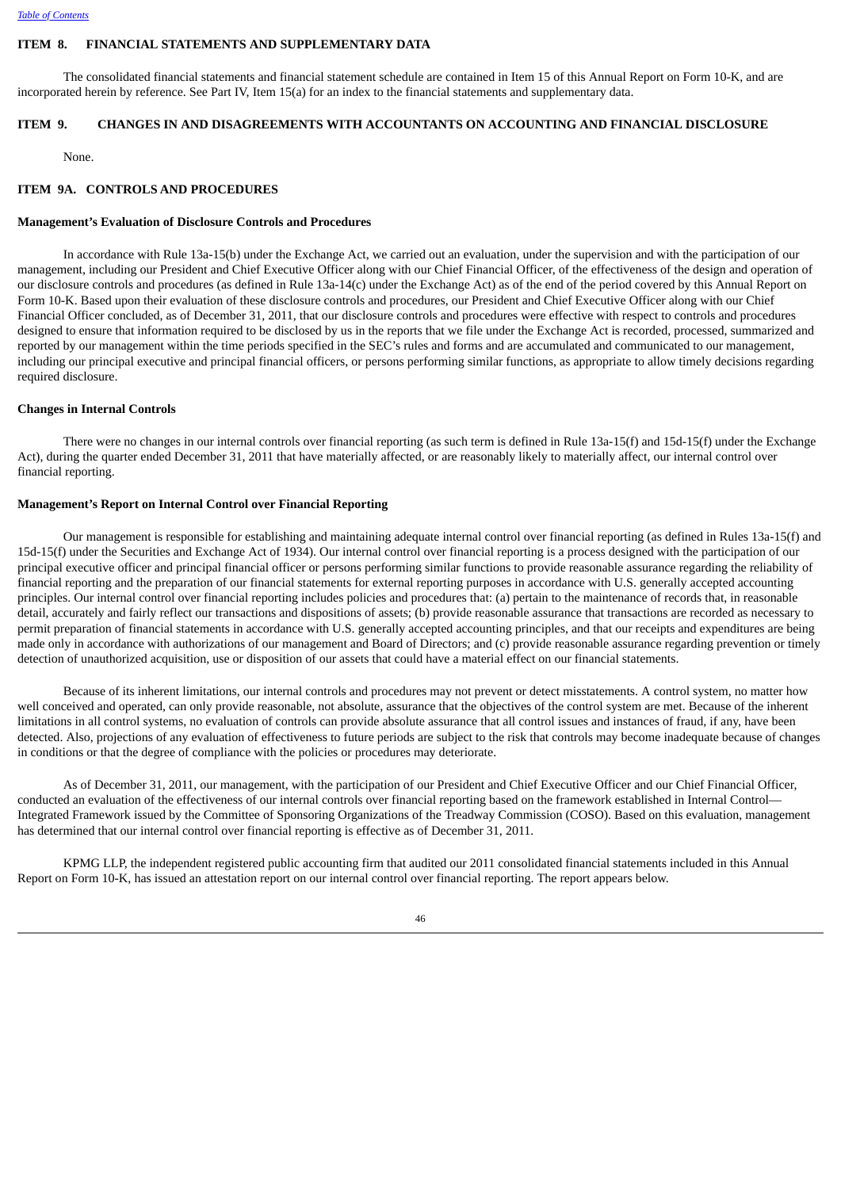## ITEM 8. FINANCIAL STATEMENTS AND SUPPLEMENTARY DATA

The consolidated financial statements and financial statement schedule are contained in Item 15 of this Annual Report on Form 10-K, and are incorporated herein by reference. See Part IV, Item 15(a) for an index to the financial statements and supplementary data.

## ITEM 9. CHANGES IN AND DISAGREEMENTS WITH ACCOUNTANTS ON ACCOUNTING AND FINANCIAL DISCLOSURE

None.

## ITEM 9A. CONTROLS AND PROCEDURES

### Management's Evaluation of Disclosure Controls and Procedures

In accordance with Rule 13a-15(b) under the Exchange Act, we carried out an evaluation, under the supervision and with the participation of our management, including our President and Chief Executive Officer along with our Chief Financial Officer, of the effectiveness of the design and operation of our disclosure controls and procedures (as defined in Rule 13a-14(c) under the Exchange Act) as of the end of the period covered by this Annual Report on Form 10-K. Based upon their evaluation of these disclosure controls and procedures, our President and Chief Executive Officer along with our Chief Financial Officer concluded, as of December 31, 2011, that our disclosure controls and procedures were effective with respect to controls and procedures designed to ensure that information required to be disclosed by us in the reports that we file under the Exchange Act is recorded, processed, summarized and reported by our management within the time periods specified in the SEC's rules and forms and are accumulated and communicated to our management, including our principal executive and principal financial officers, or persons performing similar functions, as appropriate to allow timely decisions regarding required disclosure.

### Changes in Internal Controls

There were no changes in our internal controls over financial reporting (as such term is defined in Rule 13a-15(f) and 15d-15(f) under the Exchange Act), during the quarter ended December 31, 2011 that have materially affected, or are reasonably likely to materially affect, our internal control over financial reporting.

### Management's Report on Internal Control over Financial Reporting

Our management is responsible for establishing and maintaining adequate internal control over financial reporting (as defined in Rules 13a-15(f) and 15d-15(f) under the Securities and Exchange Act of 1934). Our internal control over financial reporting is a process designed with the participation of our principal executive officer and principal financial officer or persons performing similar functions to provide reasonable assurance regarding the reliability of financial reporting and the preparation of our financial statements for external reporting purposes in accordance with U.S. generally accepted accounting principles. Our internal control over financial reporting includes policies and procedures that: (a) pertain to the maintenance of records that, in reasonable detail, accurately and fairly reflect our transactions and dispositions of assets; (b) provide reasonable assurance that transactions are recorded as necessary to permit preparation of financial statements in accordance with U.S. generally accepted accounting principles, and that our receipts and expenditures are being made only in accordance with authorizations of our management and Board of Directors; and (c) provide reasonable assurance regarding prevention or timely detection of unauthorized acquisition, use or disposition of our assets that could have a material effect on our financial statements.

Because of its inherent limitations, our internal controls and procedures may not prevent or detect misstatements. A control system, no matter how well conceived and operated, can only provide reasonable, not absolute, assurance that the objectives of the control system are met. Because of the inherent limitations in all control systems, no evaluation of controls can provide absolute assurance that all control issues and instances of fraud, if any, have been detected. Also, projections of any evaluation of effectiveness to future periods are subject to the risk that controls may become inadequate because of changes in conditions or that the degree of compliance with the policies or procedures may deteriorate.

As of December 31, 2011, our management, with the participation of our President and Chief Executive Officer and our Chief Financial Officer, conducted an evaluation of the effectiveness of our internal controls over financial reporting based on the framework established in Internal Control—Integrated Framework issued by the Committee of Sponsoring Organizations of the Treadway Commission (COSO). Based on this evaluation, management has determined that our internal control over financial reporting is effective as of December 31, 2011.

KPMG LLP, the independent registered public accounting firm that audited our 2011 consolidated financial statements included in this Annual Report on Form 10-K, has issued an attestation report on our internal control over financial reporting. The report appears below.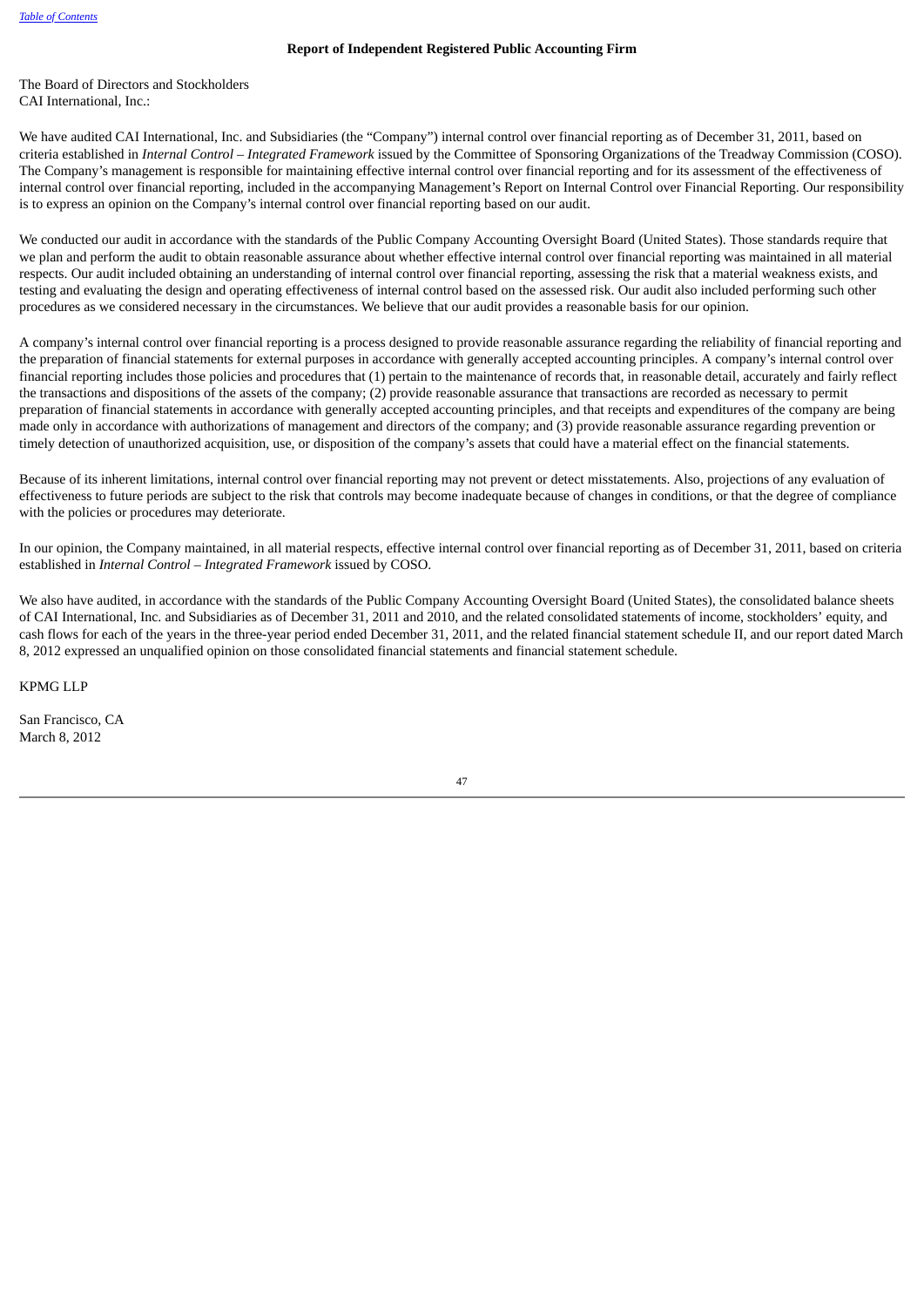## Report of Independent Registered Public Accounting Firm

The Board of Directors and Stockholders
CAI International, Inc.:

We have audited CAI International, Inc. and Subsidiaries (the "Company") internal control over financial reporting as of December 31, 2011, based on criteria established in *Internal Control – Integrated Framework* issued by the Committee of Sponsoring Organizations of the Treadway Commission (COSO). The Company's management is responsible for maintaining effective internal control over financial reporting and for its assessment of the effectiveness of internal control over financial reporting, included in the accompanying Management's Report on Internal Control over Financial Reporting. Our responsibility is to express an opinion on the Company's internal control over financial reporting based on our audit.

We conducted our audit in accordance with the standards of the Public Company Accounting Oversight Board (United States). Those standards require that we plan and perform the audit to obtain reasonable assurance about whether effective internal control over financial reporting was maintained in all material respects. Our audit included obtaining an understanding of internal control over financial reporting, assessing the risk that a material weakness exists, and testing and evaluating the design and operating effectiveness of internal control based on the assessed risk. Our audit also included performing such other procedures as we considered necessary in the circumstances. We believe that our audit provides a reasonable basis for our opinion.

A company's internal control over financial reporting is a process designed to provide reasonable assurance regarding the reliability of financial reporting and the preparation of financial statements for external purposes in accordance with generally accepted accounting principles. A company's internal control over financial reporting includes those policies and procedures that (1) pertain to the maintenance of records that, in reasonable detail, accurately and fairly reflect the transactions and dispositions of the assets of the company; (2) provide reasonable assurance that transactions are recorded as necessary to permit preparation of financial statements in accordance with generally accepted accounting principles, and that receipts and expenditures of the company are being made only in accordance with authorizations of management and directors of the company; and (3) provide reasonable assurance regarding prevention or timely detection of unauthorized acquisition, use, or disposition of the company's assets that could have a material effect on the financial statements.

Because of its inherent limitations, internal control over financial reporting may not prevent or detect misstatements. Also, projections of any evaluation of effectiveness to future periods are subject to the risk that controls may become inadequate because of changes in conditions, or that the degree of compliance with the policies or procedures may deteriorate.

In our opinion, the Company maintained, in all material respects, effective internal control over financial reporting as of December 31, 2011, based on criteria established in *Internal Control – Integrated Framework* issued by COSO.

We also have audited, in accordance with the standards of the Public Company Accounting Oversight Board (United States), the consolidated balance sheets of CAI International, Inc. and Subsidiaries as of December 31, 2011 and 2010, and the related consolidated statements of income, stockholders' equity, and cash flows for each of the years in the three-year period ended December 31, 2011, and the related financial statement schedule II, and our report dated March 8, 2012 expressed an unqualified opinion on those consolidated financial statements and financial statement schedule.

KPMG LLP

San Francisco, CA
March 8, 2012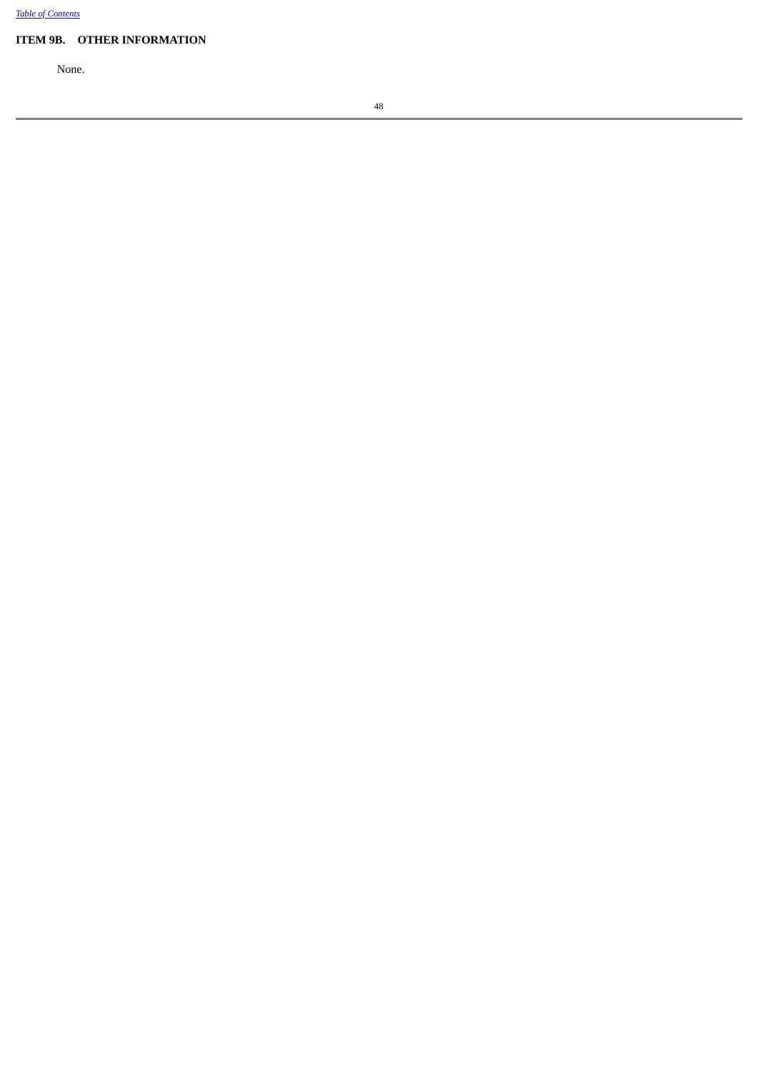## ITEM 9B. OTHER INFORMATION

None.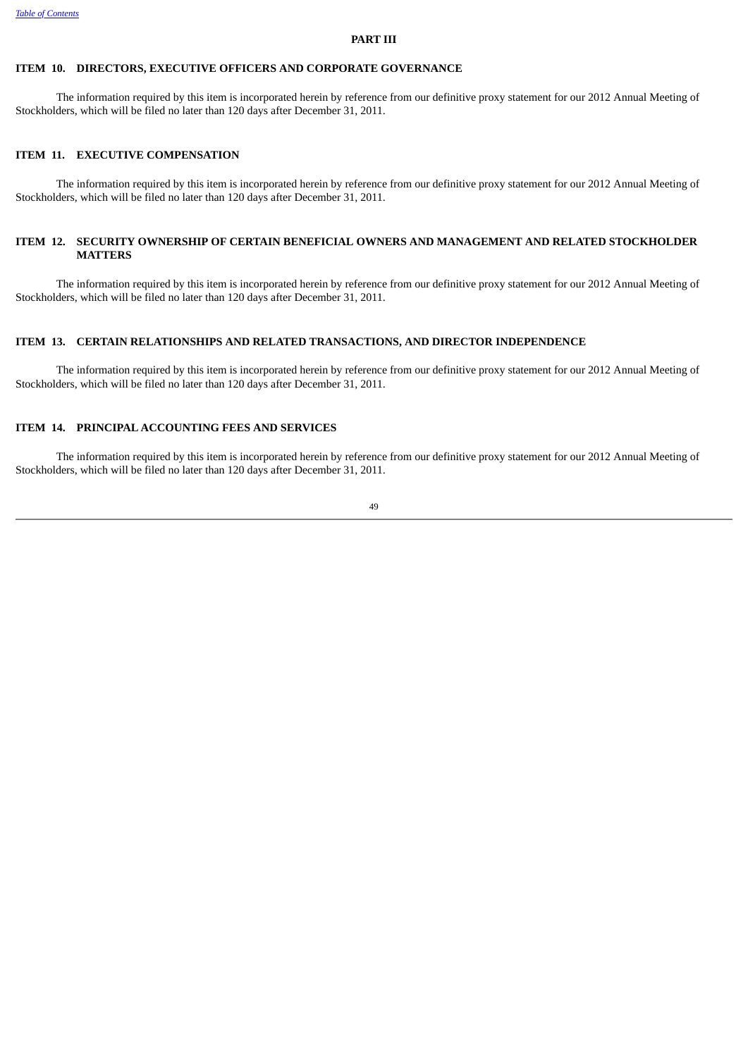# PART III

## ITEM 10. DIRECTORS, EXECUTIVE OFFICERS AND CORPORATE GOVERNANCE

The information required by this item is incorporated herein by reference from our definitive proxy statement for our 2012 Annual Meeting of Stockholders, which will be filed no later than 120 days after December 31, 2011.

## ITEM 11. EXECUTIVE COMPENSATION

The information required by this item is incorporated herein by reference from our definitive proxy statement for our 2012 Annual Meeting of Stockholders, which will be filed no later than 120 days after December 31, 2011.

## ITEM 12. SECURITY OWNERSHIP OF CERTAIN BENEFICIAL OWNERS AND MANAGEMENT AND RELATED STOCKHOLDER MATTERS

The information required by this item is incorporated herein by reference from our definitive proxy statement for our 2012 Annual Meeting of Stockholders, which will be filed no later than 120 days after December 31, 2011.

## ITEM 13. CERTAIN RELATIONSHIPS AND RELATED TRANSACTIONS, AND DIRECTOR INDEPENDENCE

The information required by this item is incorporated herein by reference from our definitive proxy statement for our 2012 Annual Meeting of Stockholders, which will be filed no later than 120 days after December 31, 2011.

## ITEM 14. PRINCIPAL ACCOUNTING FEES AND SERVICES

The information required by this item is incorporated herein by reference from our definitive proxy statement for our 2012 Annual Meeting of Stockholders, which will be filed no later than 120 days after December 31, 2011.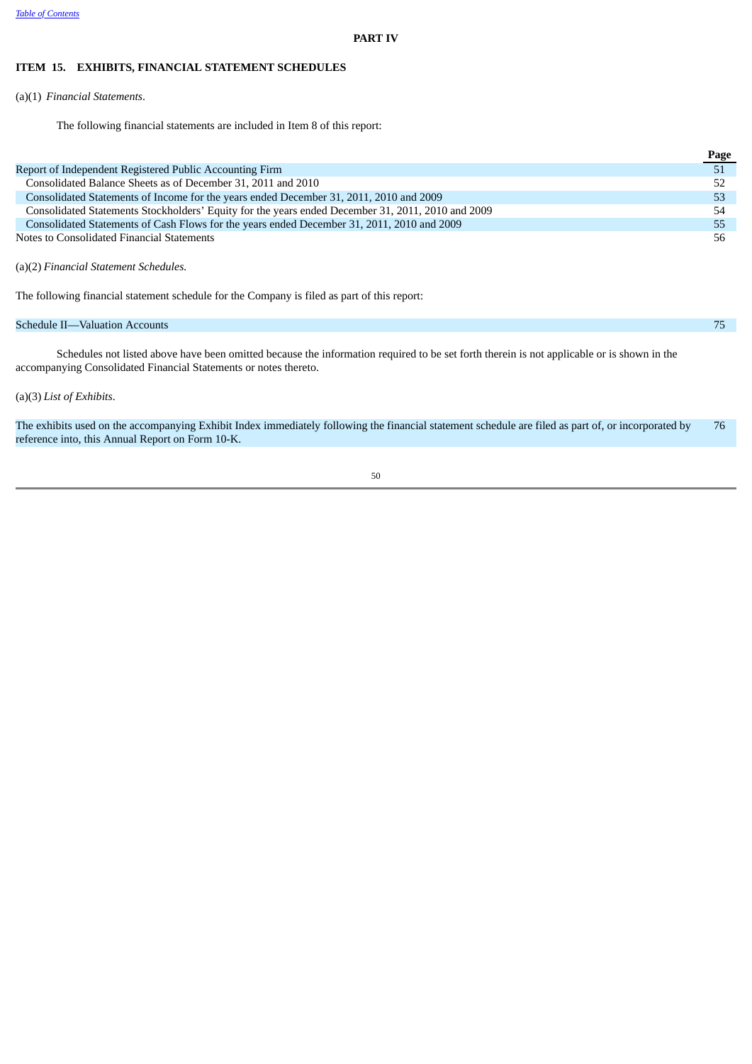# PART IV

## ITEM 15. EXHIBITS, FINANCIAL STATEMENT SCHEDULES

(a)(1) *Financial Statements*.

The following financial statements are included in Item 8 of this report:

| | Page |
|---|---|
| Report of Independent Registered Public Accounting Firm | 51 |
| Consolidated Balance Sheets as of December 31, 2011 and 2010 | 52 |
| Consolidated Statements of Income for the years ended December 31, 2011, 2010 and 2009 | 53 |
| Consolidated Statements Stockholders' Equity for the years ended December 31, 2011, 2010 and 2009 | 54 |
| Consolidated Statements of Cash Flows for the years ended December 31, 2011, 2010 and 2009 | 55 |
| Notes to Consolidated Financial Statements | 56 |

(a)(2) *Financial Statement Schedules.*

The following financial statement schedule for the Company is filed as part of this report:

| | |
|---|---|
| Schedule II—Valuation Accounts | 75 |

Schedules not listed above have been omitted because the information required to be set forth therein is not applicable or is shown in the accompanying Consolidated Financial Statements or notes thereto.

(a)(3) *List of Exhibits*.

| | |
|---|---|
| The exhibits used on the accompanying Exhibit Index immediately following the financial statement schedule are filed as part of, or incorporated by reference into, this Annual Report on Form 10-K. | 76 |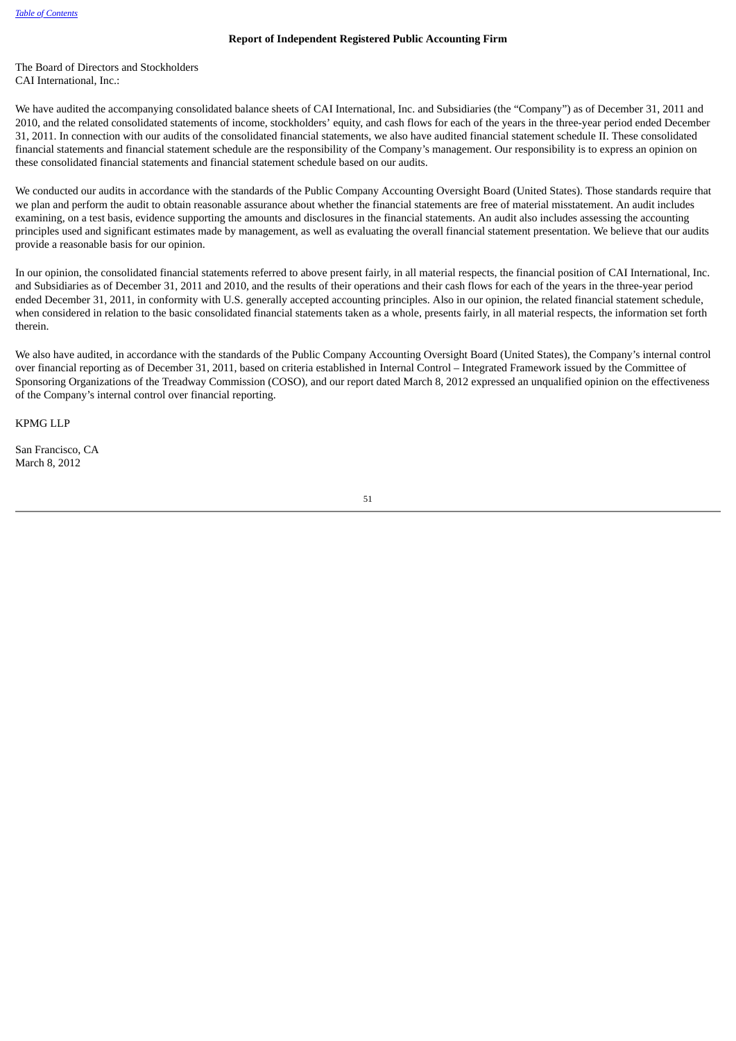## Report of Independent Registered Public Accounting Firm

The Board of Directors and Stockholders
CAI International, Inc.:

We have audited the accompanying consolidated balance sheets of CAI International, Inc. and Subsidiaries (the "Company") as of December 31, 2011 and 2010, and the related consolidated statements of income, stockholders' equity, and cash flows for each of the years in the three-year period ended December 31, 2011. In connection with our audits of the consolidated financial statements, we also have audited financial statement schedule II. These consolidated financial statements and financial statement schedule are the responsibility of the Company's management. Our responsibility is to express an opinion on these consolidated financial statements and financial statement schedule based on our audits.

We conducted our audits in accordance with the standards of the Public Company Accounting Oversight Board (United States). Those standards require that we plan and perform the audit to obtain reasonable assurance about whether the financial statements are free of material misstatement. An audit includes examining, on a test basis, evidence supporting the amounts and disclosures in the financial statements. An audit also includes assessing the accounting principles used and significant estimates made by management, as well as evaluating the overall financial statement presentation. We believe that our audits provide a reasonable basis for our opinion.

In our opinion, the consolidated financial statements referred to above present fairly, in all material respects, the financial position of CAI International, Inc. and Subsidiaries as of December 31, 2011 and 2010, and the results of their operations and their cash flows for each of the years in the three-year period ended December 31, 2011, in conformity with U.S. generally accepted accounting principles. Also in our opinion, the related financial statement schedule, when considered in relation to the basic consolidated financial statements taken as a whole, presents fairly, in all material respects, the information set forth therein.

We also have audited, in accordance with the standards of the Public Company Accounting Oversight Board (United States), the Company's internal control over financial reporting as of December 31, 2011, based on criteria established in Internal Control – Integrated Framework issued by the Committee of Sponsoring Organizations of the Treadway Commission (COSO), and our report dated March 8, 2012 expressed an unqualified opinion on the effectiveness of the Company's internal control over financial reporting.

KPMG LLP

San Francisco, CA
March 8, 2012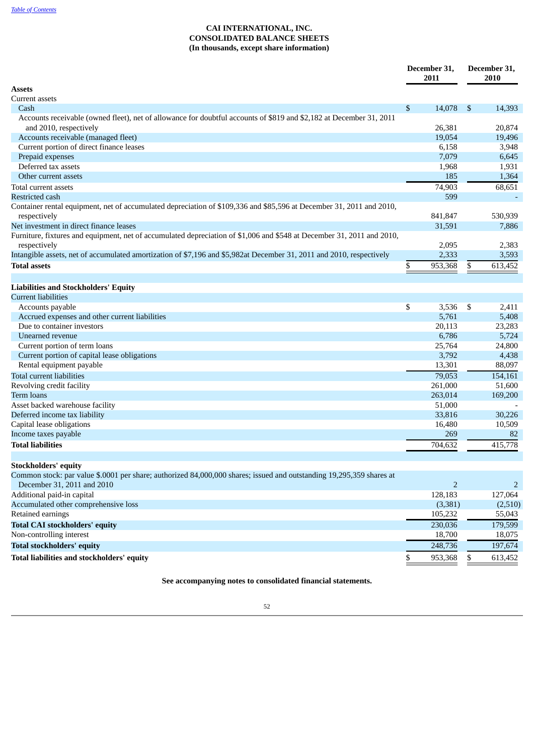[Table of Contents](#)

**CAI INTERNATIONAL, INC.**
**CONSOLIDATED BALANCE SHEETS**
**(In thousands, except share information)**

| | December 31, 2011 | December 31, 2010 |
|---|---|---|
| **Assets** | | |
| Current assets | | |
| Cash | $ 14,078 | $ 14,393 |
| Accounts receivable (owned fleet), net of allowance for doubtful accounts of $819 and $2,182 at December 31, 2011 and 2010, respectively | 26,381 | 20,874 |
| Accounts receivable (managed fleet) | 19,054 | 19,496 |
| Current portion of direct finance leases | 6,158 | 3,948 |
| Prepaid expenses | 7,079 | 6,645 |
| Deferred tax assets | 1,968 | 1,931 |
| Other current assets | 185 | 1,364 |
| Total current assets | 74,903 | 68,651 |
| Restricted cash | 599 | - |
| Container rental equipment, net of accumulated depreciation of $109,336 and $85,596 at December 31, 2011 and 2010, respectively | 841,847 | 530,939 |
| Net investment in direct finance leases | 31,591 | 7,886 |
| Furniture, fixtures and equipment, net of accumulated depreciation of $1,006 and $548 at December 31, 2011 and 2010, respectively | 2,095 | 2,383 |
| Intangible assets, net of accumulated amortization of $7,196 and $5,982at December 31, 2011 and 2010, respectively | 2,333 | 3,593 |
| **Total assets** | $ 953,368 | $ 613,452 |
| | | |
| **Liabilities and Stockholders' Equity** | | |
| Current liabilities | | |
| Accounts payable | $ 3,536 | $ 2,411 |
| Accrued expenses and other current liabilities | 5,761 | 5,408 |
| Due to container investors | 20,113 | 23,283 |
| Unearned revenue | 6,786 | 5,724 |
| Current portion of term loans | 25,764 | 24,800 |
| Current portion of capital lease obligations | 3,792 | 4,438 |
| Rental equipment payable | 13,301 | 88,097 |
| Total current liabilities | 79,053 | 154,161 |
| Revolving credit facility | 261,000 | 51,600 |
| Term loans | 263,014 | 169,200 |
| Asset backed warehouse facility | 51,000 | - |
| Deferred income tax liability | 33,816 | 30,226 |
| Capital lease obligations | 16,480 | 10,509 |
| Income taxes payable | 269 | 82 |
| **Total liabilities** | 704,632 | 415,778 |
| | | |
| **Stockholders' equity** | | |
| Common stock: par value $.0001 per share; authorized 84,000,000 shares; issued and outstanding 19,295,359 shares at December 31, 2011 and 2010 | 2 | 2 |
| Additional paid-in capital | 128,183 | 127,064 |
| Accumulated other comprehensive loss | (3,381) | (2,510) |
| Retained earnings | 105,232 | 55,043 |
| **Total CAI stockholders' equity** | 230,036 | 179,599 |
| Non-controlling interest | 18,700 | 18,075 |
| **Total stockholders' equity** | 248,736 | 197,674 |
| **Total liabilities and stockholders' equity** | $ 953,368 | $ 613,452 |

**See accompanying notes to consolidated financial statements.**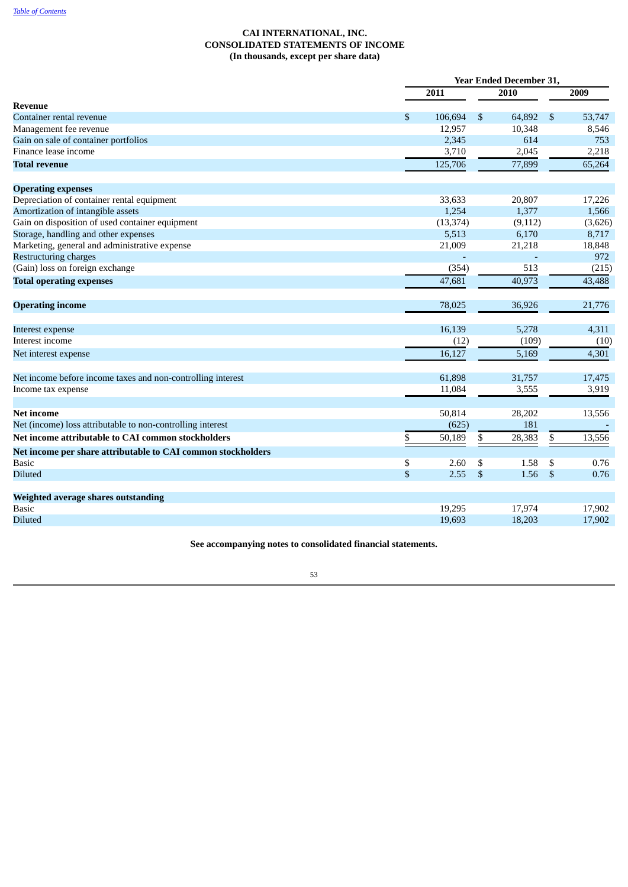[Table of Contents](#)

**CAI INTERNATIONAL, INC.**
**CONSOLIDATED STATEMENTS OF INCOME**
**(In thousands, except per share data)**

| | Year Ended December 31, | | |
|---|---|---|---|
| | 2011 | 2010 | 2009 |
| **Revenue** | | | |
| Container rental revenue | $ 106,694 | $ 64,892 | $ 53,747 |
| Management fee revenue | 12,957 | 10,348 | 8,546 |
| Gain on sale of container portfolios | 2,345 | 614 | 753 |
| Finance lease income | 3,710 | 2,045 | 2,218 |
| **Total revenue** | 125,706 | 77,899 | 65,264 |
| **Operating expenses** | | | |
| Depreciation of container rental equipment | 33,633 | 20,807 | 17,226 |
| Amortization of intangible assets | 1,254 | 1,377 | 1,566 |
| Gain on disposition of used container equipment | (13,374) | (9,112) | (3,626) |
| Storage, handling and other expenses | 5,513 | 6,170 | 8,717 |
| Marketing, general and administrative expense | 21,009 | 21,218 | 18,848 |
| Restructuring charges | - | - | 972 |
| (Gain) loss on foreign exchange | (354) | 513 | (215) |
| **Total operating expenses** | 47,681 | 40,973 | 43,488 |
| **Operating income** | 78,025 | 36,926 | 21,776 |
| Interest expense | 16,139 | 5,278 | 4,311 |
| Interest income | (12) | (109) | (10) |
| Net interest expense | 16,127 | 5,169 | 4,301 |
| Net income before income taxes and non-controlling interest | 61,898 | 31,757 | 17,475 |
| Income tax expense | 11,084 | 3,555 | 3,919 |
| **Net income** | 50,814 | 28,202 | 13,556 |
| Net (income) loss attributable to non-controlling interest | (625) | 181 | - |
| **Net income attributable to CAI common stockholders** | $ 50,189 | $ 28,383 | $ 13,556 |
| **Net income per share attributable to CAI common stockholders** | | | |
| Basic | $ 2.60 | $ 1.58 | $ 0.76 |
| Diluted | $ 2.55 | $ 1.56 | $ 0.76 |
| **Weighted average shares outstanding** | | | |
| Basic | 19,295 | 17,974 | 17,902 |
| Diluted | 19,693 | 18,203 | 17,902 |

**See accompanying notes to consolidated financial statements.**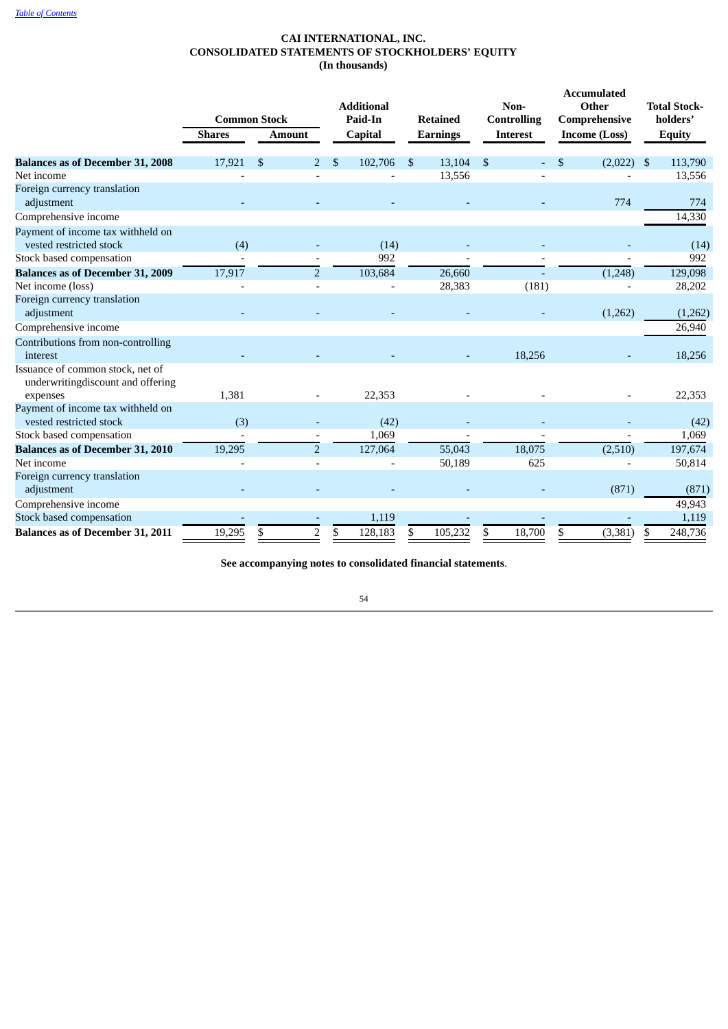[Table of Contents](#)

# CAI INTERNATIONAL, INC.
## CONSOLIDATED STATEMENTS OF STOCKHOLDERS' EQUITY
### (In thousands)

| | Common Stock | | Additional Paid-In | Retained | Non-Controlling | Accumulated Other Comprehensive | Total Stock-holders' |
|---|---|---|---|---|---|---|---|
| | Shares | Amount | Capital | Earnings | Interest | Income (Loss) | Equity |
| **Balances as of December 31, 2008** | 17,921 | $ 2 | $ 102,706 | $ 13,104 | $ - | $ (2,022) | $ 113,790 |
| Net income | - | - | - | 13,556 | - | - | 13,556 |
| Foreign currency translation adjustment | - | - | - | - | - | 774 | 774 |
| Comprehensive income | | | | | | | 14,330 |
| Payment of income tax withheld on vested restricted stock | (4) | - | (14) | - | - | - | (14) |
| Stock based compensation | - | - | 992 | - | - | - | 992 |
| **Balances as of December 31, 2009** | 17,917 | 2 | 103,684 | 26,660 | - | (1,248) | 129,098 |
| Net income (loss) | - | - | - | 28,383 | (181) | - | 28,202 |
| Foreign currency translation adjustment | - | - | - | - | - | (1,262) | (1,262) |
| Comprehensive income | | | | | | | 26,940 |
| Contributions from non-controlling interest | - | - | - | - | 18,256 | - | 18,256 |
| Issuance of common stock, net of underwritingdiscount and offering expenses | 1,381 | - | 22,353 | - | - | - | 22,353 |
| Payment of income tax withheld on vested restricted stock | (3) | - | (42) | - | - | - | (42) |
| Stock based compensation | - | - | 1,069 | - | - | - | 1,069 |
| **Balances as of December 31, 2010** | 19,295 | 2 | 127,064 | 55,043 | 18,075 | (2,510) | 197,674 |
| Net income | - | - | - | 50,189 | 625 | - | 50,814 |
| Foreign currency translation adjustment | - | - | - | - | - | (871) | (871) |
| Comprehensive income | | | | | | | 49,943 |
| Stock based compensation | - | - | 1,119 | - | - | - | 1,119 |
| **Balances as of December 31, 2011** | 19,295 | $ 2 | $ 128,183 | $ 105,232 | $ 18,700 | $ (3,381) | $ 248,736 |

**See accompanying notes to consolidated financial statements**.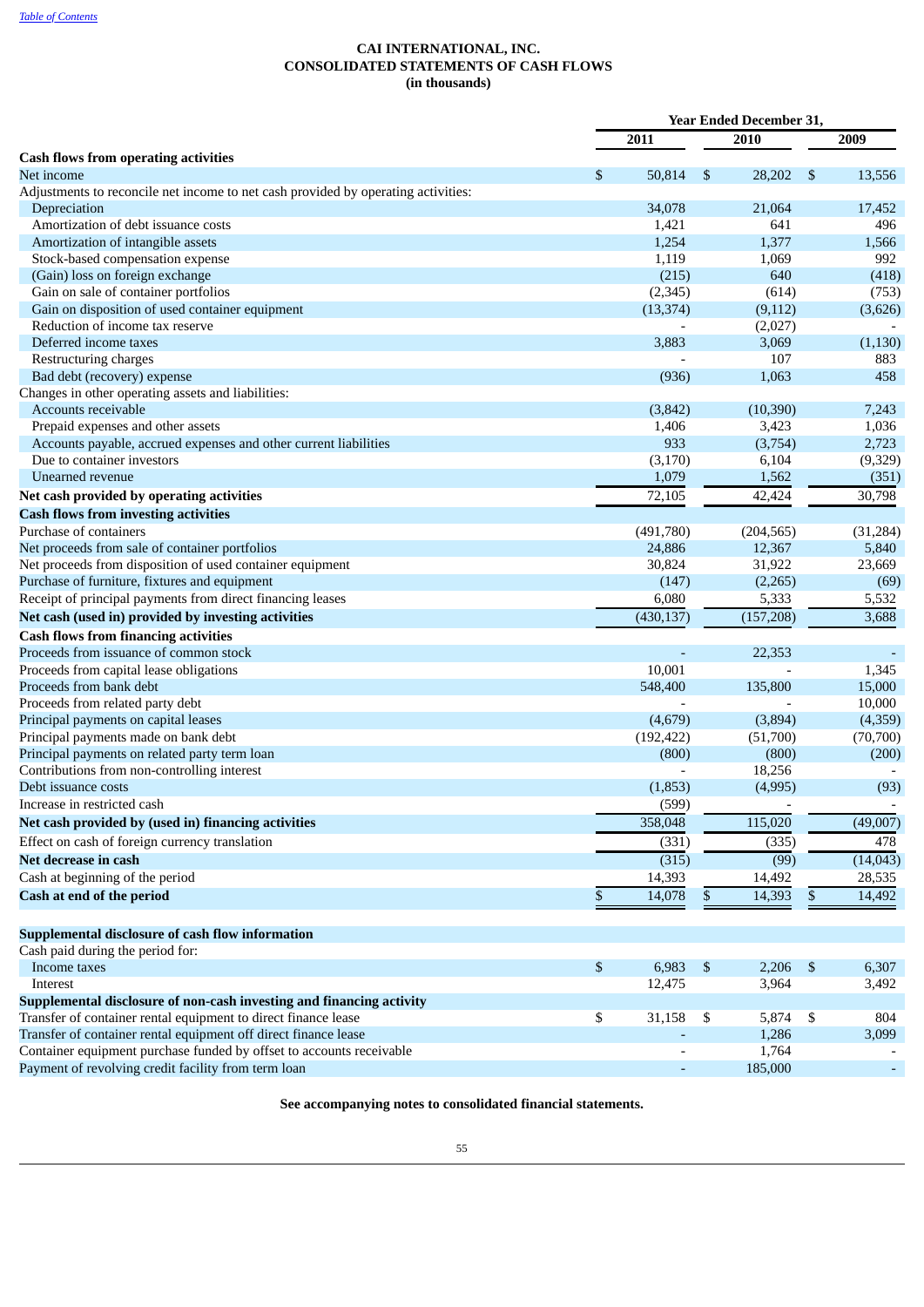[Table of Contents](#)

**CAI INTERNATIONAL, INC.**
**CONSOLIDATED STATEMENTS OF CASH FLOWS**
**(in thousands)**

| | Year Ended December 31, | | |
|---|---|---|---|
| | 2011 | 2010 | 2009 |
| **Cash flows from operating activities** | | | |
| Net income | $ 50,814 | $ 28,202 | $ 13,556 |
| Adjustments to reconcile net income to net cash provided by operating activities: | | | |
| Depreciation | 34,078 | 21,064 | 17,452 |
| Amortization of debt issuance costs | 1,421 | 641 | 496 |
| Amortization of intangible assets | 1,254 | 1,377 | 1,566 |
| Stock-based compensation expense | 1,119 | 1,069 | 992 |
| (Gain) loss on foreign exchange | (215) | 640 | (418) |
| Gain on sale of container portfolios | (2,345) | (614) | (753) |
| Gain on disposition of used container equipment | (13,374) | (9,112) | (3,626) |
| Reduction of income tax reserve | - | (2,027) | - |
| Deferred income taxes | 3,883 | 3,069 | (1,130) |
| Restructuring charges | - | 107 | 883 |
| Bad debt (recovery) expense | (936) | 1,063 | 458 |
| Changes in other operating assets and liabilities: | | | |
| Accounts receivable | (3,842) | (10,390) | 7,243 |
| Prepaid expenses and other assets | 1,406 | 3,423 | 1,036 |
| Accounts payable, accrued expenses and other current liabilities | 933 | (3,754) | 2,723 |
| Due to container investors | (3,170) | 6,104 | (9,329) |
| Unearned revenue | 1,079 | 1,562 | (351) |
| **Net cash provided by operating activities** | 72,105 | 42,424 | 30,798 |
| **Cash flows from investing activities** | | | |
| Purchase of containers | (491,780) | (204,565) | (31,284) |
| Net proceeds from sale of container portfolios | 24,886 | 12,367 | 5,840 |
| Net proceeds from disposition of used container equipment | 30,824 | 31,922 | 23,669 |
| Purchase of furniture, fixtures and equipment | (147) | (2,265) | (69) |
| Receipt of principal payments from direct financing leases | 6,080 | 5,333 | 5,532 |
| **Net cash (used in) provided by investing activities** | (430,137) | (157,208) | 3,688 |
| **Cash flows from financing activities** | | | |
| Proceeds from issuance of common stock | - | 22,353 | - |
| Proceeds from capital lease obligations | 10,001 | - | 1,345 |
| Proceeds from bank debt | 548,400 | 135,800 | 15,000 |
| Proceeds from related party debt | - | - | 10,000 |
| Principal payments on capital leases | (4,679) | (3,894) | (4,359) |
| Principal payments made on bank debt | (192,422) | (51,700) | (70,700) |
| Principal payments on related party term loan | (800) | (800) | (200) |
| Contributions from non-controlling interest | - | 18,256 | - |
| Debt issuance costs | (1,853) | (4,995) | (93) |
| Increase in restricted cash | (599) | - | - |
| **Net cash provided by (used in) financing activities** | 358,048 | 115,020 | (49,007) |
| Effect on cash of foreign currency translation | (331) | (335) | 478 |
| **Net decrease in cash** | (315) | (99) | (14,043) |
| Cash at beginning of the period | 14,393 | 14,492 | 28,535 |
| **Cash at end of the period** | $ 14,078 | $ 14,393 | $ 14,492 |
| | | | |
| **Supplemental disclosure of cash flow information** | | | |
| Cash paid during the period for: | | | |
| Income taxes | $ 6,983 | $ 2,206 | $ 6,307 |
| Interest | 12,475 | 3,964 | 3,492 |
| **Supplemental disclosure of non-cash investing and financing activity** | | | |
| Transfer of container rental equipment to direct finance lease | $ 31,158 | $ 5,874 | $ 804 |
| Transfer of container rental equipment off direct finance lease | - | 1,286 | 3,099 |
| Container equipment purchase funded by offset to accounts receivable | - | 1,764 | - |
| Payment of revolving credit facility from term loan | - | 185,000 | - |

**See accompanying notes to consolidated financial statements.**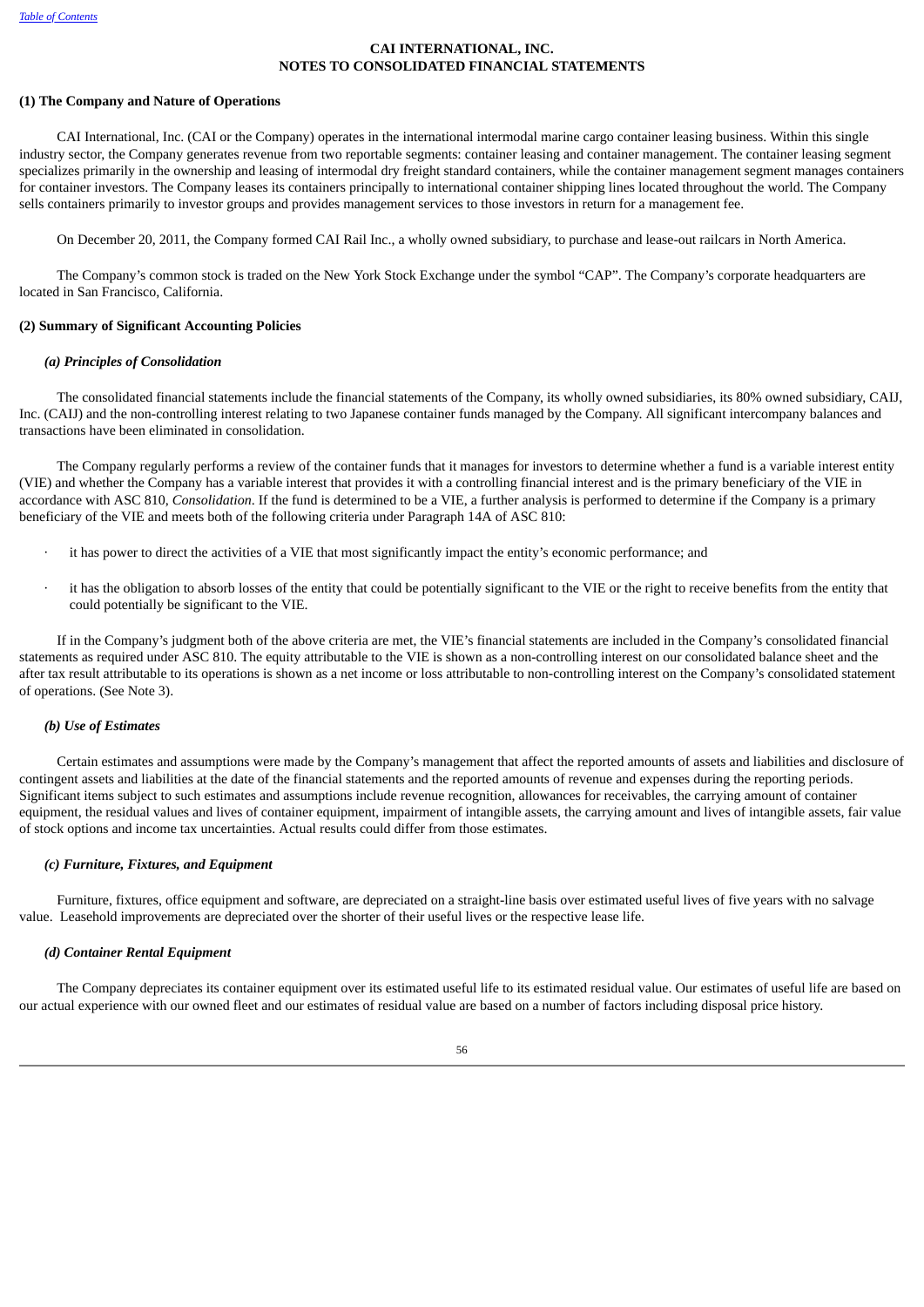**CAI INTERNATIONAL, INC.**
**NOTES TO CONSOLIDATED FINANCIAL STATEMENTS**

**(1) The Company and Nature of Operations**

CAI International, Inc. (CAI or the Company) operates in the international intermodal marine cargo container leasing business. Within this single industry sector, the Company generates revenue from two reportable segments: container leasing and container management. The container leasing segment specializes primarily in the ownership and leasing of intermodal dry freight standard containers, while the container management segment manages containers for container investors. The Company leases its containers principally to international container shipping lines located throughout the world. The Company sells containers primarily to investor groups and provides management services to those investors in return for a management fee.

On December 20, 2011, the Company formed CAI Rail Inc., a wholly owned subsidiary, to purchase and lease-out railcars in North America.

The Company's common stock is traded on the New York Stock Exchange under the symbol "CAP". The Company's corporate headquarters are located in San Francisco, California.

**(2) Summary of Significant Accounting Policies**

***(a) Principles of Consolidation***

The consolidated financial statements include the financial statements of the Company, its wholly owned subsidiaries, its 80% owned subsidiary, CAIJ, Inc. (CAIJ) and the non-controlling interest relating to two Japanese container funds managed by the Company. All significant intercompany balances and transactions have been eliminated in consolidation.

The Company regularly performs a review of the container funds that it manages for investors to determine whether a fund is a variable interest entity (VIE) and whether the Company has a variable interest that provides it with a controlling financial interest and is the primary beneficiary of the VIE in accordance with ASC 810, *Consolidation*. If the fund is determined to be a VIE, a further analysis is performed to determine if the Company is a primary beneficiary of the VIE and meets both of the following criteria under Paragraph 14A of ASC 810:

- it has power to direct the activities of a VIE that most significantly impact the entity's economic performance; and
- it has the obligation to absorb losses of the entity that could be potentially significant to the VIE or the right to receive benefits from the entity that could potentially be significant to the VIE.

If in the Company's judgment both of the above criteria are met, the VIE's financial statements are included in the Company's consolidated financial statements as required under ASC 810. The equity attributable to the VIE is shown as a non-controlling interest on our consolidated balance sheet and the after tax result attributable to its operations is shown as a net income or loss attributable to non-controlling interest on the Company's consolidated statement of operations. (See Note 3).

***(b) Use of Estimates***

Certain estimates and assumptions were made by the Company's management that affect the reported amounts of assets and liabilities and disclosure of contingent assets and liabilities at the date of the financial statements and the reported amounts of revenue and expenses during the reporting periods. Significant items subject to such estimates and assumptions include revenue recognition, allowances for receivables, the carrying amount of container equipment, the residual values and lives of container equipment, impairment of intangible assets, the carrying amount and lives of intangible assets, fair value of stock options and income tax uncertainties. Actual results could differ from those estimates.

***(c) Furniture, Fixtures, and Equipment***

Furniture, fixtures, office equipment and software, are depreciated on a straight-line basis over estimated useful lives of five years with no salvage value. Leasehold improvements are depreciated over the shorter of their useful lives or the respective lease life.

***(d) Container Rental Equipment***

The Company depreciates its container equipment over its estimated useful life to its estimated residual value. Our estimates of useful life are based on our actual experience with our owned fleet and our estimates of residual value are based on a number of factors including disposal price history.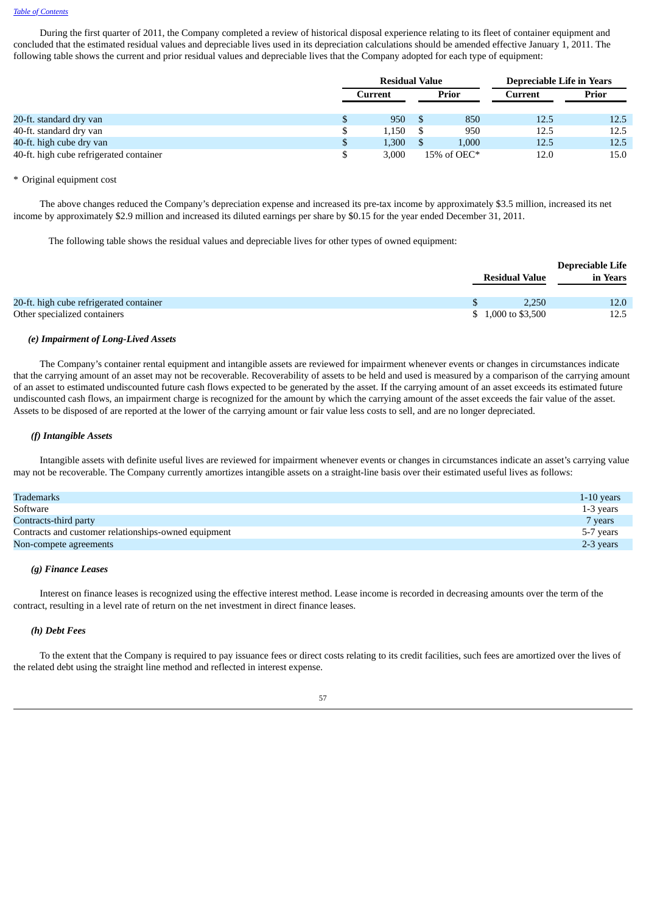During the first quarter of 2011, the Company completed a review of historical disposal experience relating to its fleet of container equipment and concluded that the estimated residual values and depreciable lives used in its depreciation calculations should be amended effective January 1, 2011. The following table shows the current and prior residual values and depreciable lives that the Company adopted for each type of equipment:

| | Residual Value | | Depreciable Life in Years | |
|---|---|---|---|---|
| | Current | Prior | Current | Prior |
| 20-ft. standard dry van | $ 950 | $ 850 | 12.5 | 12.5 |
| 40-ft. standard dry van | $ 1,150 | $ 950 | 12.5 | 12.5 |
| 40-ft. high cube dry van | $ 1,300 | $ 1,000 | 12.5 | 12.5 |
| 40-ft. high cube refrigerated container | $ 3,000 | 15% of OEC* | 12.0 | 15.0 |

* Original equipment cost

The above changes reduced the Company's depreciation expense and increased its pre-tax income by approximately $3.5 million, increased its net income by approximately $2.9 million and increased its diluted earnings per share by $0.15 for the year ended December 31, 2011.

The following table shows the residual values and depreciable lives for other types of owned equipment:

| | Residual Value | Depreciable Life in Years |
|---|---|---|
| 20-ft. high cube refrigerated container | $ 2,250 | 12.0 |
| Other specialized containers | $ 1,000 to $3,500 | 12.5 |

***(e) Impairment of Long-Lived Assets***

The Company's container rental equipment and intangible assets are reviewed for impairment whenever events or changes in circumstances indicate that the carrying amount of an asset may not be recoverable. Recoverability of assets to be held and used is measured by a comparison of the carrying amount of an asset to estimated undiscounted future cash flows expected to be generated by the asset. If the carrying amount of an asset exceeds its estimated future undiscounted cash flows, an impairment charge is recognized for the amount by which the carrying amount of the asset exceeds the fair value of the asset. Assets to be disposed of are reported at the lower of the carrying amount or fair value less costs to sell, and are no longer depreciated.

***(f) Intangible Assets***

Intangible assets with definite useful lives are reviewed for impairment whenever events or changes in circumstances indicate an asset's carrying value may not be recoverable. The Company currently amortizes intangible assets on a straight-line basis over their estimated useful lives as follows:

| | |
|---|---|
| Trademarks | 1-10 years |
| Software | 1-3 years |
| Contracts-third party | 7 years |
| Contracts and customer relationships-owned equipment | 5-7 years |
| Non-compete agreements | 2-3 years |

***(g) Finance Leases***

Interest on finance leases is recognized using the effective interest method. Lease income is recorded in decreasing amounts over the term of the contract, resulting in a level rate of return on the net investment in direct finance leases.

***(h) Debt Fees***

To the extent that the Company is required to pay issuance fees or direct costs relating to its credit facilities, such fees are amortized over the lives of the related debt using the straight line method and reflected in interest expense.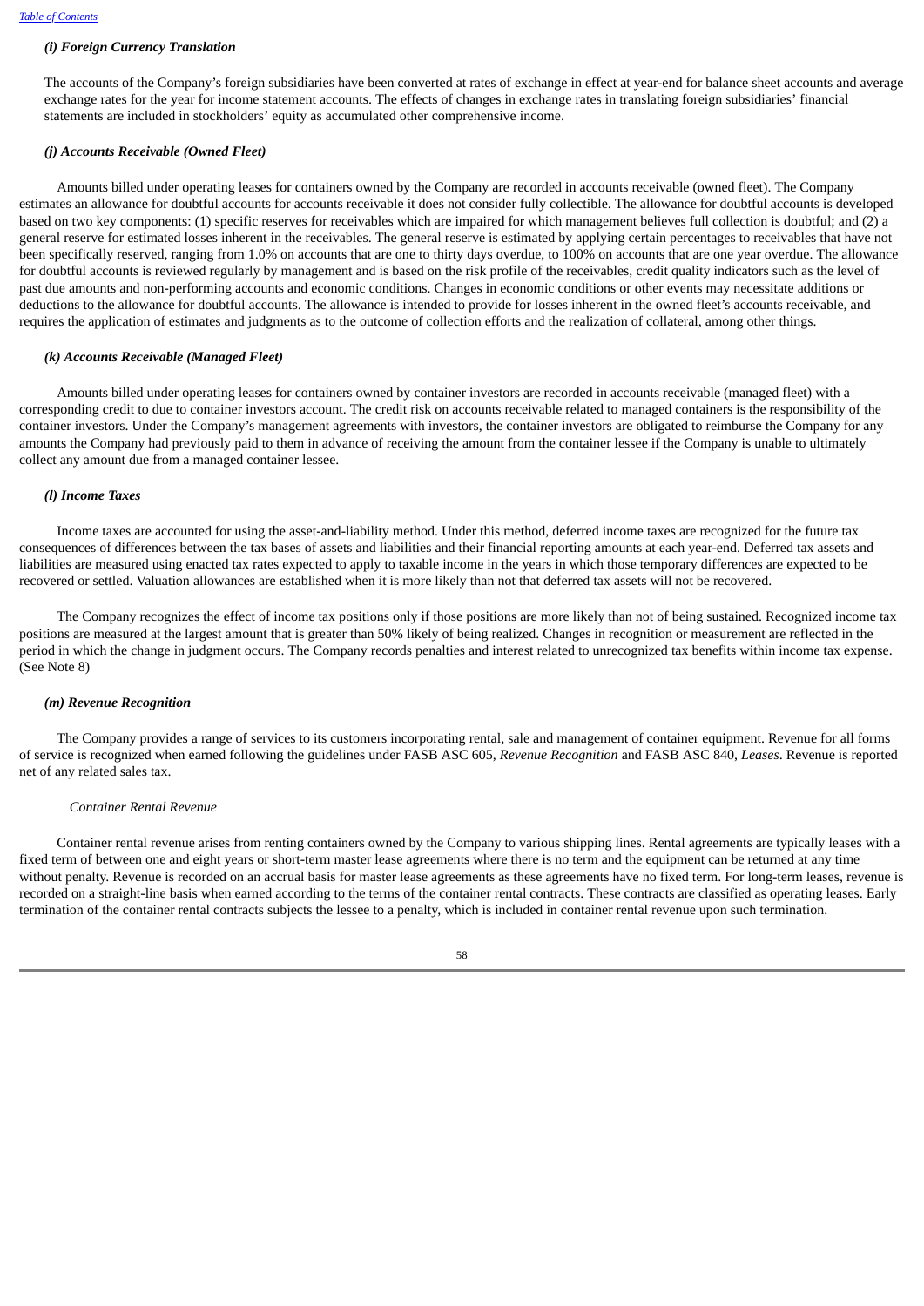### *(i) Foreign Currency Translation*

The accounts of the Company's foreign subsidiaries have been converted at rates of exchange in effect at year-end for balance sheet accounts and average exchange rates for the year for income statement accounts. The effects of changes in exchange rates in translating foreign subsidiaries' financial statements are included in stockholders' equity as accumulated other comprehensive income.

### *(j) Accounts Receivable (Owned Fleet)*

Amounts billed under operating leases for containers owned by the Company are recorded in accounts receivable (owned fleet). The Company estimates an allowance for doubtful accounts for accounts receivable it does not consider fully collectible. The allowance for doubtful accounts is developed based on two key components: (1) specific reserves for receivables which are impaired for which management believes full collection is doubtful; and (2) a general reserve for estimated losses inherent in the receivables. The general reserve is estimated by applying certain percentages to receivables that have not been specifically reserved, ranging from 1.0% on accounts that are one to thirty days overdue, to 100% on accounts that are one year overdue. The allowance for doubtful accounts is reviewed regularly by management and is based on the risk profile of the receivables, credit quality indicators such as the level of past due amounts and non-performing accounts and economic conditions. Changes in economic conditions or other events may necessitate additions or deductions to the allowance for doubtful accounts. The allowance is intended to provide for losses inherent in the owned fleet's accounts receivable, and requires the application of estimates and judgments as to the outcome of collection efforts and the realization of collateral, among other things.

### *(k) Accounts Receivable (Managed Fleet)*

Amounts billed under operating leases for containers owned by container investors are recorded in accounts receivable (managed fleet) with a corresponding credit to due to container investors account. The credit risk on accounts receivable related to managed containers is the responsibility of the container investors. Under the Company's management agreements with investors, the container investors are obligated to reimburse the Company for any amounts the Company had previously paid to them in advance of receiving the amount from the container lessee if the Company is unable to ultimately collect any amount due from a managed container lessee.

### *(l) Income Taxes*

Income taxes are accounted for using the asset-and-liability method. Under this method, deferred income taxes are recognized for the future tax consequences of differences between the tax bases of assets and liabilities and their financial reporting amounts at each year-end. Deferred tax assets and liabilities are measured using enacted tax rates expected to apply to taxable income in the years in which those temporary differences are expected to be recovered or settled. Valuation allowances are established when it is more likely than not that deferred tax assets will not be recovered.

The Company recognizes the effect of income tax positions only if those positions are more likely than not of being sustained. Recognized income tax positions are measured at the largest amount that is greater than 50% likely of being realized. Changes in recognition or measurement are reflected in the period in which the change in judgment occurs. The Company records penalties and interest related to unrecognized tax benefits within income tax expense. (See Note 8)

### *(m) Revenue Recognition*

The Company provides a range of services to its customers incorporating rental, sale and management of container equipment. Revenue for all forms of service is recognized when earned following the guidelines under FASB ASC 605, *Revenue Recognition* and FASB ASC 840, *Leases*. Revenue is reported net of any related sales tax.

*Container Rental Revenue*

Container rental revenue arises from renting containers owned by the Company to various shipping lines. Rental agreements are typically leases with a fixed term of between one and eight years or short-term master lease agreements where there is no term and the equipment can be returned at any time without penalty. Revenue is recorded on an accrual basis for master lease agreements as these agreements have no fixed term. For long-term leases, revenue is recorded on a straight-line basis when earned according to the terms of the container rental contracts. These contracts are classified as operating leases. Early termination of the container rental contracts subjects the lessee to a penalty, which is included in container rental revenue upon such termination.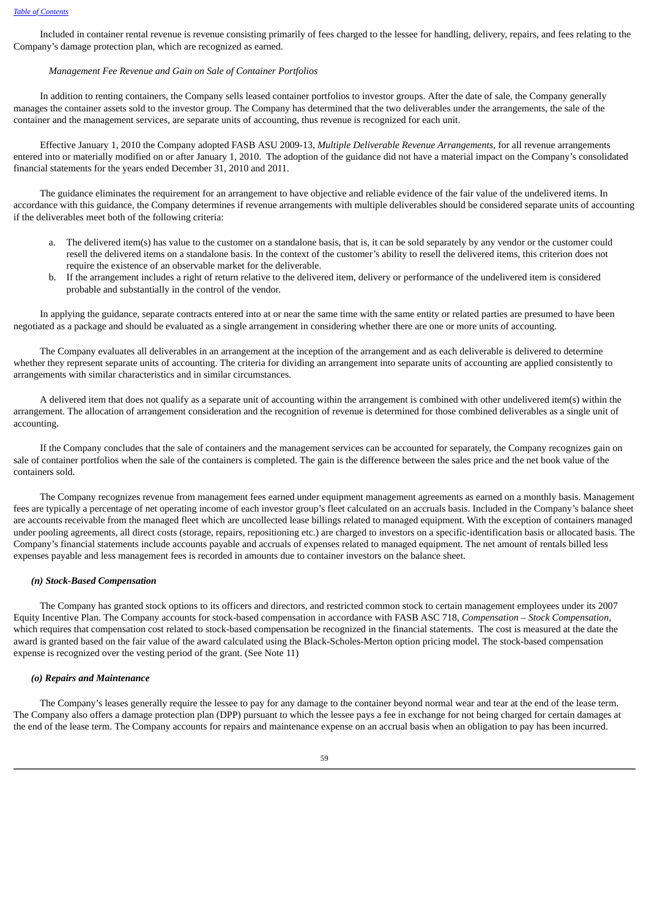Included in container rental revenue is revenue consisting primarily of fees charged to the lessee for handling, delivery, repairs, and fees relating to the Company's damage protection plan, which are recognized as earned.

*Management Fee Revenue and Gain on Sale of Container Portfolios*

In addition to renting containers, the Company sells leased container portfolios to investor groups. After the date of sale, the Company generally manages the container assets sold to the investor group. The Company has determined that the two deliverables under the arrangements, the sale of the container and the management services, are separate units of accounting, thus revenue is recognized for each unit.

Effective January 1, 2010 the Company adopted FASB ASU 2009-13, *Multiple Deliverable Revenue Arrangements*, for all revenue arrangements entered into or materially modified on or after January 1, 2010. The adoption of the guidance did not have a material impact on the Company's consolidated financial statements for the years ended December 31, 2010 and 2011.

The guidance eliminates the requirement for an arrangement to have objective and reliable evidence of the fair value of the undelivered items. In accordance with this guidance, the Company determines if revenue arrangements with multiple deliverables should be considered separate units of accounting if the deliverables meet both of the following criteria:

a. The delivered item(s) has value to the customer on a standalone basis, that is, it can be sold separately by any vendor or the customer could resell the delivered items on a standalone basis. In the context of the customer's ability to resell the delivered items, this criterion does not require the existence of an observable market for the deliverable.
b. If the arrangement includes a right of return relative to the delivered item, delivery or performance of the undelivered item is considered probable and substantially in the control of the vendor.

In applying the guidance, separate contracts entered into at or near the same time with the same entity or related parties are presumed to have been negotiated as a package and should be evaluated as a single arrangement in considering whether there are one or more units of accounting.

The Company evaluates all deliverables in an arrangement at the inception of the arrangement and as each deliverable is delivered to determine whether they represent separate units of accounting. The criteria for dividing an arrangement into separate units of accounting are applied consistently to arrangements with similar characteristics and in similar circumstances.

A delivered item that does not qualify as a separate unit of accounting within the arrangement is combined with other undelivered item(s) within the arrangement. The allocation of arrangement consideration and the recognition of revenue is determined for those combined deliverables as a single unit of accounting.

If the Company concludes that the sale of containers and the management services can be accounted for separately, the Company recognizes gain on sale of container portfolios when the sale of the containers is completed. The gain is the difference between the sales price and the net book value of the containers sold.

The Company recognizes revenue from management fees earned under equipment management agreements as earned on a monthly basis. Management fees are typically a percentage of net operating income of each investor group's fleet calculated on an accruals basis. Included in the Company's balance sheet are accounts receivable from the managed fleet which are uncollected lease billings related to managed equipment. With the exception of containers managed under pooling agreements, all direct costs (storage, repairs, repositioning etc.) are charged to investors on a specific-identification basis or allocated basis. The Company's financial statements include accounts payable and accruals of expenses related to managed equipment. The net amount of rentals billed less expenses payable and less management fees is recorded in amounts due to container investors on the balance sheet.

***(n) Stock-Based Compensation***

The Company has granted stock options to its officers and directors, and restricted common stock to certain management employees under its 2007 Equity Incentive Plan. The Company accounts for stock-based compensation in accordance with FASB ASC 718, *Compensation – Stock Compensation*, which requires that compensation cost related to stock-based compensation be recognized in the financial statements. The cost is measured at the date the award is granted based on the fair value of the award calculated using the Black-Scholes-Merton option pricing model. The stock-based compensation expense is recognized over the vesting period of the grant. (See Note 11)

***(o) Repairs and Maintenance***

The Company's leases generally require the lessee to pay for any damage to the container beyond normal wear and tear at the end of the lease term. The Company also offers a damage protection plan (DPP) pursuant to which the lessee pays a fee in exchange for not being charged for certain damages at the end of the lease term. The Company accounts for repairs and maintenance expense on an accrual basis when an obligation to pay has been incurred.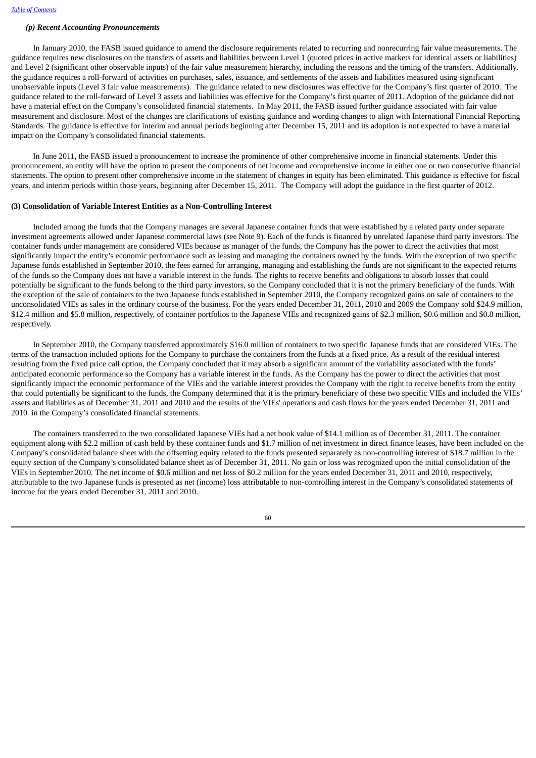### *(p) Recent Accounting Pronouncements*

In January 2010, the FASB issued guidance to amend the disclosure requirements related to recurring and nonrecurring fair value measurements. The guidance requires new disclosures on the transfers of assets and liabilities between Level 1 (quoted prices in active markets for identical assets or liabilities) and Level 2 (significant other observable inputs) of the fair value measurement hierarchy, including the reasons and the timing of the transfers. Additionally, the guidance requires a roll-forward of activities on purchases, sales, issuance, and settlements of the assets and liabilities measured using significant unobservable inputs (Level 3 fair value measurements). The guidance related to new disclosures was effective for the Company's first quarter of 2010. The guidance related to the roll-forward of Level 3 assets and liabilities was effective for the Company's first quarter of 2011. Adoption of the guidance did not have a material effect on the Company's consolidated financial statements. In May 2011, the FASB issued further guidance associated with fair value measurement and disclosure. Most of the changes are clarifications of existing guidance and wording changes to align with International Financial Reporting Standards. The guidance is effective for interim and annual periods beginning after December 15, 2011 and its adoption is not expected to have a material impact on the Company's consolidated financial statements.

In June 2011, the FASB issued a pronouncement to increase the prominence of other comprehensive income in financial statements. Under this pronouncement, an entity will have the option to present the components of net income and comprehensive income in either one or two consecutive financial statements. The option to present other comprehensive income in the statement of changes in equity has been eliminated. This guidance is effective for fiscal years, and interim periods within those years, beginning after December 15, 2011. The Company will adopt the guidance in the first quarter of 2012.

**(3) Consolidation of Variable Interest Entities as a Non-Controlling Interest**

Included among the funds that the Company manages are several Japanese container funds that were established by a related party under separate investment agreements allowed under Japanese commercial laws (see Note 9). Each of the funds is financed by unrelated Japanese third party investors. The container funds under management are considered VIEs because as manager of the funds, the Company has the power to direct the activities that most significantly impact the entity's economic performance such as leasing and managing the containers owned by the funds. With the exception of two specific Japanese funds established in September 2010, the fees earned for arranging, managing and establishing the funds are not significant to the expected returns of the funds so the Company does not have a variable interest in the funds. The rights to receive benefits and obligations to absorb losses that could potentially be significant to the funds belong to the third party investors, so the Company concluded that it is not the primary beneficiary of the funds. With the exception of the sale of containers to the two Japanese funds established in September 2010, the Company recognized gains on sale of containers to the unconsolidated VIEs as sales in the ordinary course of the business. For the years ended December 31, 2011, 2010 and 2009 the Company sold $24.9 million, $12.4 million and $5.8 million, respectively, of container portfolios to the Japanese VIEs and recognized gains of $2.3 million, $0.6 million and $0.8 million, respectively.

In September 2010, the Company transferred approximately $16.0 million of containers to two specific Japanese funds that are considered VIEs. The terms of the transaction included options for the Company to purchase the containers from the funds at a fixed price. As a result of the residual interest resulting from the fixed price call option, the Company concluded that it may absorb a significant amount of the variability associated with the funds' anticipated economic performance so the Company has a variable interest in the funds. As the Company has the power to direct the activities that most significantly impact the economic performance of the VIEs and the variable interest provides the Company with the right to receive benefits from the entity that could potentially be significant to the funds, the Company determined that it is the primary beneficiary of these two specific VIEs and included the VIEs' assets and liabilities as of December 31, 2011 and 2010 and the results of the VIEs' operations and cash flows for the years ended December 31, 2011 and 2010 in the Company's consolidated financial statements.

The containers transferred to the two consolidated Japanese VIEs had a net book value of $14.1 million as of December 31, 2011. The container equipment along with $2.2 million of cash held by these container funds and $1.7 million of net investment in direct finance leases, have been included on the Company's consolidated balance sheet with the offsetting equity related to the funds presented separately as non-controlling interest of $18.7 million in the equity section of the Company's consolidated balance sheet as of December 31, 2011. No gain or loss was recognized upon the initial consolidation of the VIEs in September 2010. The net income of $0.6 million and net loss of $0.2 million for the years ended December 31, 2011 and 2010, respectively, attributable to the two Japanese funds is presented as net (income) loss attributable to non-controlling interest in the Company's consolidated statements of income for the years ended December 31, 2011 and 2010.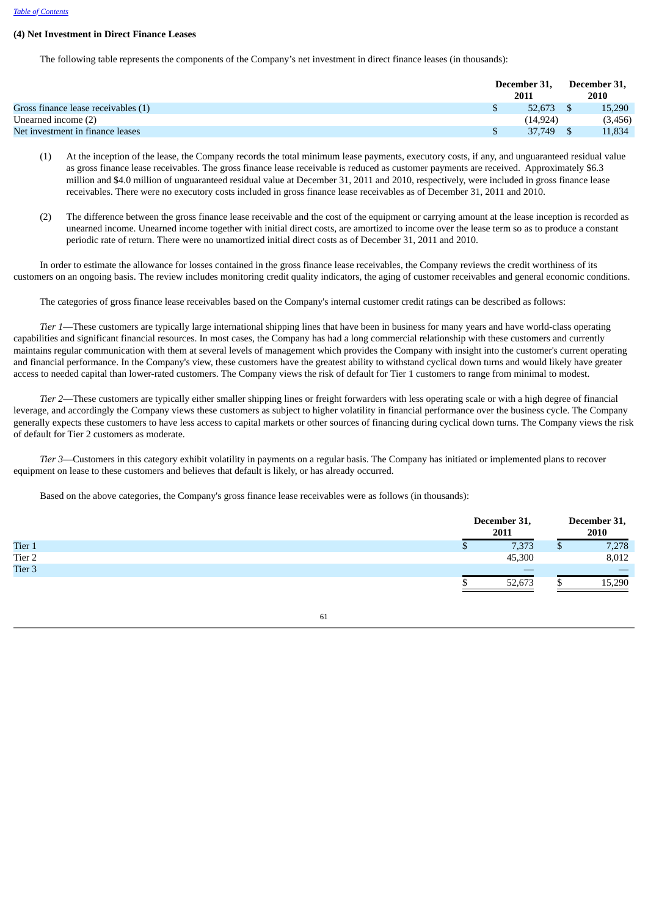### (4) Net Investment in Direct Finance Leases

The following table represents the components of the Company's net investment in direct finance leases (in thousands):

| | December 31, 2011 | December 31, 2010 |
|---|---|---|
| Gross finance lease receivables (1) | $ 52,673 | $ 15,290 |
| Unearned income (2) | (14,924) | (3,456) |
| Net investment in finance leases | $ 37,749 | $ 11,834 |

(1) At the inception of the lease, the Company records the total minimum lease payments, executory costs, if any, and unguaranteed residual value as gross finance lease receivables. The gross finance lease receivable is reduced as customer payments are received. Approximately $6.3 million and $4.0 million of unguaranteed residual value at December 31, 2011 and 2010, respectively, were included in gross finance lease receivables. There were no executory costs included in gross finance lease receivables as of December 31, 2011 and 2010.

(2) The difference between the gross finance lease receivable and the cost of the equipment or carrying amount at the lease inception is recorded as unearned income. Unearned income together with initial direct costs, are amortized to income over the lease term so as to produce a constant periodic rate of return. There were no unamortized initial direct costs as of December 31, 2011 and 2010.

In order to estimate the allowance for losses contained in the gross finance lease receivables, the Company reviews the credit worthiness of its customers on an ongoing basis. The review includes monitoring credit quality indicators, the aging of customer receivables and general economic conditions.

The categories of gross finance lease receivables based on the Company's internal customer credit ratings can be described as follows:

*Tier 1*—These customers are typically large international shipping lines that have been in business for many years and have world-class operating capabilities and significant financial resources. In most cases, the Company has had a long commercial relationship with these customers and currently maintains regular communication with them at several levels of management which provides the Company with insight into the customer's current operating and financial performance. In the Company's view, these customers have the greatest ability to withstand cyclical down turns and would likely have greater access to needed capital than lower-rated customers. The Company views the risk of default for Tier 1 customers to range from minimal to modest.

*Tier 2*—These customers are typically either smaller shipping lines or freight forwarders with less operating scale or with a high degree of financial leverage, and accordingly the Company views these customers as subject to higher volatility in financial performance over the business cycle. The Company generally expects these customers to have less access to capital markets or other sources of financing during cyclical down turns. The Company views the risk of default for Tier 2 customers as moderate.

*Tier 3*—Customers in this category exhibit volatility in payments on a regular basis. The Company has initiated or implemented plans to recover equipment on lease to these customers and believes that default is likely, or has already occurred.

Based on the above categories, the Company's gross finance lease receivables were as follows (in thousands):

| | December 31, 2011 | December 31, 2010 |
|---|---|---|
| Tier 1 | $ 7,373 | $ 7,278 |
| Tier 2 | 45,300 | 8,012 |
| Tier 3 | — | — |
| | $ 52,673 | $ 15,290 |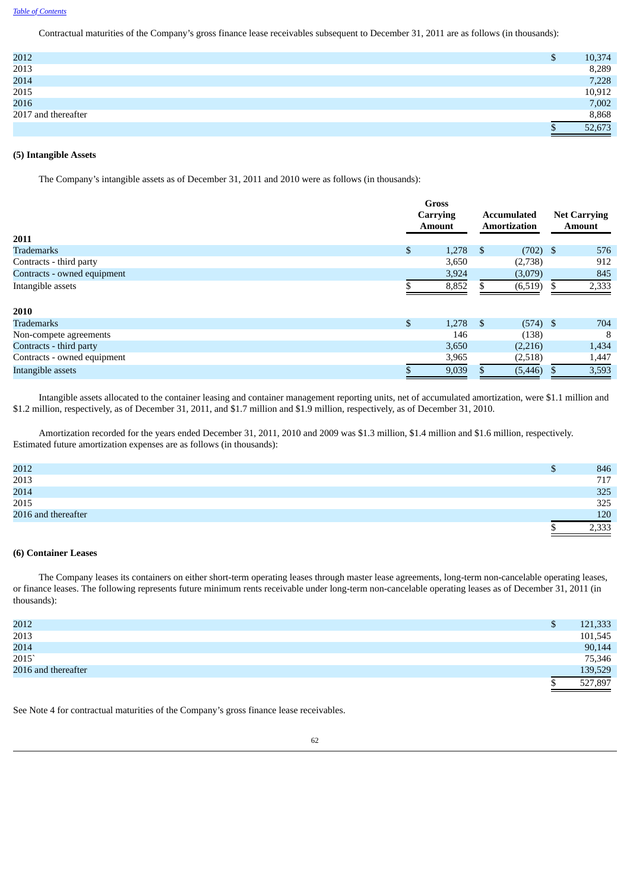Contractual maturities of the Company's gross finance lease receivables subsequent to December 31, 2011 are as follows (in thousands):

| | |
|---|---|
| 2012 | $ 10,374 |
| 2013 | 8,289 |
| 2014 | 7,228 |
| 2015 | 10,912 |
| 2016 | 7,002 |
| 2017 and thereafter | 8,868 |
| | $ 52,673 |

**(5) Intangible Assets**

The Company's intangible assets as of December 31, 2011 and 2010 were as follows (in thousands):

| | Gross Carrying Amount | Accumulated Amortization | Net Carrying Amount |
|---|---|---|---|
| **2011** | | | |
| Trademarks | $ 1,278 | $ (702) | $ 576 |
| Contracts - third party | 3,650 | (2,738) | 912 |
| Contracts - owned equipment | 3,924 | (3,079) | 845 |
| Intangible assets | $ 8,852 | $ (6,519) | $ 2,333 |
| **2010** | | | |
| Trademarks | $ 1,278 | $ (574) | $ 704 |
| Non-compete agreements | 146 | (138) | 8 |
| Contracts - third party | 3,650 | (2,216) | 1,434 |
| Contracts - owned equipment | 3,965 | (2,518) | 1,447 |
| Intangible assets | $ 9,039 | $ (5,446) | $ 3,593 |

Intangible assets allocated to the container leasing and container management reporting units, net of accumulated amortization, were $1.1 million and $1.2 million, respectively, as of December 31, 2011, and $1.7 million and $1.9 million, respectively, as of December 31, 2010.

Amortization recorded for the years ended December 31, 2011, 2010 and 2009 was $1.3 million, $1.4 million and $1.6 million, respectively. Estimated future amortization expenses are as follows (in thousands):

| | |
|---|---|
| 2012 | $ 846 |
| 2013 | 717 |
| 2014 | 325 |
| 2015 | 325 |
| 2016 and thereafter | 120 |
| | $ 2,333 |

**(6) Container Leases**

The Company leases its containers on either short-term operating leases through master lease agreements, long-term non-cancelable operating leases, or finance leases. The following represents future minimum rents receivable under long-term non-cancelable operating leases as of December 31, 2011 (in thousands):

| | |
|---|---|
| 2012 | $ 121,333 |
| 2013 | 101,545 |
| 2014 | 90,144 |
| 2015` | 75,346 |
| 2016 and thereafter | 139,529 |
| | $ 527,897 |

See Note 4 for contractual maturities of the Company's gross finance lease receivables.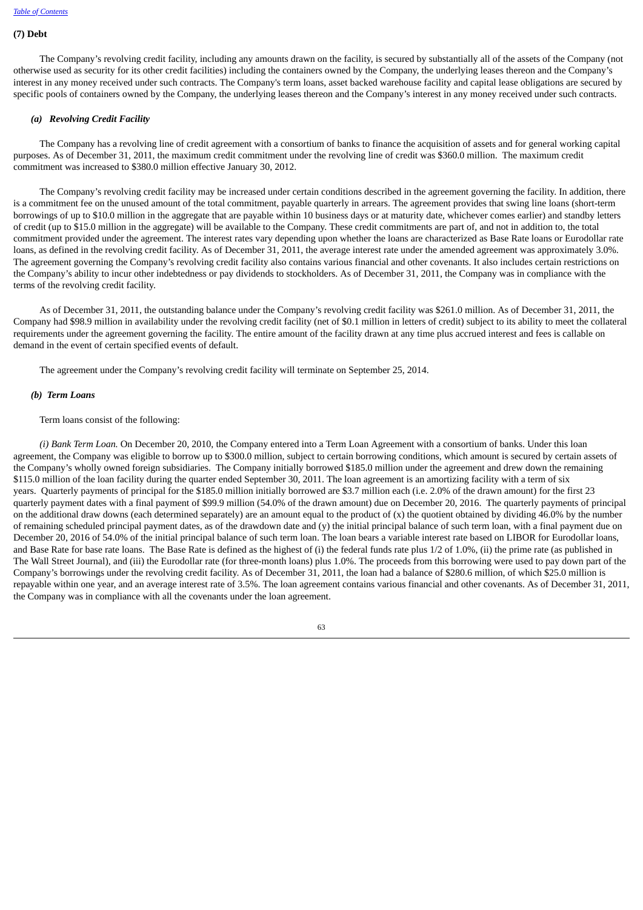## (7) Debt

The Company's revolving credit facility, including any amounts drawn on the facility, is secured by substantially all of the assets of the Company (not otherwise used as security for its other credit facilities) including the containers owned by the Company, the underlying leases thereon and the Company's interest in any money received under such contracts. The Company's term loans, asset backed warehouse facility and capital lease obligations are secured by specific pools of containers owned by the Company, the underlying leases thereon and the Company's interest in any money received under such contracts.

### *(a) Revolving Credit Facility*

The Company has a revolving line of credit agreement with a consortium of banks to finance the acquisition of assets and for general working capital purposes. As of December 31, 2011, the maximum credit commitment under the revolving line of credit was $360.0 million. The maximum credit commitment was increased to $380.0 million effective January 30, 2012.

The Company's revolving credit facility may be increased under certain conditions described in the agreement governing the facility. In addition, there is a commitment fee on the unused amount of the total commitment, payable quarterly in arrears. The agreement provides that swing line loans (short-term borrowings of up to $10.0 million in the aggregate that are payable within 10 business days or at maturity date, whichever comes earlier) and standby letters of credit (up to $15.0 million in the aggregate) will be available to the Company. These credit commitments are part of, and not in addition to, the total commitment provided under the agreement. The interest rates vary depending upon whether the loans are characterized as Base Rate loans or Eurodollar rate loans, as defined in the revolving credit facility. As of December 31, 2011, the average interest rate under the amended agreement was approximately 3.0%. The agreement governing the Company's revolving credit facility also contains various financial and other covenants. It also includes certain restrictions on the Company's ability to incur other indebtedness or pay dividends to stockholders. As of December 31, 2011, the Company was in compliance with the terms of the revolving credit facility.

As of December 31, 2011, the outstanding balance under the Company's revolving credit facility was $261.0 million. As of December 31, 2011, the Company had $98.9 million in availability under the revolving credit facility (net of $0.1 million in letters of credit) subject to its ability to meet the collateral requirements under the agreement governing the facility. The entire amount of the facility drawn at any time plus accrued interest and fees is callable on demand in the event of certain specified events of default.

The agreement under the Company's revolving credit facility will terminate on September 25, 2014.

### *(b) Term Loans*

Term loans consist of the following:

*(i) Bank Term Loan.* On December 20, 2010, the Company entered into a Term Loan Agreement with a consortium of banks. Under this loan agreement, the Company was eligible to borrow up to $300.0 million, subject to certain borrowing conditions, which amount is secured by certain assets of the Company's wholly owned foreign subsidiaries. The Company initially borrowed $185.0 million under the agreement and drew down the remaining $115.0 million of the loan facility during the quarter ended September 30, 2011. The loan agreement is an amortizing facility with a term of six years. Quarterly payments of principal for the $185.0 million initially borrowed are $3.7 million each (i.e. 2.0% of the drawn amount) for the first 23 quarterly payment dates with a final payment of $99.9 million (54.0% of the drawn amount) due on December 20, 2016. The quarterly payments of principal on the additional draw downs (each determined separately) are an amount equal to the product of (x) the quotient obtained by dividing 46.0% by the number of remaining scheduled principal payment dates, as of the drawdown date and (y) the initial principal balance of such term loan, with a final payment due on December 20, 2016 of 54.0% of the initial principal balance of such term loan. The loan bears a variable interest rate based on LIBOR for Eurodollar loans, and Base Rate for base rate loans. The Base Rate is defined as the highest of (i) the federal funds rate plus 1/2 of 1.0%, (ii) the prime rate (as published in The Wall Street Journal), and (iii) the Eurodollar rate (for three-month loans) plus 1.0%. The proceeds from this borrowing were used to pay down part of the Company's borrowings under the revolving credit facility. As of December 31, 2011, the loan had a balance of $280.6 million, of which $25.0 million is repayable within one year, and an average interest rate of 3.5%. The loan agreement contains various financial and other covenants. As of December 31, 2011, the Company was in compliance with all the covenants under the loan agreement.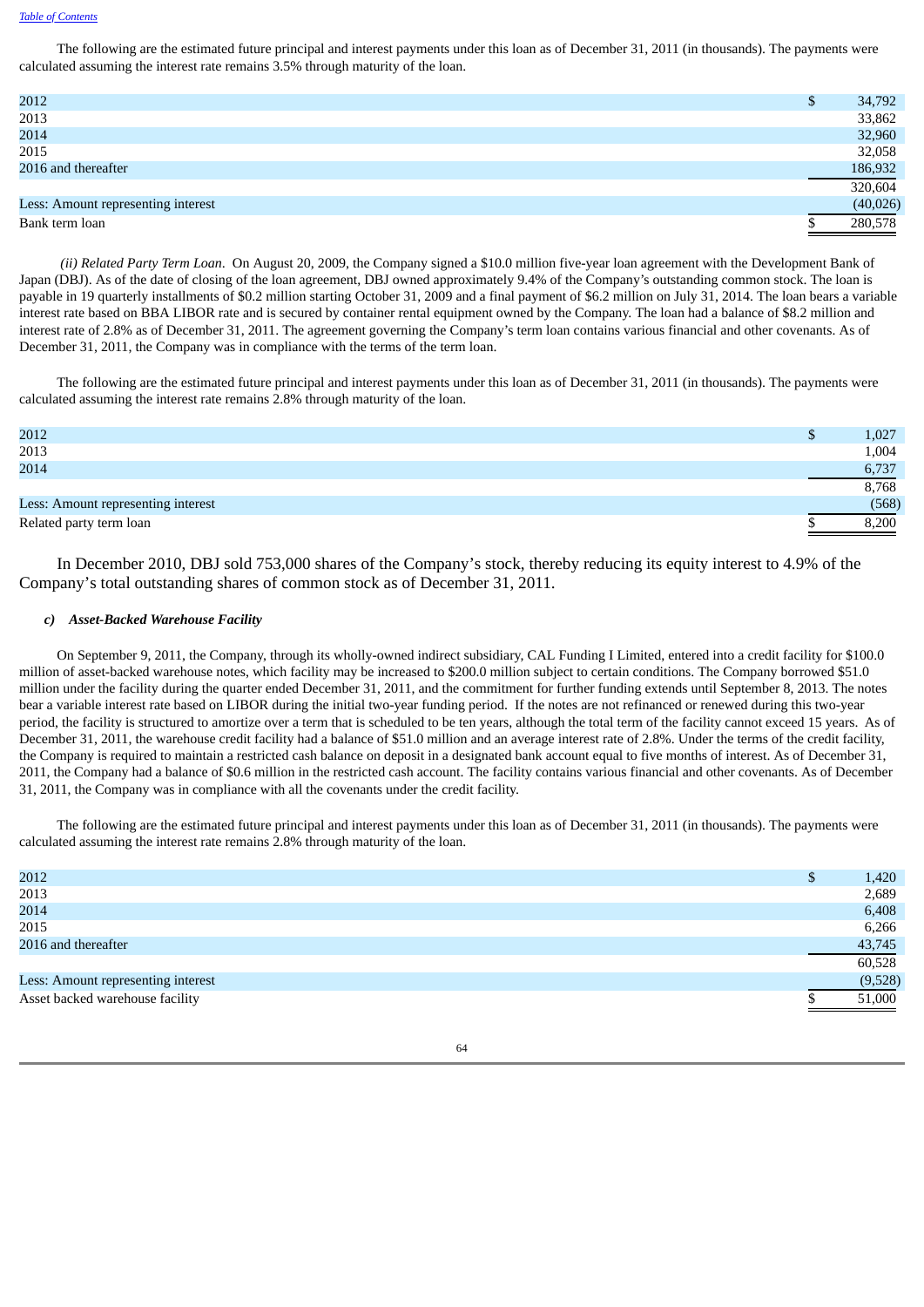The following are the estimated future principal and interest payments under this loan as of December 31, 2011 (in thousands). The payments were calculated assuming the interest rate remains 3.5% through maturity of the loan.

| | |
|---|---|
| 2012 | $ 34,792 |
| 2013 | 33,862 |
| 2014 | 32,960 |
| 2015 | 32,058 |
| 2016 and thereafter | 186,932 |
| | 320,604 |
| Less: Amount representing interest | (40,026) |
| Bank term loan | $ 280,578 |

*(ii) Related Party Term Loan.* On August 20, 2009, the Company signed a $10.0 million five-year loan agreement with the Development Bank of Japan (DBJ). As of the date of closing of the loan agreement, DBJ owned approximately 9.4% of the Company's outstanding common stock. The loan is payable in 19 quarterly installments of $0.2 million starting October 31, 2009 and a final payment of $6.2 million on July 31, 2014. The loan bears a variable interest rate based on BBA LIBOR rate and is secured by container rental equipment owned by the Company. The loan had a balance of $8.2 million and interest rate of 2.8% as of December 31, 2011. The agreement governing the Company's term loan contains various financial and other covenants. As of December 31, 2011, the Company was in compliance with the terms of the term loan.

The following are the estimated future principal and interest payments under this loan as of December 31, 2011 (in thousands). The payments were calculated assuming the interest rate remains 2.8% through maturity of the loan.

| | |
|---|---|
| 2012 | $ 1,027 |
| 2013 | 1,004 |
| 2014 | 6,737 |
| | 8,768 |
| Less: Amount representing interest | (568) |
| Related party term loan | $ 8,200 |

In December 2010, DBJ sold 753,000 shares of the Company's stock, thereby reducing its equity interest to 4.9% of the Company's total outstanding shares of common stock as of December 31, 2011.

***c) Asset-Backed Warehouse Facility***

On September 9, 2011, the Company, through its wholly-owned indirect subsidiary, CAL Funding I Limited, entered into a credit facility for $100.0 million of asset-backed warehouse notes, which facility may be increased to $200.0 million subject to certain conditions. The Company borrowed $51.0 million under the facility during the quarter ended December 31, 2011, and the commitment for further funding extends until September 8, 2013. The notes bear a variable interest rate based on LIBOR during the initial two-year funding period. If the notes are not refinanced or renewed during this two-year period, the facility is structured to amortize over a term that is scheduled to be ten years, although the total term of the facility cannot exceed 15 years. As of December 31, 2011, the warehouse credit facility had a balance of $51.0 million and an average interest rate of 2.8%. Under the terms of the credit facility, the Company is required to maintain a restricted cash balance on deposit in a designated bank account equal to five months of interest. As of December 31, 2011, the Company had a balance of $0.6 million in the restricted cash account. The facility contains various financial and other covenants. As of December 31, 2011, the Company was in compliance with all the covenants under the credit facility.

The following are the estimated future principal and interest payments under this loan as of December 31, 2011 (in thousands). The payments were calculated assuming the interest rate remains 2.8% through maturity of the loan.

| | |
|---|---|
| 2012 | $ 1,420 |
| 2013 | 2,689 |
| 2014 | 6,408 |
| 2015 | 6,266 |
| 2016 and thereafter | 43,745 |
| | 60,528 |
| Less: Amount representing interest | (9,528) |
| Asset backed warehouse facility | $ 51,000 |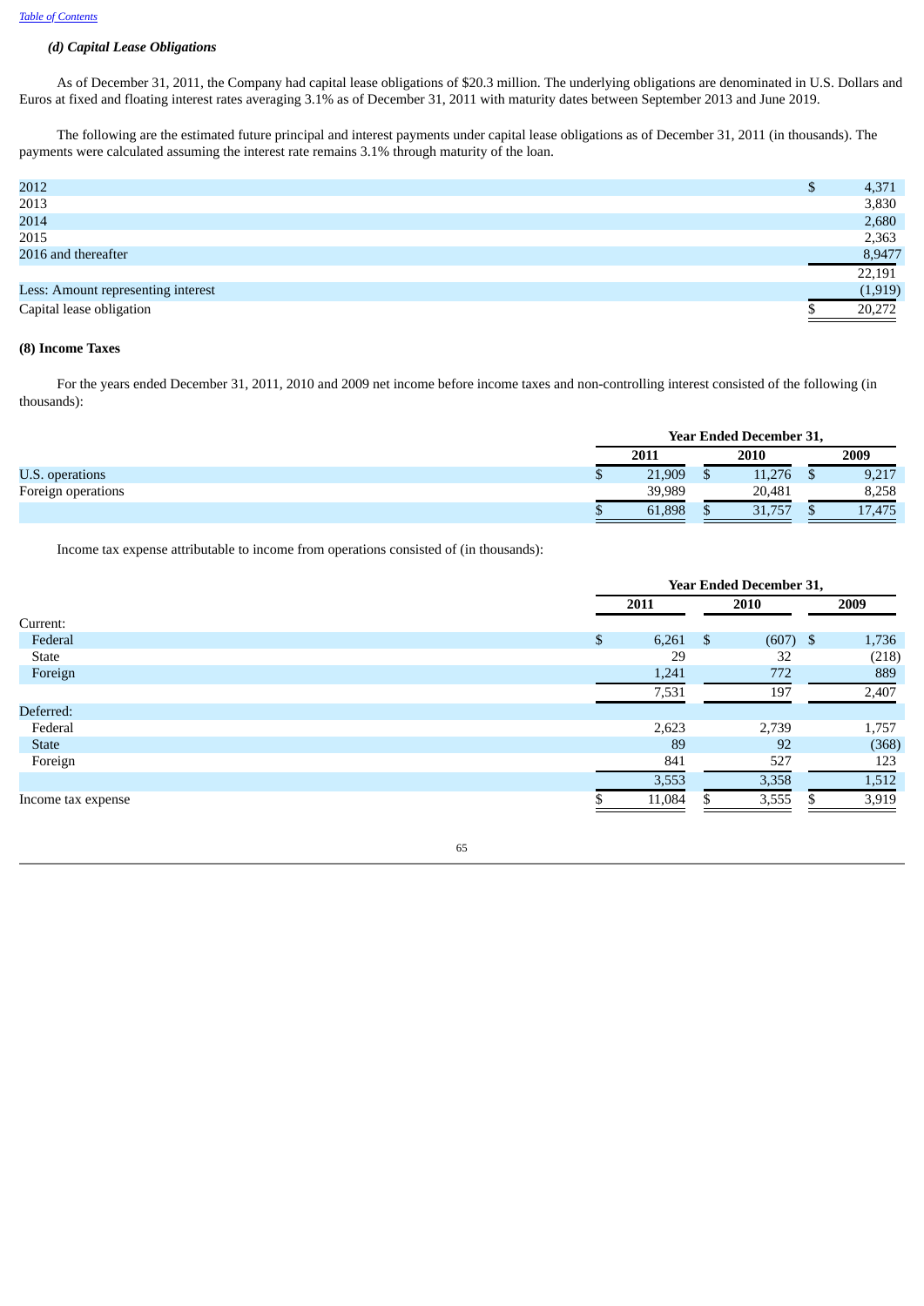[Table of Contents](#)

### *(d) Capital Lease Obligations*

As of December 31, 2011, the Company had capital lease obligations of $20.3 million. The underlying obligations are denominated in U.S. Dollars and Euros at fixed and floating interest rates averaging 3.1% as of December 31, 2011 with maturity dates between September 2013 and June 2019.

The following are the estimated future principal and interest payments under capital lease obligations as of December 31, 2011 (in thousands). The payments were calculated assuming the interest rate remains 3.1% through maturity of the loan.

| | |
|---|---|
| 2012 | $ 4,371 |
| 2013 | 3,830 |
| 2014 | 2,680 |
| 2015 | 2,363 |
| 2016 and thereafter | 8,9477 |
| | 22,191 |
| Less: Amount representing interest | (1,919) |
| Capital lease obligation | $ 20,272 |

### (8) Income Taxes

For the years ended December 31, 2011, 2010 and 2009 net income before income taxes and non-controlling interest consisted of the following (in thousands):

| | Year Ended December 31, | | |
|---|---|---|---|
| | 2011 | 2010 | 2009 |
| U.S. operations | $ 21,909 | $ 11,276 | $ 9,217 |
| Foreign operations | 39,989 | 20,481 | 8,258 |
| | $ 61,898 | $ 31,757 | $ 17,475 |

Income tax expense attributable to income from operations consisted of (in thousands):

| | Year Ended December 31, | | |
|---|---|---|---|
| | 2011 | 2010 | 2009 |
| Current: | | | |
| Federal | $ 6,261 | $ (607) | $ 1,736 |
| State | 29 | 32 | (218) |
| Foreign | 1,241 | 772 | 889 |
| | 7,531 | 197 | 2,407 |
| Deferred: | | | |
| Federal | 2,623 | 2,739 | 1,757 |
| State | 89 | 92 | (368) |
| Foreign | 841 | 527 | 123 |
| | 3,553 | 3,358 | 1,512 |
| Income tax expense | $ 11,084 | $ 3,555 | $ 3,919 |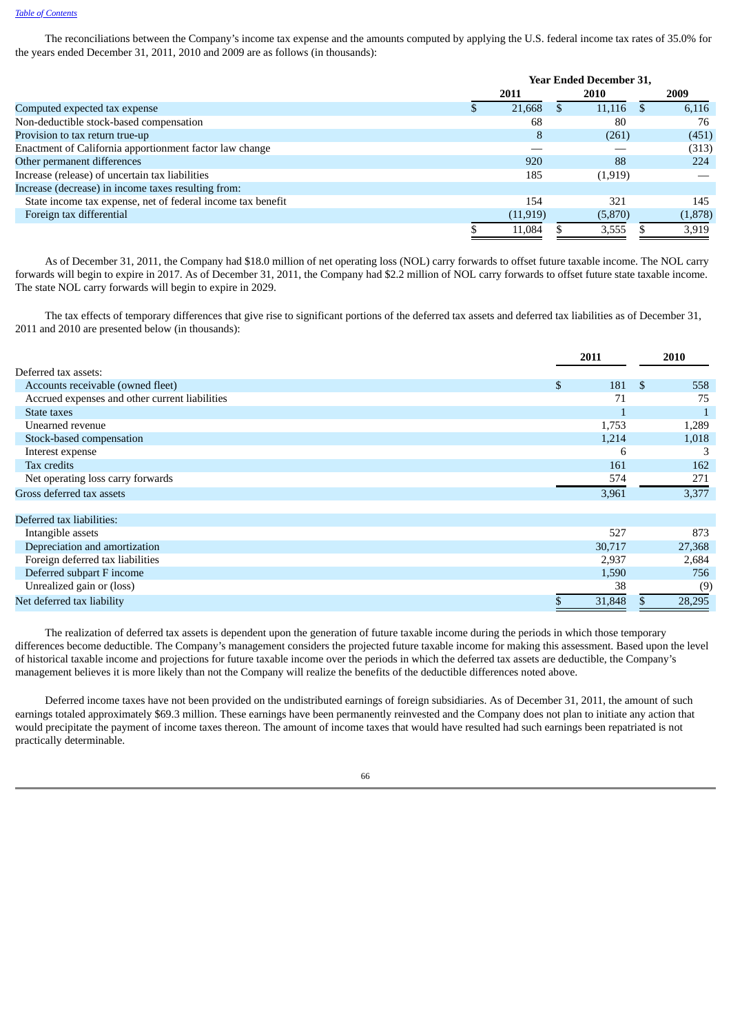The reconciliations between the Company's income tax expense and the amounts computed by applying the U.S. federal income tax rates of 35.0% for the years ended December 31, 2011, 2010 and 2009 are as follows (in thousands):

| | Year Ended December 31, | | |
|---|---|---|---|
| | 2011 | 2010 | 2009 |
| Computed expected tax expense | $ 21,668 | $ 11,116 | $ 6,116 |
| Non-deductible stock-based compensation | 68 | 80 | 76 |
| Provision to tax return true-up | 8 | (261) | (451) |
| Enactment of California apportionment factor law change | — | — | (313) |
| Other permanent differences | 920 | 88 | 224 |
| Increase (release) of uncertain tax liabilities | 185 | (1,919) | — |
| Increase (decrease) in income taxes resulting from: | | | |
| State income tax expense, net of federal income tax benefit | 154 | 321 | 145 |
| Foreign tax differential | (11,919) | (5,870) | (1,878) |
| | $ 11,084 | $ 3,555 | $ 3,919 |

As of December 31, 2011, the Company had $18.0 million of net operating loss (NOL) carry forwards to offset future taxable income. The NOL carry forwards will begin to expire in 2017. As of December 31, 2011, the Company had $2.2 million of NOL carry forwards to offset future state taxable income. The state NOL carry forwards will begin to expire in 2029.

The tax effects of temporary differences that give rise to significant portions of the deferred tax assets and deferred tax liabilities as of December 31, 2011 and 2010 are presented below (in thousands):

| | 2011 | 2010 |
|---|---|---|
| Deferred tax assets: | | |
| Accounts receivable (owned fleet) | $ 181 | $ 558 |
| Accrued expenses and other current liabilities | 71 | 75 |
| State taxes | 1 | 1 |
| Unearned revenue | 1,753 | 1,289 |
| Stock-based compensation | 1,214 | 1,018 |
| Interest expense | 6 | 3 |
| Tax credits | 161 | 162 |
| Net operating loss carry forwards | 574 | 271 |
| Gross deferred tax assets | 3,961 | 3,377 |
| Deferred tax liabilities: | | |
| Intangible assets | 527 | 873 |
| Depreciation and amortization | 30,717 | 27,368 |
| Foreign deferred tax liabilities | 2,937 | 2,684 |
| Deferred subpart F income | 1,590 | 756 |
| Unrealized gain or (loss) | 38 | (9) |
| Net deferred tax liability | $ 31,848 | $ 28,295 |

The realization of deferred tax assets is dependent upon the generation of future taxable income during the periods in which those temporary differences become deductible. The Company's management considers the projected future taxable income for making this assessment. Based upon the level of historical taxable income and projections for future taxable income over the periods in which the deferred tax assets are deductible, the Company's management believes it is more likely than not the Company will realize the benefits of the deductible differences noted above.

Deferred income taxes have not been provided on the undistributed earnings of foreign subsidiaries. As of December 31, 2011, the amount of such earnings totaled approximately $69.3 million. These earnings have been permanently reinvested and the Company does not plan to initiate any action that would precipitate the payment of income taxes thereon. The amount of income taxes that would have resulted had such earnings been repatriated is not practically determinable.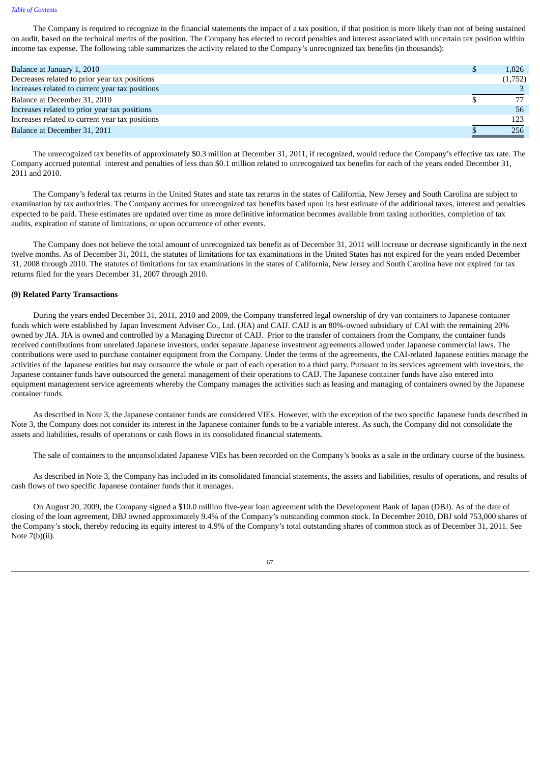The Company is required to recognize in the financial statements the impact of a tax position, if that position is more likely than not of being sustained on audit, based on the technical merits of the position. The Company has elected to record penalties and interest associated with uncertain tax position within income tax expense. The following table summarizes the activity related to the Company's unrecognized tax benefits (in thousands):

| | | |
|---|---|---|
| Balance at January 1, 2010 | $ | 1,826 |
| Decreases related to prior year tax positions | | (1,752) |
| Increases related to current year tax positions | | 3 |
| Balance at December 31, 2010 | $ | 77 |
| Increases related to prior year tax positions | | 56 |
| Increases related to current year tax positions | | 123 |
| Balance at December 31, 2011 | $ | 256 |

The unrecognized tax benefits of approximately $0.3 million at December 31, 2011, if recognized, would reduce the Company's effective tax rate. The Company accrued potential interest and penalties of less than $0.1 million related to unrecognized tax benefits for each of the years ended December 31, 2011 and 2010.

The Company's federal tax returns in the United States and state tax returns in the states of California, New Jersey and South Carolina are subject to examination by tax authorities. The Company accrues for unrecognized tax benefits based upon its best estimate of the additional taxes, interest and penalties expected to be paid. These estimates are updated over time as more definitive information becomes available from taxing authorities, completion of tax audits, expiration of statute of limitations, or upon occurrence of other events.

The Company does not believe the total amount of unrecognized tax benefit as of December 31, 2011 will increase or decrease significantly in the next twelve months. As of December 31, 2011, the statutes of limitations for tax examinations in the United States has not expired for the years ended December 31, 2008 through 2010. The statutes of limitations for tax examinations in the states of California, New Jersey and South Carolina have not expired for tax returns filed for the years December 31, 2007 through 2010.

**(9) Related Party Transactions**

During the years ended December 31, 2011, 2010 and 2009, the Company transferred legal ownership of dry van containers to Japanese container funds which were established by Japan Investment Adviser Co., Ltd. (JIA) and CAIJ. CAIJ is an 80%-owned subsidiary of CAI with the remaining 20% owned by JIA. JIA is owned and controlled by a Managing Director of CAIJ. Prior to the transfer of containers from the Company, the container funds received contributions from unrelated Japanese investors, under separate Japanese investment agreements allowed under Japanese commercial laws. The contributions were used to purchase container equipment from the Company. Under the terms of the agreements, the CAI-related Japanese entities manage the activities of the Japanese entities but may outsource the whole or part of each operation to a third party. Pursuant to its services agreement with investors, the Japanese container funds have outsourced the general management of their operations to CAIJ. The Japanese container funds have also entered into equipment management service agreements whereby the Company manages the activities such as leasing and managing of containers owned by the Japanese container funds.

As described in Note 3, the Japanese container funds are considered VIEs. However, with the exception of the two specific Japanese funds described in Note 3, the Company does not consider its interest in the Japanese container funds to be a variable interest. As such, the Company did not consolidate the assets and liabilities, results of operations or cash flows in its consolidated financial statements.

The sale of containers to the unconsolidated Japanese VIEs has been recorded on the Company's books as a sale in the ordinary course of the business.

As described in Note 3, the Company has included in its consolidated financial statements, the assets and liabilities, results of operations, and results of cash flows of two specific Japanese container funds that it manages.

On August 20, 2009, the Company signed a $10.0 million five-year loan agreement with the Development Bank of Japan (DBJ). As of the date of closing of the loan agreement, DBJ owned approximately 9.4% of the Company's outstanding common stock. In December 2010, DBJ sold 753,000 shares of the Company's stock, thereby reducing its equity interest to 4.9% of the Company's total outstanding shares of common stock as of December 31, 2011. See Note 7(b)(ii).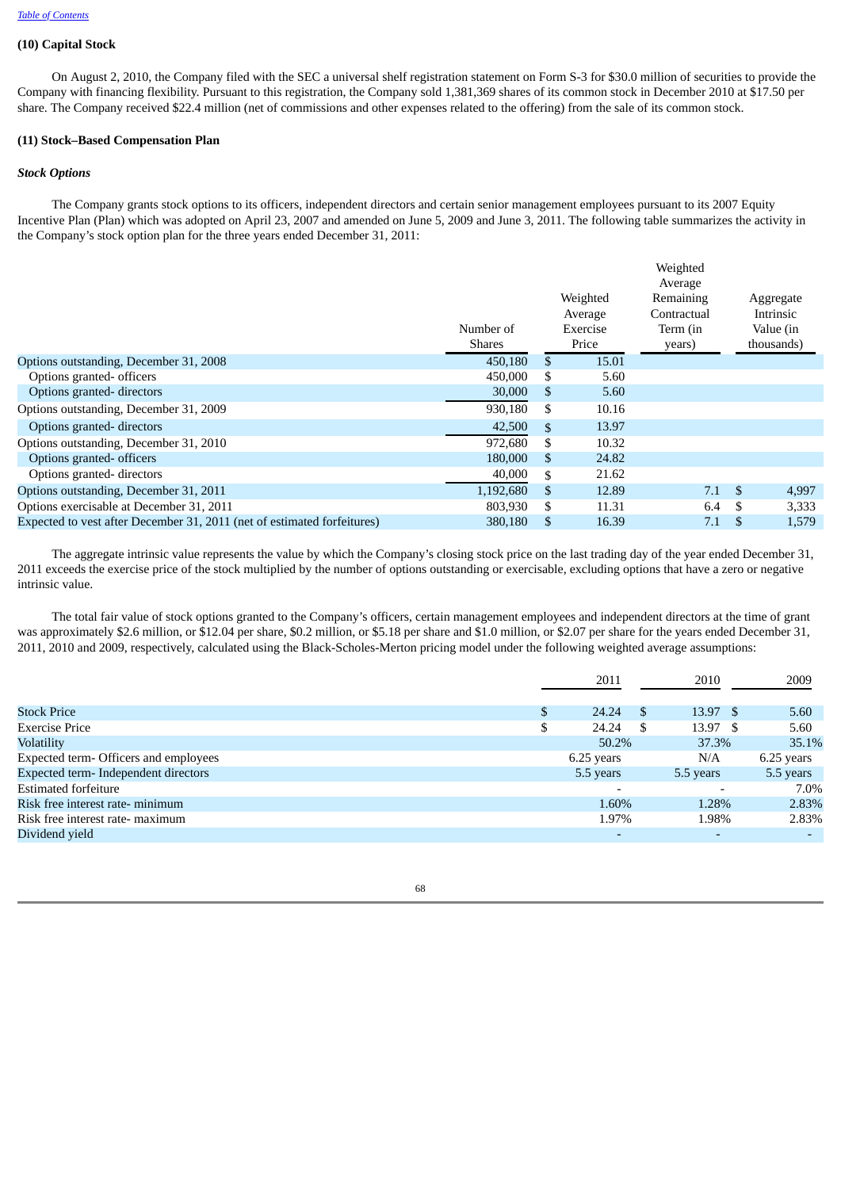### (10) Capital Stock

On August 2, 2010, the Company filed with the SEC a universal shelf registration statement on Form S-3 for $30.0 million of securities to provide the Company with financing flexibility. Pursuant to this registration, the Company sold 1,381,369 shares of its common stock in December 2010 at $17.50 per share. The Company received $22.4 million (net of commissions and other expenses related to the offering) from the sale of its common stock.

### (11) Stock–Based Compensation Plan

***Stock Options***

The Company grants stock options to its officers, independent directors and certain senior management employees pursuant to its 2007 Equity Incentive Plan (Plan) which was adopted on April 23, 2007 and amended on June 5, 2009 and June 3, 2011. The following table summarizes the activity in the Company's stock option plan for the three years ended December 31, 2011:

| | Number of Shares | Weighted Average Exercise Price | Weighted Average Remaining Contractual Term (in years) | Aggregate Intrinsic Value (in thousands) |
|---|---|---|---|---|
| Options outstanding, December 31, 2008 | 450,180 | $ 15.01 | | |
| Options granted- officers | 450,000 | $ 5.60 | | |
| Options granted- directors | 30,000 | $ 5.60 | | |
| Options outstanding, December 31, 2009 | 930,180 | $ 10.16 | | |
| Options granted- directors | 42,500 | $ 13.97 | | |
| Options outstanding, December 31, 2010 | 972,680 | $ 10.32 | | |
| Options granted- officers | 180,000 | $ 24.82 | | |
| Options granted- directors | 40,000 | $ 21.62 | | |
| Options outstanding, December 31, 2011 | 1,192,680 | $ 12.89 | 7.1 | $ 4,997 |
| Options exercisable at December 31, 2011 | 803,930 | $ 11.31 | 6.4 | $ 3,333 |
| Expected to vest after December 31, 2011 (net of estimated forfeitures) | 380,180 | $ 16.39 | 7.1 | $ 1,579 |

The aggregate intrinsic value represents the value by which the Company's closing stock price on the last trading day of the year ended December 31, 2011 exceeds the exercise price of the stock multiplied by the number of options outstanding or exercisable, excluding options that have a zero or negative intrinsic value.

The total fair value of stock options granted to the Company's officers, certain management employees and independent directors at the time of grant was approximately $2.6 million, or $12.04 per share, $0.2 million, or $5.18 per share and $1.0 million, or $2.07 per share for the years ended December 31, 2011, 2010 and 2009, respectively, calculated using the Black-Scholes-Merton pricing model under the following weighted average assumptions:

| | 2011 | 2010 | 2009 |
|---|---|---|---|
| Stock Price | $ 24.24 | $ 13.97 | $ 5.60 |
| Exercise Price | $ 24.24 | $ 13.97 | $ 5.60 |
| Volatility | 50.2% | 37.3% | 35.1% |
| Expected term- Officers and employees | 6.25 years | N/A | 6.25 years |
| Expected term- Independent directors | 5.5 years | 5.5 years | 5.5 years |
| Estimated forfeiture | - | - | 7.0% |
| Risk free interest rate- minimum | 1.60% | 1.28% | 2.83% |
| Risk free interest rate- maximum | 1.97% | 1.98% | 2.83% |
| Dividend yield | - | - | - |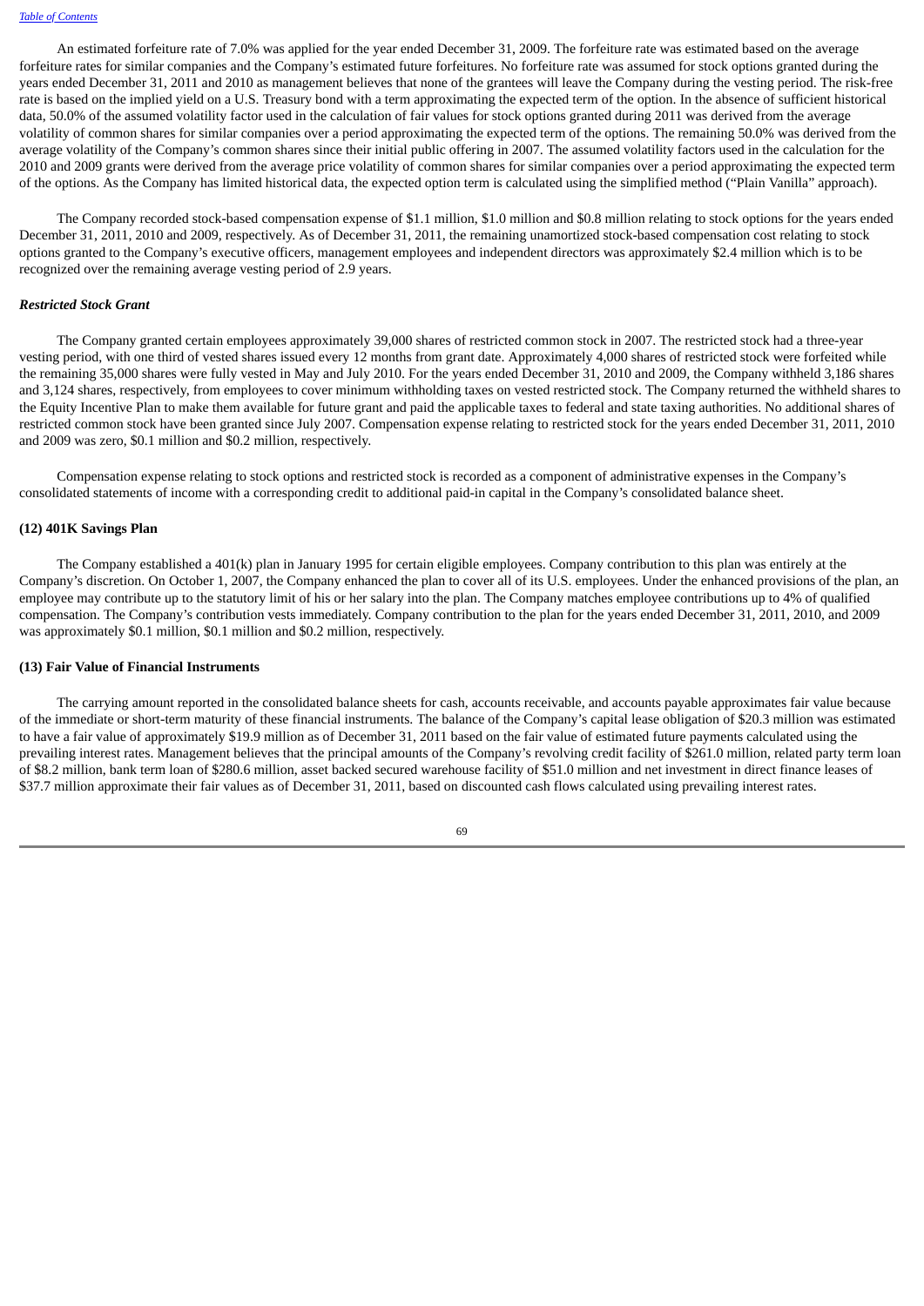An estimated forfeiture rate of 7.0% was applied for the year ended December 31, 2009. The forfeiture rate was estimated based on the average forfeiture rates for similar companies and the Company's estimated future forfeitures. No forfeiture rate was assumed for stock options granted during the years ended December 31, 2011 and 2010 as management believes that none of the grantees will leave the Company during the vesting period. The risk-free rate is based on the implied yield on a U.S. Treasury bond with a term approximating the expected term of the option. In the absence of sufficient historical data, 50.0% of the assumed volatility factor used in the calculation of fair values for stock options granted during 2011 was derived from the average volatility of common shares for similar companies over a period approximating the expected term of the options. The remaining 50.0% was derived from the average volatility of the Company's common shares since their initial public offering in 2007. The assumed volatility factors used in the calculation for the 2010 and 2009 grants were derived from the average price volatility of common shares for similar companies over a period approximating the expected term of the options. As the Company has limited historical data, the expected option term is calculated using the simplified method ("Plain Vanilla" approach).

The Company recorded stock-based compensation expense of $1.1 million, $1.0 million and $0.8 million relating to stock options for the years ended December 31, 2011, 2010 and 2009, respectively. As of December 31, 2011, the remaining unamortized stock-based compensation cost relating to stock options granted to the Company's executive officers, management employees and independent directors was approximately $2.4 million which is to be recognized over the remaining average vesting period of 2.9 years.

***Restricted Stock Grant***

The Company granted certain employees approximately 39,000 shares of restricted common stock in 2007. The restricted stock had a three-year vesting period, with one third of vested shares issued every 12 months from grant date. Approximately 4,000 shares of restricted stock were forfeited while the remaining 35,000 shares were fully vested in May and July 2010. For the years ended December 31, 2010 and 2009, the Company withheld 3,186 shares and 3,124 shares, respectively, from employees to cover minimum withholding taxes on vested restricted stock. The Company returned the withheld shares to the Equity Incentive Plan to make them available for future grant and paid the applicable taxes to federal and state taxing authorities. No additional shares of restricted common stock have been granted since July 2007. Compensation expense relating to restricted stock for the years ended December 31, 2011, 2010 and 2009 was zero, $0.1 million and $0.2 million, respectively.

Compensation expense relating to stock options and restricted stock is recorded as a component of administrative expenses in the Company's consolidated statements of income with a corresponding credit to additional paid-in capital in the Company's consolidated balance sheet.

**(12) 401K Savings Plan**

The Company established a 401(k) plan in January 1995 for certain eligible employees. Company contribution to this plan was entirely at the Company's discretion. On October 1, 2007, the Company enhanced the plan to cover all of its U.S. employees. Under the enhanced provisions of the plan, an employee may contribute up to the statutory limit of his or her salary into the plan. The Company matches employee contributions up to 4% of qualified compensation. The Company's contribution vests immediately. Company contribution to the plan for the years ended December 31, 2011, 2010, and 2009 was approximately $0.1 million, $0.1 million and $0.2 million, respectively.

**(13) Fair Value of Financial Instruments**

The carrying amount reported in the consolidated balance sheets for cash, accounts receivable, and accounts payable approximates fair value because of the immediate or short-term maturity of these financial instruments. The balance of the Company's capital lease obligation of $20.3 million was estimated to have a fair value of approximately $19.9 million as of December 31, 2011 based on the fair value of estimated future payments calculated using the prevailing interest rates. Management believes that the principal amounts of the Company's revolving credit facility of $261.0 million, related party term loan of $8.2 million, bank term loan of $280.6 million, asset backed secured warehouse facility of $51.0 million and net investment in direct finance leases of $37.7 million approximate their fair values as of December 31, 2011, based on discounted cash flows calculated using prevailing interest rates.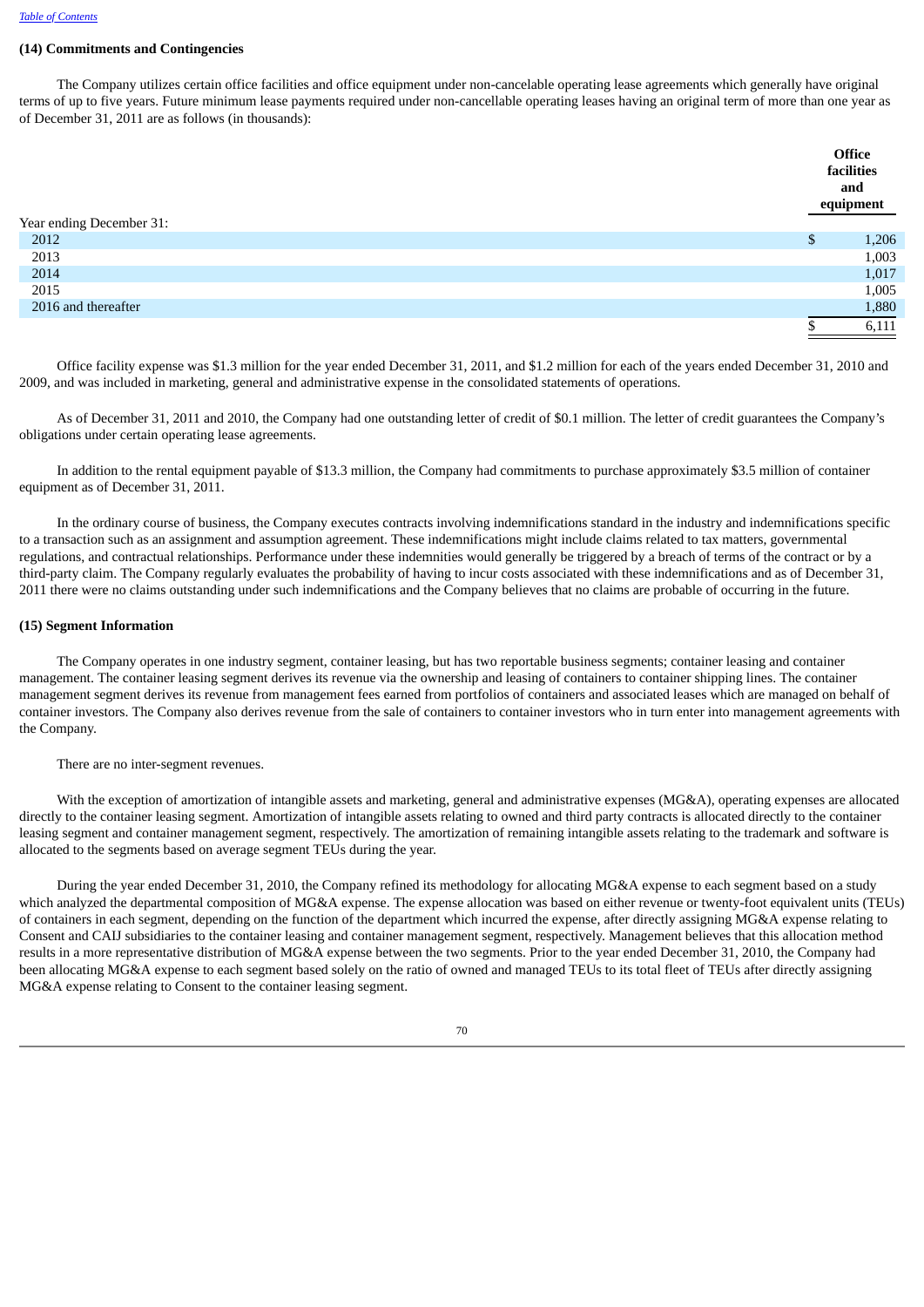### (14) Commitments and Contingencies

The Company utilizes certain office facilities and office equipment under non-cancelable operating lease agreements which generally have original terms of up to five years. Future minimum lease payments required under non-cancellable operating leases having an original term of more than one year as of December 31, 2011 are as follows (in thousands):

| | Office facilities and equipment |
|---|---|
| Year ending December 31: | |
| 2012 | $ 1,206 |
| 2013 | 1,003 |
| 2014 | 1,017 |
| 2015 | 1,005 |
| 2016 and thereafter | 1,880 |
| | $ 6,111 |

Office facility expense was $1.3 million for the year ended December 31, 2011, and $1.2 million for each of the years ended December 31, 2010 and 2009, and was included in marketing, general and administrative expense in the consolidated statements of operations.

As of December 31, 2011 and 2010, the Company had one outstanding letter of credit of $0.1 million. The letter of credit guarantees the Company's obligations under certain operating lease agreements.

In addition to the rental equipment payable of $13.3 million, the Company had commitments to purchase approximately $3.5 million of container equipment as of December 31, 2011.

In the ordinary course of business, the Company executes contracts involving indemnifications standard in the industry and indemnifications specific to a transaction such as an assignment and assumption agreement. These indemnifications might include claims related to tax matters, governmental regulations, and contractual relationships. Performance under these indemnities would generally be triggered by a breach of terms of the contract or by a third-party claim. The Company regularly evaluates the probability of having to incur costs associated with these indemnifications and as of December 31, 2011 there were no claims outstanding under such indemnifications and the Company believes that no claims are probable of occurring in the future.

### (15) Segment Information

The Company operates in one industry segment, container leasing, but has two reportable business segments; container leasing and container management. The container leasing segment derives its revenue via the ownership and leasing of containers to container shipping lines. The container management segment derives its revenue from management fees earned from portfolios of containers and associated leases which are managed on behalf of container investors. The Company also derives revenue from the sale of containers to container investors who in turn enter into management agreements with the Company.

There are no inter-segment revenues.

With the exception of amortization of intangible assets and marketing, general and administrative expenses (MG&A), operating expenses are allocated directly to the container leasing segment. Amortization of intangible assets relating to owned and third party contracts is allocated directly to the container leasing segment and container management segment, respectively. The amortization of remaining intangible assets relating to the trademark and software is allocated to the segments based on average segment TEUs during the year.

During the year ended December 31, 2010, the Company refined its methodology for allocating MG&A expense to each segment based on a study which analyzed the departmental composition of MG&A expense. The expense allocation was based on either revenue or twenty-foot equivalent units (TEUs) of containers in each segment, depending on the function of the department which incurred the expense, after directly assigning MG&A expense relating to Consent and CAIJ subsidiaries to the container leasing and container management segment, respectively. Management believes that this allocation method results in a more representative distribution of MG&A expense between the two segments. Prior to the year ended December 31, 2010, the Company had been allocating MG&A expense to each segment based solely on the ratio of owned and managed TEUs to its total fleet of TEUs after directly assigning MG&A expense relating to Consent to the container leasing segment.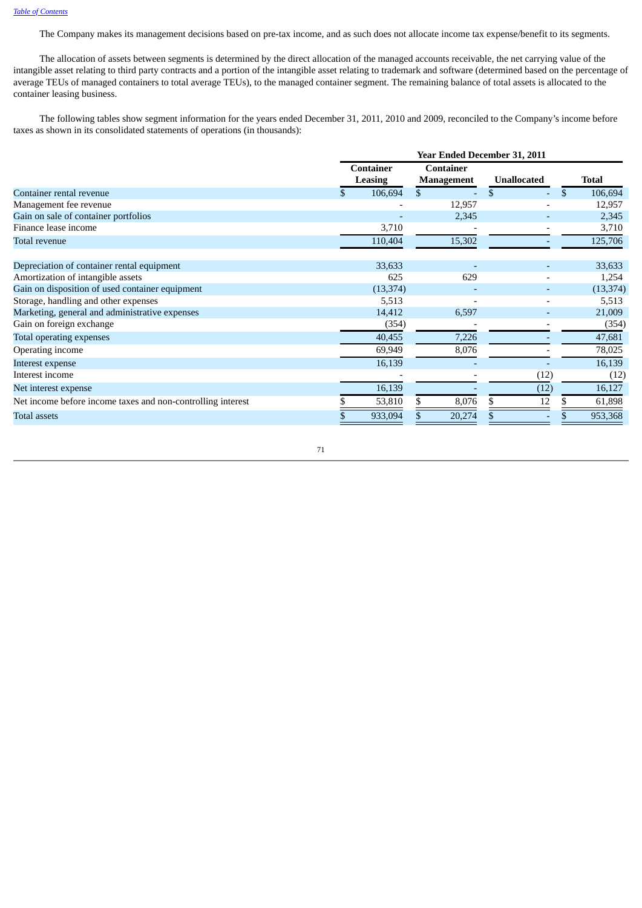The Company makes its management decisions based on pre-tax income, and as such does not allocate income tax expense/benefit to its segments.

The allocation of assets between segments is determined by the direct allocation of the managed accounts receivable, the net carrying value of the intangible asset relating to third party contracts and a portion of the intangible asset relating to trademark and software (determined based on the percentage of average TEUs of managed containers to total average TEUs), to the managed container segment. The remaining balance of total assets is allocated to the container leasing business.

The following tables show segment information for the years ended December 31, 2011, 2010 and 2009, reconciled to the Company's income before taxes as shown in its consolidated statements of operations (in thousands):

| | Year Ended December 31, 2011 | | | |
|---|---|---|---|---|
| | Container Leasing | Container Management | Unallocated | Total |
| Container rental revenue | $ 106,694 | $ - | $ - | $ 106,694 |
| Management fee revenue | - | 12,957 | - | 12,957 |
| Gain on sale of container portfolios | - | 2,345 | - | 2,345 |
| Finance lease income | 3,710 | - | - | 3,710 |
| Total revenue | 110,404 | 15,302 | - | 125,706 |
| | | | | |
| Depreciation of container rental equipment | 33,633 | - | - | 33,633 |
| Amortization of intangible assets | 625 | 629 | - | 1,254 |
| Gain on disposition of used container equipment | (13,374) | - | - | (13,374) |
| Storage, handling and other expenses | 5,513 | - | - | 5,513 |
| Marketing, general and administrative expenses | 14,412 | 6,597 | - | 21,009 |
| Gain on foreign exchange | (354) | - | - | (354) |
| Total operating expenses | 40,455 | 7,226 | - | 47,681 |
| Operating income | 69,949 | 8,076 | - | 78,025 |
| Interest expense | 16,139 | - | - | 16,139 |
| Interest income | - | - | (12) | (12) |
| Net interest expense | 16,139 | - | (12) | 16,127 |
| Net income before income taxes and non-controlling interest | $ 53,810 | $ 8,076 | $ 12 | $ 61,898 |
| Total assets | $ 933,094 | $ 20,274 | $ - | $ 953,368 |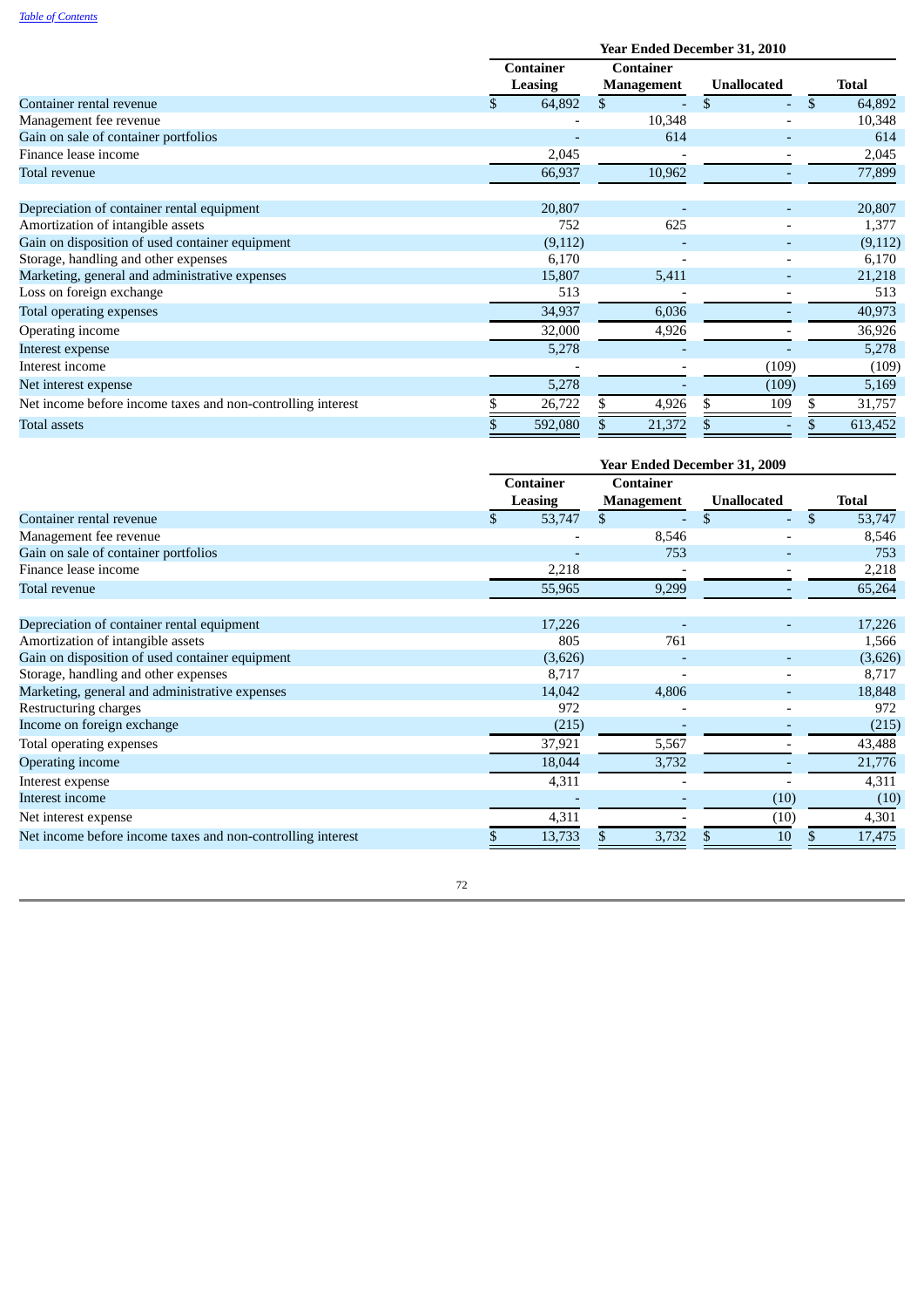| | Year Ended December 31, 2010 | | | |
|---|---|---|---|---|
| | Container Leasing | Container Management | Unallocated | Total |
| Container rental revenue | $ 64,892 | $ - | $ - | $ 64,892 |
| Management fee revenue | - | 10,348 | - | 10,348 |
| Gain on sale of container portfolios | - | 614 | - | 614 |
| Finance lease income | 2,045 | - | - | 2,045 |
| Total revenue | 66,937 | 10,962 | - | 77,899 |
| | | | | |
| Depreciation of container rental equipment | 20,807 | - | - | 20,807 |
| Amortization of intangible assets | 752 | 625 | - | 1,377 |
| Gain on disposition of used container equipment | (9,112) | - | - | (9,112) |
| Storage, handling and other expenses | 6,170 | - | - | 6,170 |
| Marketing, general and administrative expenses | 15,807 | 5,411 | - | 21,218 |
| Loss on foreign exchange | 513 | - | - | 513 |
| Total operating expenses | 34,937 | 6,036 | - | 40,973 |
| Operating income | 32,000 | 4,926 | - | 36,926 |
| Interest expense | 5,278 | - | - | 5,278 |
| Interest income | - | - | (109) | (109) |
| Net interest expense | 5,278 | - | (109) | 5,169 |
| Net income before income taxes and non-controlling interest | $ 26,722 | $ 4,926 | $ 109 | $ 31,757 |
| Total assets | $ 592,080 | $ 21,372 | $ - | $ 613,452 |

| | Year Ended December 31, 2009 | | | |
|---|---|---|---|---|
| | Container Leasing | Container Management | Unallocated | Total |
| Container rental revenue | $ 53,747 | $ - | $ - | $ 53,747 |
| Management fee revenue | - | 8,546 | - | 8,546 |
| Gain on sale of container portfolios | - | 753 | - | 753 |
| Finance lease income | 2,218 | - | - | 2,218 |
| Total revenue | 55,965 | 9,299 | - | 65,264 |
| | | | | |
| Depreciation of container rental equipment | 17,226 | - | - | 17,226 |
| Amortization of intangible assets | 805 | 761 | | 1,566 |
| Gain on disposition of used container equipment | (3,626) | - | - | (3,626) |
| Storage, handling and other expenses | 8,717 | - | - | 8,717 |
| Marketing, general and administrative expenses | 14,042 | 4,806 | - | 18,848 |
| Restructuring charges | 972 | - | - | 972 |
| Income on foreign exchange | (215) | - | - | (215) |
| Total operating expenses | 37,921 | 5,567 | - | 43,488 |
| Operating income | 18,044 | 3,732 | - | 21,776 |
| Interest expense | 4,311 | - | - | 4,311 |
| Interest income | - | - | (10) | (10) |
| Net interest expense | 4,311 | - | (10) | 4,301 |
| Net income before income taxes and non-controlling interest | $ 13,733 | $ 3,732 | $ 10 | $ 17,475 |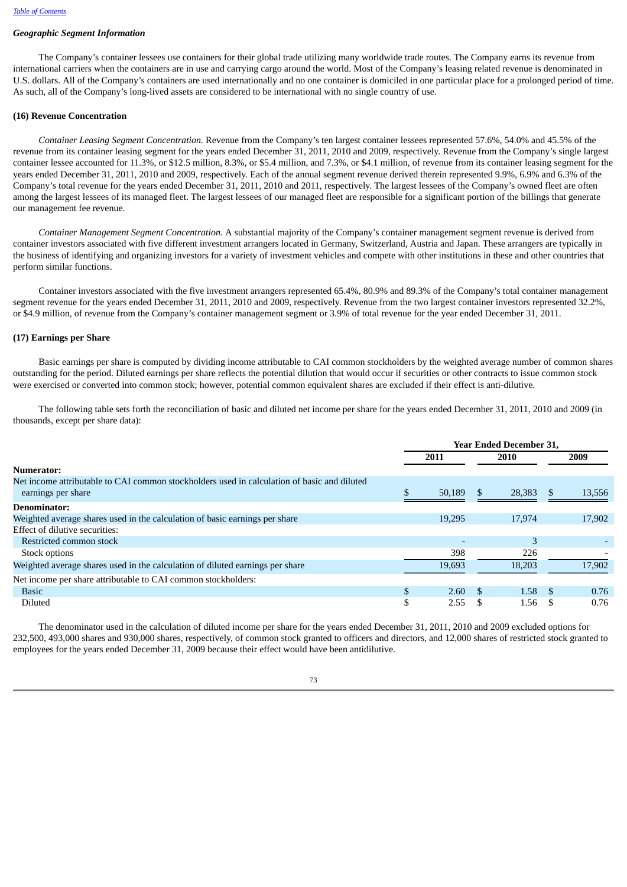### *Geographic Segment Information*

The Company's container lessees use containers for their global trade utilizing many worldwide trade routes. The Company earns its revenue from international carriers when the containers are in use and carrying cargo around the world. Most of the Company's leasing related revenue is denominated in U.S. dollars. All of the Company's containers are used internationally and no one container is domiciled in one particular place for a prolonged period of time. As such, all of the Company's long-lived assets are considered to be international with no single country of use.

### (16) Revenue Concentration

*Container Leasing Segment Concentration.* Revenue from the Company's ten largest container lessees represented 57.6%, 54.0% and 45.5% of the revenue from its container leasing segment for the years ended December 31, 2011, 2010 and 2009, respectively. Revenue from the Company's single largest container lessee accounted for 11.3%, or $12.5 million, 8.3%, or $5.4 million, and 7.3%, or $4.1 million, of revenue from its container leasing segment for the years ended December 31, 2011, 2010 and 2009, respectively. Each of the annual segment revenue derived therein represented 9.9%, 6.9% and 6.3% of the Company's total revenue for the years ended December 31, 2011, 2010 and 2011, respectively. The largest lessees of the Company's owned fleet are often among the largest lessees of its managed fleet. The largest lessees of our managed fleet are responsible for a significant portion of the billings that generate our management fee revenue.

*Container Management Segment Concentration.* A substantial majority of the Company's container management segment revenue is derived from container investors associated with five different investment arrangers located in Germany, Switzerland, Austria and Japan. These arrangers are typically in the business of identifying and organizing investors for a variety of investment vehicles and compete with other institutions in these and other countries that perform similar functions.

Container investors associated with the five investment arrangers represented 65.4%, 80.9% and 89.3% of the Company's total container management segment revenue for the years ended December 31, 2011, 2010 and 2009, respectively. Revenue from the two largest container investors represented 32.2%, or $4.9 million, of revenue from the Company's container management segment or 3.9% of total revenue for the year ended December 31, 2011.

### (17) Earnings per Share

Basic earnings per share is computed by dividing income attributable to CAI common stockholders by the weighted average number of common shares outstanding for the period. Diluted earnings per share reflects the potential dilution that would occur if securities or other contracts to issue common stock were exercised or converted into common stock; however, potential common equivalent shares are excluded if their effect is anti-dilutive.

The following table sets forth the reconciliation of basic and diluted net income per share for the years ended December 31, 2011, 2010 and 2009 (in thousands, except per share data):

| | Year Ended December 31, | | |
|---|---|---|---|
| | 2011 | 2010 | 2009 |
| **Numerator:** | | | |
| Net income attributable to CAI common stockholders used in calculation of basic and diluted earnings per share | $ 50,189 | $ 28,383 | $ 13,556 |
| **Denominator:** | | | |
| Weighted average shares used in the calculation of basic earnings per share | 19,295 | 17,974 | 17,902 |
| Effect of dilutive securities: | | | |
| Restricted common stock | - | 3 | - |
| Stock options | 398 | 226 | - |
| Weighted average shares used in the calculation of diluted earnings per share | 19,693 | 18,203 | 17,902 |
| Net income per share attributable to CAI common stockholders: | | | |
| Basic | $ 2.60 | $ 1.58 | $ 0.76 |
| Diluted | $ 2.55 | $ 1.56 | $ 0.76 |

The denominator used in the calculation of diluted income per share for the years ended December 31, 2011, 2010 and 2009 excluded options for 232,500, 493,000 shares and 930,000 shares, respectively, of common stock granted to officers and directors, and 12,000 shares of restricted stock granted to employees for the years ended December 31, 2009 because their effect would have been antidilutive.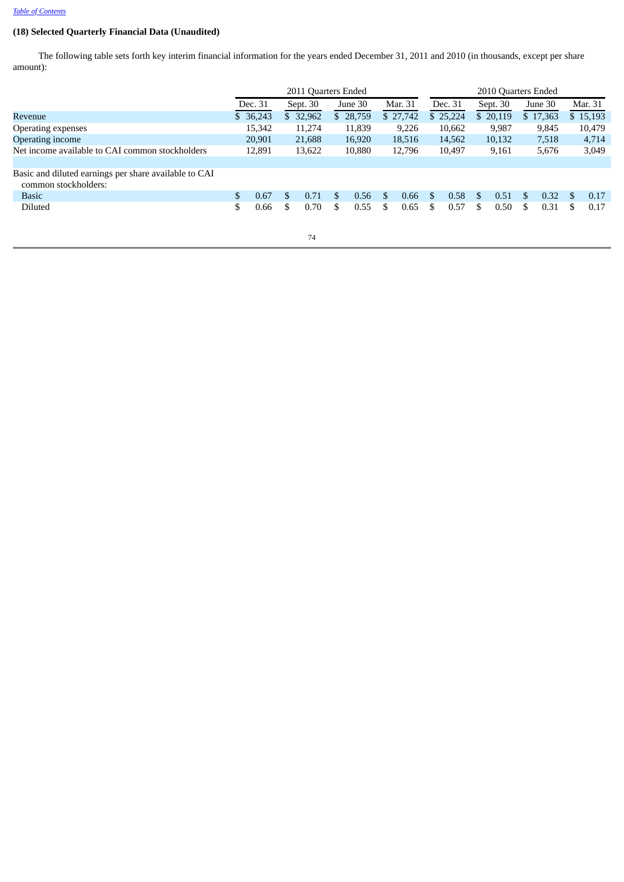[Table of Contents](#)

**(18) Selected Quarterly Financial Data (Unaudited)**

The following table sets forth key interim financial information for the years ended December 31, 2011 and 2010 (in thousands, except per share amount):

| | 2011 Quarters Ended | | | | 2010 Quarters Ended | | | |
|---|---|---|---|---|---|---|---|---|
| | Dec. 31 | Sept. 30 | June 30 | Mar. 31 | Dec. 31 | Sept. 30 | June 30 | Mar. 31 |
| Revenue | $ 36,243 | $ 32,962 | $ 28,759 | $ 27,742 | $ 25,224 | $ 20,119 | $ 17,363 | $ 15,193 |
| Operating expenses | 15,342 | 11,274 | 11,839 | 9,226 | 10,662 | 9,987 | 9,845 | 10,479 |
| Operating income | 20,901 | 21,688 | 16,920 | 18,516 | 14,562 | 10,132 | 7,518 | 4,714 |
| Net income available to CAI common stockholders | 12,891 | 13,622 | 10,880 | 12,796 | 10,497 | 9,161 | 5,676 | 3,049 |
| | | | | | | | | |
| Basic and diluted earnings per share available to CAI common stockholders: | | | | | | | | |
| Basic | $ 0.67 | $ 0.71 | $ 0.56 | $ 0.66 | $ 0.58 | $ 0.51 | $ 0.32 | $ 0.17 |
| Diluted | $ 0.66 | $ 0.70 | $ 0.55 | $ 0.65 | $ 0.57 | $ 0.50 | $ 0.31 | $ 0.17 |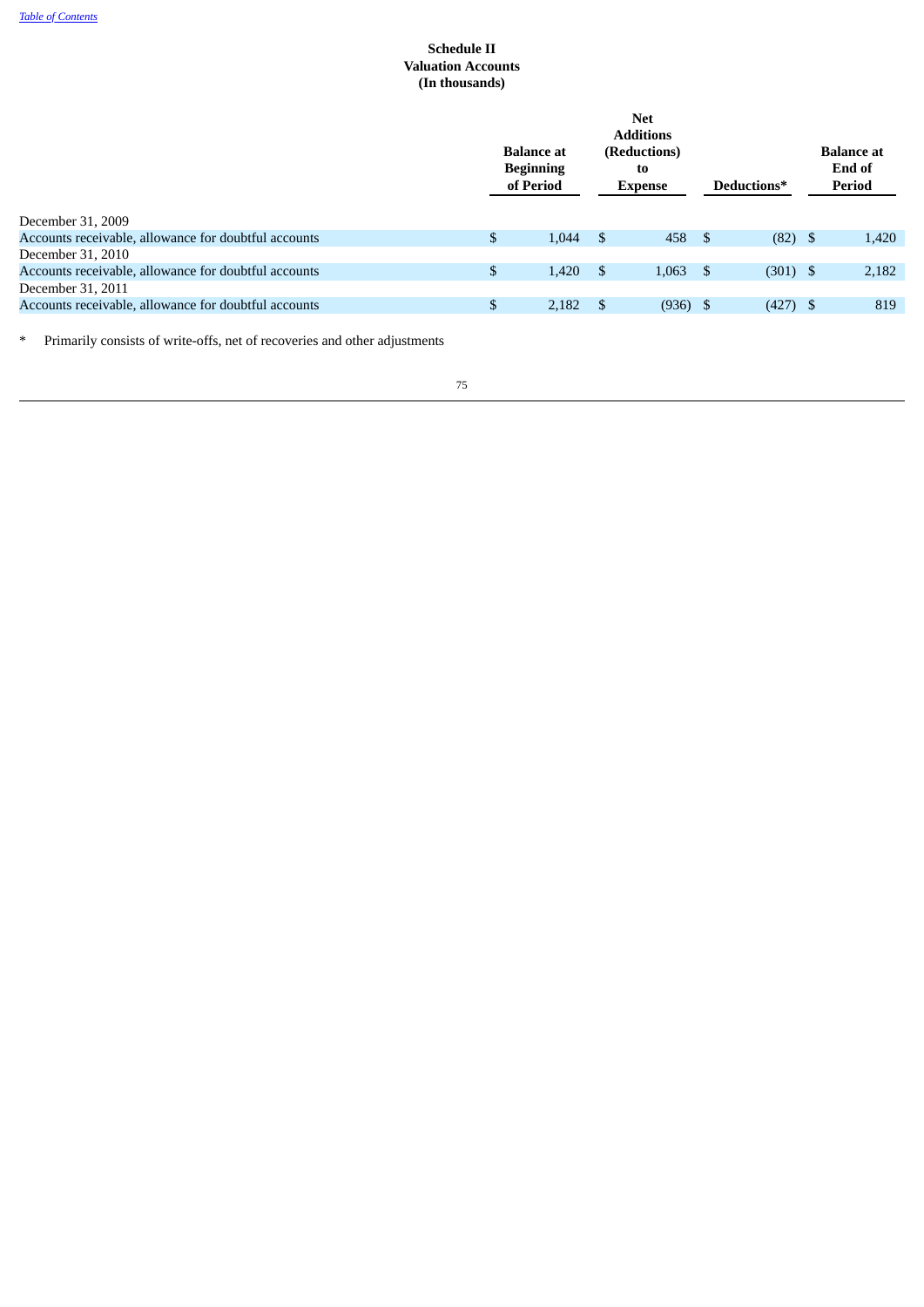**Schedule II**
**Valuation Accounts**
**(In thousands)**

| | Balance at Beginning of Period | Net Additions (Reductions) to Expense | Deductions* | Balance at End of Period |
|---|---|---|---|---|
| December 31, 2009 | | | | |
| Accounts receivable, allowance for doubtful accounts | $ 1,044 | $ 458 | $ (82) | $ 1,420 |
| December 31, 2010 | | | | |
| Accounts receivable, allowance for doubtful accounts | $ 1,420 | $ 1,063 | $ (301) | $ 2,182 |
| December 31, 2011 | | | | |
| Accounts receivable, allowance for doubtful accounts | $ 2,182 | $ (936) | $ (427) | $ 819 |

\* Primarily consists of write-offs, net of recoveries and other adjustments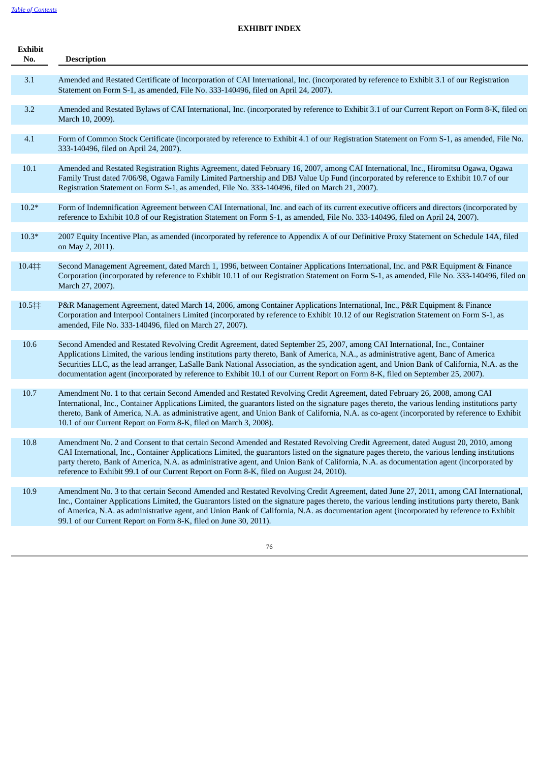[Table of Contents](#)

## EXHIBIT INDEX

| Exhibit No. | Description |
|---|---|
| 3.1 | Amended and Restated Certificate of Incorporation of CAI International, Inc. (incorporated by reference to Exhibit 3.1 of our Registration Statement on Form S-1, as amended, File No. 333-140496, filed on April 24, 2007). |
| 3.2 | Amended and Restated Bylaws of CAI International, Inc. (incorporated by reference to Exhibit 3.1 of our Current Report on Form 8-K, filed on March 10, 2009). |
| 4.1 | Form of Common Stock Certificate (incorporated by reference to Exhibit 4.1 of our Registration Statement on Form S-1, as amended, File No. 333-140496, filed on April 24, 2007). |
| 10.1 | Amended and Restated Registration Rights Agreement, dated February 16, 2007, among CAI International, Inc., Hiromitsu Ogawa, Ogawa Family Trust dated 7/06/98, Ogawa Family Limited Partnership and DBJ Value Up Fund (incorporated by reference to Exhibit 10.7 of our Registration Statement on Form S-1, as amended, File No. 333-140496, filed on March 21, 2007). |
| 10.2* | Form of Indemnification Agreement between CAI International, Inc. and each of its current executive officers and directors (incorporated by reference to Exhibit 10.8 of our Registration Statement on Form S-1, as amended, File No. 333-140496, filed on April 24, 2007). |
| 10.3* | 2007 Equity Incentive Plan, as amended (incorporated by reference to Appendix A of our Definitive Proxy Statement on Schedule 14A, filed on May 2, 2011). |
| 10.4‡‡ | Second Management Agreement, dated March 1, 1996, between Container Applications International, Inc. and P&R Equipment & Finance Corporation (incorporated by reference to Exhibit 10.11 of our Registration Statement on Form S-1, as amended, File No. 333-140496, filed on March 27, 2007). |
| 10.5‡‡ | P&R Management Agreement, dated March 14, 2006, among Container Applications International, Inc., P&R Equipment & Finance Corporation and Interpool Containers Limited (incorporated by reference to Exhibit 10.12 of our Registration Statement on Form S-1, as amended, File No. 333-140496, filed on March 27, 2007). |
| 10.6 | Second Amended and Restated Revolving Credit Agreement, dated September 25, 2007, among CAI International, Inc., Container Applications Limited, the various lending institutions party thereto, Bank of America, N.A., as administrative agent, Banc of America Securities LLC, as the lead arranger, LaSalle Bank National Association, as the syndication agent, and Union Bank of California, N.A. as the documentation agent (incorporated by reference to Exhibit 10.1 of our Current Report on Form 8-K, filed on September 25, 2007). |
| 10.7 | Amendment No. 1 to that certain Second Amended and Restated Revolving Credit Agreement, dated February 26, 2008, among CAI International, Inc., Container Applications Limited, the guarantors listed on the signature pages thereto, the various lending institutions party thereto, Bank of America, N.A. as administrative agent, and Union Bank of California, N.A. as co-agent (incorporated by reference to Exhibit 10.1 of our Current Report on Form 8-K, filed on March 3, 2008). |
| 10.8 | Amendment No. 2 and Consent to that certain Second Amended and Restated Revolving Credit Agreement, dated August 20, 2010, among CAI International, Inc., Container Applications Limited, the guarantors listed on the signature pages thereto, the various lending institutions party thereto, Bank of America, N.A. as administrative agent, and Union Bank of California, N.A. as documentation agent (incorporated by reference to Exhibit 99.1 of our Current Report on Form 8-K, filed on August 24, 2010). |
| 10.9 | Amendment No. 3 to that certain Second Amended and Restated Revolving Credit Agreement, dated June 27, 2011, among CAI International, Inc., Container Applications Limited, the Guarantors listed on the signature pages thereto, the various lending institutions party thereto, Bank of America, N.A. as administrative agent, and Union Bank of California, N.A. as documentation agent (incorporated by reference to Exhibit 99.1 of our Current Report on Form 8-K, filed on June 30, 2011). |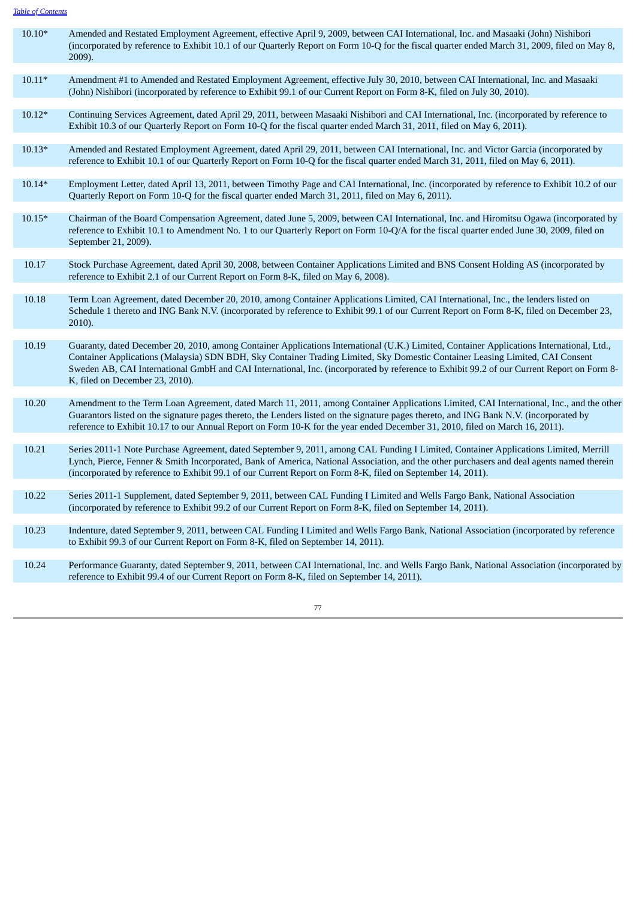| | |
|---|---|
| 10.10* | Amended and Restated Employment Agreement, effective April 9, 2009, between CAI International, Inc. and Masaaki (John) Nishibori (incorporated by reference to Exhibit 10.1 of our Quarterly Report on Form 10-Q for the fiscal quarter ended March 31, 2009, filed on May 8, 2009). |
| 10.11* | Amendment #1 to Amended and Restated Employment Agreement, effective July 30, 2010, between CAI International, Inc. and Masaaki (John) Nishibori (incorporated by reference to Exhibit 99.1 of our Current Report on Form 8-K, filed on July 30, 2010). |
| 10.12* | Continuing Services Agreement, dated April 29, 2011, between Masaaki Nishibori and CAI International, Inc. (incorporated by reference to Exhibit 10.3 of our Quarterly Report on Form 10-Q for the fiscal quarter ended March 31, 2011, filed on May 6, 2011). |
| 10.13* | Amended and Restated Employment Agreement, dated April 29, 2011, between CAI International, Inc. and Victor Garcia (incorporated by reference to Exhibit 10.1 of our Quarterly Report on Form 10-Q for the fiscal quarter ended March 31, 2011, filed on May 6, 2011). |
| 10.14* | Employment Letter, dated April 13, 2011, between Timothy Page and CAI International, Inc. (incorporated by reference to Exhibit 10.2 of our Quarterly Report on Form 10-Q for the fiscal quarter ended March 31, 2011, filed on May 6, 2011). |
| 10.15* | Chairman of the Board Compensation Agreement, dated June 5, 2009, between CAI International, Inc. and Hiromitsu Ogawa (incorporated by reference to Exhibit 10.1 to Amendment No. 1 to our Quarterly Report on Form 10-Q/A for the fiscal quarter ended June 30, 2009, filed on September 21, 2009). |
| 10.17 | Stock Purchase Agreement, dated April 30, 2008, between Container Applications Limited and BNS Consent Holding AS (incorporated by reference to Exhibit 2.1 of our Current Report on Form 8-K, filed on May 6, 2008). |
| 10.18 | Term Loan Agreement, dated December 20, 2010, among Container Applications Limited, CAI International, Inc., the lenders listed on Schedule 1 thereto and ING Bank N.V. (incorporated by reference to Exhibit 99.1 of our Current Report on Form 8-K, filed on December 23, 2010). |
| 10.19 | Guaranty, dated December 20, 2010, among Container Applications International (U.K.) Limited, Container Applications International, Ltd., Container Applications (Malaysia) SDN BDH, Sky Container Trading Limited, Sky Domestic Container Leasing Limited, CAI Consent Sweden AB, CAI International GmbH and CAI International, Inc. (incorporated by reference to Exhibit 99.2 of our Current Report on Form 8-K, filed on December 23, 2010). |
| 10.20 | Amendment to the Term Loan Agreement, dated March 11, 2011, among Container Applications Limited, CAI International, Inc., and the other Guarantors listed on the signature pages thereto, the Lenders listed on the signature pages thereto, and ING Bank N.V. (incorporated by reference to Exhibit 10.17 to our Annual Report on Form 10-K for the year ended December 31, 2010, filed on March 16, 2011). |
| 10.21 | Series 2011-1 Note Purchase Agreement, dated September 9, 2011, among CAL Funding I Limited, Container Applications Limited, Merrill Lynch, Pierce, Fenner & Smith Incorporated, Bank of America, National Association, and the other purchasers and deal agents named therein (incorporated by reference to Exhibit 99.1 of our Current Report on Form 8-K, filed on September 14, 2011). |
| 10.22 | Series 2011-1 Supplement, dated September 9, 2011, between CAL Funding I Limited and Wells Fargo Bank, National Association (incorporated by reference to Exhibit 99.2 of our Current Report on Form 8-K, filed on September 14, 2011). |
| 10.23 | Indenture, dated September 9, 2011, between CAL Funding I Limited and Wells Fargo Bank, National Association (incorporated by reference to Exhibit 99.3 of our Current Report on Form 8-K, filed on September 14, 2011). |
| 10.24 | Performance Guaranty, dated September 9, 2011, between CAI International, Inc. and Wells Fargo Bank, National Association (incorporated by reference to Exhibit 99.4 of our Current Report on Form 8-K, filed on September 14, 2011). |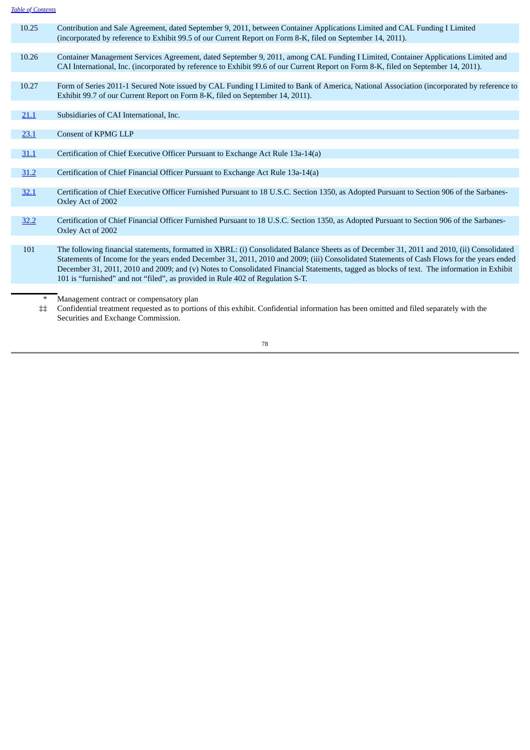| | |
|---|---|
| 10.25 | Contribution and Sale Agreement, dated September 9, 2011, between Container Applications Limited and CAL Funding I Limited (incorporated by reference to Exhibit 99.5 of our Current Report on Form 8-K, filed on September 14, 2011). |
| 10.26 | Container Management Services Agreement, dated September 9, 2011, among CAL Funding I Limited, Container Applications Limited and CAI International, Inc. (incorporated by reference to Exhibit 99.6 of our Current Report on Form 8-K, filed on September 14, 2011). |
| 10.27 | Form of Series 2011-1 Secured Note issued by CAL Funding I Limited to Bank of America, National Association (incorporated by reference to Exhibit 99.7 of our Current Report on Form 8-K, filed on September 14, 2011). |
| 21.1 | Subsidiaries of CAI International, Inc. |
| 23.1 | Consent of KPMG LLP |
| 31.1 | Certification of Chief Executive Officer Pursuant to Exchange Act Rule 13a-14(a) |
| 31.2 | Certification of Chief Financial Officer Pursuant to Exchange Act Rule 13a-14(a) |
| 32.1 | Certification of Chief Executive Officer Furnished Pursuant to 18 U.S.C. Section 1350, as Adopted Pursuant to Section 906 of the Sarbanes-Oxley Act of 2002 |
| 32.2 | Certification of Chief Financial Officer Furnished Pursuant to 18 U.S.C. Section 1350, as Adopted Pursuant to Section 906 of the Sarbanes-Oxley Act of 2002 |
| 101 | The following financial statements, formatted in XBRL: (i) Consolidated Balance Sheets as of December 31, 2011 and 2010, (ii) Consolidated Statements of Income for the years ended December 31, 2011, 2010 and 2009; (iii) Consolidated Statements of Cash Flows for the years ended December 31, 2011, 2010 and 2009; and (v) Notes to Consolidated Financial Statements, tagged as blocks of text. The information in Exhibit 101 is "furnished" and not "filed", as provided in Rule 402 of Regulation S-T. |

\* Management contract or compensatory plan

‡‡ Confidential treatment requested as to portions of this exhibit. Confidential information has been omitted and filed separately with the Securities and Exchange Commission.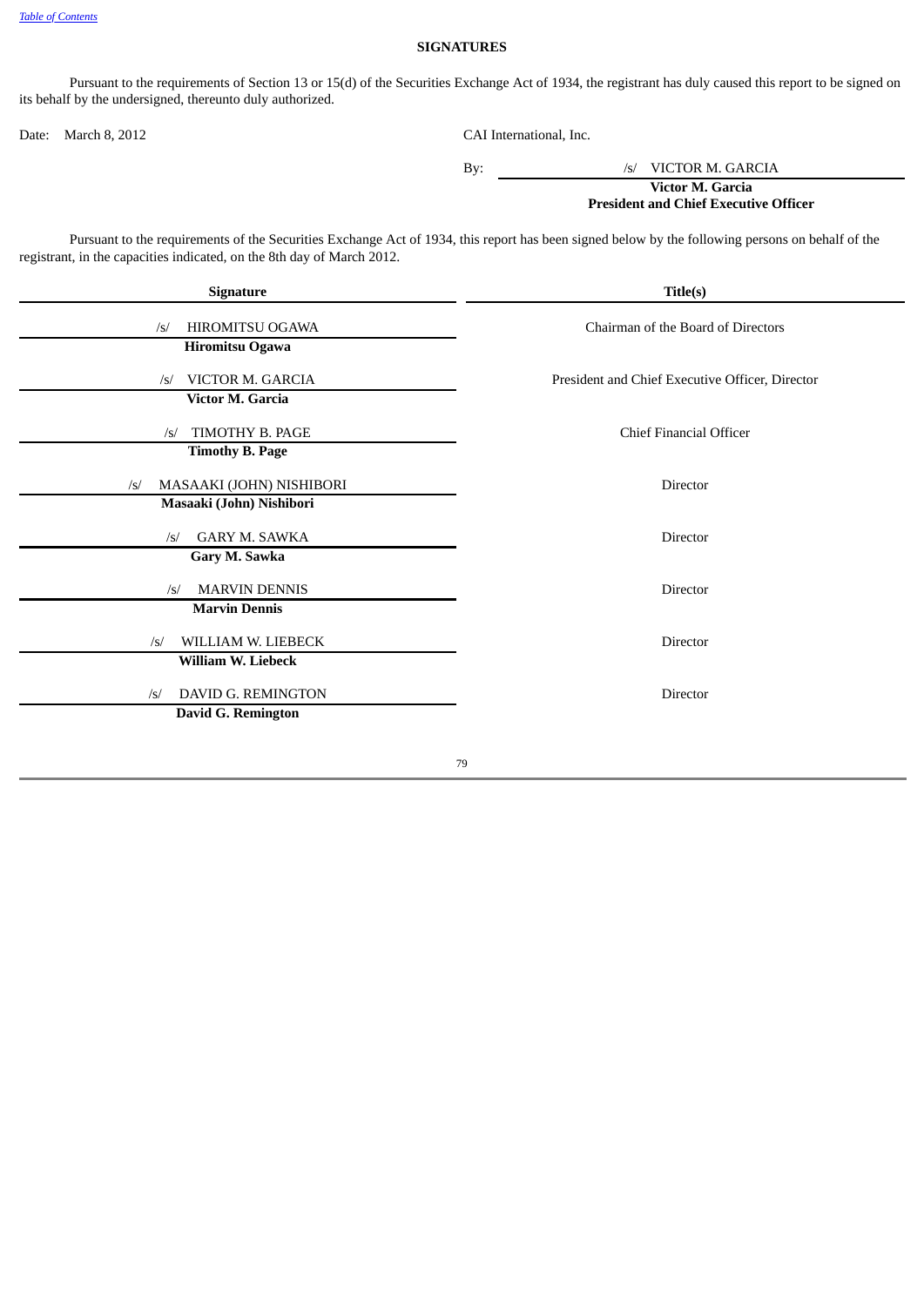## SIGNATURES

Pursuant to the requirements of Section 13 or 15(d) of the Securities Exchange Act of 1934, the registrant has duly caused this report to be signed on its behalf by the undersigned, thereunto duly authorized.

Date: March 8, 2012

CAI International, Inc.

By: /s/ VICTOR M. GARCIA
**Victor M. Garcia**
**President and Chief Executive Officer**

Pursuant to the requirements of the Securities Exchange Act of 1934, this report has been signed below by the following persons on behalf of the registrant, in the capacities indicated, on the 8th day of March 2012.

| Signature | Title(s) |
|---|---|
| /s/ HIROMITSU OGAWA<br>**Hiromitsu Ogawa** | Chairman of the Board of Directors |
| /s/ VICTOR M. GARCIA<br>**Victor M. Garcia** | President and Chief Executive Officer, Director |
| /s/ TIMOTHY B. PAGE<br>**Timothy B. Page** | Chief Financial Officer |
| /s/ MASAAKI (JOHN) NISHIBORI<br>**Masaaki (John) Nishibori** | Director |
| /s/ GARY M. SAWKA<br>**Gary M. Sawka** | Director |
| /s/ MARVIN DENNIS<br>**Marvin Dennis** | Director |
| /s/ WILLIAM W. LIEBECK<br>**William W. Liebeck** | Director |
| /s/ DAVID G. REMINGTON<br>**David G. Remington** | Director |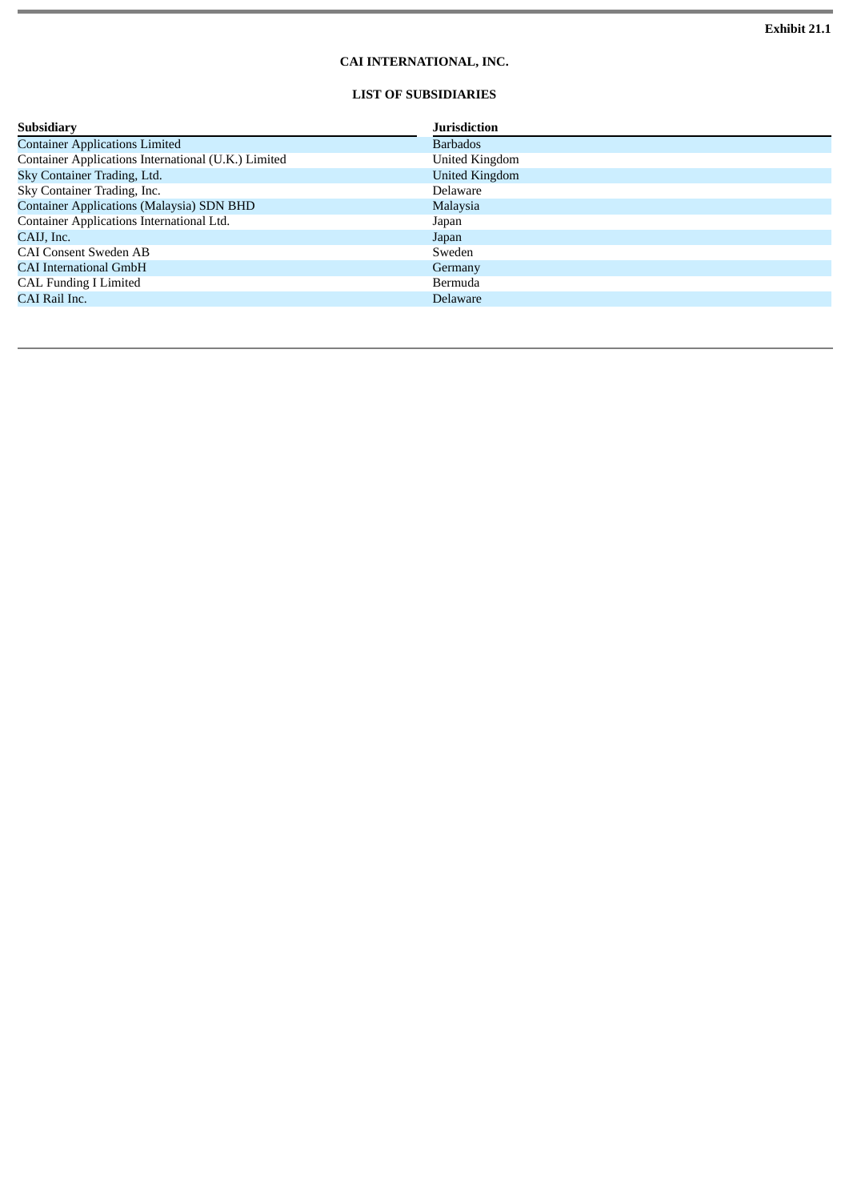Exhibit 21.1

# CAI INTERNATIONAL, INC.

## LIST OF SUBSIDIARIES

| Subsidiary | Jurisdiction |
|---|---|
| Container Applications Limited | Barbados |
| Container Applications International (U.K.) Limited | United Kingdom |
| Sky Container Trading, Ltd. | United Kingdom |
| Sky Container Trading, Inc. | Delaware |
| Container Applications (Malaysia) SDN BHD | Malaysia |
| Container Applications International Ltd. | Japan |
| CAIJ, Inc. | Japan |
| CAI Consent Sweden AB | Sweden |
| CAI International GmbH | Germany |
| CAL Funding I Limited | Bermuda |
| CAI Rail Inc. | Delaware |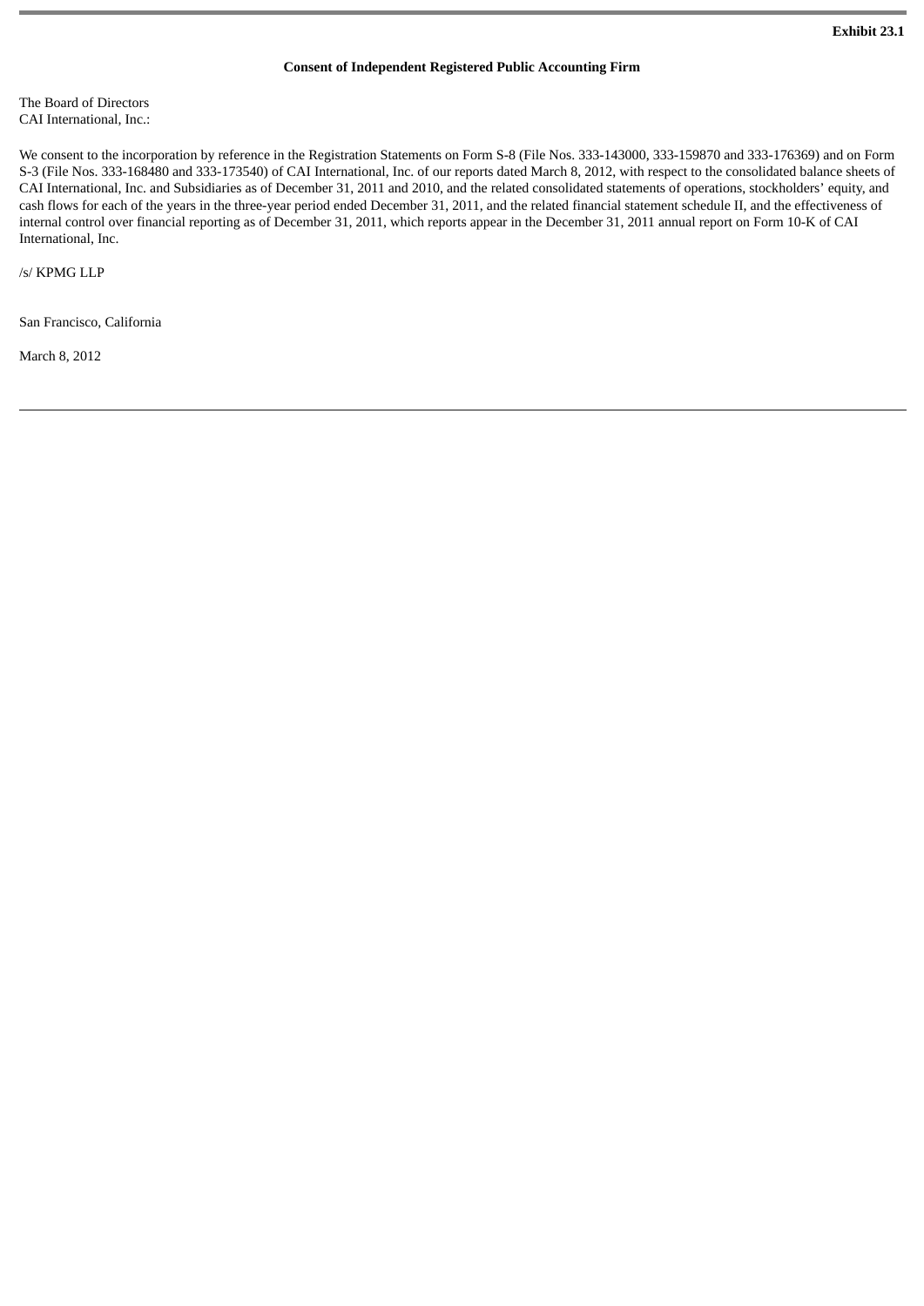**Exhibit 23.1**

**Consent of Independent Registered Public Accounting Firm**

The Board of Directors
CAI International, Inc.:

We consent to the incorporation by reference in the Registration Statements on Form S-8 (File Nos. 333-143000, 333-159870 and 333-176369) and on Form S-3 (File Nos. 333-168480 and 333-173540) of CAI International, Inc. of our reports dated March 8, 2012, with respect to the consolidated balance sheets of CAI International, Inc. and Subsidiaries as of December 31, 2011 and 2010, and the related consolidated statements of operations, stockholders' equity, and cash flows for each of the years in the three-year period ended December 31, 2011, and the related financial statement schedule II, and the effectiveness of internal control over financial reporting as of December 31, 2011, which reports appear in the December 31, 2011 annual report on Form 10-K of CAI International, Inc.

/s/ KPMG LLP

San Francisco, California

March 8, 2012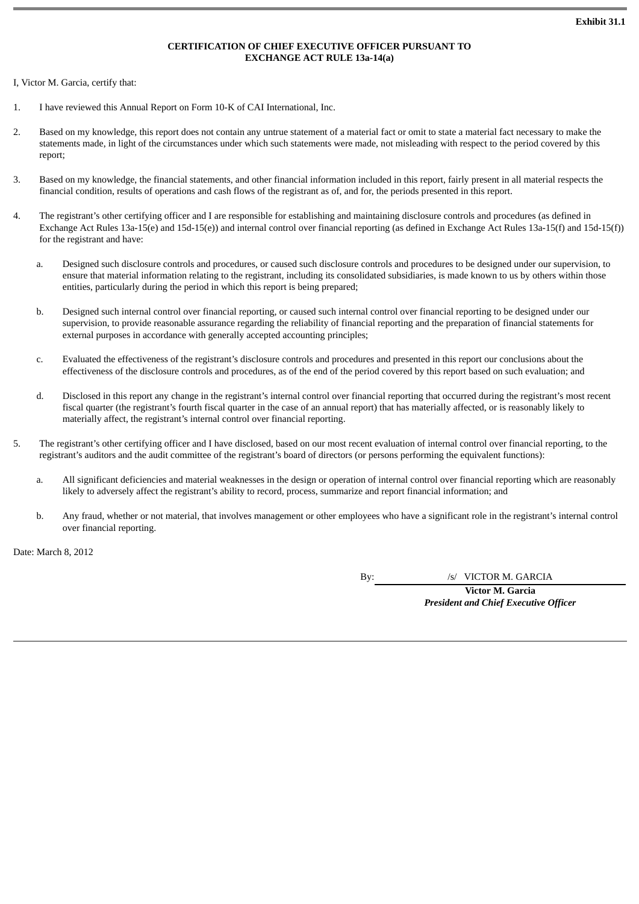**Exhibit 31.1**

**CERTIFICATION OF CHIEF EXECUTIVE OFFICER PURSUANT TO EXCHANGE ACT RULE 13a-14(a)**

I, Victor M. Garcia, certify that:

1. I have reviewed this Annual Report on Form 10-K of CAI International, Inc.

2. Based on my knowledge, this report does not contain any untrue statement of a material fact or omit to state a material fact necessary to make the statements made, in light of the circumstances under which such statements were made, not misleading with respect to the period covered by this report;

3. Based on my knowledge, the financial statements, and other financial information included in this report, fairly present in all material respects the financial condition, results of operations and cash flows of the registrant as of, and for, the periods presented in this report.

4. The registrant's other certifying officer and I are responsible for establishing and maintaining disclosure controls and procedures (as defined in Exchange Act Rules 13a-15(e) and 15d-15(e)) and internal control over financial reporting (as defined in Exchange Act Rules 13a-15(f) and 15d-15(f)) for the registrant and have:

   a. Designed such disclosure controls and procedures, or caused such disclosure controls and procedures to be designed under our supervision, to ensure that material information relating to the registrant, including its consolidated subsidiaries, is made known to us by others within those entities, particularly during the period in which this report is being prepared;

   b. Designed such internal control over financial reporting, or caused such internal control over financial reporting to be designed under our supervision, to provide reasonable assurance regarding the reliability of financial reporting and the preparation of financial statements for external purposes in accordance with generally accepted accounting principles;

   c. Evaluated the effectiveness of the registrant's disclosure controls and procedures and presented in this report our conclusions about the effectiveness of the disclosure controls and procedures, as of the end of the period covered by this report based on such evaluation; and

   d. Disclosed in this report any change in the registrant's internal control over financial reporting that occurred during the registrant's most recent fiscal quarter (the registrant's fourth fiscal quarter in the case of an annual report) that has materially affected, or is reasonably likely to materially affect, the registrant's internal control over financial reporting.

5. The registrant's other certifying officer and I have disclosed, based on our most recent evaluation of internal control over financial reporting, to the registrant's auditors and the audit committee of the registrant's board of directors (or persons performing the equivalent functions):

   a. All significant deficiencies and material weaknesses in the design or operation of internal control over financial reporting which are reasonably likely to adversely affect the registrant's ability to record, process, summarize and report financial information; and

   b. Any fraud, whether or not material, that involves management or other employees who have a significant role in the registrant's internal control over financial reporting.

Date: March 8, 2012

By: /s/ VICTOR M. GARCIA

**Victor M. Garcia**
***President and Chief Executive Officer***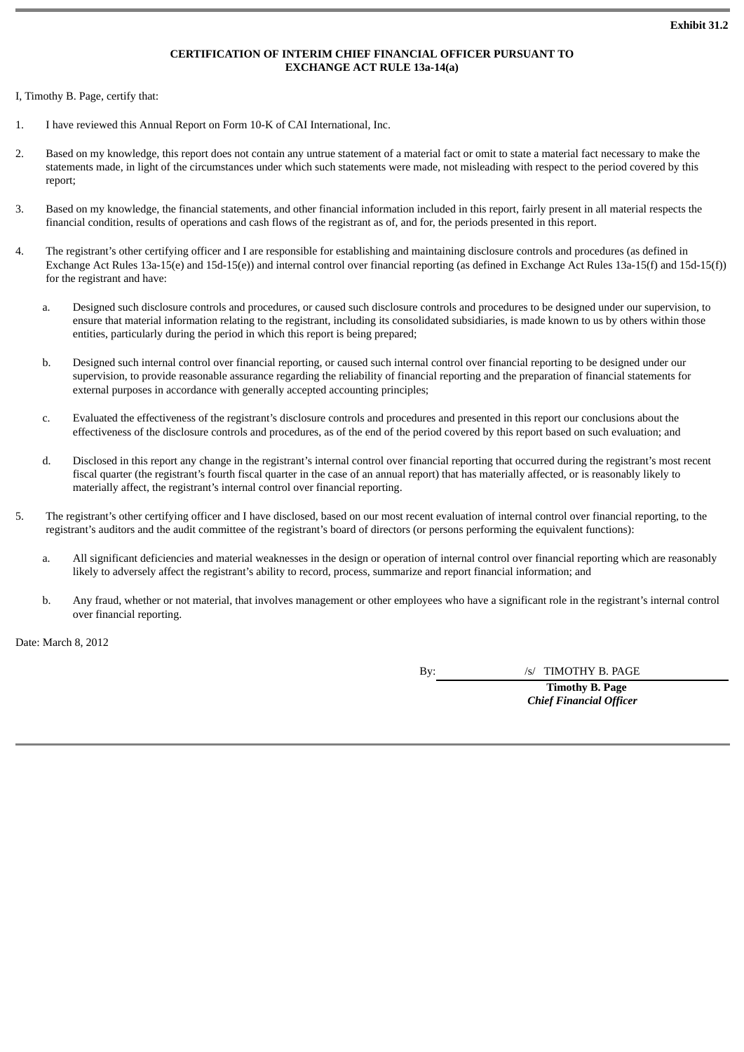**Exhibit 31.2**

**CERTIFICATION OF INTERIM CHIEF FINANCIAL OFFICER PURSUANT TO EXCHANGE ACT RULE 13a-14(a)**

I, Timothy B. Page, certify that:

1. I have reviewed this Annual Report on Form 10-K of CAI International, Inc.

2. Based on my knowledge, this report does not contain any untrue statement of a material fact or omit to state a material fact necessary to make the statements made, in light of the circumstances under which such statements were made, not misleading with respect to the period covered by this report;

3. Based on my knowledge, the financial statements, and other financial information included in this report, fairly present in all material respects the financial condition, results of operations and cash flows of the registrant as of, and for, the periods presented in this report.

4. The registrant's other certifying officer and I are responsible for establishing and maintaining disclosure controls and procedures (as defined in Exchange Act Rules 13a-15(e) and 15d-15(e)) and internal control over financial reporting (as defined in Exchange Act Rules 13a-15(f) and 15d-15(f)) for the registrant and have:

   a. Designed such disclosure controls and procedures, or caused such disclosure controls and procedures to be designed under our supervision, to ensure that material information relating to the registrant, including its consolidated subsidiaries, is made known to us by others within those entities, particularly during the period in which this report is being prepared;

   b. Designed such internal control over financial reporting, or caused such internal control over financial reporting to be designed under our supervision, to provide reasonable assurance regarding the reliability of financial reporting and the preparation of financial statements for external purposes in accordance with generally accepted accounting principles;

   c. Evaluated the effectiveness of the registrant's disclosure controls and procedures and presented in this report our conclusions about the effectiveness of the disclosure controls and procedures, as of the end of the period covered by this report based on such evaluation; and

   d. Disclosed in this report any change in the registrant's internal control over financial reporting that occurred during the registrant's most recent fiscal quarter (the registrant's fourth fiscal quarter in the case of an annual report) that has materially affected, or is reasonably likely to materially affect, the registrant's internal control over financial reporting.

5. The registrant's other certifying officer and I have disclosed, based on our most recent evaluation of internal control over financial reporting, to the registrant's auditors and the audit committee of the registrant's board of directors (or persons performing the equivalent functions):

   a. All significant deficiencies and material weaknesses in the design or operation of internal control over financial reporting which are reasonably likely to adversely affect the registrant's ability to record, process, summarize and report financial information; and

   b. Any fraud, whether or not material, that involves management or other employees who have a significant role in the registrant's internal control over financial reporting.

Date: March 8, 2012

By: /s/ TIMOTHY B. PAGE

**Timothy B. Page**
***Chief Financial Officer***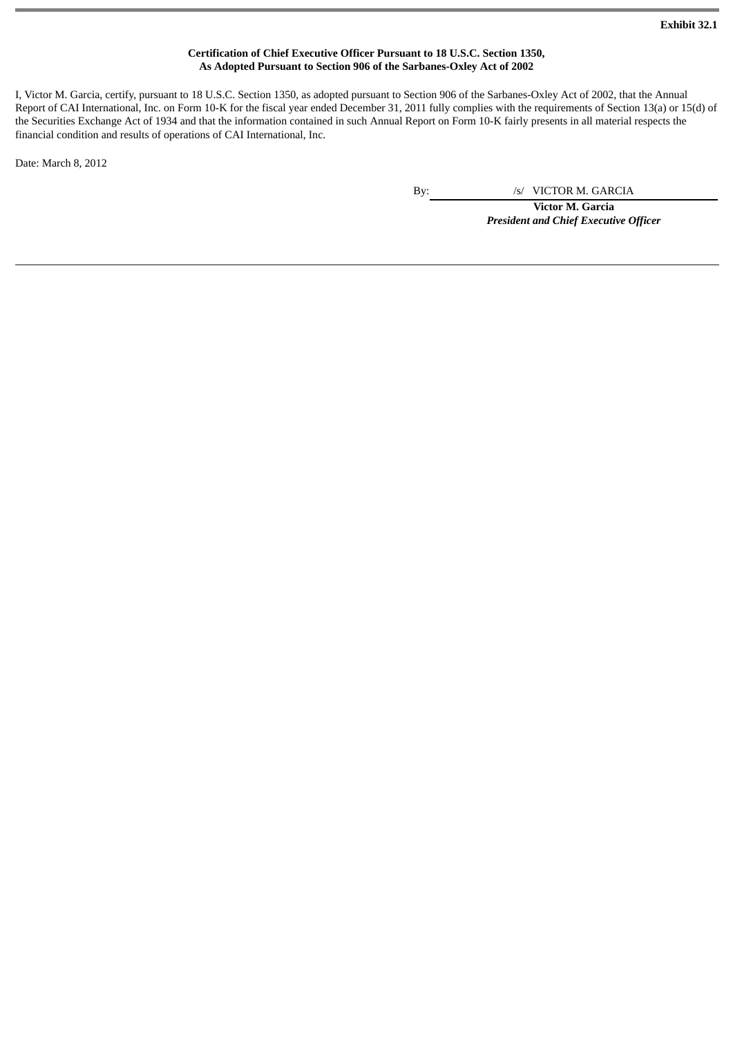Exhibit 32.1

**Certification of Chief Executive Officer Pursuant to 18 U.S.C. Section 1350,**
**As Adopted Pursuant to Section 906 of the Sarbanes-Oxley Act of 2002**

I, Victor M. Garcia, certify, pursuant to 18 U.S.C. Section 1350, as adopted pursuant to Section 906 of the Sarbanes-Oxley Act of 2002, that the Annual Report of CAI International, Inc. on Form 10-K for the fiscal year ended December 31, 2011 fully complies with the requirements of Section 13(a) or 15(d) of the Securities Exchange Act of 1934 and that the information contained in such Annual Report on Form 10-K fairly presents in all material respects the financial condition and results of operations of CAI International, Inc.

Date: March 8, 2012

By: /s/ VICTOR M. GARCIA

**Victor M. Garcia**
***President and Chief Executive Officer***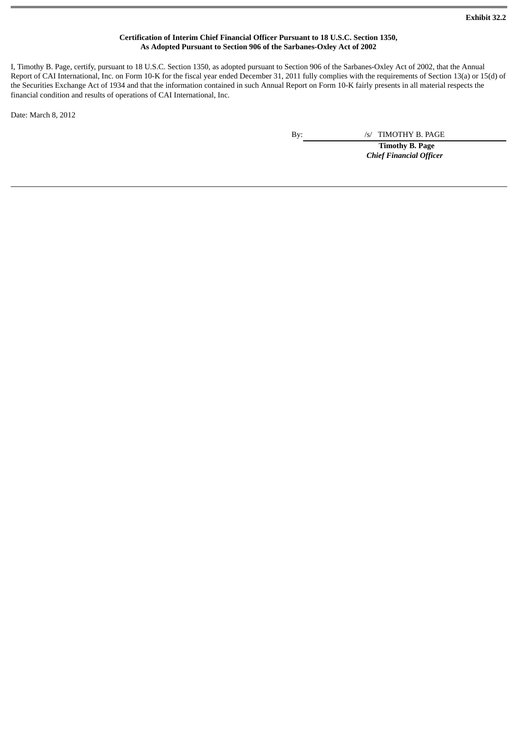**Exhibit 32.2**

**Certification of Interim Chief Financial Officer Pursuant to 18 U.S.C. Section 1350, As Adopted Pursuant to Section 906 of the Sarbanes-Oxley Act of 2002**

I, Timothy B. Page, certify, pursuant to 18 U.S.C. Section 1350, as adopted pursuant to Section 906 of the Sarbanes-Oxley Act of 2002, that the Annual Report of CAI International, Inc. on Form 10-K for the fiscal year ended December 31, 2011 fully complies with the requirements of Section 13(a) or 15(d) of the Securities Exchange Act of 1934 and that the information contained in such Annual Report on Form 10-K fairly presents in all material respects the financial condition and results of operations of CAI International, Inc.

Date: March 8, 2012

By: /s/ TIMOTHY B. PAGE

**Timothy B. Page**
***Chief Financial Officer***